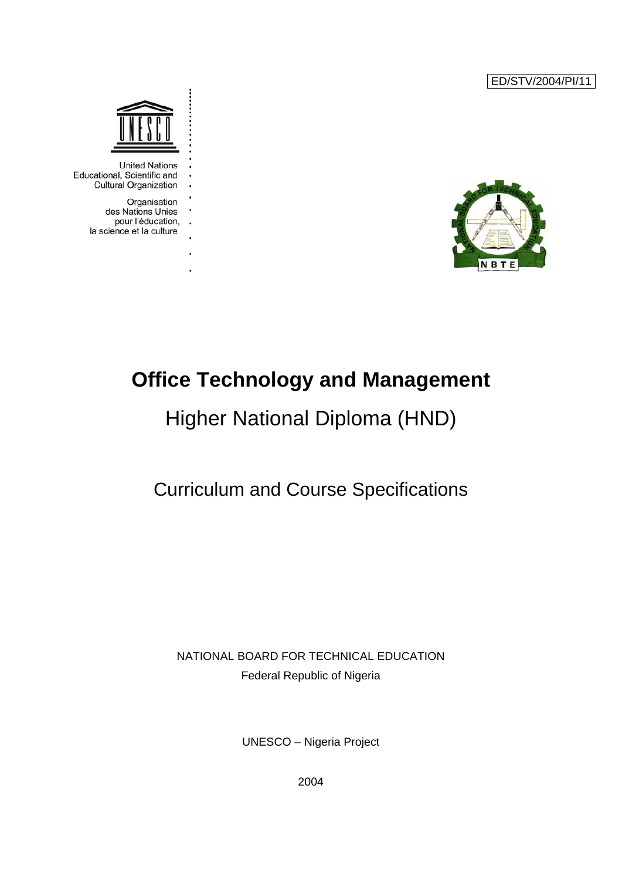ED/STV/2004/PI/11

United Nations
Educational, Scientific and
Cultural Organization

Organisation
des Nations Unies
pour l'éducation,
la science et la culture

# Office Technology and Management

## Higher National Diploma (HND)

## Curriculum and Course Specifications

NATIONAL BOARD FOR TECHNICAL EDUCATION
Federal Republic of Nigeria

UNESCO – Nigeria Project

2004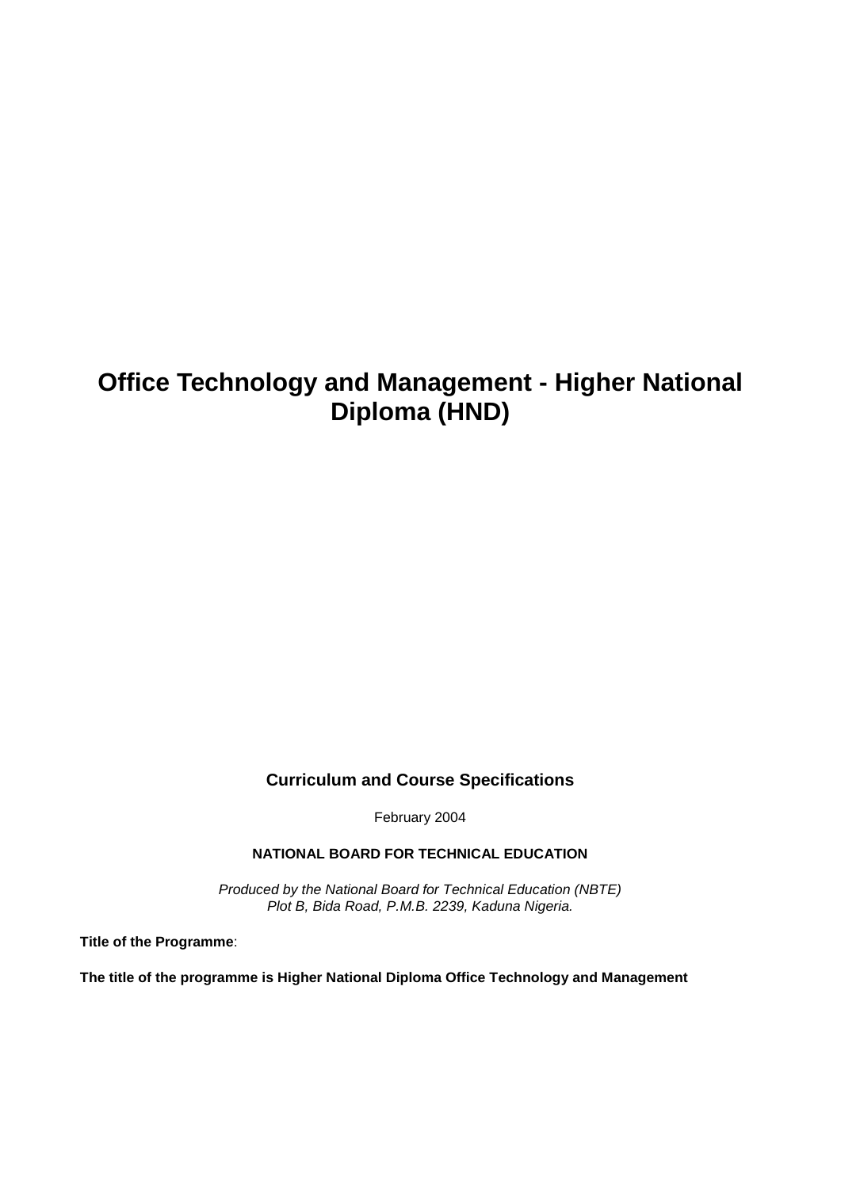# Office Technology and Management - Higher National Diploma (HND)

**Curriculum and Course Specifications**

February 2004

**NATIONAL BOARD FOR TECHNICAL EDUCATION**

*Produced by the National Board for Technical Education (NBTE)*
*Plot B, Bida Road, P.M.B. 2239, Kaduna Nigeria.*

**Title of the Programme**:

**The title of the programme is Higher National Diploma Office Technology and Management**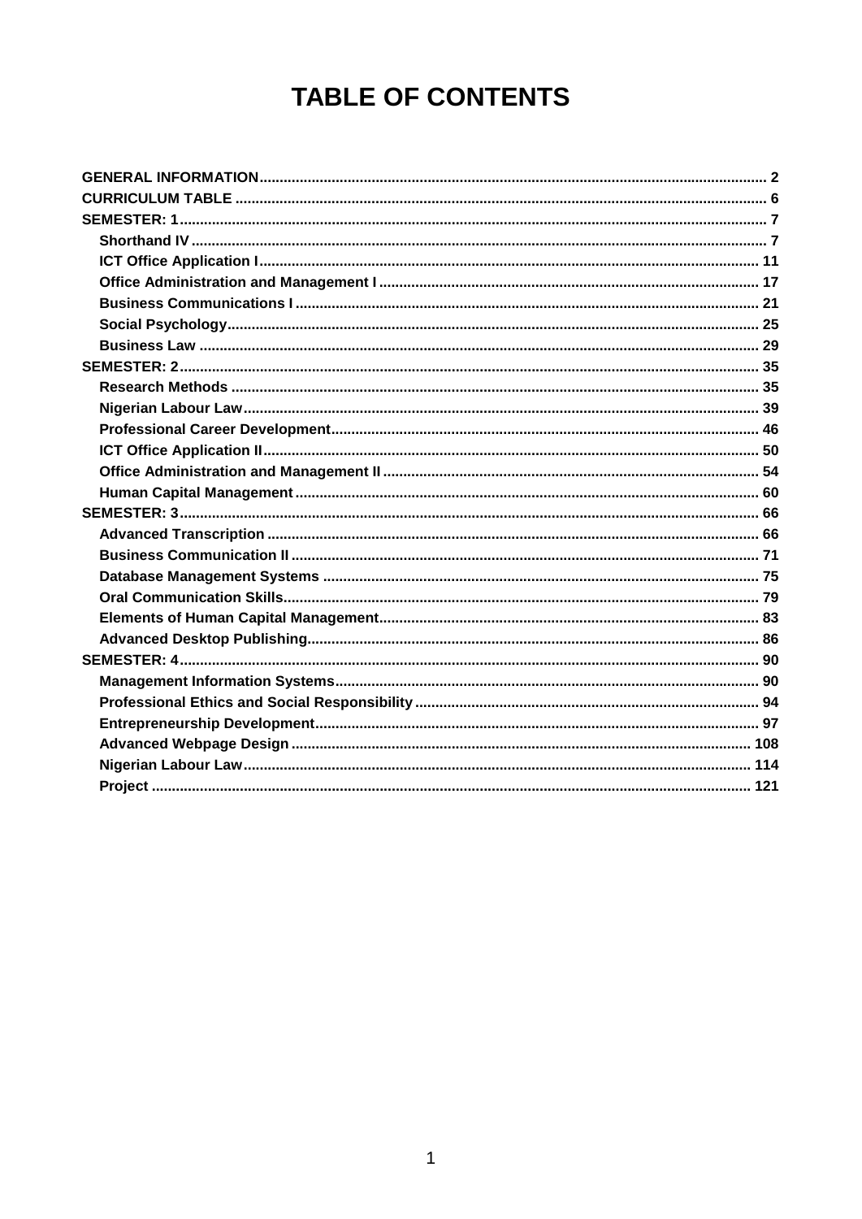# TABLE OF CONTENTS

- GENERAL INFORMATION ..... 2
- CURRICULUM TABLE ..... 6
- SEMESTER: 1 ..... 7
  - Shorthand IV ..... 7
  - ICT Office Application I ..... 11
  - Office Administration and Management I ..... 17
  - Business Communications I ..... 21
  - Social Psychology ..... 25
  - Business Law ..... 29
- SEMESTER: 2 ..... 35
  - Research Methods ..... 35
  - Nigerian Labour Law ..... 39
  - Professional Career Development ..... 46
  - ICT Office Application II ..... 50
  - Office Administration and Management II ..... 54
  - Human Capital Management ..... 60
- SEMESTER: 3 ..... 66
  - Advanced Transcription ..... 66
  - Business Communication II ..... 71
  - Database Management Systems ..... 75
  - Oral Communication Skills ..... 79
  - Elements of Human Capital Management ..... 83
  - Advanced Desktop Publishing ..... 86
- SEMESTER: 4 ..... 90
  - Management Information Systems ..... 90
  - Professional Ethics and Social Responsibility ..... 94
  - Entrepreneurship Development ..... 97
  - Advanced Webpage Design ..... 108
  - Nigerian Labour Law ..... 114
  - Project ..... 121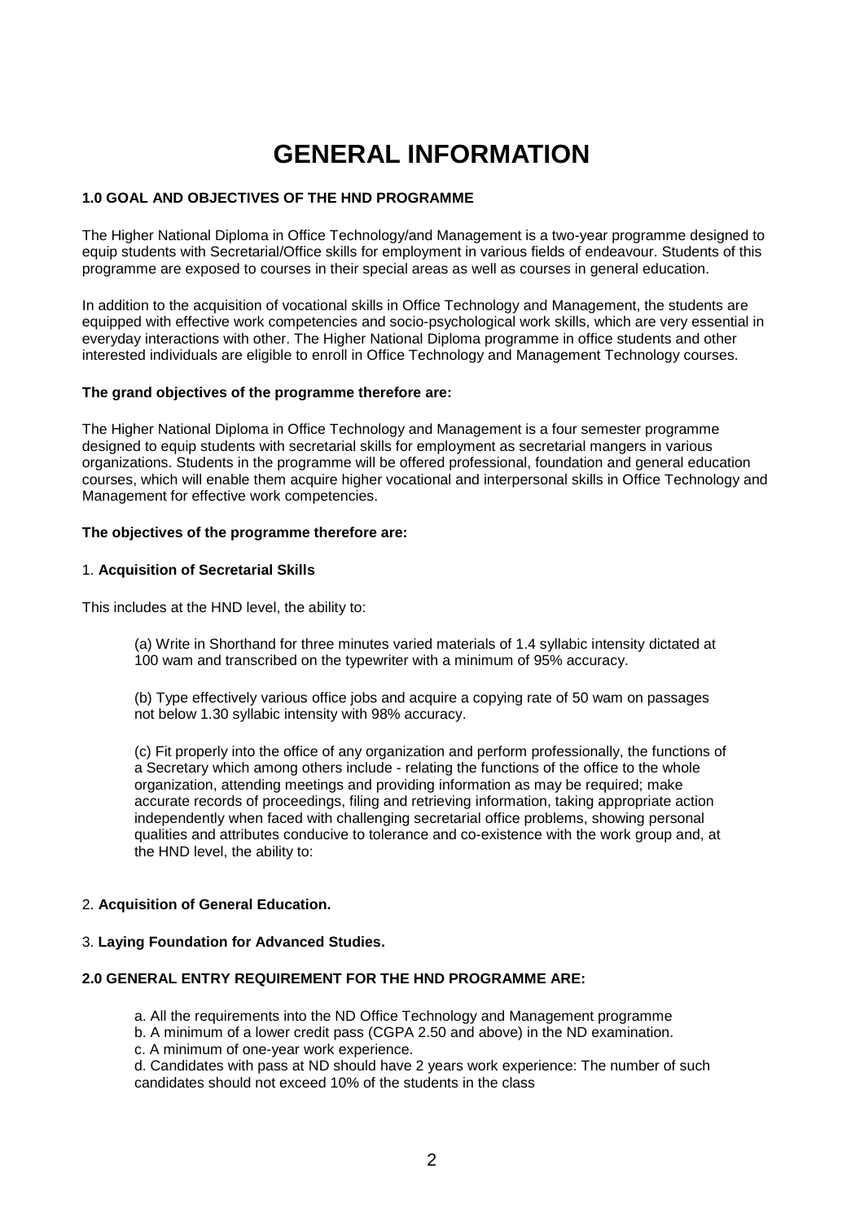# GENERAL INFORMATION

### 1.0 GOAL AND OBJECTIVES OF THE HND PROGRAMME

The Higher National Diploma in Office Technology/and Management is a two-year programme designed to equip students with Secretarial/Office skills for employment in various fields of endeavour. Students of this programme are exposed to courses in their special areas as well as courses in general education.

In addition to the acquisition of vocational skills in Office Technology and Management, the students are equipped with effective work competencies and socio-psychological work skills, which are very essential in everyday interactions with other. The Higher National Diploma programme in office students and other interested individuals are eligible to enroll in Office Technology and Management Technology courses.

**The grand objectives of the programme therefore are:**

The Higher National Diploma in Office Technology and Management is a four semester programme designed to equip students with secretarial skills for employment as secretarial mangers in various organizations. Students in the programme will be offered professional, foundation and general education courses, which will enable them acquire higher vocational and interpersonal skills in Office Technology and Management for effective work competencies.

**The objectives of the programme therefore are:**

1. **Acquisition of Secretarial Skills**

This includes at the HND level, the ability to:

(a) Write in Shorthand for three minutes varied materials of 1.4 syllabic intensity dictated at 100 wam and transcribed on the typewriter with a minimum of 95% accuracy.

(b) Type effectively various office jobs and acquire a copying rate of 50 wam on passages not below 1.30 syllabic intensity with 98% accuracy.

(c) Fit properly into the office of any organization and perform professionally, the functions of a Secretary which among others include - relating the functions of the office to the whole organization, attending meetings and providing information as may be required; make accurate records of proceedings, filing and retrieving information, taking appropriate action independently when faced with challenging secretarial office problems, showing personal qualities and attributes conducive to tolerance and co-existence with the work group and, at the HND level, the ability to:

2. **Acquisition of General Education.**

3. **Laying Foundation for Advanced Studies.**

### 2.0 GENERAL ENTRY REQUIREMENT FOR THE HND PROGRAMME ARE:

a. All the requirements into the ND Office Technology and Management programme
b. A minimum of a lower credit pass (CGPA 2.50 and above) in the ND examination.
c. A minimum of one-year work experience.
d. Candidates with pass at ND should have 2 years work experience: The number of such candidates should not exceed 10% of the students in the class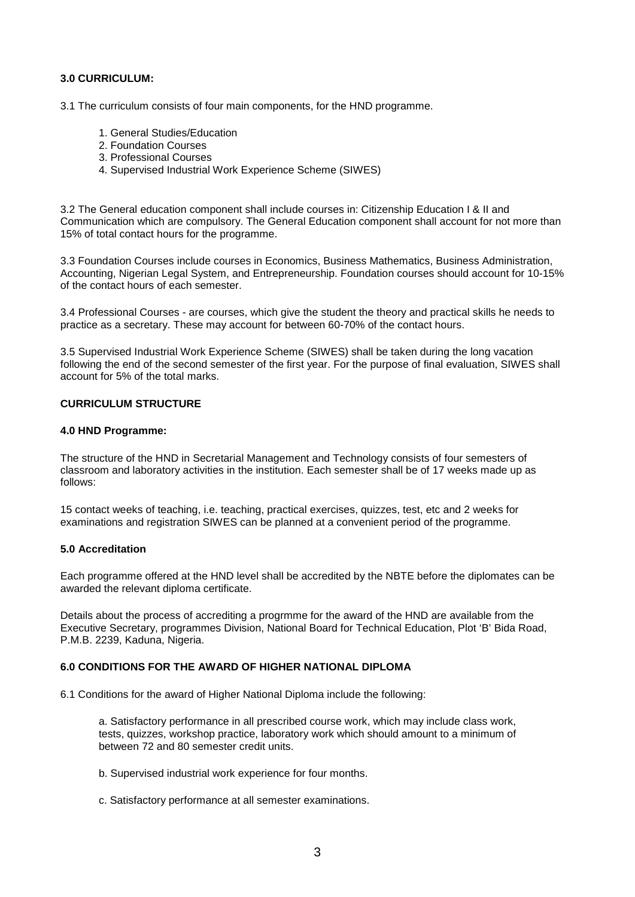### 3.0 CURRICULUM:

3.1 The curriculum consists of four main components, for the HND programme.

1. General Studies/Education
2. Foundation Courses
3. Professional Courses
4. Supervised Industrial Work Experience Scheme (SIWES)

3.2 The General education component shall include courses in: Citizenship Education I & II and Communication which are compulsory. The General Education component shall account for not more than 15% of total contact hours for the programme.

3.3 Foundation Courses include courses in Economics, Business Mathematics, Business Administration, Accounting, Nigerian Legal System, and Entrepreneurship. Foundation courses should account for 10-15% of the contact hours of each semester.

3.4 Professional Courses - are courses, which give the student the theory and practical skills he needs to practice as a secretary. These may account for between 60-70% of the contact hours.

3.5 Supervised Industrial Work Experience Scheme (SIWES) shall be taken during the long vacation following the end of the second semester of the first year. For the purpose of final evaluation, SIWES shall account for 5% of the total marks.

### CURRICULUM STRUCTURE

### 4.0 HND Programme:

The structure of the HND in Secretarial Management and Technology consists of four semesters of classroom and laboratory activities in the institution. Each semester shall be of 17 weeks made up as follows:

15 contact weeks of teaching, i.e. teaching, practical exercises, quizzes, test, etc and 2 weeks for examinations and registration SIWES can be planned at a convenient period of the programme.

### 5.0 Accreditation

Each programme offered at the HND level shall be accredited by the NBTE before the diplomates can be awarded the relevant diploma certificate.

Details about the process of accrediting a progrmme for the award of the HND are available from the Executive Secretary, programmes Division, National Board for Technical Education, Plot 'B' Bida Road, P.M.B. 2239, Kaduna, Nigeria.

### 6.0 CONDITIONS FOR THE AWARD OF HIGHER NATIONAL DIPLOMA

6.1 Conditions for the award of Higher National Diploma include the following:

a. Satisfactory performance in all prescribed course work, which may include class work, tests, quizzes, workshop practice, laboratory work which should amount to a minimum of between 72 and 80 semester credit units.

b. Supervised industrial work experience for four months.

c. Satisfactory performance at all semester examinations.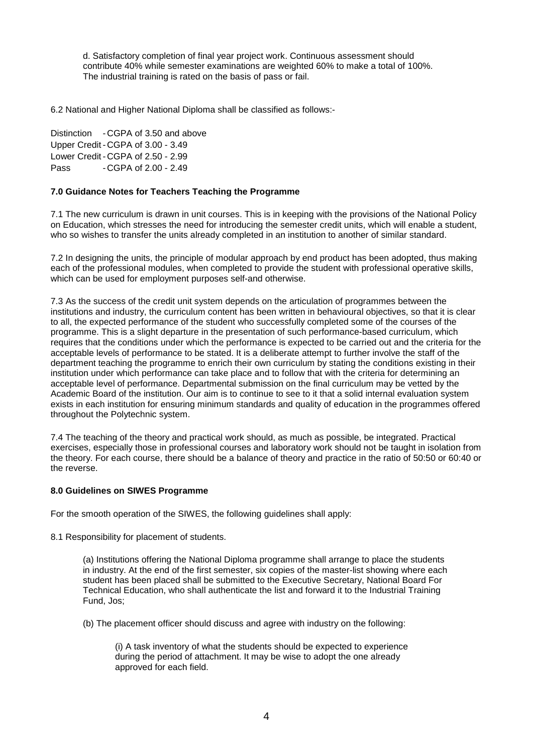d. Satisfactory completion of final year project work. Continuous assessment should contribute 40% while semester examinations are weighted 60% to make a total of 100%. The industrial training is rated on the basis of pass or fail.

6.2 National and Higher National Diploma shall be classified as follows:-

Distinction - CGPA of 3.50 and above
Upper Credit - CGPA of 3.00 - 3.49
Lower Credit - CGPA of 2.50 - 2.99
Pass - CGPA of 2.00 - 2.49

**7.0 Guidance Notes for Teachers Teaching the Programme**

7.1 The new curriculum is drawn in unit courses. This is in keeping with the provisions of the National Policy on Education, which stresses the need for introducing the semester credit units, which will enable a student, who so wishes to transfer the units already completed in an institution to another of similar standard.

7.2 In designing the units, the principle of modular approach by end product has been adopted, thus making each of the professional modules, when completed to provide the student with professional operative skills, which can be used for employment purposes self-and otherwise.

7.3 As the success of the credit unit system depends on the articulation of programmes between the institutions and industry, the curriculum content has been written in behavioural objectives, so that it is clear to all, the expected performance of the student who successfully completed some of the courses of the programme. This is a slight departure in the presentation of such performance-based curriculum, which requires that the conditions under which the performance is expected to be carried out and the criteria for the acceptable levels of performance to be stated. It is a deliberate attempt to further involve the staff of the department teaching the programme to enrich their own curriculum by stating the conditions existing in their institution under which performance can take place and to follow that with the criteria for determining an acceptable level of performance. Departmental submission on the final curriculum may be vetted by the Academic Board of the institution. Our aim is to continue to see to it that a solid internal evaluation system exists in each institution for ensuring minimum standards and quality of education in the programmes offered throughout the Polytechnic system.

7.4 The teaching of the theory and practical work should, as much as possible, be integrated. Practical exercises, especially those in professional courses and laboratory work should not be taught in isolation from the theory. For each course, there should be a balance of theory and practice in the ratio of 50:50 or 60:40 or the reverse.

**8.0 Guidelines on SIWES Programme**

For the smooth operation of the SIWES, the following guidelines shall apply:

8.1 Responsibility for placement of students.

(a) Institutions offering the National Diploma programme shall arrange to place the students in industry. At the end of the first semester, six copies of the master-list showing where each student has been placed shall be submitted to the Executive Secretary, National Board For Technical Education, who shall authenticate the list and forward it to the Industrial Training Fund, Jos;

(b) The placement officer should discuss and agree with industry on the following:

(i) A task inventory of what the students should be expected to experience during the period of attachment. It may be wise to adopt the one already approved for each field.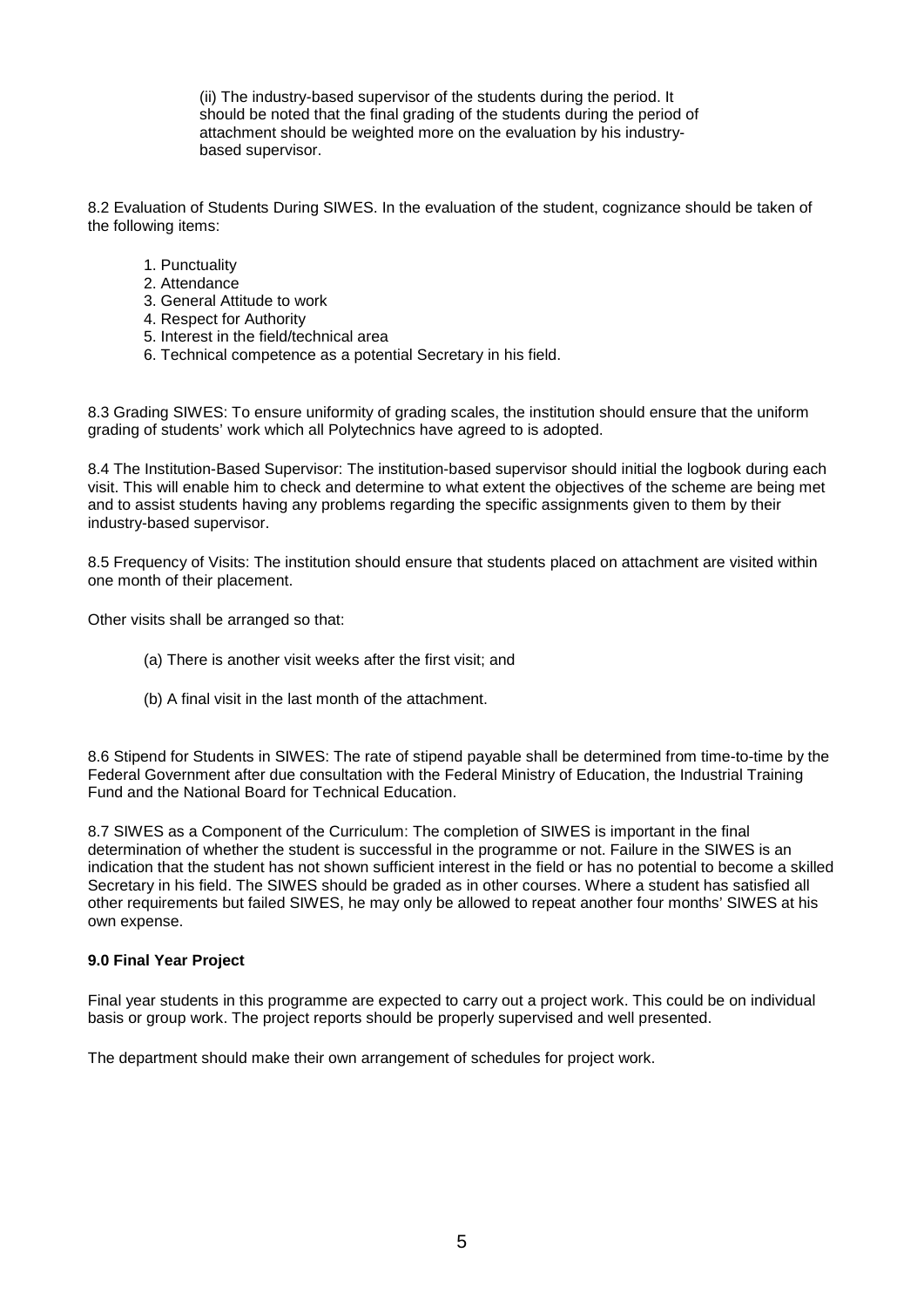(ii) The industry-based supervisor of the students during the period. It should be noted that the final grading of the students during the period of attachment should be weighted more on the evaluation by his industry-based supervisor.

8.2 Evaluation of Students During SIWES. In the evaluation of the student, cognizance should be taken of the following items:

1. Punctuality
2. Attendance
3. General Attitude to work
4. Respect for Authority
5. Interest in the field/technical area
6. Technical competence as a potential Secretary in his field.

8.3 Grading SIWES: To ensure uniformity of grading scales, the institution should ensure that the uniform grading of students' work which all Polytechnics have agreed to is adopted.

8.4 The Institution-Based Supervisor: The institution-based supervisor should initial the logbook during each visit. This will enable him to check and determine to what extent the objectives of the scheme are being met and to assist students having any problems regarding the specific assignments given to them by their industry-based supervisor.

8.5 Frequency of Visits: The institution should ensure that students placed on attachment are visited within one month of their placement.

Other visits shall be arranged so that:

(a) There is another visit weeks after the first visit; and

(b) A final visit in the last month of the attachment.

8.6 Stipend for Students in SIWES: The rate of stipend payable shall be determined from time-to-time by the Federal Government after due consultation with the Federal Ministry of Education, the Industrial Training Fund and the National Board for Technical Education.

8.7 SIWES as a Component of the Curriculum: The completion of SIWES is important in the final determination of whether the student is successful in the programme or not. Failure in the SIWES is an indication that the student has not shown sufficient interest in the field or has no potential to become a skilled Secretary in his field. The SIWES should be graded as in other courses. Where a student has satisfied all other requirements but failed SIWES, he may only be allowed to repeat another four months' SIWES at his own expense.

**9.0 Final Year Project**

Final year students in this programme are expected to carry out a project work. This could be on individual basis or group work. The project reports should be properly supervised and well presented.

The department should make their own arrangement of schedules for project work.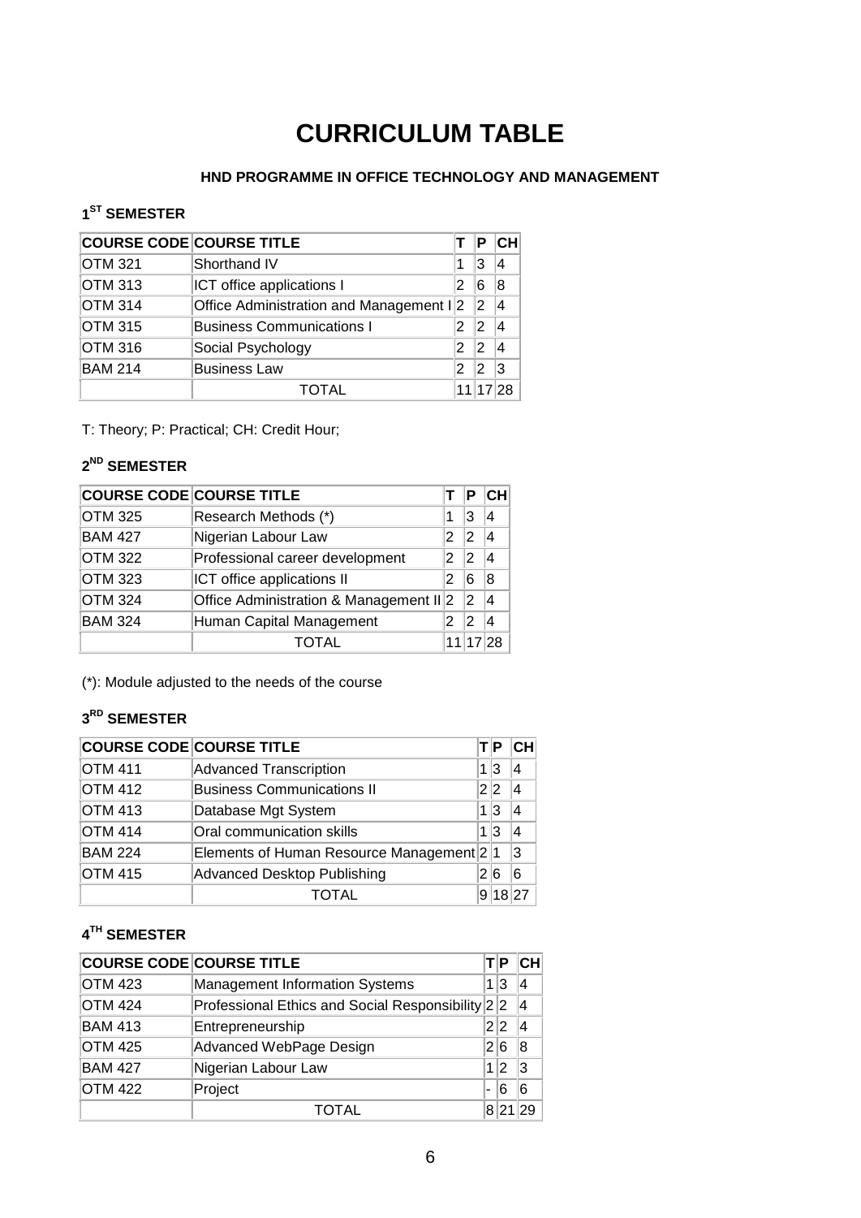# CURRICULUM TABLE

**HND PROGRAMME IN OFFICE TECHNOLOGY AND MANAGEMENT**

### 1ST SEMESTER

| COURSE CODE | COURSE TITLE | T | P | CH |
|---|---|---|---|---|
| OTM 321 | Shorthand IV | 1 | 3 | 4 |
| OTM 313 | ICT office applications I | 2 | 6 | 8 |
| OTM 314 | Office Administration and Management I | 2 | 2 | 4 |
| OTM 315 | Business Communications I | 2 | 2 | 4 |
| OTM 316 | Social Psychology | 2 | 2 | 4 |
| BAM 214 | Business Law | 2 | 2 | 3 |
| | TOTAL | 11 | 17 | 28 |

T: Theory; P: Practical; CH: Credit Hour;

### 2ND SEMESTER

| COURSE CODE | COURSE TITLE | T | P | CH |
|---|---|---|---|---|
| OTM 325 | Research Methods (*) | 1 | 3 | 4 |
| BAM 427 | Nigerian Labour Law | 2 | 2 | 4 |
| OTM 322 | Professional career development | 2 | 2 | 4 |
| OTM 323 | ICT office applications II | 2 | 6 | 8 |
| OTM 324 | Office Administration & Management II | 2 | 2 | 4 |
| BAM 324 | Human Capital Management | 2 | 2 | 4 |
| | TOTAL | 11 | 17 | 28 |

(*): Module adjusted to the needs of the course

### 3RD SEMESTER

| COURSE CODE | COURSE TITLE | T | P | CH |
|---|---|---|---|---|
| OTM 411 | Advanced Transcription | 1 | 3 | 4 |
| OTM 412 | Business Communications II | 2 | 2 | 4 |
| OTM 413 | Database Mgt System | 1 | 3 | 4 |
| OTM 414 | Oral communication skills | 1 | 3 | 4 |
| BAM 224 | Elements of Human Resource Management | 2 | 1 | 3 |
| OTM 415 | Advanced Desktop Publishing | 2 | 6 | 6 |
| | TOTAL | 9 | 18 | 27 |

### 4TH SEMESTER

| COURSE CODE | COURSE TITLE | T | P | CH |
|---|---|---|---|---|
| OTM 423 | Management Information Systems | 1 | 3 | 4 |
| OTM 424 | Professional Ethics and Social Responsibility | 2 | 2 | 4 |
| BAM 413 | Entrepreneurship | 2 | 2 | 4 |
| OTM 425 | Advanced WebPage Design | 2 | 6 | 8 |
| BAM 427 | Nigerian Labour Law | 1 | 2 | 3 |
| OTM 422 | Project | - | 6 | 6 |
| | TOTAL | 8 | 21 | 29 |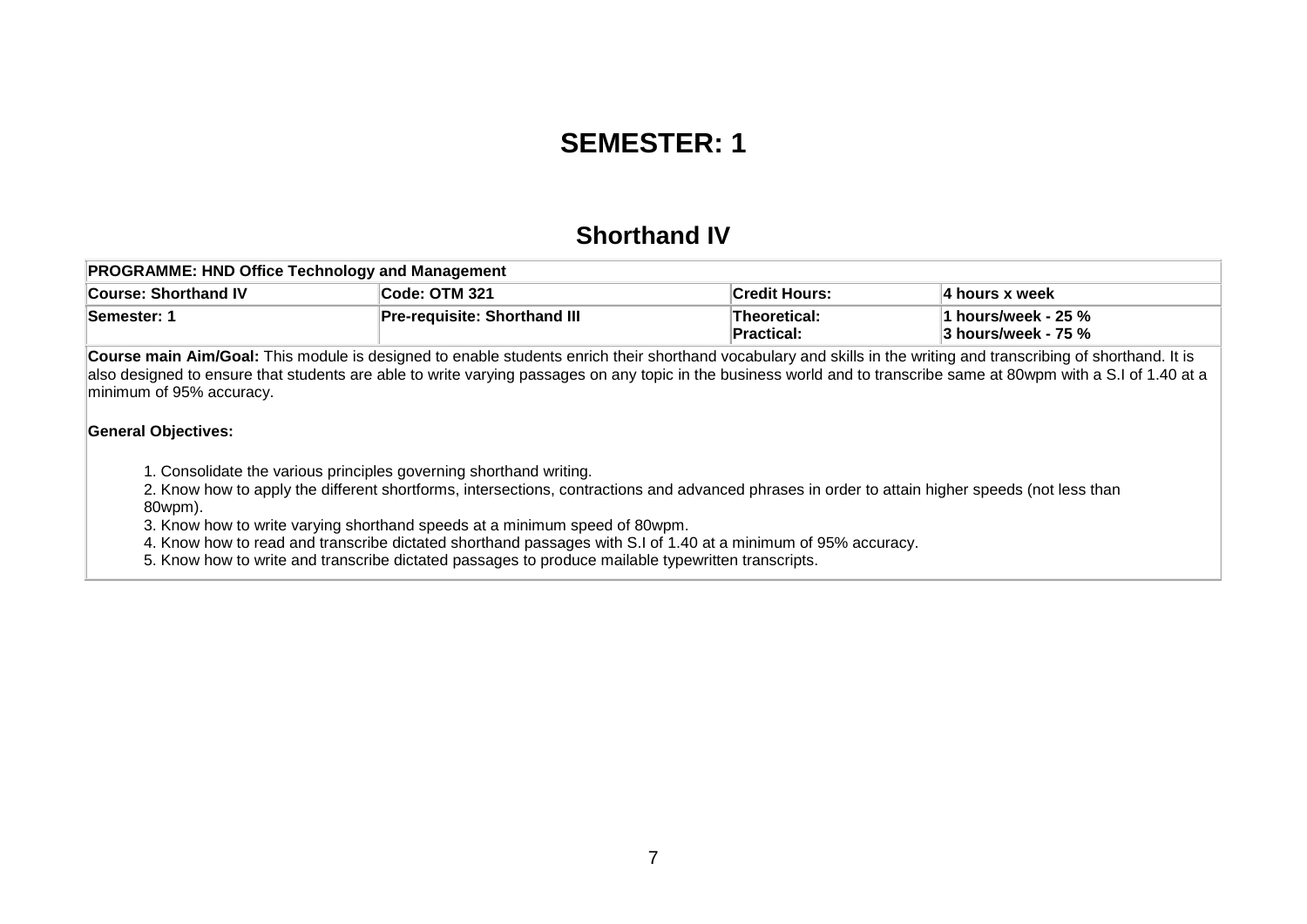# SEMESTER: 1

## Shorthand IV

| PROGRAMME: HND Office Technology and Management | | | |
|---|---|---|---|
| **Course: Shorthand IV** | **Code: OTM 321** | **Credit Hours:** | **4 hours x week** |
| **Semester: 1** | **Pre-requisite: Shorthand III** | **Theoretical:**<br>**Practical:** | **1 hours/week - 25 %**<br>**3 hours/week - 75 %** |

**Course main Aim/Goal:** This module is designed to enable students enrich their shorthand vocabulary and skills in the writing and transcribing of shorthand. It is also designed to ensure that students are able to write varying passages on any topic in the business world and to transcribe same at 80wpm with a S.I of 1.40 at a minimum of 95% accuracy.

**General Objectives:**

1. Consolidate the various principles governing shorthand writing.
2. Know how to apply the different shortforms, intersections, contractions and advanced phrases in order to attain higher speeds (not less than 80wpm).
3. Know how to write varying shorthand speeds at a minimum speed of 80wpm.
4. Know how to read and transcribe dictated shorthand passages with S.I of 1.40 at a minimum of 95% accuracy.
5. Know how to write and transcribe dictated passages to produce mailable typewritten transcripts.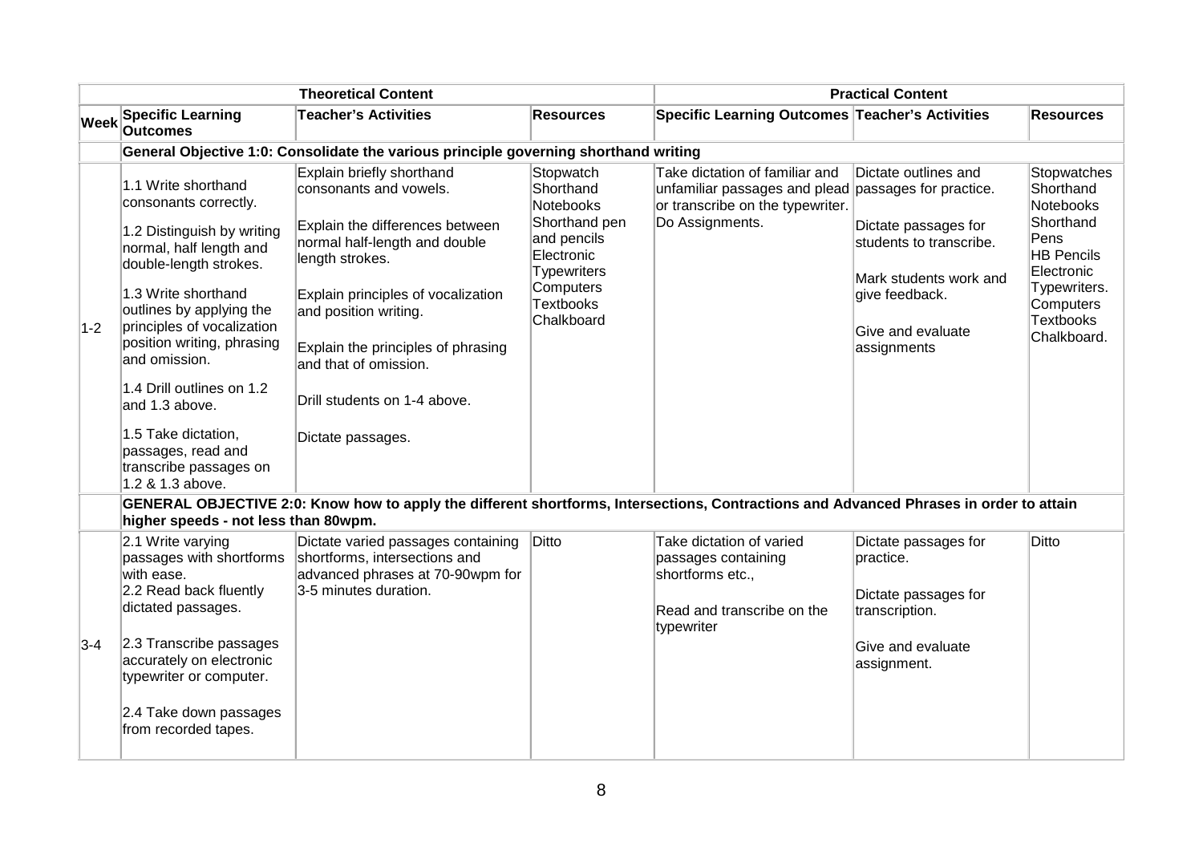| Week | Theoretical Content | | | Practical Content | | |
|---|---|---|---|---|---|---|
| | Specific Learning Outcomes | Teacher's Activities | Resources | Specific Learning Outcomes | Teacher's Activities | Resources |
| | **General Objective 1:0: Consolidate the various principle governing shorthand writing** | | | | | |
| 1-2 | 1.1 Write shorthand consonants correctly.<br><br>1.2 Distinguish by writing normal, half length and double-length strokes.<br><br>1.3 Write shorthand outlines by applying the principles of vocalization position writing, phrasing and omission.<br><br>1.4 Drill outlines on 1.2 and 1.3 above.<br><br>1.5 Take dictation, passages, read and transcribe passages on 1.2 & 1.3 above. | Explain briefly shorthand consonants and vowels.<br><br>Explain the differences between normal half-length and double length strokes.<br><br>Explain principles of vocalization and position writing.<br><br>Explain the principles of phrasing and that of omission.<br><br>Drill students on 1-4 above.<br><br>Dictate passages. | Stopwatch<br>Shorthand Notebooks<br>Shorthand pen and pencils<br>Electronic Typewriters<br>Computers<br>Textbooks<br>Chalkboard | Take dictation of familiar and unfamiliar passages and plead or transcribe on the typewriter.<br>Do Assignments. | Dictate outlines and passages for practice.<br><br>Dictate passages for students to transcribe.<br><br>Mark students work and give feedback.<br><br>Give and evaluate assignments | Stopwatches<br>Shorthand Notebooks<br>Shorthand Pens<br>HB Pencils<br>Electronic Typewriters.<br>Computers<br>Textbooks<br>Chalkboard. |
| | **GENERAL OBJECTIVE 2:0: Know how to apply the different shortforms, Intersections, Contractions and Advanced Phrases in order to attain higher speeds - not less than 80wpm.** | | | | | |
| 3-4 | 2.1 Write varying passages with shortforms with ease.<br>2.2 Read back fluently dictated passages.<br><br>2.3 Transcribe passages accurately on electronic typewriter or computer.<br><br>2.4 Take down passages from recorded tapes. | Dictate varied passages containing shortforms, intersections and advanced phrases at 70-90wpm for 3-5 minutes duration. | Ditto | Take dictation of varied passages containing shortforms etc.,<br><br>Read and transcribe on the typewriter | Dictate passages for practice.<br><br>Dictate passages for transcription.<br><br>Give and evaluate assignment. | Ditto |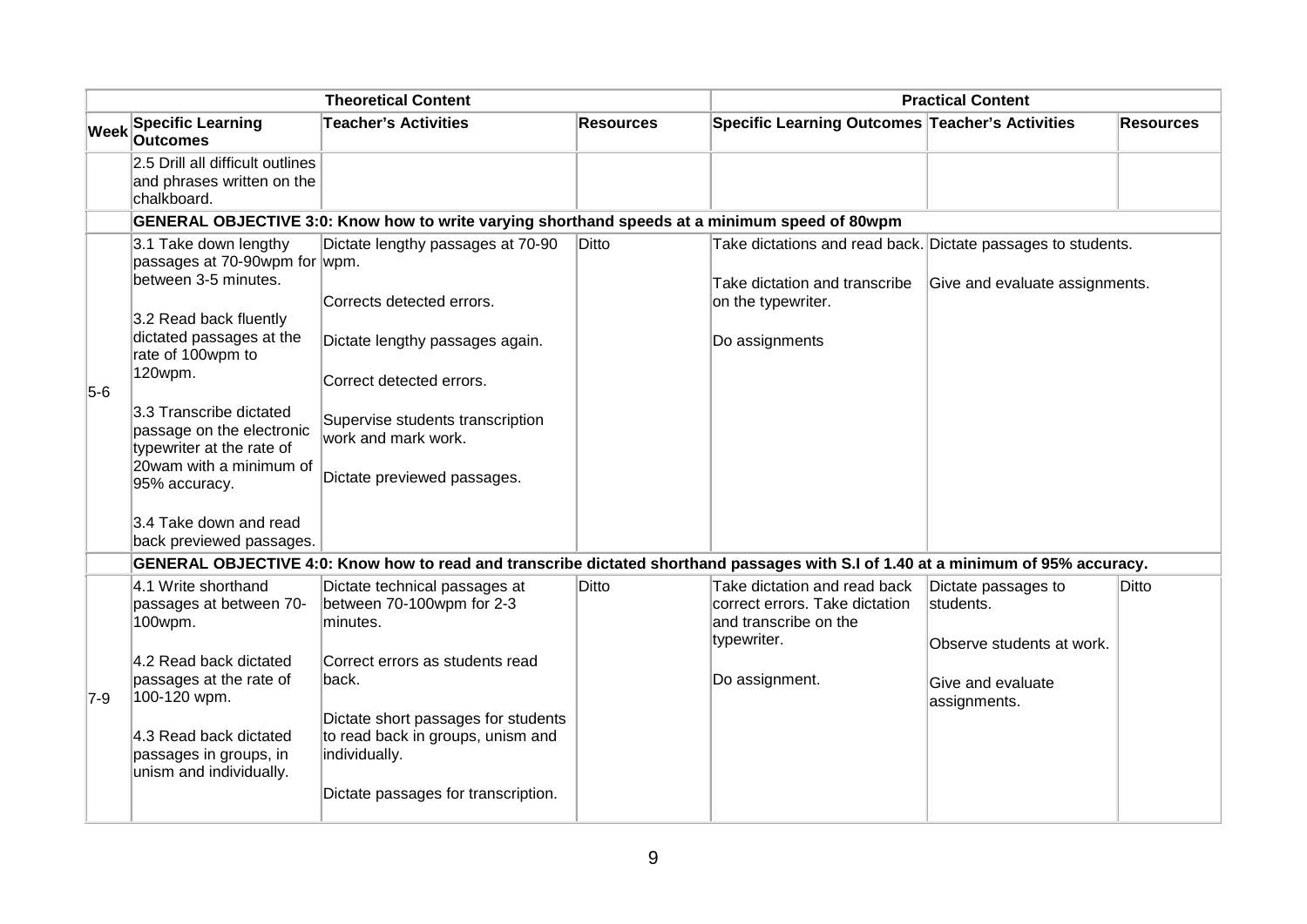| | Theoretical Content | | | Practical Content | | |
|---|---|---|---|---|---|---|
| **Week** | **Specific Learning Outcomes** | **Teacher's Activities** | **Resources** | **Specific Learning Outcomes** | **Teacher's Activities** | **Resources** |
| | 2.5 Drill all difficult outlines and phrases written on the chalkboard. | | | | | |
| | **GENERAL OBJECTIVE 3:0: Know how to write varying shorthand speeds at a minimum speed of 80wpm** | | | | | |
| 5-6 | 3.1 Take down lengthy passages at 70-90wpm for between 3-5 minutes.<br><br>3.2 Read back fluently dictated passages at the rate of 100wpm to 120wpm.<br><br>3.3 Transcribe dictated passage on the electronic typewriter at the rate of 20wam with a minimum of 95% accuracy.<br><br>3.4 Take down and read back previewed passages. | Dictate lengthy passages at 70-90 wpm.<br><br>Corrects detected errors.<br><br>Dictate lengthy passages again.<br><br>Correct detected errors.<br><br>Supervise students transcription work and mark work.<br><br>Dictate previewed passages. | Ditto | Take dictations and read back.<br><br>Take dictation and transcribe on the typewriter.<br><br>Do assignments | Dictate passages to students.<br><br>Give and evaluate assignments. | |
| | **GENERAL OBJECTIVE 4:0: Know how to read and transcribe dictated shorthand passages with S.I of 1.40 at a minimum of 95% accuracy.** | | | | | |
| 7-9 | 4.1 Write shorthand passages at between 70-100wpm.<br><br>4.2 Read back dictated passages at the rate of 100-120 wpm.<br><br>4.3 Read back dictated passages in groups, in unism and individually. | Dictate technical passages at between 70-100wpm for 2-3 minutes.<br><br>Correct errors as students read back.<br><br>Dictate short passages for students to read back in groups, unism and individually.<br><br>Dictate passages for transcription. | Ditto | Take dictation and read back correct errors. Take dictation and transcribe on the typewriter.<br><br>Do assignment. | Dictate passages to students.<br><br>Observe students at work.<br><br>Give and evaluate assignments. | Ditto |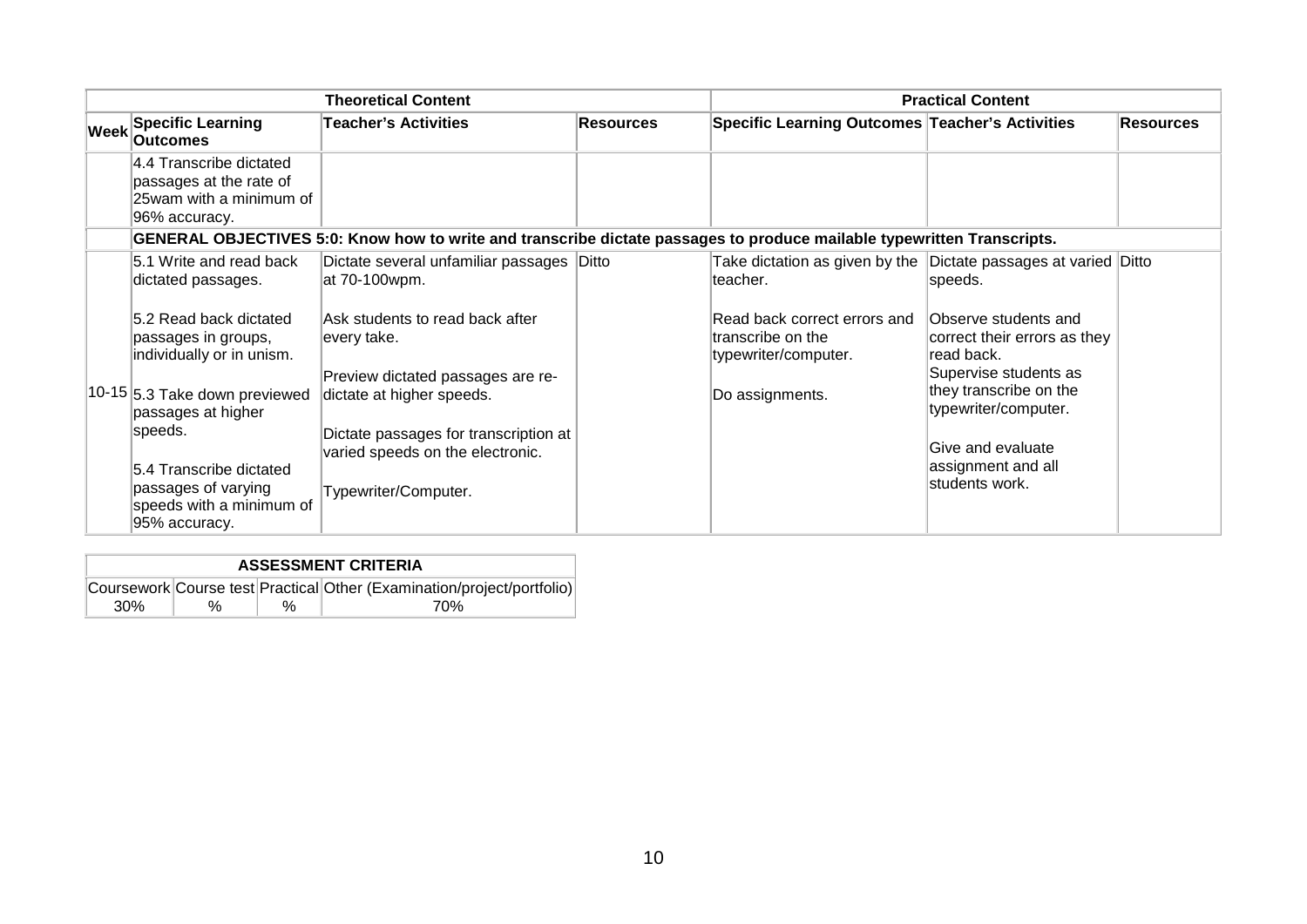| Theoretical Content | | | | Practical Content | | |
|---|---|---|---|---|---|---|
| **Week** | **Specific Learning Outcomes** | **Teacher's Activities** | **Resources** | **Specific Learning Outcomes** | **Teacher's Activities** | **Resources** |
| | 4.4 Transcribe dictated passages at the rate of 25wam with a minimum of 96% accuracy. | | | | | |
| | **GENERAL OBJECTIVES 5:0: Know how to write and transcribe dictate passages to produce mailable typewritten Transcripts.** | | | | | |
| 10-15 | 5.1 Write and read back dictated passages.<br><br>5.2 Read back dictated passages in groups, individually or in unism.<br><br>5.3 Take down previewed passages at higher speeds.<br><br>5.4 Transcribe dictated passages of varying speeds with a minimum of 95% accuracy. | Dictate several unfamiliar passages at 70-100wpm.<br><br>Ask students to read back after every take.<br><br>Preview dictated passages are re-dictate at higher speeds.<br><br>Dictate passages for transcription at varied speeds on the electronic.<br><br>Typewriter/Computer. | Ditto | Take dictation as given by the teacher.<br><br>Read back correct errors and transcribe on the typewriter/computer.<br><br>Do assignments. | Dictate passages at varied speeds.<br><br>Observe students and correct their errors as they read back.<br>Supervise students as they transcribe on the typewriter/computer.<br><br>Give and evaluate assignment and all students work. | Ditto |

| ASSESSMENT CRITERIA | | | |
|---|---|---|---|
| Coursework | Course test | Practical | Other (Examination/project/portfolio) |
| 30% | % | % | 70% |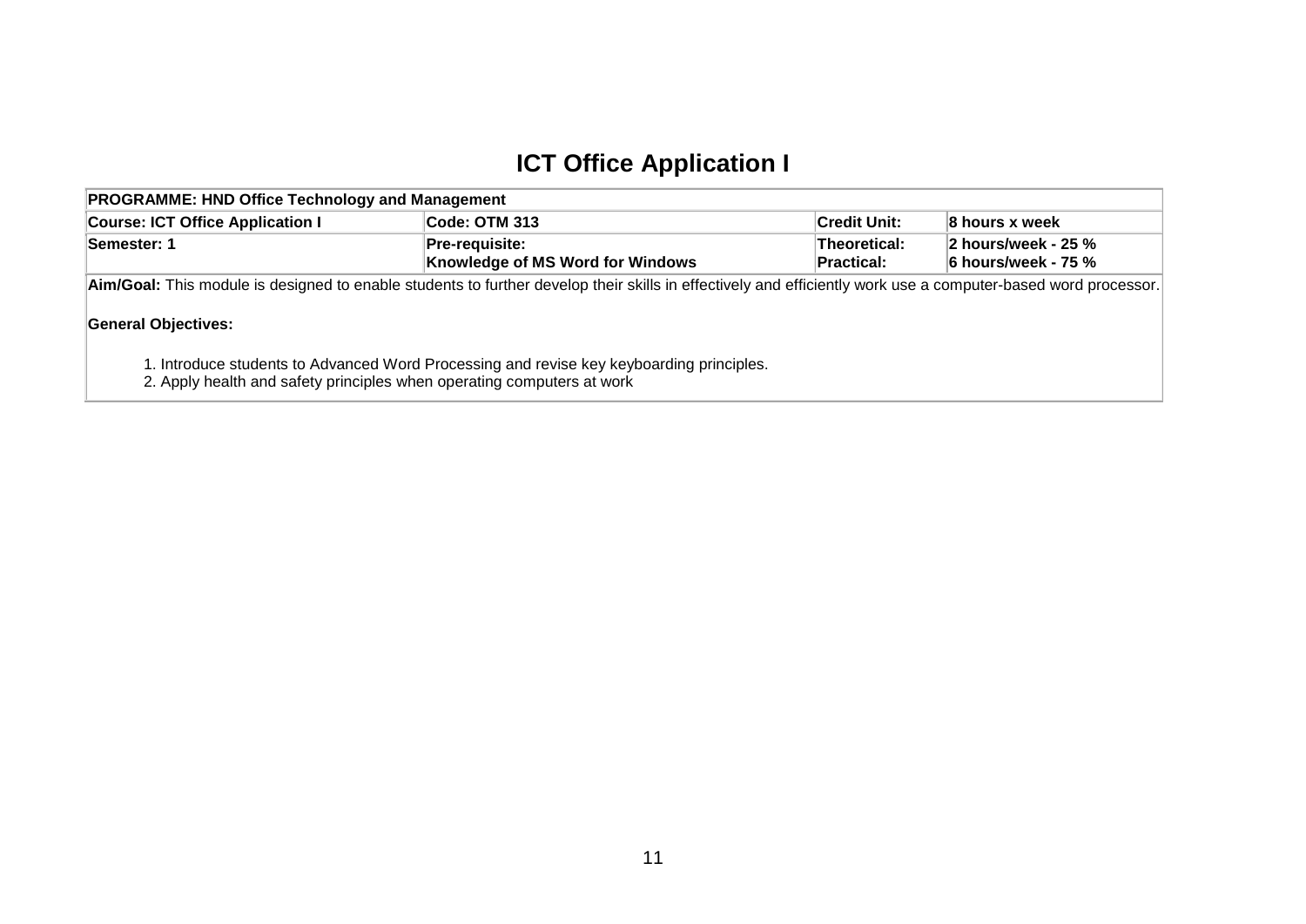# ICT Office Application I

| PROGRAMME: HND Office Technology and Management | | | |
|---|---|---|---|
| **Course: ICT Office Application I** | **Code: OTM 313** | **Credit Unit:** | **8 hours x week** |
| **Semester: 1** | **Pre-requisite:** **Knowledge of MS Word for Windows** | **Theoretical:** **Practical:** | **2 hours/week - 25 %** **6 hours/week - 75 %** |

**Aim/Goal:** This module is designed to enable students to further develop their skills in effectively and efficiently work use a computer-based word processor.

**General Objectives:**

1. Introduce students to Advanced Word Processing and revise key keyboarding principles.
2. Apply health and safety principles when operating computers at work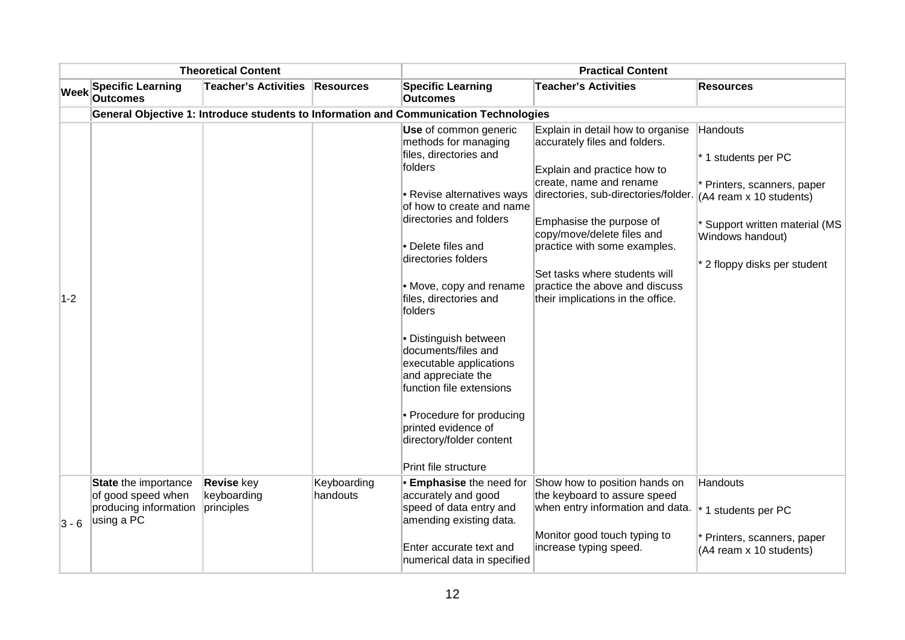| | Theoretical Content | | | Practical Content | | |
|---|---|---|---|---|---|---|
| **Week** | **Specific Learning Outcomes** | **Teacher's Activities** | **Resources** | **Specific Learning Outcomes** | **Teacher's Activities** | **Resources** |
| | **General Objective 1: Introduce students to Information and Communication Technologies** | | | | | |
| 1-2 | | | | **Use** of common generic methods for managing files, directories and folders<br><br>• Revise alternatives ways of how to create and name directories and folders<br><br>• Delete files and directories folders<br><br>• Move, copy and rename files, directories and folders<br><br>• Distinguish between documents/files and executable applications and appreciate the function file extensions<br><br>• Procedure for producing printed evidence of directory/folder content<br><br>Print file structure | Explain in detail how to organise accurately files and folders.<br><br>Explain and practice how to create, name and rename directories, sub-directories/folder.<br><br>Emphasise the purpose of copy/move/delete files and practice with some examples.<br><br>Set tasks where students will practice the above and discuss their implications in the office. | Handouts<br><br>* 1 students per PC<br><br>* Printers, scanners, paper (A4 ream x 10 students)<br><br>* Support written material (MS Windows handout)<br><br>* 2 floppy disks per student |
| 3 - 6 | **State** the importance of good speed when producing information using a PC | **Revise** key keyboarding principles | Keyboarding handouts | • **Emphasise** the need for accurately and good speed of data entry and amending existing data.<br><br>Enter accurate text and numerical data in specified | Show how to position hands on the keyboard to assure speed when entry information and data.<br><br>Monitor good touch typing to increase typing speed. | Handouts<br><br>* 1 students per PC<br><br>* Printers, scanners, paper (A4 ream x 10 students) |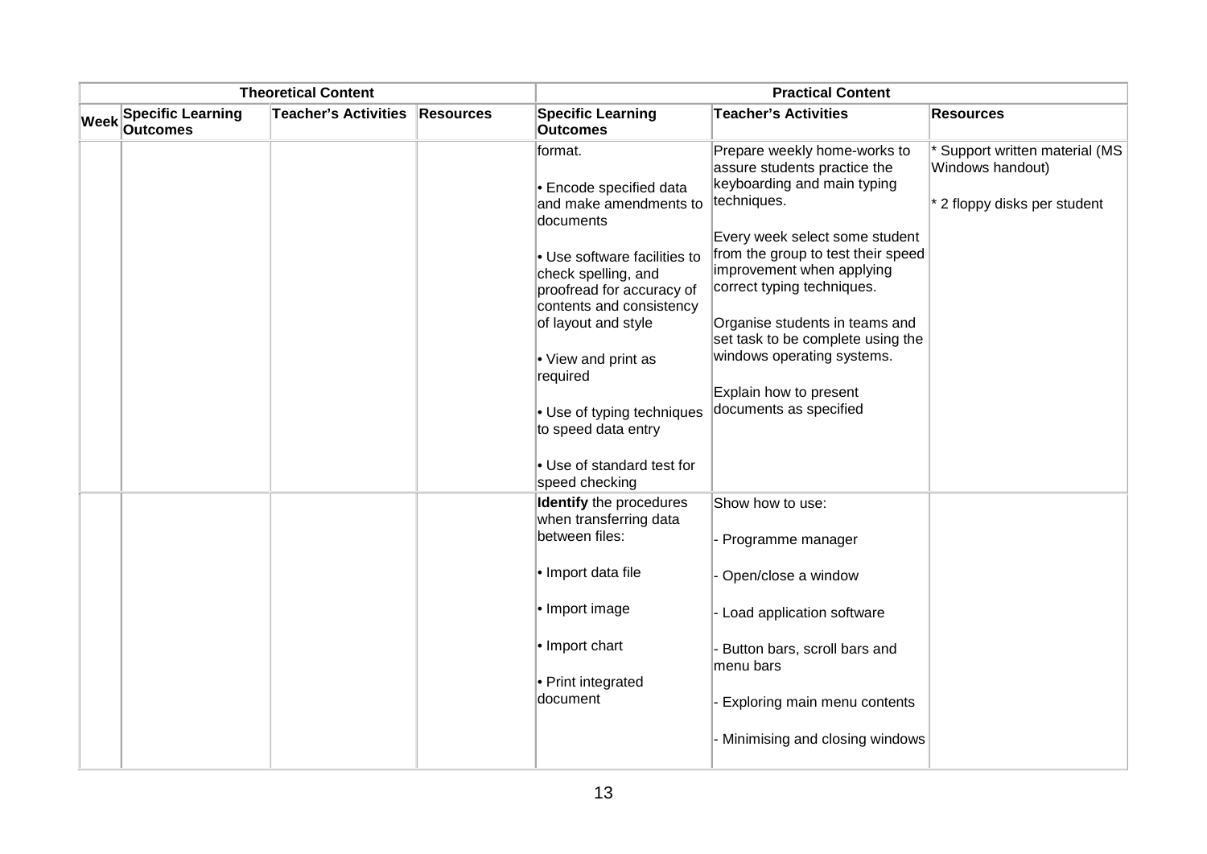| Theoretical Content | | | | Practical Content | | |
|---|---|---|---|---|---|---|
| **Week** | **Specific Learning Outcomes** | **Teacher's Activities** | **Resources** | **Specific Learning Outcomes** | **Teacher's Activities** | **Resources** |
| | | | | format.<br><br>• Encode specified data and make amendments to documents<br><br>• Use software facilities to check spelling, and proofread for accuracy of contents and consistency of layout and style<br><br>• View and print as required<br><br>• Use of typing techniques to speed data entry<br><br>• Use of standard test for speed checking | Prepare weekly home-works to assure students practice the keyboarding and main typing techniques.<br><br>Every week select some student from the group to test their speed improvement when applying correct typing techniques.<br><br>Organise students in teams and set task to be complete using the windows operating systems.<br><br>Explain how to present documents as specified | * Support written material (MS Windows handout)<br><br>* 2 floppy disks per student |
| | | | | **Identify** the procedures when transferring data between files:<br><br>• Import data file<br><br>• Import image<br><br>• Import chart<br><br>• Print integrated document | Show how to use:<br><br>- Programme manager<br><br>- Open/close a window<br><br>- Load application software<br><br>- Button bars, scroll bars and menu bars<br><br>- Exploring main menu contents<br><br>- Minimising and closing windows | |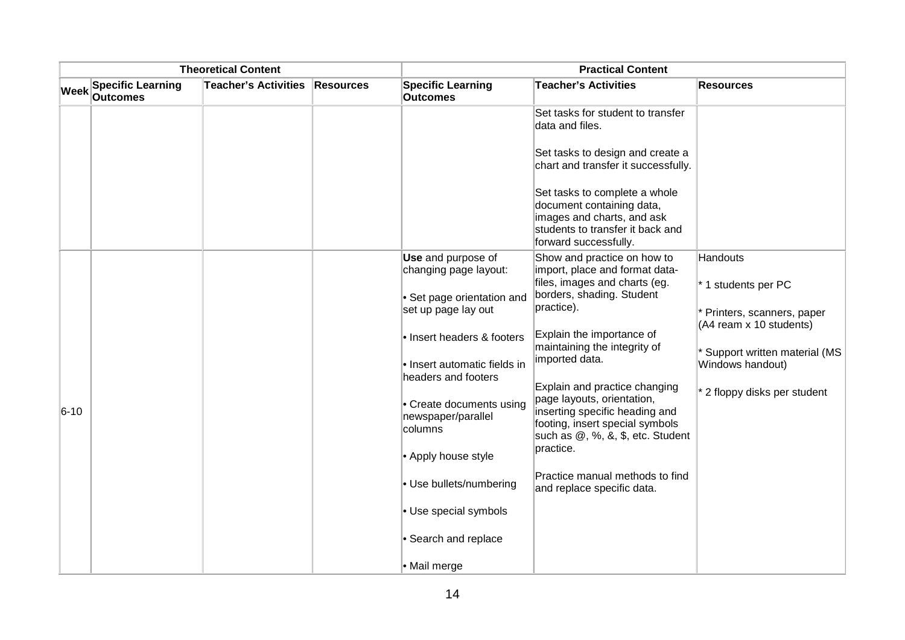| Theoretical Content | | | | Practical Content | | |
|---|---|---|---|---|---|---|
| Week | Specific Learning Outcomes | Teacher's Activities | Resources | Specific Learning Outcomes | Teacher's Activities | Resources |
| | | | | | Set tasks for student to transfer data and files.<br><br>Set tasks to design and create a chart and transfer it successfully.<br><br>Set tasks to complete a whole document containing data, images and charts, and ask students to transfer it back and forward successfully. | |
| 6-10 | | | | **Use** and purpose of changing page layout:<br><br>• Set page orientation and set up page lay out<br><br>• Insert headers & footers<br><br>• Insert automatic fields in headers and footers<br><br>• Create documents using newspaper/parallel columns<br><br>• Apply house style<br><br>• Use bullets/numbering<br><br>• Use special symbols<br><br>• Search and replace<br><br>• Mail merge | Show and practice on how to import, place and format data-files, images and charts (eg. borders, shading. Student practice).<br><br>Explain the importance of maintaining the integrity of imported data.<br><br>Explain and practice changing page layouts, orientation, inserting specific heading and footing, insert special symbols such as @, %, &, $, etc. Student practice.<br><br>Practice manual methods to find and replace specific data. | Handouts<br><br>* 1 students per PC<br><br>* Printers, scanners, paper (A4 ream x 10 students)<br><br>* Support written material (MS Windows handout)<br><br>* 2 floppy disks per student |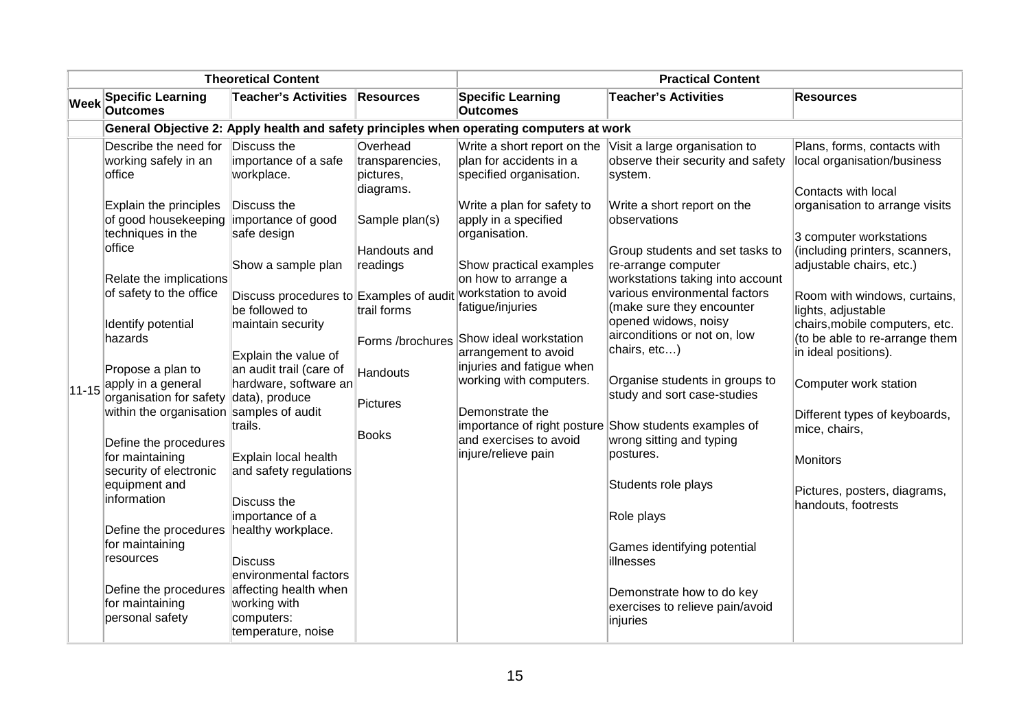| | Theoretical Content | | | Practical Content | | |
|---|---|---|---|---|---|---|
| **Week** | **Specific Learning Outcomes** | **Teacher's Activities** | **Resources** | **Specific Learning Outcomes** | **Teacher's Activities** | **Resources** |
| | **General Objective 2: Apply health and safety principles when operating computers at work** | | | | | |
| 11-15 | Describe the need for working safely in an office<br><br>Explain the principles of good housekeeping techniques in the office<br><br>Relate the implications of safety to the office<br><br>Identify potential hazards<br><br>Propose a plan to apply in a general organisation for safety within the organisation<br><br>Define the procedures for maintaining security of electronic equipment and information<br><br>Define the procedures for maintaining resources<br><br>Define the procedures for maintaining personal safety | Discuss the importance of a safe workplace.<br><br>Discuss the importance of good safe design<br><br>Show a sample plan<br><br>Discuss procedures to be followed to maintain security<br><br>Explain the value of an audit trail (care of hardware, software an data), produce samples of audit trails.<br><br>Explain local health and safety regulations<br><br>Discuss the importance of a healthy workplace.<br><br>Discuss environmental factors affecting health when working with computers: temperature, noise | Overhead transparencies, pictures, diagrams.<br><br>Sample plan(s)<br><br>Handouts and readings<br><br>Examples of audit trail forms<br><br>Forms /brochures<br><br>Handouts<br><br>Pictures<br><br>Books | Write a short report on the plan for accidents in a specified organisation.<br><br>Write a plan for safety to apply in a specified organisation.<br><br>Show practical examples on how to arrange a workstation to avoid fatigue/injuries<br><br>Show ideal workstation arrangement to avoid injuries and fatigue when working with computers.<br><br>Demonstrate the importance of right posture and exercises to avoid injure/relieve pain | Visit a large organisation to observe their security and safety system.<br><br>Write a short report on the observations<br><br>Group students and set tasks to re-arrange computer workstations taking into account various environmental factors (make sure they encounter opened widows, noisy airconditions or not on, low chairs, etc…)<br><br>Organise students in groups to study and sort case-studies<br><br>Show students examples of wrong sitting and typing postures.<br><br>Students role plays<br><br>Role plays<br><br>Games identifying potential illnesses<br><br>Demonstrate how to do key exercises to relieve pain/avoid injuries | Plans, forms, contacts with local organisation/business<br><br>Contacts with local organisation to arrange visits<br><br>3 computer workstations (including printers, scanners, adjustable chairs, etc.)<br><br>Room with windows, curtains, lights, adjustable chairs,mobile computers, etc. (to be able to re-arrange them in ideal positions).<br><br>Computer work station<br><br>Different types of keyboards, mice, chairs,<br><br>Monitors<br><br>Pictures, posters, diagrams, handouts, footrests |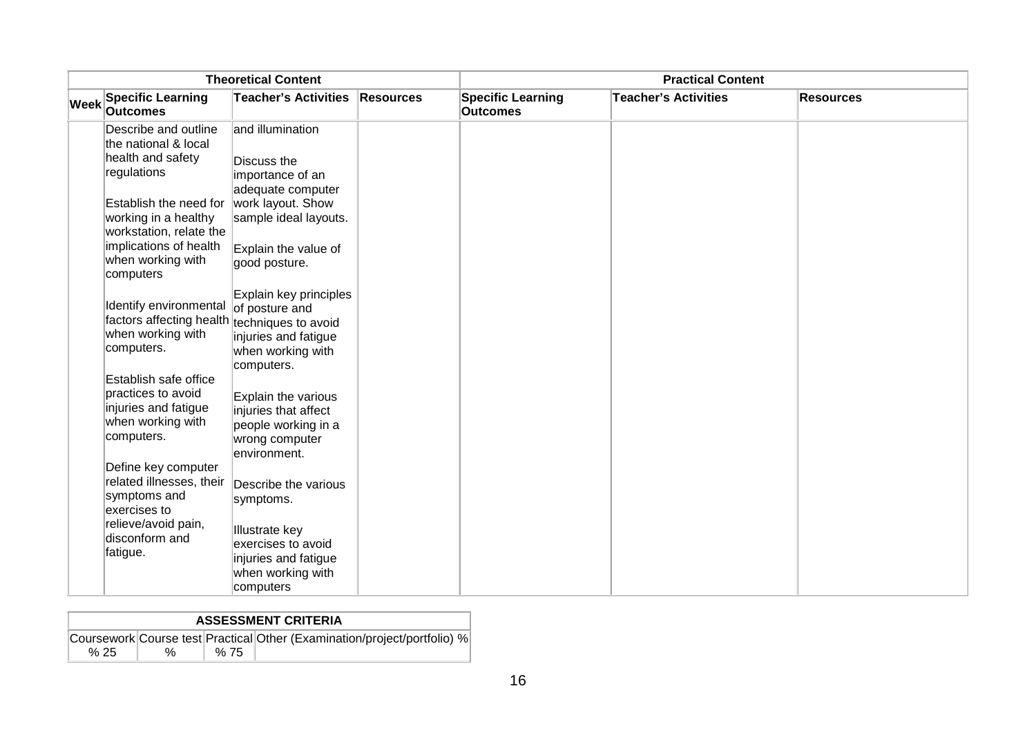| Theoretical Content | | | | Practical Content | | |
|---|---|---|---|---|---|---|
| **Week** | **Specific Learning Outcomes** | **Teacher's Activities** | **Resources** | **Specific Learning Outcomes** | **Teacher's Activities** | **Resources** |
| | Describe and outline the national & local health and safety regulations<br><br>Establish the need for working in a healthy workstation, relate the implications of health when working with computers<br><br>Identify environmental factors affecting health when working with computers.<br><br>Establish safe office practices to avoid injuries and fatigue when working with computers.<br><br>Define key computer related illnesses, their symptoms and exercises to relieve/avoid pain, disconform and fatigue. | and illumination<br><br>Discuss the importance of an adequate computer work layout. Show sample ideal layouts.<br><br>Explain the value of good posture.<br><br>Explain key principles of posture and techniques to avoid injuries and fatigue when working with computers.<br><br>Explain the various injuries that affect people working in a wrong computer environment.<br><br>Describe the various symptoms.<br><br>Illustrate key exercises to avoid injuries and fatigue when working with computers | | | | |

| ASSESSMENT CRITERIA | | | |
|---|---|---|---|
| Coursework | Course test | Practical | Other (Examination/project/portfolio) % |
| % 25 | % | % 75 | |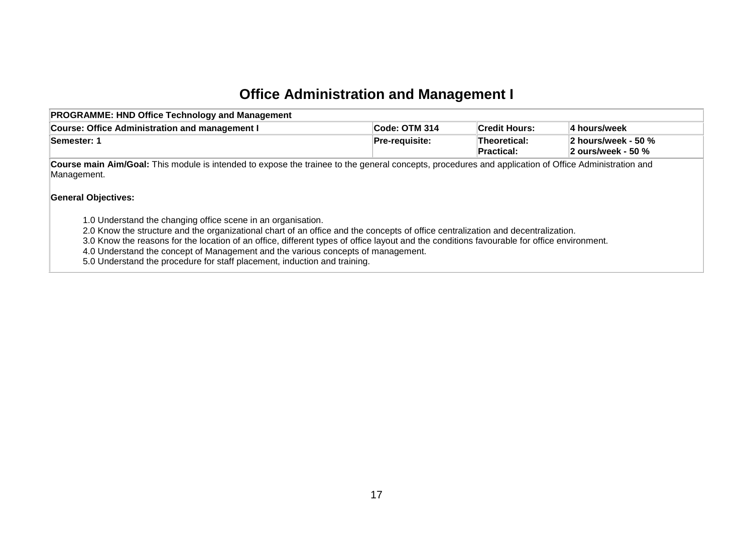# Office Administration and Management I

| PROGRAMME: HND Office Technology and Management | | | |
|---|---|---|---|
| **Course: Office Administration and management I** | **Code: OTM 314** | **Credit Hours:** | **4 hours/week** |
| **Semester: 1** | **Pre-requisite:** | **Theoretical:** <br> **Practical:** | **2 hours/week - 50 %** <br> **2 ours/week - 50 %** |

**Course main Aim/Goal:** This module is intended to expose the trainee to the general concepts, procedures and application of Office Administration and Management.

**General Objectives:**

1.0 Understand the changing office scene in an organisation.
2.0 Know the structure and the organizational chart of an office and the concepts of office centralization and decentralization.
3.0 Know the reasons for the location of an office, different types of office layout and the conditions favourable for office environment.
4.0 Understand the concept of Management and the various concepts of management.
5.0 Understand the procedure for staff placement, induction and training.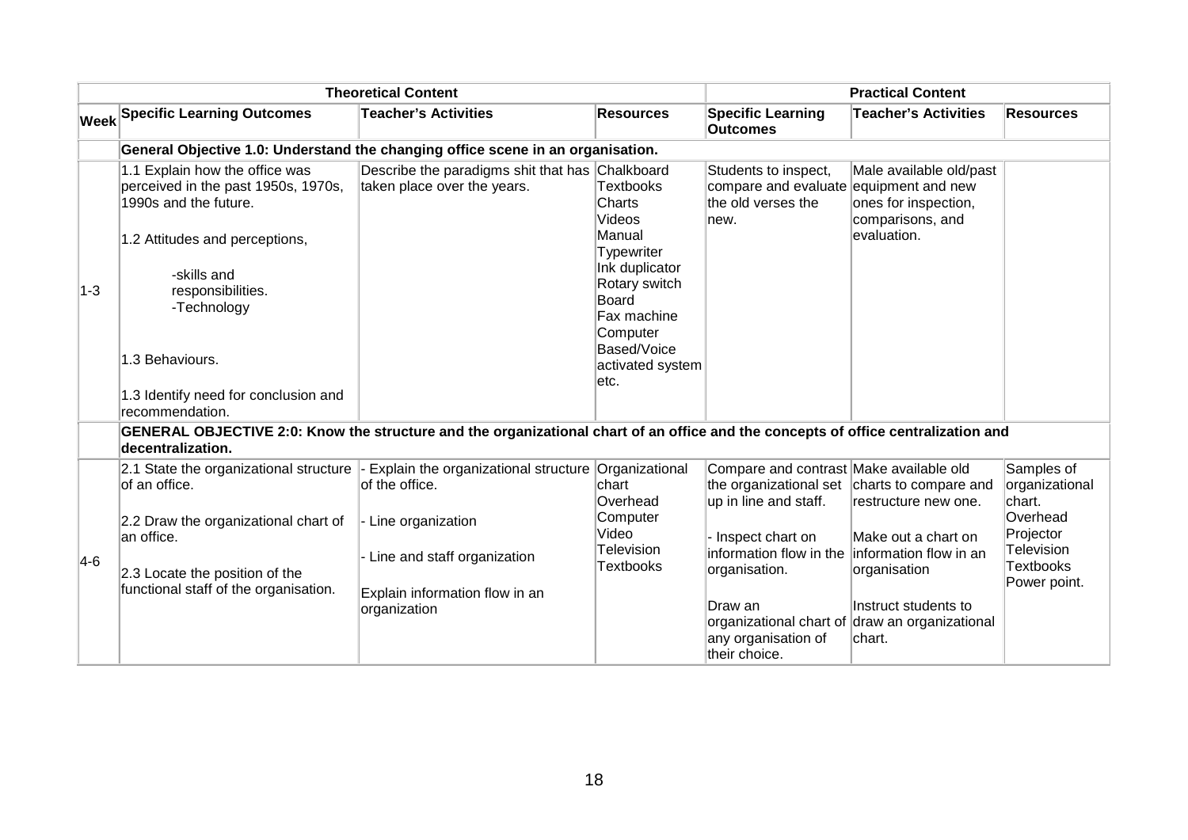| Week | Theoretical Content | | | Practical Content | | |
|---|---|---|---|---|---|---|
| | **Specific Learning Outcomes** | **Teacher's Activities** | **Resources** | **Specific Learning Outcomes** | **Teacher's Activities** | **Resources** |
| | **General Objective 1.0: Understand the changing office scene in an organisation.** | | | | | |
| 1-3 | 1.1 Explain how the office was perceived in the past 1950s, 1970s, 1990s and the future.<br><br>1.2 Attitudes and perceptions,<br><br>-skills and responsibilities.<br>-Technology<br><br>1.3 Behaviours.<br><br>1.3 Identify need for conclusion and recommendation. | Describe the paradigms shit that has taken place over the years. | Chalkboard<br>Textbooks<br>Charts<br>Videos<br>Manual<br>Typewriter<br>Ink duplicator<br>Rotary switch Board<br>Fax machine<br>Computer Based/Voice activated system etc. | Students to inspect, compare and evaluate the old verses the new. | Male available old/past equipment and new ones for inspection, comparisons, and evaluation. | |
| | **GENERAL OBJECTIVE 2:0: Know the structure and the organizational chart of an office and the concepts of office centralization and decentralization.** | | | | | |
| 4-6 | 2.1 State the organizational structure of an office.<br><br>2.2 Draw the organizational chart of an office.<br><br>2.3 Locate the position of the functional staff of the organisation. | - Explain the organizational structure of the office.<br><br>- Line organization<br><br>- Line and staff organization<br><br>Explain information flow in an organization | Organizational chart<br>Overhead<br>Computer<br>Video<br>Television<br>Textbooks | Compare and contrast the organizational set up in line and staff.<br><br>- Inspect chart on information flow in the organisation.<br><br>Draw an organizational chart of any organisation of their choice. | Make available old charts to compare and restructure new one.<br><br>Make out a chart on information flow in an organisation<br><br>Instruct students to draw an organizational chart. | Samples of organizational chart.<br>Overhead Projector<br>Television<br>Textbooks<br>Power point. |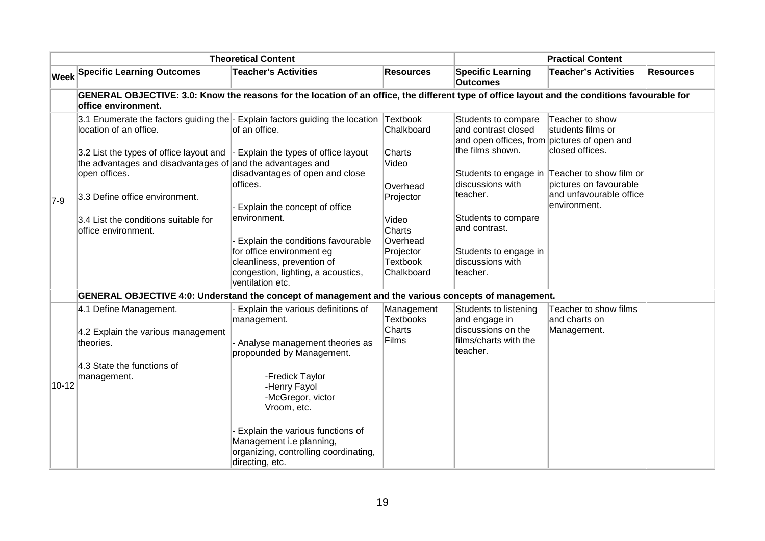| | Theoretical Content | | | Practical Content | | |
|---|---|---|---|---|---|---|
| **Week** | **Specific Learning Outcomes** | **Teacher's Activities** | **Resources** | **Specific Learning Outcomes** | **Teacher's Activities** | **Resources** |
| | **GENERAL OBJECTIVE: 3.0: Know the reasons for the location of an office, the different type of office layout and the conditions favourable for office environment.** | | | | | |
| 7-9 | 3.1 Enumerate the factors guiding the location of an office.<br><br>3.2 List the types of office layout and the advantages and disadvantages of open offices.<br><br>3.3 Define office environment.<br><br>3.4 List the conditions suitable for office environment. | - Explain factors guiding the location of an office.<br><br>- Explain the types of office layout and the advantages and disadvantages of open and close offices.<br><br>- Explain the concept of office environment.<br><br>- Explain the conditions favourable for office environment eg cleanliness, prevention of congestion, lighting, a acoustics, ventilation etc. | Textbook<br>Chalkboard<br><br>Charts<br>Video<br><br>Overhead Projector<br><br>Video<br>Charts<br>Overhead Projector<br>Textbook<br>Chalkboard | Students to compare and contrast closed and open offices, from the films shown.<br><br>Students to engage in discussions with teacher.<br><br>Students to compare and contrast.<br><br>Students to engage in discussions with teacher. | Teacher to show students films or pictures of open and closed offices.<br><br>Teacher to show film or pictures on favourable and unfavourable office environment. | |
| | **GENERAL OBJECTIVE 4:0: Understand the concept of management and the various concepts of management.** | | | | | |
| 10-12 | 4.1 Define Management.<br><br>4.2 Explain the various management theories.<br><br>4.3 State the functions of management. | - Explain the various definitions of management.<br><br>- Analyse management theories as propounded by Management.<br><br>-Fredick Taylor<br>-Henry Fayol<br>-McGregor, victor Vroom, etc.<br><br>- Explain the various functions of Management i.e planning, organizing, controlling coordinating, directing, etc. | Management Textbooks<br>Charts<br>Films | Students to listening and engage in discussions on the films/charts with the teacher. | Teacher to show films and charts on Management. | |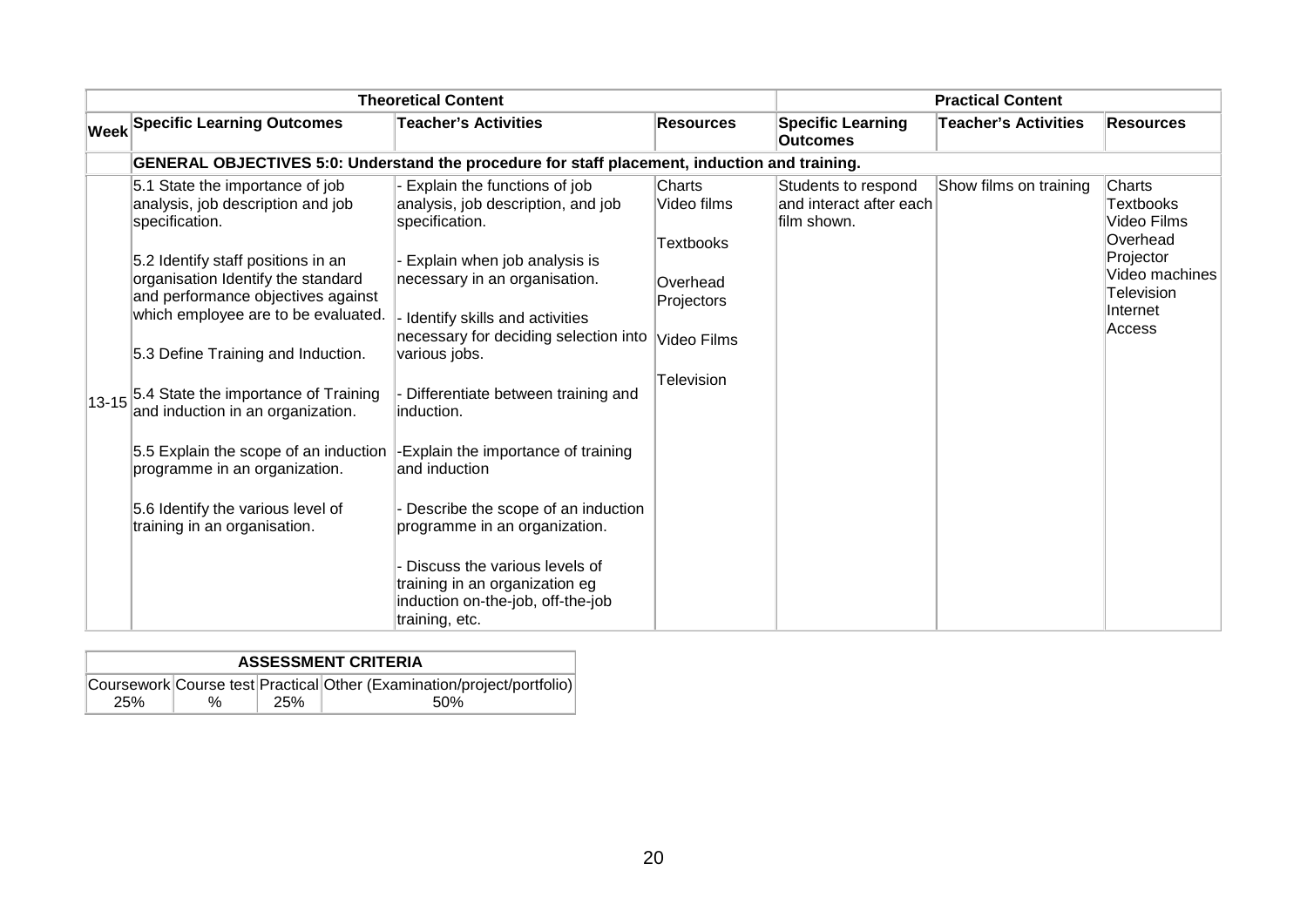| | Theoretical Content | | | Practical Content | | |
|---|---|---|---|---|---|---|
| Week | Specific Learning Outcomes | Teacher's Activities | Resources | Specific Learning Outcomes | Teacher's Activities | Resources |
| | **GENERAL OBJECTIVES 5:0: Understand the procedure for staff placement, induction and training.** | | | | | |
| 13-15 | 5.1 State the importance of job analysis, job description and job specification.<br><br>5.2 Identify staff positions in an organisation Identify the standard and performance objectives against which employee are to be evaluated.<br><br>5.3 Define Training and Induction.<br><br>5.4 State the importance of Training and induction in an organization.<br><br>5.5 Explain the scope of an induction programme in an organization.<br><br>5.6 Identify the various level of training in an organisation. | - Explain the functions of job analysis, job description, and job specification.<br><br>- Explain when job analysis is necessary in an organisation.<br><br>- Identify skills and activities necessary for deciding selection into various jobs.<br><br>- Differentiate between training and induction.<br><br>-Explain the importance of training and induction<br><br>- Describe the scope of an induction programme in an organization.<br><br>- Discuss the various levels of training in an organization eg induction on-the-job, off-the-job training, etc. | Charts<br>Video films<br><br>Textbooks<br><br>Overhead Projectors<br><br>Video Films<br><br>Television | Students to respond and interact after each film shown. | Show films on training | Charts<br>Textbooks<br>Video Films<br>Overhead Projector<br>Video machines<br>Television<br>Internet Access |

| ASSESSMENT CRITERIA | | | |
|---|---|---|---|
| Coursework | Course test | Practical | Other (Examination/project/portfolio) |
| 25% | % | 25% | 50% |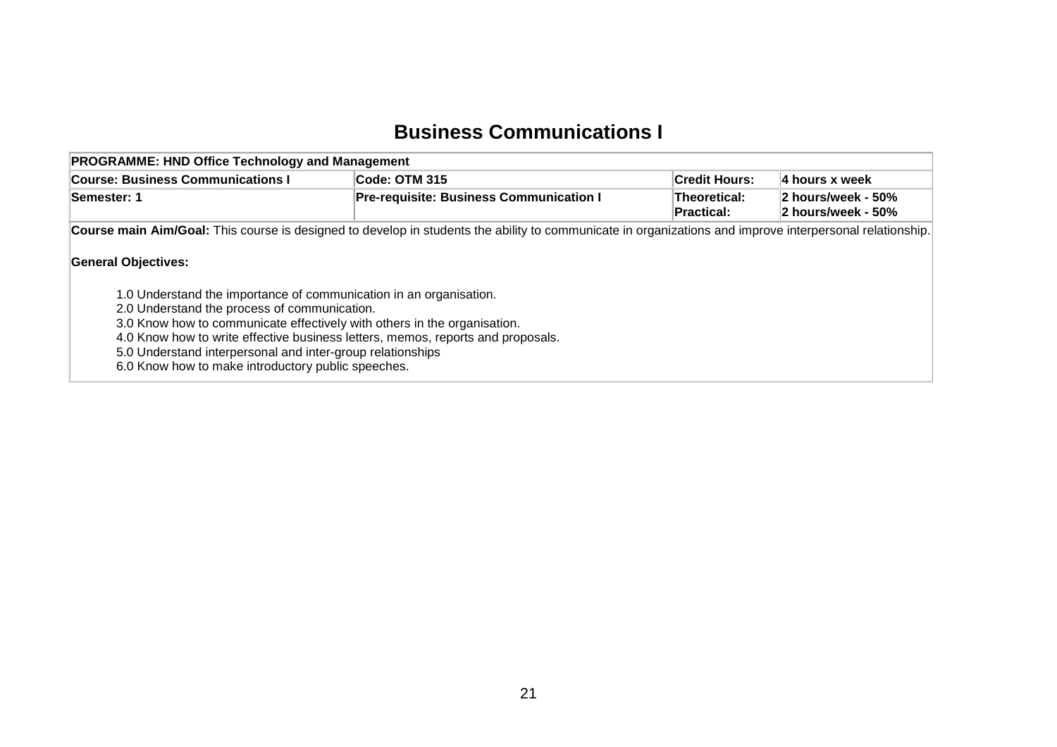# Business Communications I

| PROGRAMME: HND Office Technology and Management | | | |
|---|---|---|---|
| **Course: Business Communications I** | **Code: OTM 315** | **Credit Hours:** | **4 hours x week** |
| **Semester: 1** | **Pre-requisite: Business Communication I** | **Theoretical:**<br>**Practical:** | **2 hours/week - 50%**<br>**2 hours/week - 50%** |

**Course main Aim/Goal:** This course is designed to develop in students the ability to communicate in organizations and improve interpersonal relationship.

**General Objectives:**

1.0 Understand the importance of communication in an organisation.
2.0 Understand the process of communication.
3.0 Know how to communicate effectively with others in the organisation.
4.0 Know how to write effective business letters, memos, reports and proposals.
5.0 Understand interpersonal and inter-group relationships
6.0 Know how to make introductory public speeches.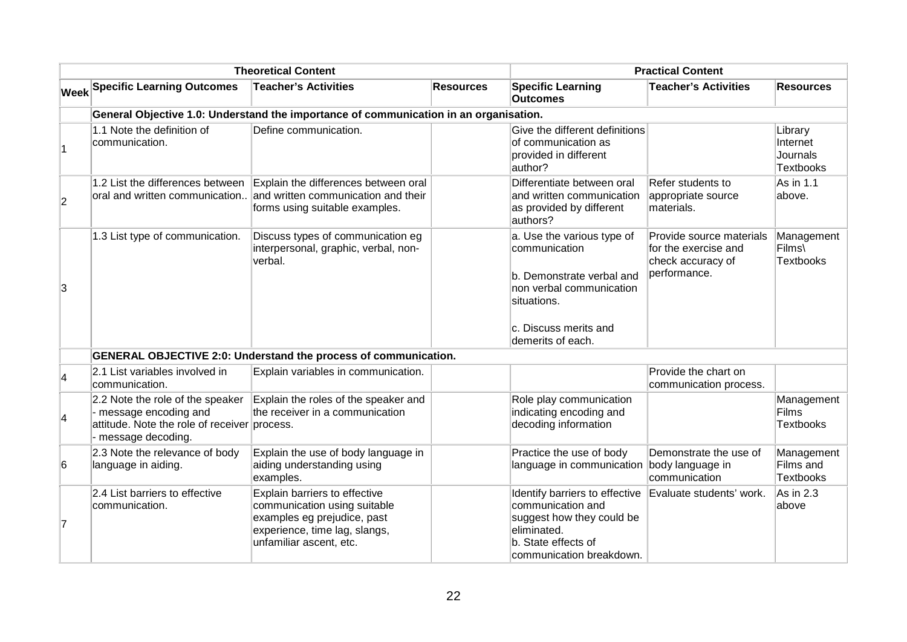| Theoretical Content | | | | Practical Content | | |
|---|---|---|---|---|---|---|
| **Week** | **Specific Learning Outcomes** | **Teacher's Activities** | **Resources** | **Specific Learning Outcomes** | **Teacher's Activities** | **Resources** |
| | **General Objective 1.0: Understand the importance of communication in an organisation.** | | | | | |
| 1 | 1.1 Note the definition of communication. | Define communication. | | Give the different definitions of communication as provided in different author? | | Library Internet Journals Textbooks |
| 2 | 1.2 List the differences between oral and written communication.. | Explain the differences between oral and written communication and their forms using suitable examples. | | Differentiate between oral and written communication as provided by different authors? | Refer students to appropriate source materials. | As in 1.1 above. |
| 3 | 1.3 List type of communication. | Discuss types of communication eg interpersonal, graphic, verbal, non-verbal. | | a. Use the various type of communication<br><br>b. Demonstrate verbal and non verbal communication situations.<br><br>c. Discuss merits and demerits of each. | Provide source materials for the exercise and check accuracy of performance. | Management Films\ Textbooks |
| | **GENERAL OBJECTIVE 2:0: Understand the process of communication.** | | | | | |
| 4 | 2.1 List variables involved in communication. | Explain variables in communication. | | | Provide the chart on communication process. | |
| 4 | 2.2 Note the role of the speaker - message encoding and attitude. Note the role of receiver - message decoding. | Explain the roles of the speaker and the receiver in a communication process. | | Role play communication indicating encoding and decoding information | | Management Films Textbooks |
| 6 | 2.3 Note the relevance of body language in aiding. | Explain the use of body language in aiding understanding using examples. | | Practice the use of body language in communication | Demonstrate the use of body language in communication | Management Films and Textbooks |
| 7 | 2.4 List barriers to effective communication. | Explain barriers to effective communication using suitable examples eg prejudice, past experience, time lag, slangs, unfamiliar ascent, etc. | | Identify barriers to effective communication and suggest how they could be eliminated.<br>b. State effects of communication breakdown. | Evaluate students' work. | As in 2.3 above |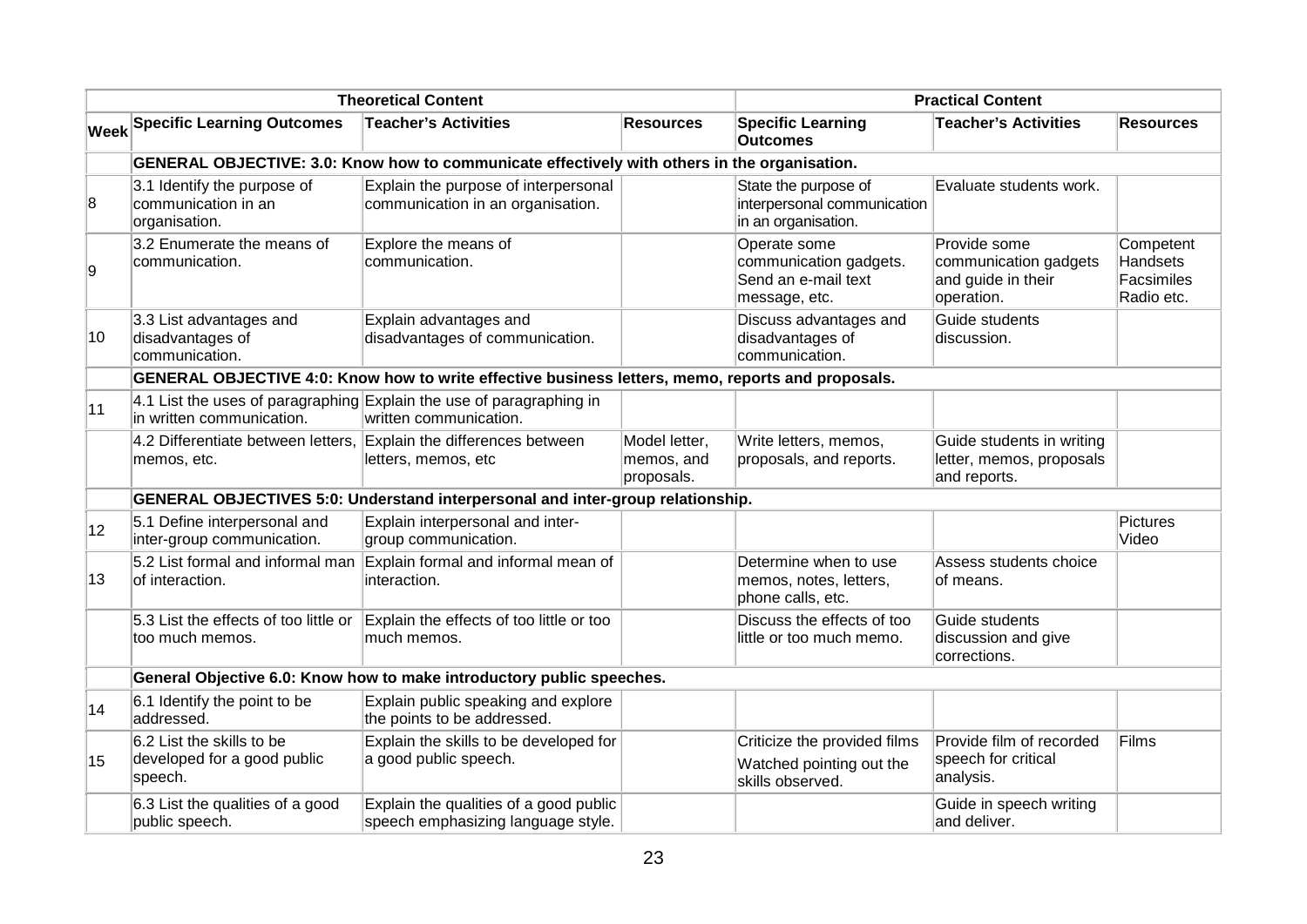| | Theoretical Content | | | Practical Content | | |
|---|---|---|---|---|---|---|
| Week | Specific Learning Outcomes | Teacher's Activities | Resources | Specific Learning Outcomes | Teacher's Activities | Resources |
| | **GENERAL OBJECTIVE: 3.0: Know how to communicate effectively with others in the organisation.** | | | | | |
| 8 | 3.1 Identify the purpose of communication in an organisation. | Explain the purpose of interpersonal communication in an organisation. | | State the purpose of interpersonal communication in an organisation. | Evaluate students work. | |
| 9 | 3.2 Enumerate the means of communication. | Explore the means of communication. | | Operate some communication gadgets. Send an e-mail text message, etc. | Provide some communication gadgets and guide in their operation. | Competent Handsets Facsimiles Radio etc. |
| 10 | 3.3 List advantages and disadvantages of communication. | Explain advantages and disadvantages of communication. | | Discuss advantages and disadvantages of communication. | Guide students discussion. | |
| | **GENERAL OBJECTIVE 4:0: Know how to write effective business letters, memo, reports and proposals.** | | | | | |
| 11 | 4.1 List the uses of paragraphing in written communication. | Explain the use of paragraphing in written communication. | | | | |
| | 4.2 Differentiate between letters, memos, etc. | Explain the differences between letters, memos, etc | Model letter, memos, and proposals. | Write letters, memos, proposals, and reports. | Guide students in writing letter, memos, proposals and reports. | |
| | **GENERAL OBJECTIVES 5:0: Understand interpersonal and inter-group relationship.** | | | | | |
| 12 | 5.1 Define interpersonal and inter-group communication. | Explain interpersonal and inter-group communication. | | | | Pictures Video |
| 13 | 5.2 List formal and informal man of interaction. | Explain formal and informal mean of interaction. | | Determine when to use memos, notes, letters, phone calls, etc. | Assess students choice of means. | |
| | 5.3 List the effects of too little or too much memos. | Explain the effects of too little or too much memos. | | Discuss the effects of too little or too much memo. | Guide students discussion and give corrections. | |
| | **General Objective 6.0: Know how to make introductory public speeches.** | | | | | |
| 14 | 6.1 Identify the point to be addressed. | Explain public speaking and explore the points to be addressed. | | | | |
| 15 | 6.2 List the skills to be developed for a good public speech. | Explain the skills to be developed for a good public speech. | | Criticize the provided films Watched pointing out the skills observed. | Provide film of recorded speech for critical analysis. | Films |
| | 6.3 List the qualities of a good public speech. | Explain the qualities of a good public speech emphasizing language style. | | | Guide in speech writing and deliver. | |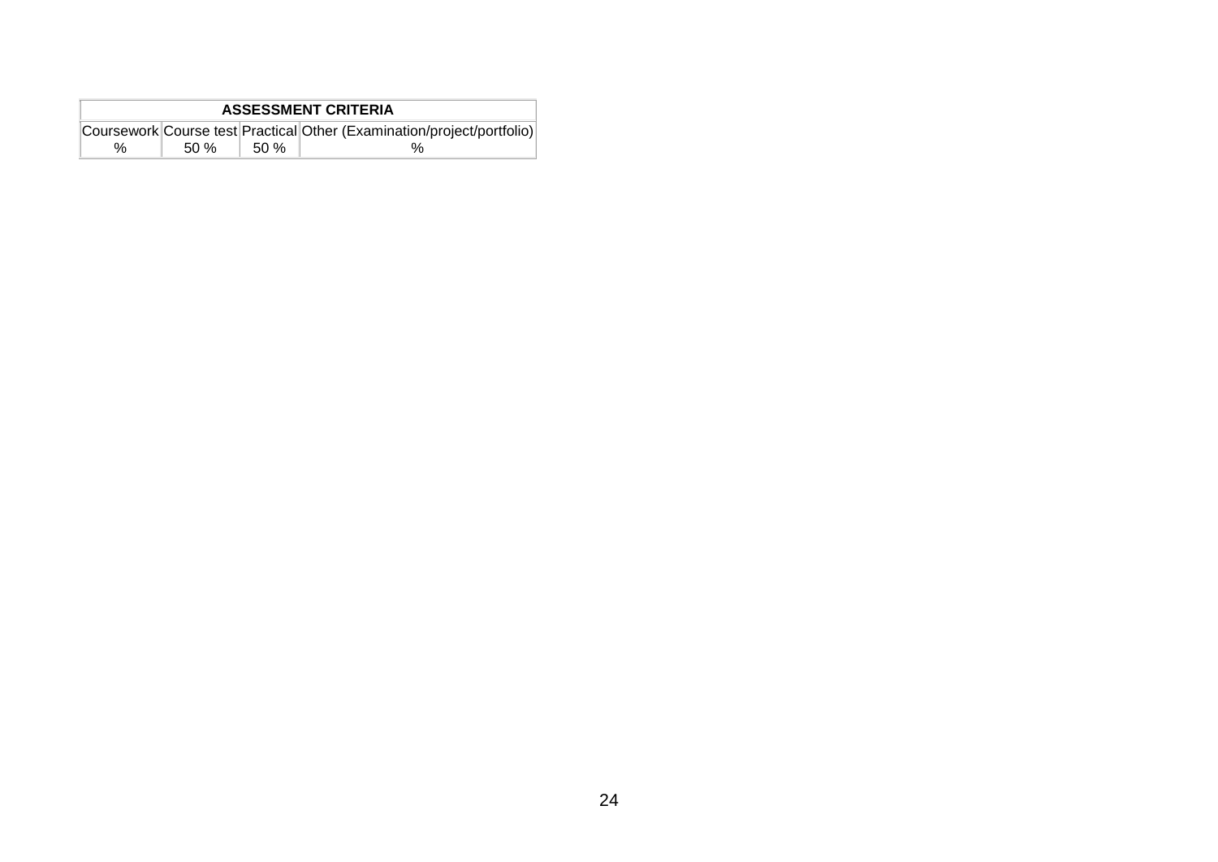| ASSESSMENT CRITERIA | | | |
|---|---|---|---|
| Coursework | Course test | Practical | Other (Examination/project/portfolio) |
| % | 50 % | 50 % | % |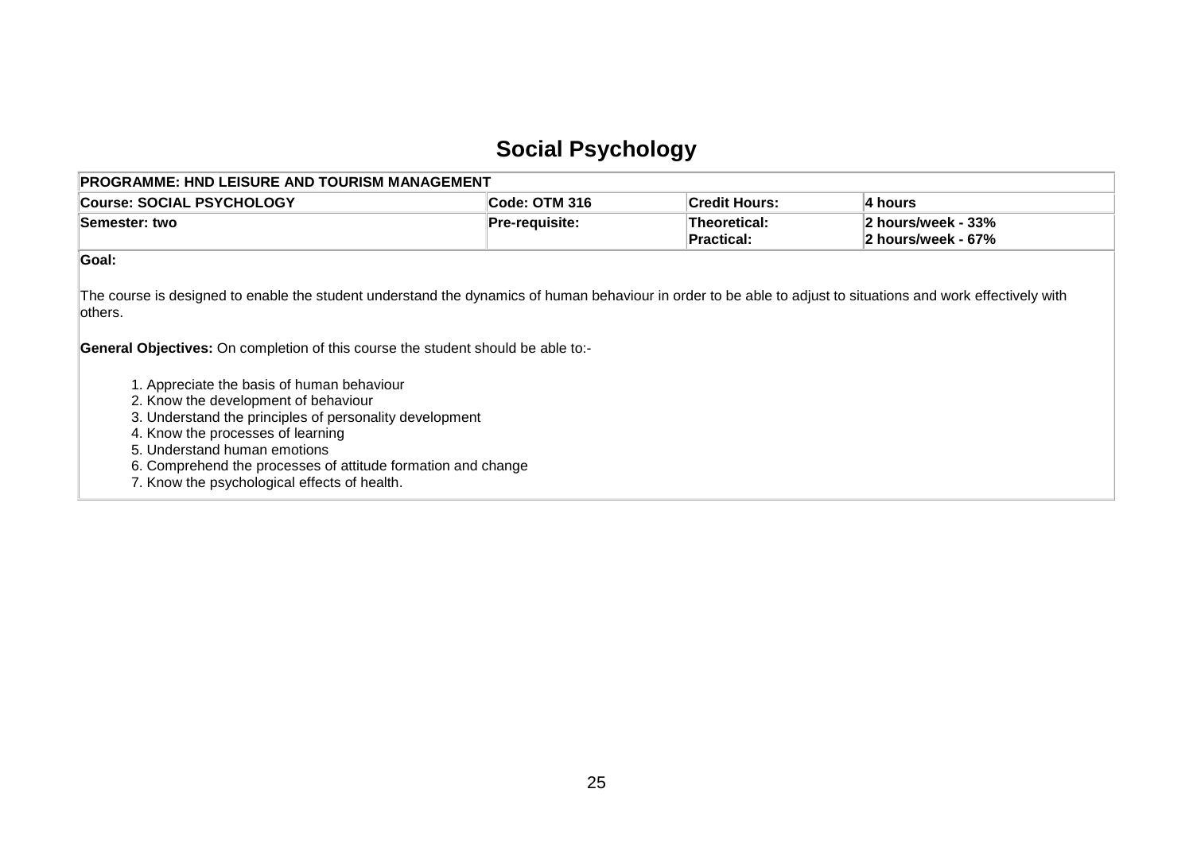# Social Psychology

| PROGRAMME: HND LEISURE AND TOURISM MANAGEMENT | | | |
|---|---|---|---|
| **Course: SOCIAL PSYCHOLOGY** | **Code: OTM 316** | **Credit Hours:** | **4 hours** |
| **Semester: two** | **Pre-requisite:** | **Theoretical:**<br>**Practical:** | **2 hours/week - 33%**<br>**2 hours/week - 67%** |

**Goal:**

The course is designed to enable the student understand the dynamics of human behaviour in order to be able to adjust to situations and work effectively with others.

**General Objectives:** On completion of this course the student should be able to:-

1. Appreciate the basis of human behaviour
2. Know the development of behaviour
3. Understand the principles of personality development
4. Know the processes of learning
5. Understand human emotions
6. Comprehend the processes of attitude formation and change
7. Know the psychological effects of health.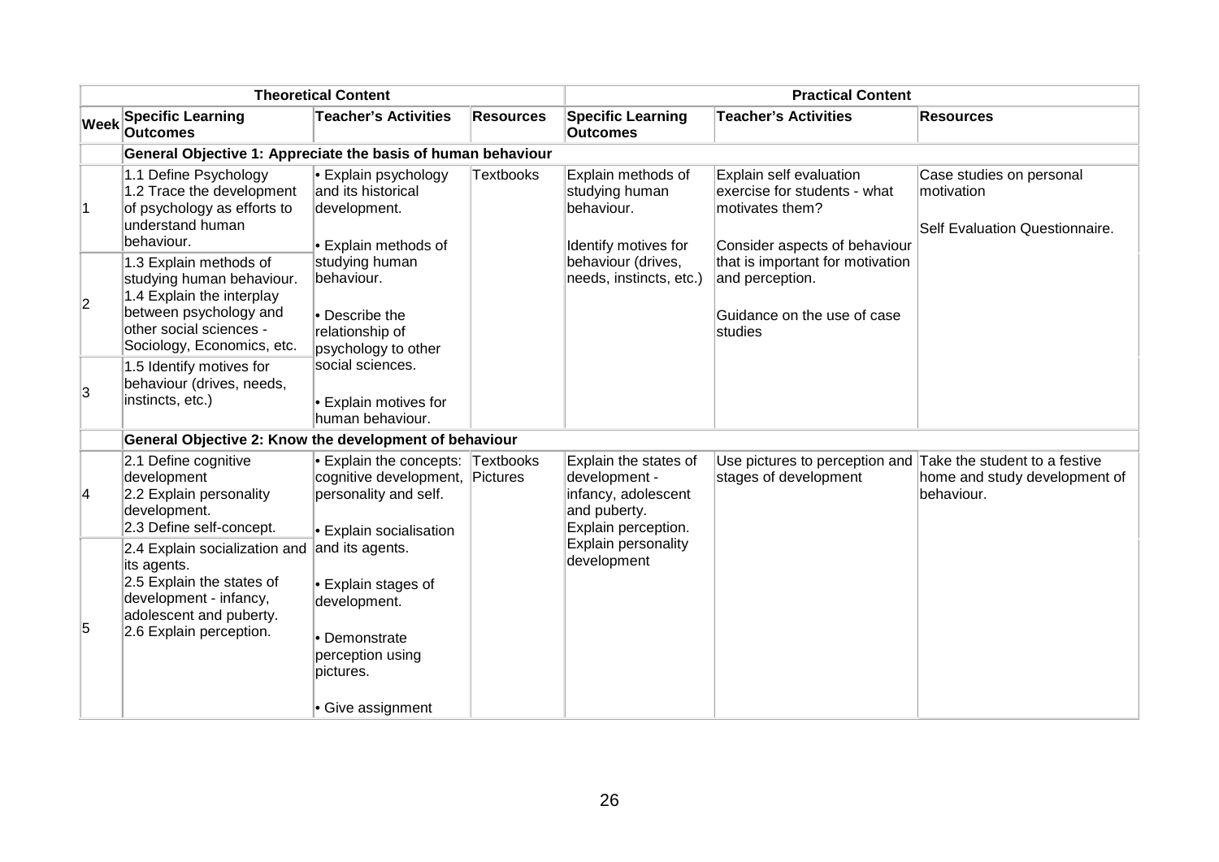| Theoretical Content | | | | Practical Content | | |
|---|---|---|---|---|---|---|
| **Week** | **Specific Learning Outcomes** | **Teacher's Activities** | **Resources** | **Specific Learning Outcomes** | **Teacher's Activities** | **Resources** |
| | **General Objective 1: Appreciate the basis of human behaviour** | | | | | |
| 1 | 1.1 Define Psychology<br>1.2 Trace the development of psychology as efforts to understand human behaviour. | • Explain psychology and its historical development.<br><br>• Explain methods of studying human behaviour.<br><br>• Describe the relationship of psychology to other social sciences.<br><br>• Explain motives for human behaviour. | Textbooks | Explain methods of studying human behaviour.<br><br>Identify motives for behaviour (drives, needs, instincts, etc.) | Explain self evaluation exercise for students - what motivates them?<br><br>Consider aspects of behaviour that is important for motivation and perception.<br><br>Guidance on the use of case studies | Case studies on personal motivation<br><br>Self Evaluation Questionnaire. |
| 2 | 1.3 Explain methods of studying human behaviour.<br>1.4 Explain the interplay between psychology and other social sciences - Sociology, Economics, etc. | | | | | |
| 3 | 1.5 Identify motives for behaviour (drives, needs, instincts, etc.) | | | | | |
| | **General Objective 2: Know the development of behaviour** | | | | | |
| 4 | 2.1 Define cognitive development<br>2.2 Explain personality development.<br>2.3 Define self-concept. | • Explain the concepts: cognitive development, personality and self.<br><br>• Explain socialisation and its agents.<br><br>• Explain stages of development.<br><br>• Demonstrate perception using pictures.<br><br>• Give assignment | Textbooks<br>Pictures | Explain the states of development - infancy, adolescent and puberty.<br>Explain perception.<br>Explain personality development | Use pictures to perception and stages of development | Take the student to a festive home and study development of behaviour. |
| 5 | 2.4 Explain socialization and its agents.<br>2.5 Explain the states of development - infancy, adolescent and puberty.<br>2.6 Explain perception. | | | | | |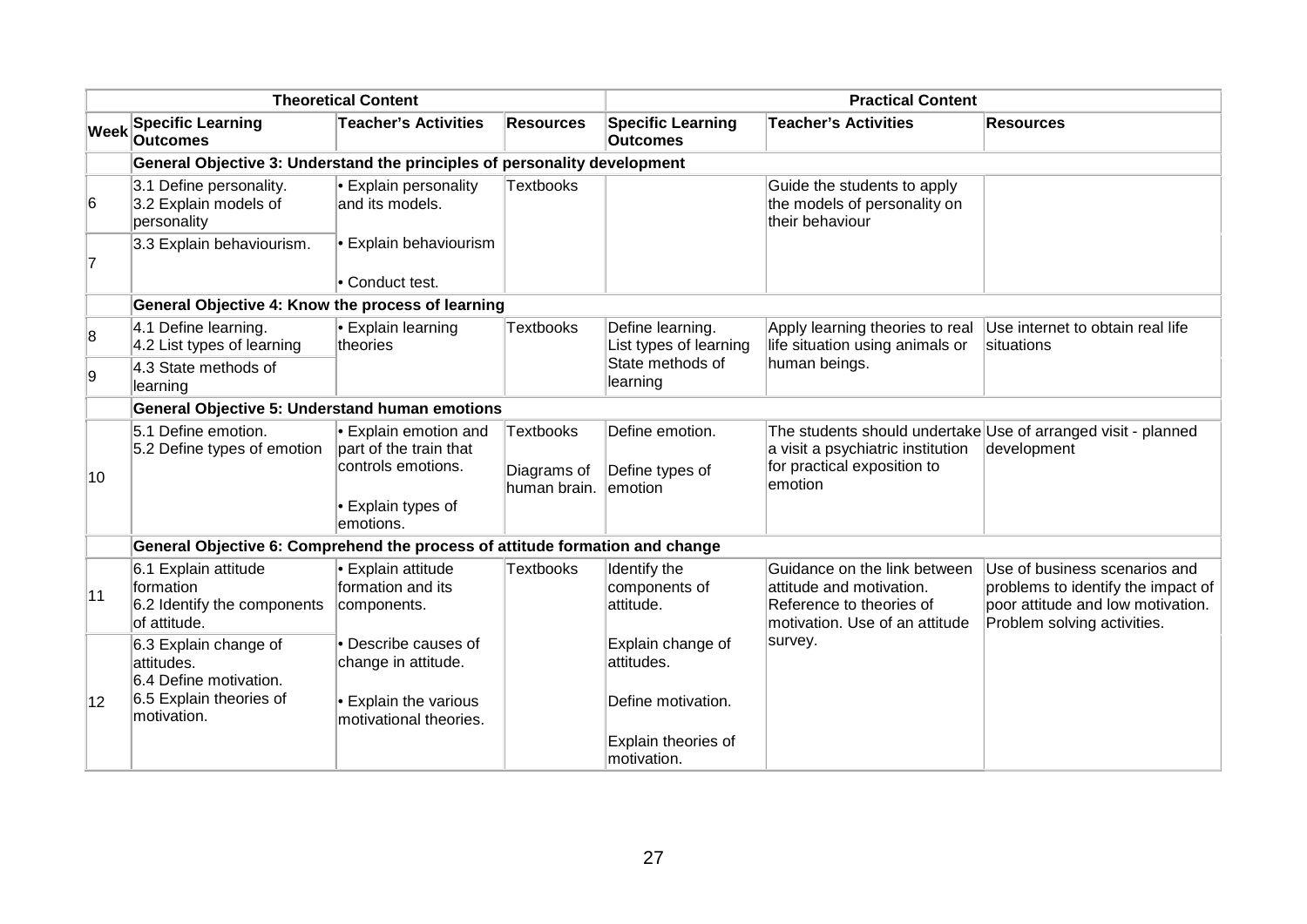| | Theoretical Content | | | Practical Content | | |
|---|---|---|---|---|---|---|
| **Week** | **Specific Learning Outcomes** | **Teacher's Activities** | **Resources** | **Specific Learning Outcomes** | **Teacher's Activities** | **Resources** |
| | **General Objective 3: Understand the principles of personality development** | | | | | |
| 6 | 3.1 Define personality.<br>3.2 Explain models of personality | • Explain personality and its models. | Textbooks | | Guide the students to apply the models of personality on their behaviour | |
| 7 | 3.3 Explain behaviourism. | • Explain behaviourism<br>• Conduct test. | | | | |
| | **General Objective 4: Know the process of learning** | | | | | |
| 8 | 4.1 Define learning.<br>4.2 List types of learning | • Explain learning theories | Textbooks | Define learning.<br>List types of learning<br>State methods of learning | Apply learning theories to real life situation using animals or human beings. | Use internet to obtain real life situations |
| 9 | 4.3 State methods of learning | | | | | |
| | **General Objective 5: Understand human emotions** | | | | | |
| 10 | 5.1 Define emotion.<br>5.2 Define types of emotion | • Explain emotion and part of the train that controls emotions.<br>• Explain types of emotions. | Textbooks<br>Diagrams of human brain. | Define emotion.<br>Define types of emotion | The students should undertake a visit a psychiatric institution for practical exposition to emotion | Use of arranged visit - planned development |
| | **General Objective 6: Comprehend the process of attitude formation and change** | | | | | |
| 11 | 6.1 Explain attitude formation<br>6.2 Identify the components of attitude. | • Explain attitude formation and its components. | Textbooks | Identify the components of attitude. | Guidance on the link between attitude and motivation. Reference to theories of motivation. Use of an attitude survey. | Use of business scenarios and problems to identify the impact of poor attitude and low motivation. Problem solving activities. |
| 12 | 6.3 Explain change of attitudes.<br>6.4 Define motivation.<br>6.5 Explain theories of motivation. | • Describe causes of change in attitude.<br>• Explain the various motivational theories. | | Explain change of attitudes.<br>Define motivation.<br>Explain theories of motivation. | | |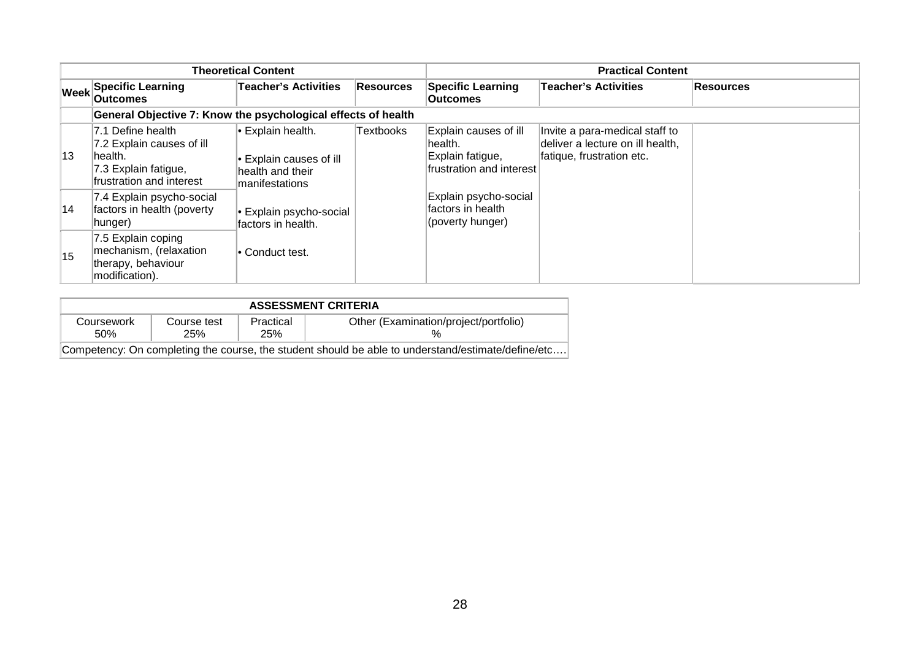| Theoretical Content | | | | Practical Content | | |
|---|---|---|---|---|---|---|
| Week | Specific Learning Outcomes | Teacher's Activities | Resources | Specific Learning Outcomes | Teacher's Activities | Resources |
| | **General Objective 7: Know the psychological effects of health** | | | | | |
| 13 | 7.1 Define health<br>7.2 Explain causes of ill health.<br>7.3 Explain fatigue, frustration and interest | • Explain health.<br>• Explain causes of ill health and their manifestations | Textbooks | Explain causes of ill health.<br>Explain fatigue, frustration and interest | Invite a para-medical staff to deliver a lecture on ill health, fatique, frustration etc. | |
| 14 | 7.4 Explain psycho-social factors in health (poverty hunger) | • Explain psycho-social factors in health. | | Explain psycho-social factors in health (poverty hunger) | | |
| 15 | 7.5 Explain coping mechanism, (relaxation therapy, behaviour modification). | • Conduct test. | | | | |

| ASSESSMENT CRITERIA | | | |
|---|---|---|---|
| Coursework 50% | Course test 25% | Practical 25% | Other (Examination/project/portfolio) % |
| Competency: On completing the course, the student should be able to understand/estimate/define/etc…. | | | |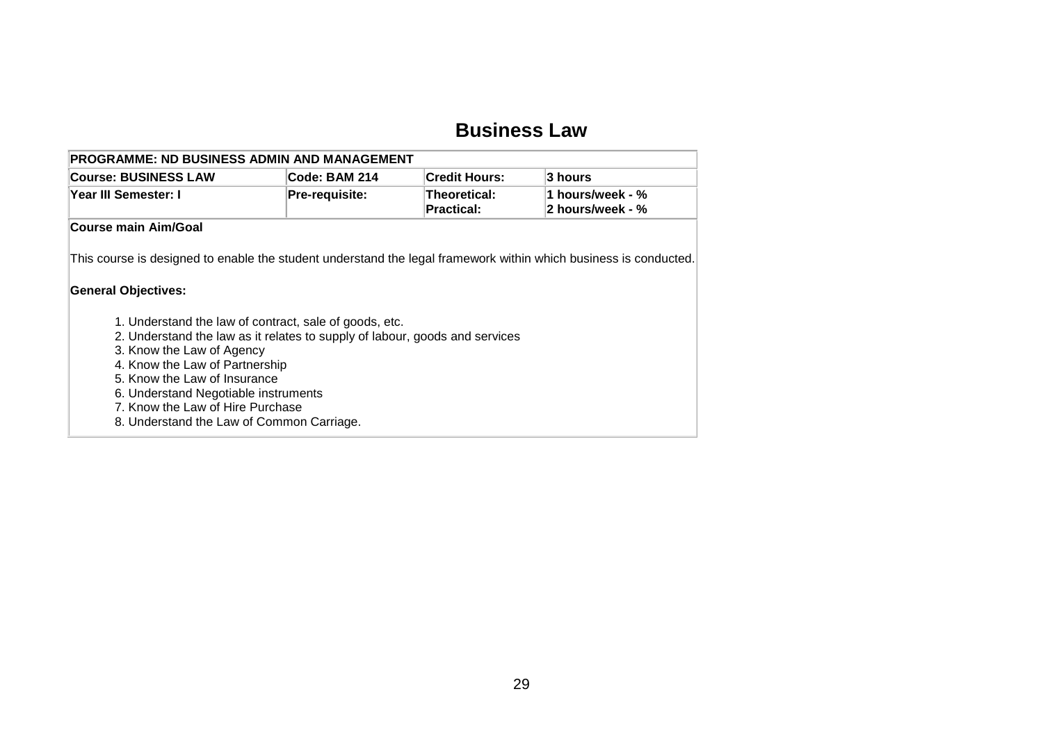# Business Law

| PROGRAMME: ND BUSINESS ADMIN AND MANAGEMENT | | | |
|---|---|---|---|
| **Course: BUSINESS LAW** | **Code: BAM 214** | **Credit Hours:** | **3 hours** |
| **Year III Semester: I** | **Pre-requisite:** | **Theoretical:**<br>**Practical:** | **1 hours/week - %**<br>**2 hours/week - %** |

**Course main Aim/Goal**

This course is designed to enable the student understand the legal framework within which business is conducted.

**General Objectives:**

1. Understand the law of contract, sale of goods, etc.
2. Understand the law as it relates to supply of labour, goods and services
3. Know the Law of Agency
4. Know the Law of Partnership
5. Know the Law of Insurance
6. Understand Negotiable instruments
7. Know the Law of Hire Purchase
8. Understand the Law of Common Carriage.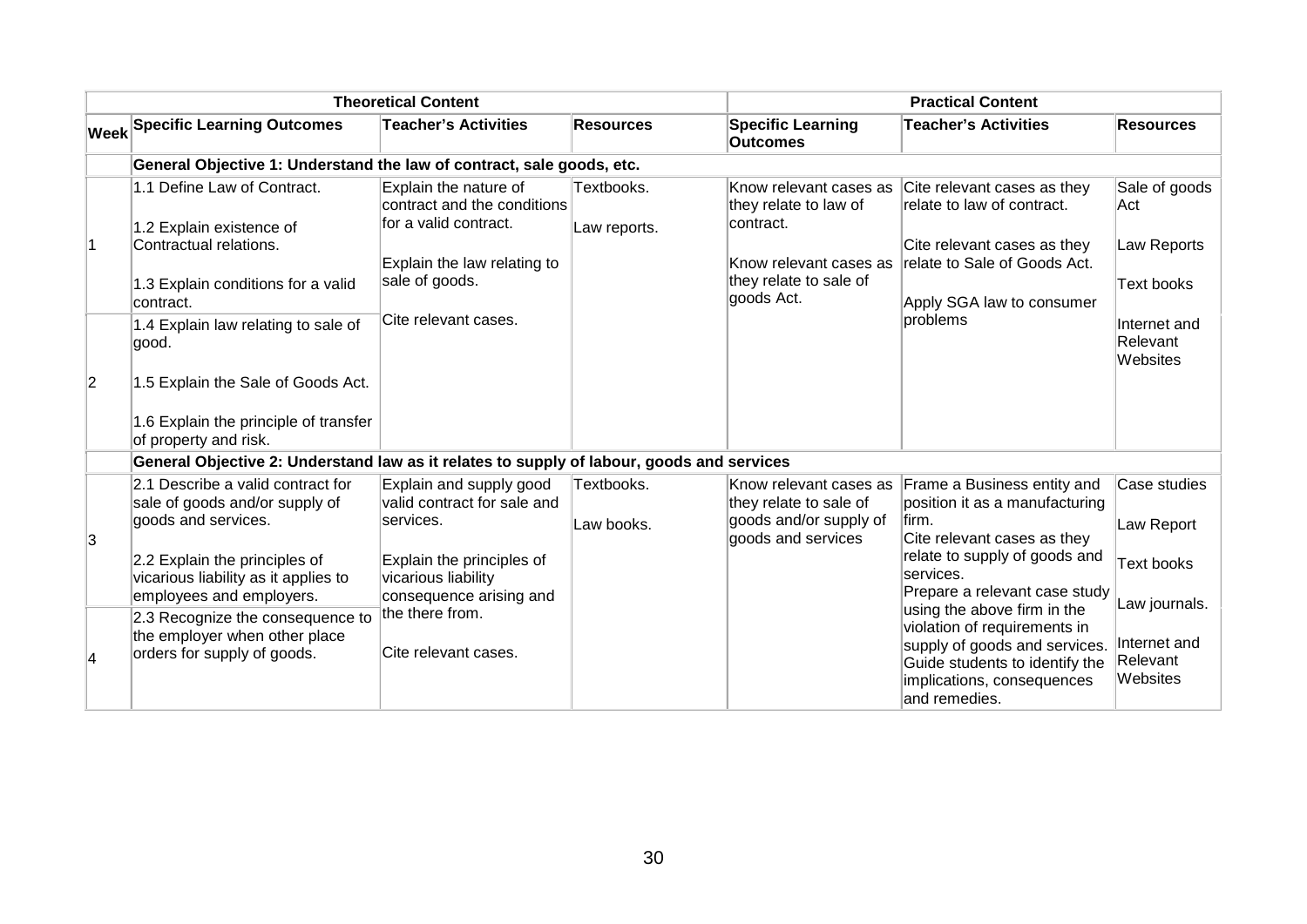| Theoretical Content | | | | Practical Content | | |
|---|---|---|---|---|---|---|
| Week | Specific Learning Outcomes | Teacher's Activities | Resources | Specific Learning Outcomes | Teacher's Activities | Resources |
| | **General Objective 1: Understand the law of contract, sale goods, etc.** | | | | | |
| 1 | 1.1 Define Law of Contract.<br><br>1.2 Explain existence of Contractual relations.<br><br>1.3 Explain conditions for a valid contract. | Explain the nature of contract and the conditions for a valid contract.<br><br>Explain the law relating to sale of goods.<br><br>Cite relevant cases. | Textbooks.<br><br>Law reports. | Know relevant cases as they relate to law of contract.<br><br>Know relevant cases as they relate to sale of goods Act. | Cite relevant cases as they relate to law of contract.<br><br>Cite relevant cases as they relate to Sale of Goods Act.<br><br>Apply SGA law to consumer problems | Sale of goods Act<br><br>Law Reports<br><br>Text books<br><br>Internet and Relevant Websites |
| 2 | 1.4 Explain law relating to sale of good.<br><br>1.5 Explain the Sale of Goods Act.<br><br>1.6 Explain the principle of transfer of property and risk. | | | | | |
| | **General Objective 2: Understand law as it relates to supply of labour, goods and services** | | | | | |
| 3 | 2.1 Describe a valid contract for sale of goods and/or supply of goods and services.<br><br>2.2 Explain the principles of vicarious liability as it applies to employees and employers. | Explain and supply good valid contract for sale and services.<br><br>Explain the principles of vicarious liability consequence arising and the there from.<br><br>Cite relevant cases. | Textbooks.<br><br>Law books. | Know relevant cases as they relate to sale of goods and/or supply of goods and services | Frame a Business entity and position it as a manufacturing firm.<br>Cite relevant cases as they relate to supply of goods and services.<br>Prepare a relevant case study using the above firm in the violation of requirements in supply of goods and services.<br>Guide students to identify the implications, consequences and remedies. | Case studies<br><br>Law Report<br><br>Text books<br><br>Law journals.<br><br>Internet and Relevant Websites |
| 4 | 2.3 Recognize the consequence to the employer when other place orders for supply of goods. | | | | | |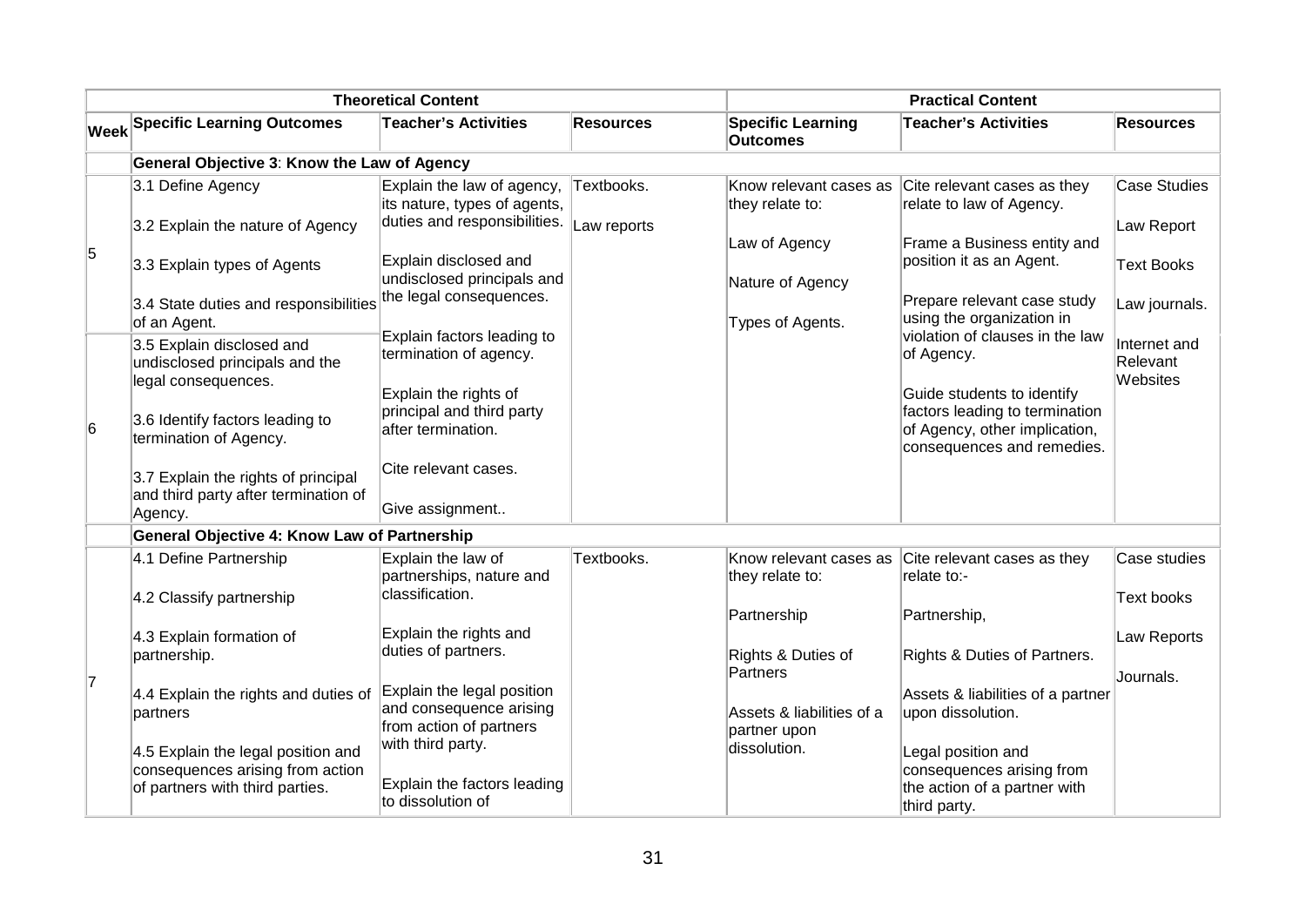| Week | Theoretical Content | | | Practical Content | | |
|---|---|---|---|---|---|---|
| | **Specific Learning Outcomes** | **Teacher's Activities** | **Resources** | **Specific Learning Outcomes** | **Teacher's Activities** | **Resources** |
| | **General Objective 3: Know the Law of Agency** | | | | | |
| 5 | 3.1 Define Agency<br><br>3.2 Explain the nature of Agency<br><br>3.3 Explain types of Agents<br><br>3.4 State duties and responsibilities of an Agent. | Explain the law of agency, its nature, types of agents, duties and responsibilities.<br><br>Explain disclosed and undisclosed principals and the legal consequences.<br><br>Explain factors leading to termination of agency.<br><br>Explain the rights of principal and third party after termination.<br><br>Cite relevant cases.<br><br>Give assignment.. | Textbooks.<br><br>Law reports | Know relevant cases as they relate to:<br><br>Law of Agency<br><br>Nature of Agency<br><br>Types of Agents. | Cite relevant cases as they relate to law of Agency.<br><br>Frame a Business entity and position it as an Agent.<br><br>Prepare relevant case study using the organization in violation of clauses in the law of Agency.<br><br>Guide students to identify factors leading to termination of Agency, other implication, consequences and remedies. | Case Studies<br><br>Law Report<br><br>Text Books<br><br>Law journals.<br><br>Internet and Relevant Websites |
| 6 | 3.5 Explain disclosed and undisclosed principals and the legal consequences.<br><br>3.6 Identify factors leading to termination of Agency.<br><br>3.7 Explain the rights of principal and third party after termination of Agency. | | | | | |
| | **General Objective 4: Know Law of Partnership** | | | | | |
| 7 | 4.1 Define Partnership<br><br>4.2 Classify partnership<br><br>4.3 Explain formation of partnership.<br><br>4.4 Explain the rights and duties of partners<br><br>4.5 Explain the legal position and consequences arising from action of partners with third parties. | Explain the law of partnerships, nature and classification.<br><br>Explain the rights and duties of partners.<br><br>Explain the legal position and consequence arising from action of partners with third party.<br><br>Explain the factors leading to dissolution of | Textbooks. | Know relevant cases as they relate to:<br><br>Partnership<br><br>Rights & Duties of Partners<br><br>Assets & liabilities of a partner upon dissolution. | Cite relevant cases as they relate to:-<br><br>Partnership,<br><br>Rights & Duties of Partners.<br><br>Assets & liabilities of a partner upon dissolution.<br><br>Legal position and consequences arising from the action of a partner with third party. | Case studies<br><br>Text books<br><br>Law Reports<br><br>Journals. |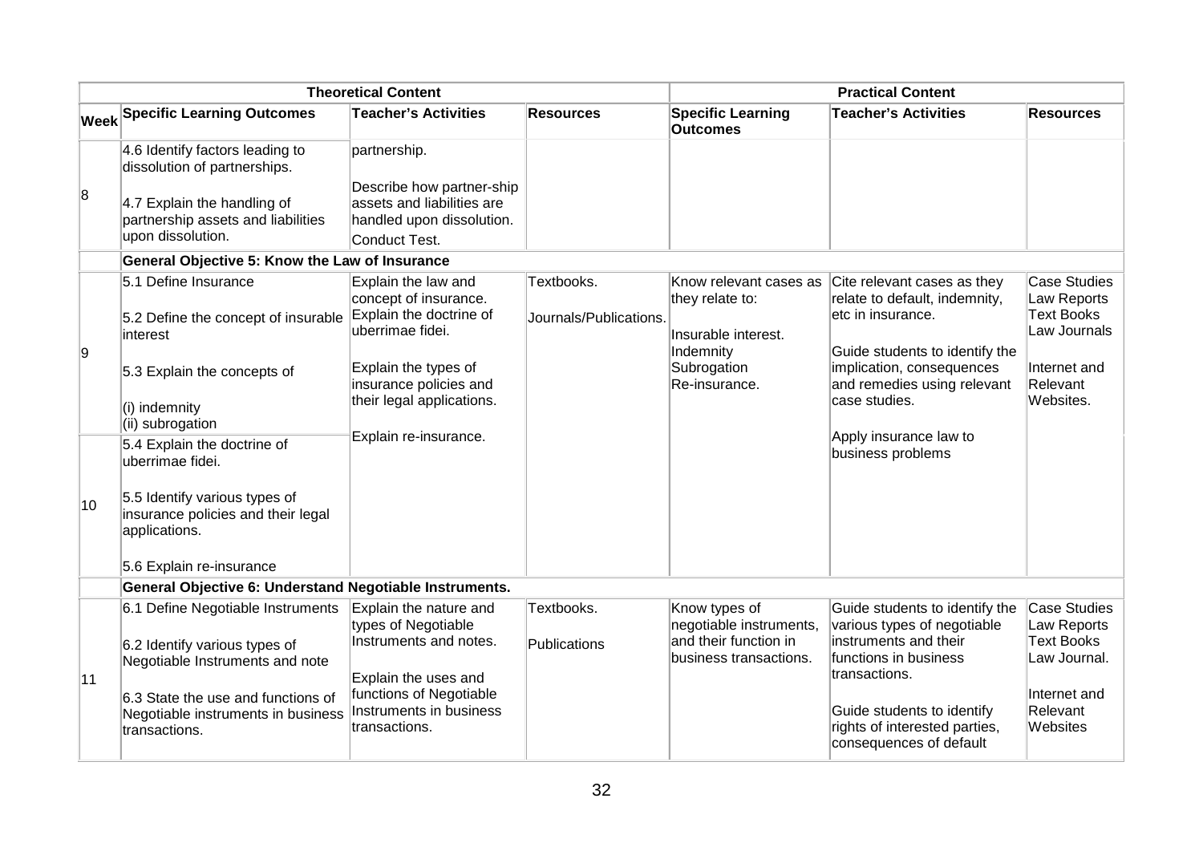| | Theoretical Content | | | Practical Content | | |
|---|---|---|---|---|---|---|
| **Week** | **Specific Learning Outcomes** | **Teacher's Activities** | **Resources** | **Specific Learning Outcomes** | **Teacher's Activities** | **Resources** |
| 8 | 4.6 Identify factors leading to dissolution of partnerships.<br><br>4.7 Explain the handling of partnership assets and liabilities upon dissolution. | partnership.<br><br>Describe how partner-ship assets and liabilities are handled upon dissolution.<br>Conduct Test. | | | | |
| | **General Objective 5: Know the Law of Insurance** | | | | | |
| 9 | 5.1 Define Insurance<br><br>5.2 Define the concept of insurable interest<br><br>5.3 Explain the concepts of<br><br>(i) indemnity<br>(ii) subrogation | Explain the law and concept of insurance.<br>Explain the doctrine of uberrimae fidei.<br><br>Explain the types of insurance policies and their legal applications.<br><br>Explain re-insurance. | Textbooks.<br><br>Journals/Publications. | Know relevant cases as they relate to:<br><br>Insurable interest.<br>Indemnity<br>Subrogation<br>Re-insurance. | Cite relevant cases as they relate to default, indemnity, etc in insurance.<br><br>Guide students to identify the implication, consequences and remedies using relevant case studies.<br><br>Apply insurance law to business problems | Case Studies<br>Law Reports<br>Text Books<br>Law Journals<br><br>Internet and Relevant Websites. |
| 10 | 5.4 Explain the doctrine of uberrimae fidei.<br><br>5.5 Identify various types of insurance policies and their legal applications.<br><br>5.6 Explain re-insurance | | | | | |
| | **General Objective 6: Understand Negotiable Instruments.** | | | | | |
| 11 | 6.1 Define Negotiable Instruments<br><br>6.2 Identify various types of Negotiable Instruments and note<br><br>6.3 State the use and functions of Negotiable instruments in business transactions. | Explain the nature and types of Negotiable Instruments and notes.<br><br>Explain the uses and functions of Negotiable Instruments in business transactions. | Textbooks.<br><br>Publications | Know types of negotiable instruments, and their function in business transactions. | Guide students to identify the various types of negotiable instruments and their functions in business transactions.<br><br>Guide students to identify rights of interested parties, consequences of default | Case Studies<br>Law Reports<br>Text Books<br>Law Journal.<br><br>Internet and Relevant Websites |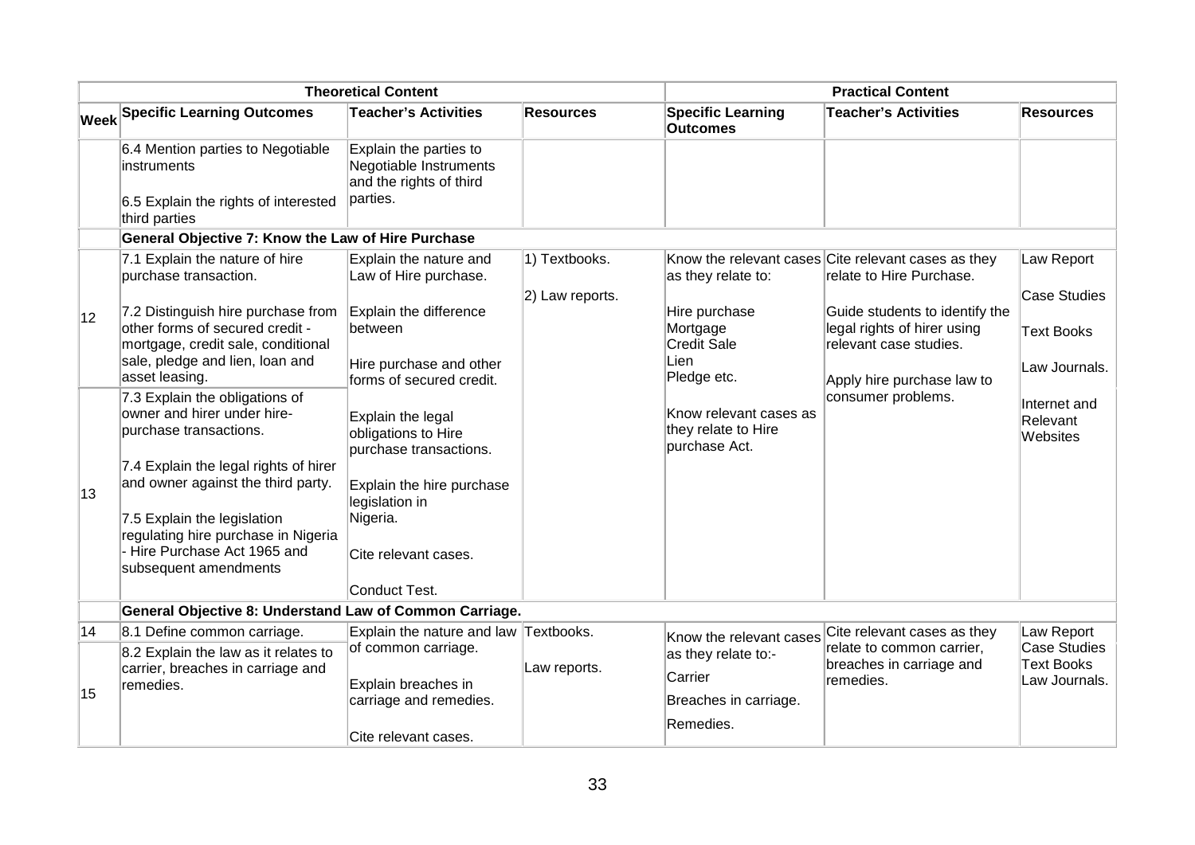| | Theoretical Content | | | Practical Content | | |
|---|---|---|---|---|---|---|
| **Week** | **Specific Learning Outcomes** | **Teacher's Activities** | **Resources** | **Specific Learning Outcomes** | **Teacher's Activities** | **Resources** |
| | 6.4 Mention parties to Negotiable instruments<br><br>6.5 Explain the rights of interested third parties | Explain the parties to Negotiable Instruments and the rights of third parties. | | | | |
| | **General Objective 7: Know the Law of Hire Purchase** | | | | | |
| 12 | 7.1 Explain the nature of hire purchase transaction.<br><br>7.2 Distinguish hire purchase from other forms of secured credit - mortgage, credit sale, conditional sale, pledge and lien, loan and asset leasing. | Explain the nature and Law of Hire purchase.<br><br>Explain the difference between<br><br>Hire purchase and other forms of secured credit. | 1) Textbooks.<br><br>2) Law reports. | Know the relevant cases as they relate to:<br><br>Hire purchase<br>Mortgage<br>Credit Sale<br>Lien<br>Pledge etc.<br><br>Know relevant cases as they relate to Hire purchase Act. | Cite relevant cases as they relate to Hire Purchase.<br><br>Guide students to identify the legal rights of hirer using relevant case studies.<br><br>Apply hire purchase law to consumer problems. | Law Report<br><br>Case Studies<br><br>Text Books<br><br>Law Journals.<br><br>Internet and Relevant Websites |
| 13 | 7.3 Explain the obligations of owner and hirer under hire-purchase transactions.<br><br>7.4 Explain the legal rights of hirer and owner against the third party.<br><br>7.5 Explain the legislation regulating hire purchase in Nigeria - Hire Purchase Act 1965 and subsequent amendments | Explain the legal obligations to Hire purchase transactions.<br><br>Explain the hire purchase legislation in Nigeria.<br><br>Cite relevant cases.<br><br>Conduct Test. | | | | |
| | **General Objective 8: Understand Law of Common Carriage.** | | | | | |
| 14 | 8.1 Define common carriage. | Explain the nature and law of common carriage.<br><br>Explain breaches in carriage and remedies.<br><br>Cite relevant cases. | Textbooks.<br><br>Law reports. | Know the relevant cases as they relate to:-<br>Carrier<br>Breaches in carriage.<br>Remedies. | Cite relevant cases as they relate to common carrier, breaches in carriage and remedies. | Law Report<br>Case Studies<br>Text Books<br>Law Journals. |
| 15 | 8.2 Explain the law as it relates to carrier, breaches in carriage and remedies. | | | | | |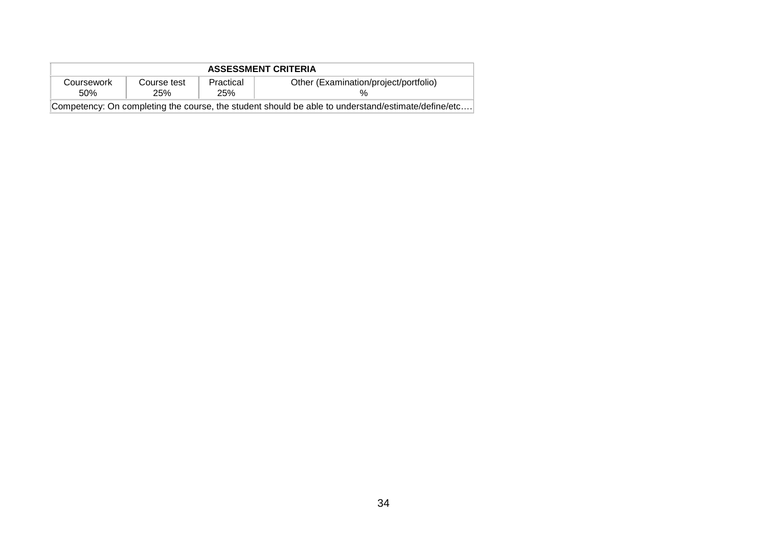| ASSESSMENT CRITERIA | | | |
|---|---|---|---|
| Coursework 50% | Course test 25% | Practical 25% | Other (Examination/project/portfolio) % |
| Competency: On completing the course, the student should be able to understand/estimate/define/etc…. | | | |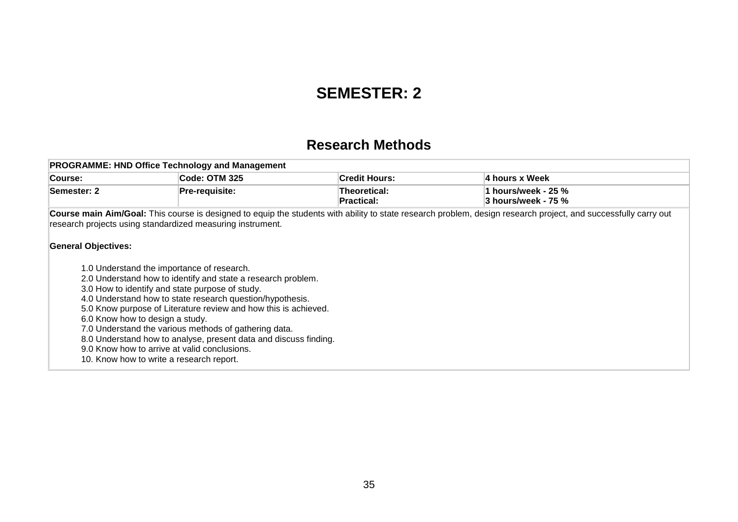# SEMESTER: 2

## Research Methods

| **PROGRAMME: HND Office Technology and Management** | | | |
|---|---|---|---|
| **Course:** | **Code: OTM 325** | **Credit Hours:** | **4 hours x Week** |
| **Semester: 2** | **Pre-requisite:** | **Theoretical:**<br>**Practical:** | **1 hours/week - 25 %**<br>**3 hours/week - 75 %** |

**Course main Aim/Goal:** This course is designed to equip the students with ability to state research problem, design research project, and successfully carry out research projects using standardized measuring instrument.

**General Objectives:**

1.0 Understand the importance of research.
2.0 Understand how to identify and state a research problem.
3.0 How to identify and state purpose of study.
4.0 Understand how to state research question/hypothesis.
5.0 Know purpose of Literature review and how this is achieved.
6.0 Know how to design a study.
7.0 Understand the various methods of gathering data.
8.0 Understand how to analyse, present data and discuss finding.
9.0 Know how to arrive at valid conclusions.
10. Know how to write a research report.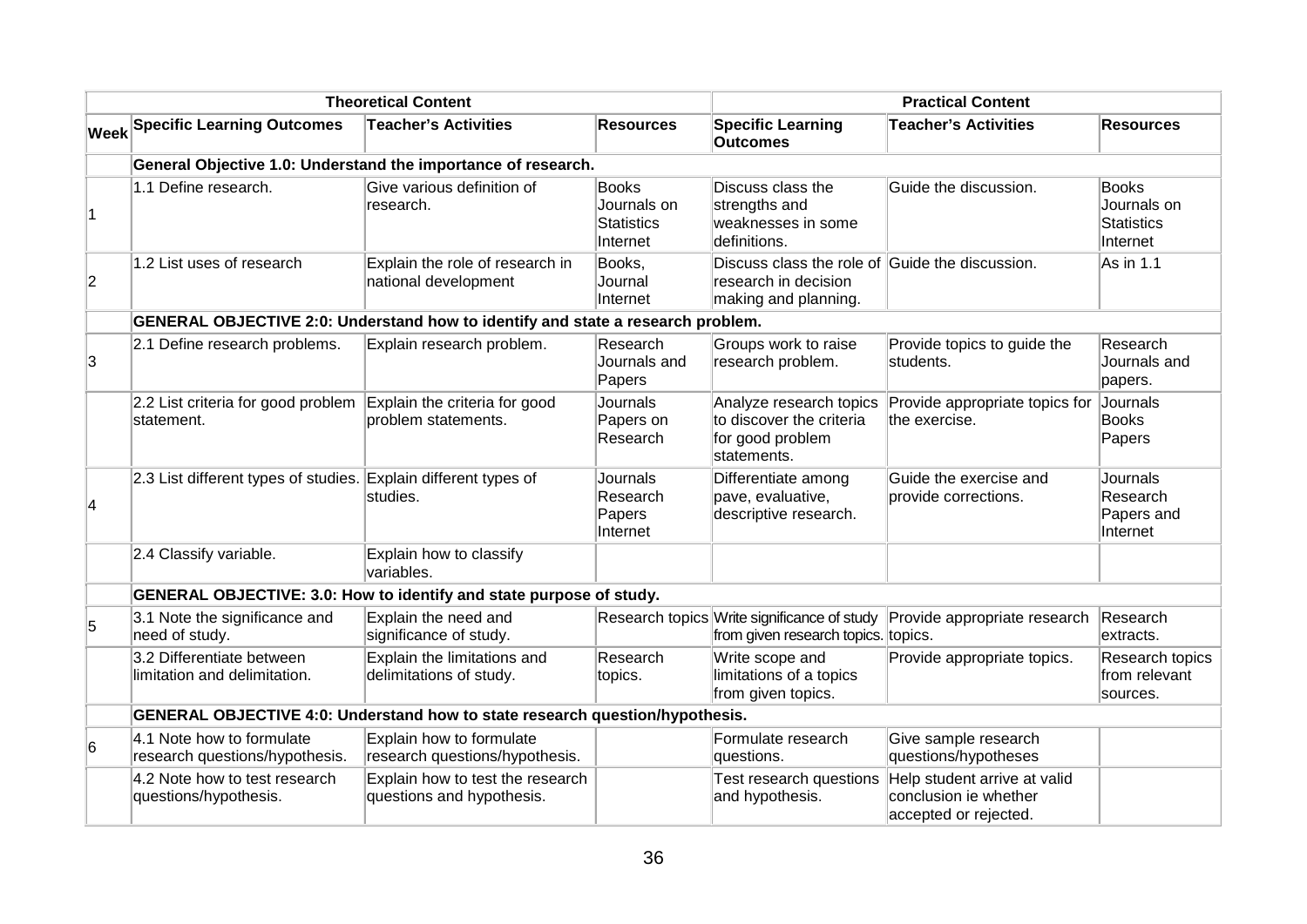| | Theoretical Content | | | Practical Content | | |
|---|---|---|---|---|---|---|
| **Week** | **Specific Learning Outcomes** | **Teacher's Activities** | **Resources** | **Specific Learning Outcomes** | **Teacher's Activities** | **Resources** |
| | **General Objective 1.0: Understand the importance of research.** | | | | | |
| 1 | 1.1 Define research. | Give various definition of research. | Books Journals on Statistics Internet | Discuss class the strengths and weaknesses in some definitions. | Guide the discussion. | Books Journals on Statistics Internet |
| 2 | 1.2 List uses of research | Explain the role of research in national development | Books, Journal Internet | Discuss class the role of research in decision making and planning. | Guide the discussion. | As in 1.1 |
| | **GENERAL OBJECTIVE 2:0: Understand how to identify and state a research problem.** | | | | | |
| 3 | 2.1 Define research problems. | Explain research problem. | Research Journals and Papers | Groups work to raise research problem. | Provide topics to guide the students. | Research Journals and papers. |
| | 2.2 List criteria for good problem statement. | Explain the criteria for good problem statements. | Journals Papers on Research | Analyze research topics to discover the criteria for good problem statements. | Provide appropriate topics for the exercise. | Journals Books Papers |
| 4 | 2.3 List different types of studies. | Explain different types of studies. | Journals Research Papers Internet | Differentiate among pave, evaluative, descriptive research. | Guide the exercise and provide corrections. | Journals Research Papers and Internet |
| | 2.4 Classify variable. | Explain how to classify variables. | | | | |
| | **GENERAL OBJECTIVE: 3.0: How to identify and state purpose of study.** | | | | | |
| 5 | 3.1 Note the significance and need of study. | Explain the need and significance of study. | Research topics | Write significance of study from given research topics. | Provide appropriate research topics. | Research extracts. |
| | 3.2 Differentiate between limitation and delimitation. | Explain the limitations and delimitations of study. | Research topics. | Write scope and limitations of a topics from given topics. | Provide appropriate topics. | Research topics from relevant sources. |
| | **GENERAL OBJECTIVE 4:0: Understand how to state research question/hypothesis.** | | | | | |
| 6 | 4.1 Note how to formulate research questions/hypothesis. | Explain how to formulate research questions/hypothesis. | | Formulate research questions. | Give sample research questions/hypotheses | |
| | 4.2 Note how to test research questions/hypothesis. | Explain how to test the research questions and hypothesis. | | Test research questions and hypothesis. | Help student arrive at valid conclusion ie whether accepted or rejected. | |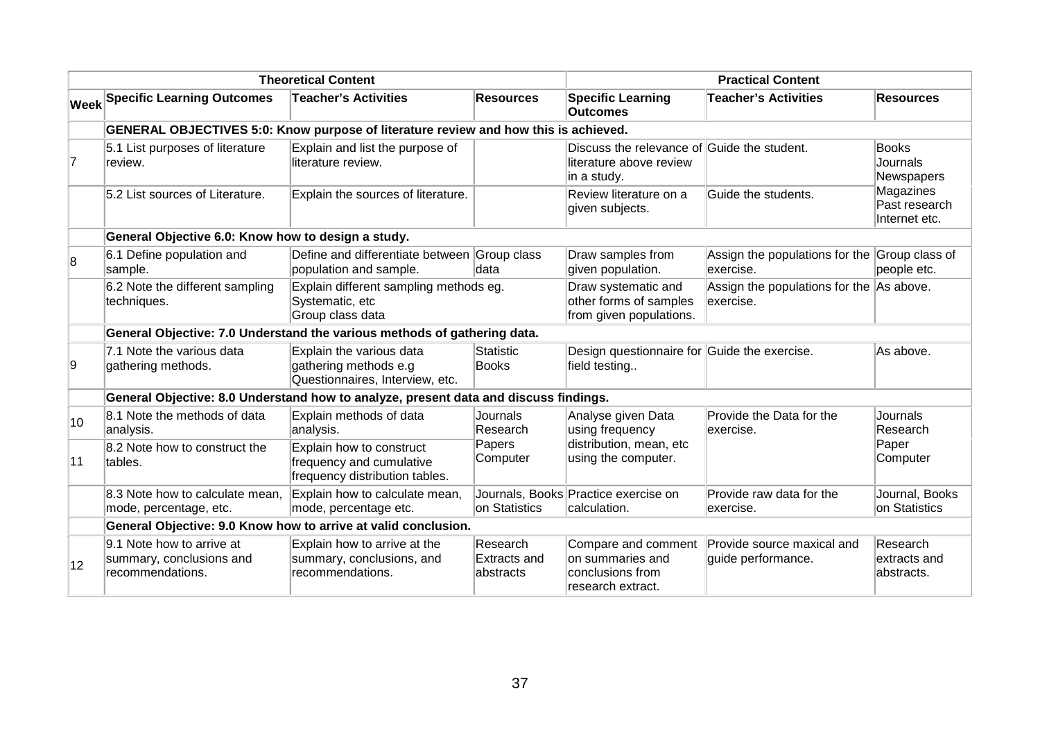| | Theoretical Content | | | Practical Content | | |
|---|---|---|---|---|---|---|
| **Week** | **Specific Learning Outcomes** | **Teacher's Activities** | **Resources** | **Specific Learning Outcomes** | **Teacher's Activities** | **Resources** |
| | **GENERAL OBJECTIVES 5:0: Know purpose of literature review and how this is achieved.** | | | | | |
| 7 | 5.1 List purposes of literature review. | Explain and list the purpose of literature review. | | Discuss the relevance of literature above review in a study. | Guide the student. | Books Journals Newspapers Magazines Past research Internet etc. |
| | 5.2 List sources of Literature. | Explain the sources of literature. | | Review literature on a given subjects. | Guide the students. | |
| | **General Objective 6.0: Know how to design a study.** | | | | | |
| 8 | 6.1 Define population and sample. | Define and differentiate between population and sample. | Group class data | Draw samples from given population. | Assign the populations for the exercise. | Group class of people etc. |
| | 6.2 Note the different sampling techniques. | Explain different sampling methods eg. Systematic, etc Group class data | | Draw systematic and other forms of samples from given populations. | Assign the populations for the exercise. | As above. |
| | **General Objective: 7.0 Understand the various methods of gathering data.** | | | | | |
| 9 | 7.1 Note the various data gathering methods. | Explain the various data gathering methods e.g Questionnaires, Interview, etc. | Statistic Books | Design questionnaire for field testing.. | Guide the exercise. | As above. |
| | **General Objective: 8.0 Understand how to analyze, present data and discuss findings.** | | | | | |
| 10 | 8.1 Note the methods of data analysis. | Explain methods of data analysis. | Journals Research Papers Computer | Analyse given Data using frequency distribution, mean, etc using the computer. | Provide the Data for the exercise. | Journals Research Paper Computer |
| 11 | 8.2 Note how to construct the tables. | Explain how to construct frequency and cumulative frequency distribution tables. | | | | |
| | 8.3 Note how to calculate mean, mode, percentage, etc. | Explain how to calculate mean, mode, percentage etc. | Journals, Books on Statistics | Practice exercise on calculation. | Provide raw data for the exercise. | Journal, Books on Statistics |
| | **General Objective: 9.0 Know how to arrive at valid conclusion.** | | | | | |
| 12 | 9.1 Note how to arrive at summary, conclusions and recommendations. | Explain how to arrive at the summary, conclusions, and recommendations. | Research Extracts and abstracts | Compare and comment on summaries and conclusions from research extract. | Provide source maxical and guide performance. | Research extracts and abstracts. |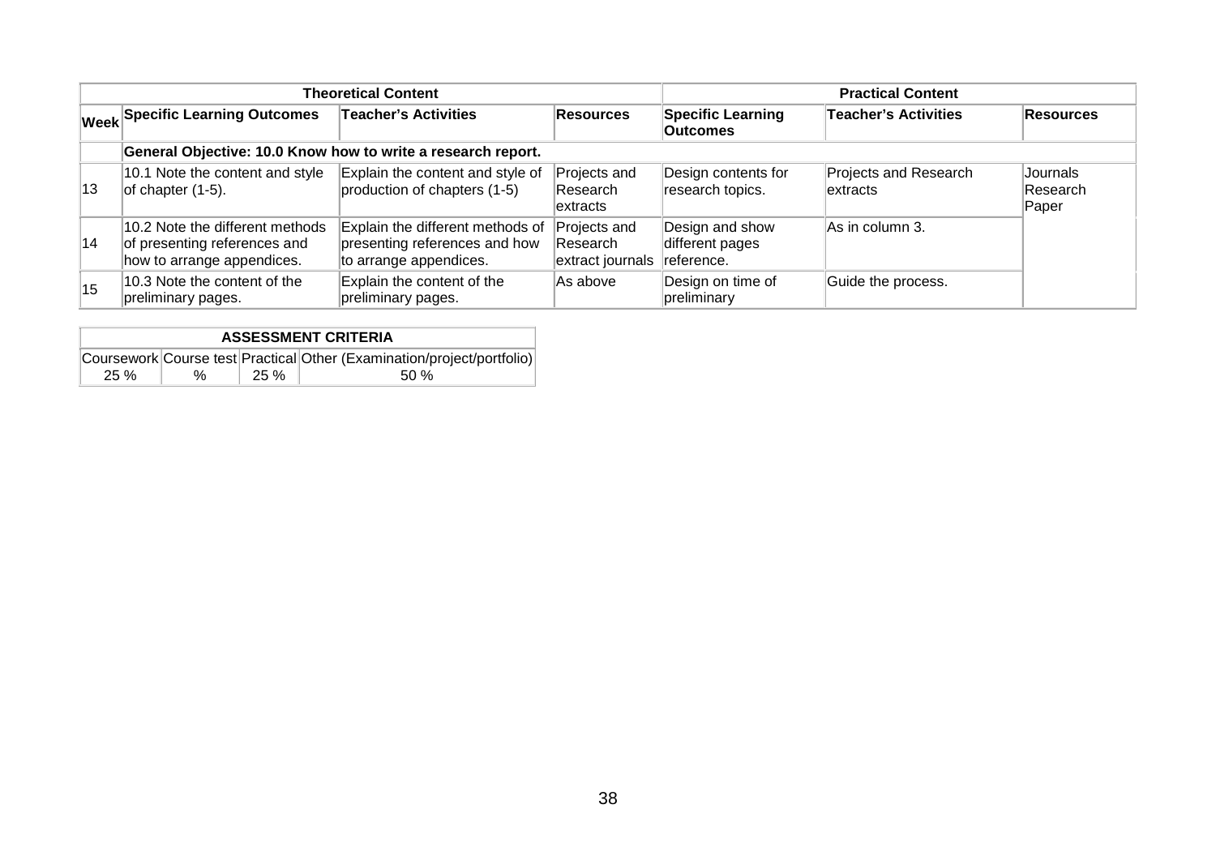| Theoretical Content | | | | Practical Content | | |
|---|---|---|---|---|---|---|
| Week | Specific Learning Outcomes | Teacher's Activities | Resources | Specific Learning Outcomes | Teacher's Activities | Resources |
| | **General Objective: 10.0 Know how to write a research report.** | | | | | |
| 13 | 10.1 Note the content and style of chapter (1-5). | Explain the content and style of production of chapters (1-5) | Projects and Research extracts | Design contents for research topics. | Projects and Research extracts | Journals Research Paper |
| 14 | 10.2 Note the different methods of presenting references and how to arrange appendices. | Explain the different methods of presenting references and how to arrange appendices. | Projects and Research extract journals | Design and show different pages reference. | As in column 3. | |
| 15 | 10.3 Note the content of the preliminary pages. | Explain the content of the preliminary pages. | As above | Design on time of preliminary | Guide the process. | |

| ASSESSMENT CRITERIA | | | |
|---|---|---|---|
| Coursework | Course test | Practical | Other (Examination/project/portfolio) |
| 25 % | % | 25 % | 50 % |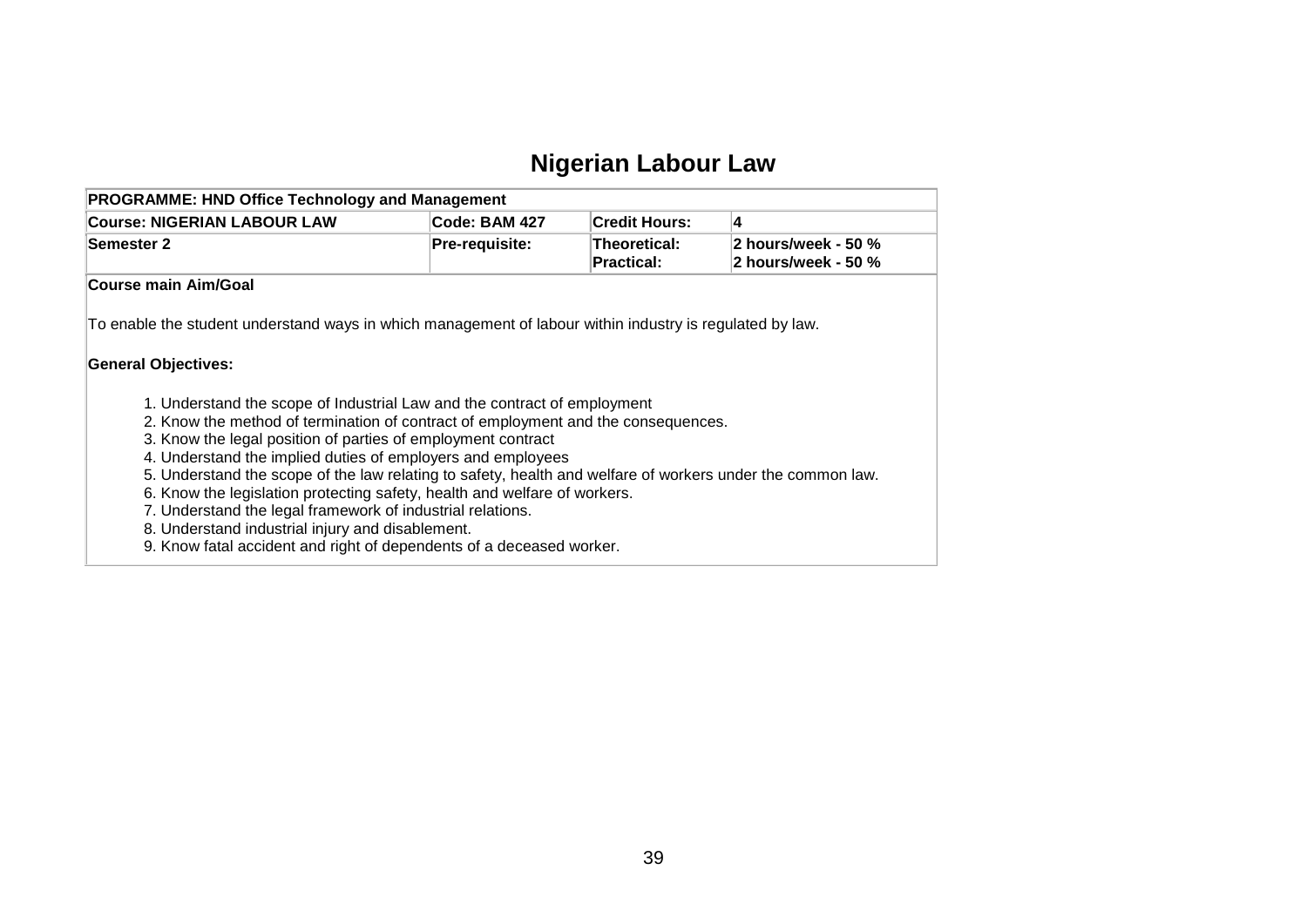# Nigerian Labour Law

| PROGRAMME: HND Office Technology and Management | | | |
|---|---|---|---|
| **Course: NIGERIAN LABOUR LAW** | **Code: BAM 427** | **Credit Hours:** | **4** |
| **Semester 2** | **Pre-requisite:** | **Theoretical:**<br>**Practical:** | **2 hours/week - 50 %**<br>**2 hours/week - 50 %** |

**Course main Aim/Goal**

To enable the student understand ways in which management of labour within industry is regulated by law.

**General Objectives:**

1. Understand the scope of Industrial Law and the contract of employment
2. Know the method of termination of contract of employment and the consequences.
3. Know the legal position of parties of employment contract
4. Understand the implied duties of employers and employees
5. Understand the scope of the law relating to safety, health and welfare of workers under the common law.
6. Know the legislation protecting safety, health and welfare of workers.
7. Understand the legal framework of industrial relations.
8. Understand industrial injury and disablement.
9. Know fatal accident and right of dependents of a deceased worker.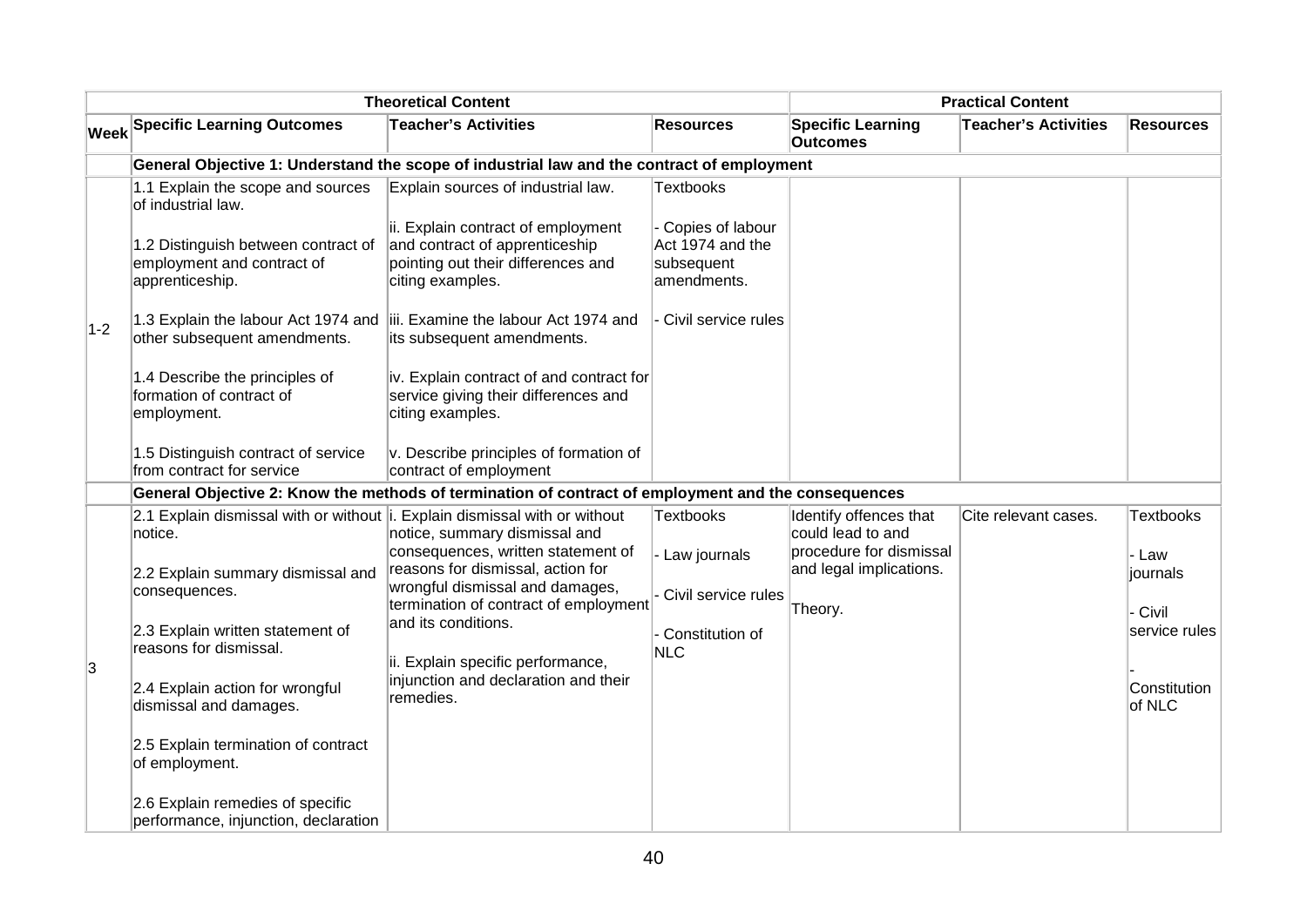| | Theoretical Content | | | Practical Content | | |
|---|---|---|---|---|---|---|
| Week | Specific Learning Outcomes | Teacher's Activities | Resources | Specific Learning Outcomes | Teacher's Activities | Resources |
| | **General Objective 1: Understand the scope of industrial law and the contract of employment** | | | | | |
| 1-2 | 1.1 Explain the scope and sources of industrial law.<br><br>1.2 Distinguish between contract of employment and contract of apprenticeship.<br><br>1.3 Explain the labour Act 1974 and other subsequent amendments.<br><br>1.4 Describe the principles of formation of contract of employment.<br><br>1.5 Distinguish contract of service from contract for service | Explain sources of industrial law.<br><br>ii. Explain contract of employment and contract of apprenticeship pointing out their differences and citing examples.<br><br>iii. Examine the labour Act 1974 and its subsequent amendments.<br><br>iv. Explain contract of and contract for service giving their differences and citing examples.<br><br>v. Describe principles of formation of contract of employment | Textbooks<br><br>- Copies of labour Act 1974 and the subsequent amendments.<br><br>- Civil service rules | | | |
| | **General Objective 2: Know the methods of termination of contract of employment and the consequences** | | | | | |
| 3 | 2.1 Explain dismissal with or without notice.<br><br>2.2 Explain summary dismissal and consequences.<br><br>2.3 Explain written statement of reasons for dismissal.<br><br>2.4 Explain action for wrongful dismissal and damages.<br><br>2.5 Explain termination of contract of employment.<br><br>2.6 Explain remedies of specific performance, injunction, declaration | i. Explain dismissal with or without notice, summary dismissal and consequences, written statement of reasons for dismissal, action for wrongful dismissal and damages, termination of contract of employment and its conditions.<br><br>ii. Explain specific performance, injunction and declaration and their remedies. | Textbooks<br><br>- Law journals<br><br>- Civil service rules<br><br>- Constitution of NLC | Identify offences that could lead to and procedure for dismissal and legal implications.<br><br>Theory. | Cite relevant cases. | Textbooks<br><br>- Law journals<br><br>- Civil service rules<br><br>- Constitution of NLC |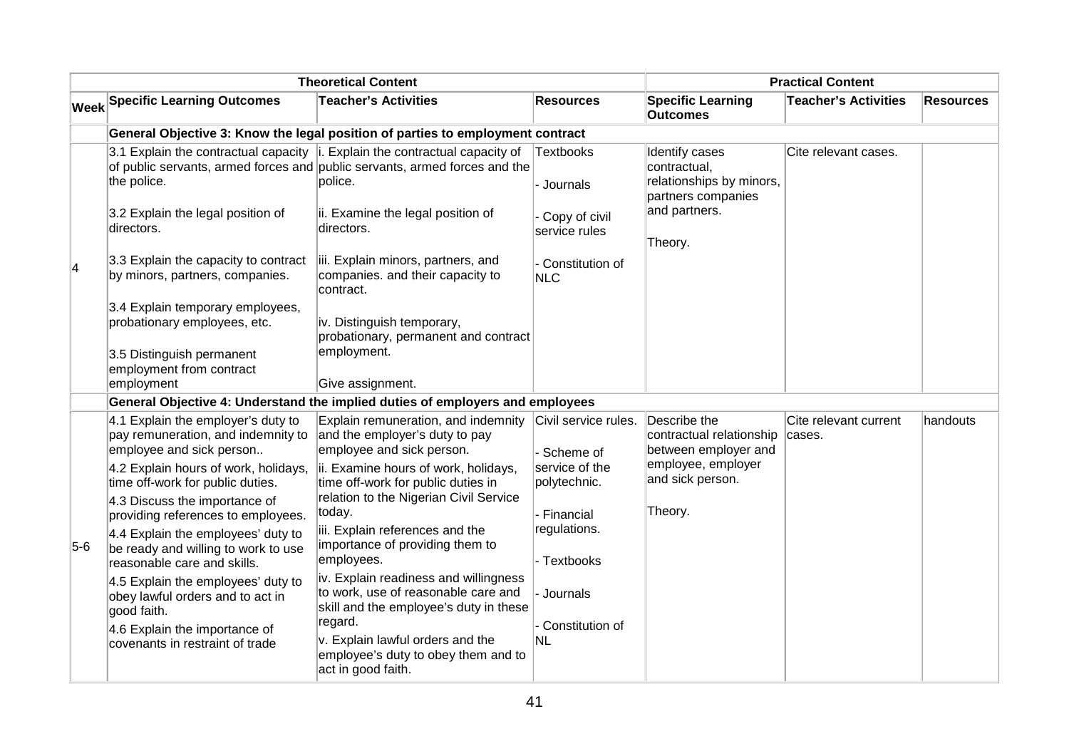| | Theoretical Content | | | Practical Content | | |
|---|---|---|---|---|---|---|
| **Week** | **Specific Learning Outcomes** | **Teacher's Activities** | **Resources** | **Specific Learning Outcomes** | **Teacher's Activities** | **Resources** |
| | **General Objective 3: Know the legal position of parties to employment contract** | | | | | |
| 4 | 3.1 Explain the contractual capacity of public servants, armed forces and the police.<br><br>3.2 Explain the legal position of directors.<br><br>3.3 Explain the capacity to contract by minors, partners, companies.<br><br>3.4 Explain temporary employees, probationary employees, etc.<br><br>3.5 Distinguish permanent employment from contract employment | i. Explain the contractual capacity of public servants, armed forces and the police.<br><br>ii. Examine the legal position of directors.<br><br>iii. Explain minors, partners, and companies. and their capacity to contract.<br><br>iv. Distinguish temporary, probationary, permanent and contract employment.<br><br>Give assignment. | Textbooks<br><br>- Journals<br><br>- Copy of civil service rules<br><br>- Constitution of NLC | Identify cases contractual, relationships by minors, partners companies and partners.<br><br>Theory. | Cite relevant cases. | |
| | **General Objective 4: Understand the implied duties of employers and employees** | | | | | |
| 5-6 | 4.1 Explain the employer's duty to pay remuneration, and indemnity to employee and sick person..<br><br>4.2 Explain hours of work, holidays, time off-work for public duties.<br><br>4.3 Discuss the importance of providing references to employees.<br><br>4.4 Explain the employees' duty to be ready and willing to work to use reasonable care and skills.<br><br>4.5 Explain the employees' duty to obey lawful orders and to act in good faith.<br><br>4.6 Explain the importance of covenants in restraint of trade | Explain remuneration, and indemnity and the employer's duty to pay employee and sick person.<br><br>ii. Examine hours of work, holidays, time off-work for public duties in relation to the Nigerian Civil Service today.<br><br>iii. Explain references and the importance of providing them to employees.<br><br>iv. Explain readiness and willingness to work, use of reasonable care and skill and the employee's duty in these regard.<br><br>v. Explain lawful orders and the employee's duty to obey them and to act in good faith. | Civil service rules.<br><br>- Scheme of service of the polytechnic.<br><br>- Financial regulations.<br><br>- Textbooks<br><br>- Journals<br><br>- Constitution of NL | Describe the contractual relationship between employer and employee, employer and sick person.<br><br>Theory. | Cite relevant current cases. | handouts |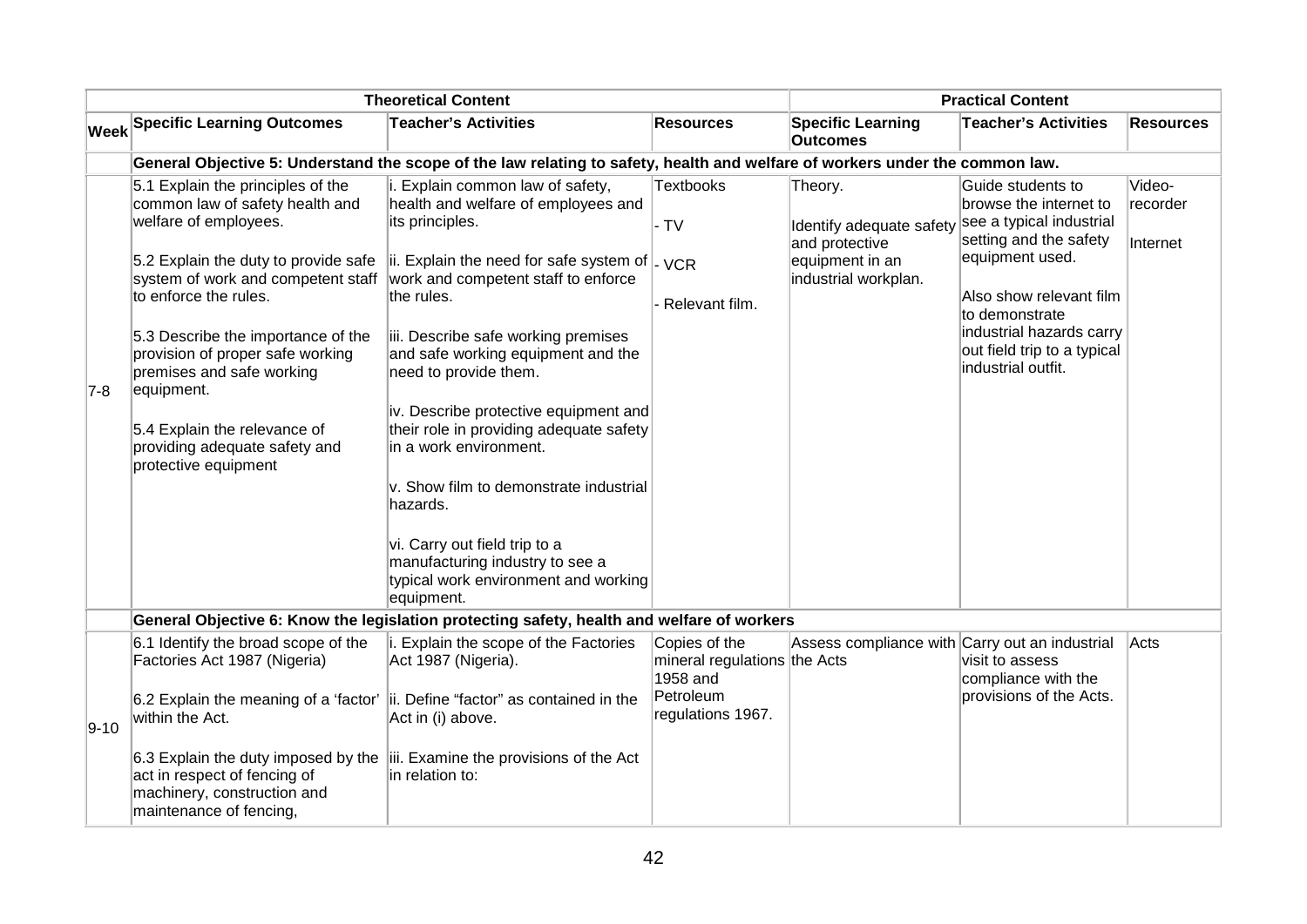| | Theoretical Content | | | Practical Content | | |
|---|---|---|---|---|---|---|
| Week | Specific Learning Outcomes | Teacher's Activities | Resources | Specific Learning Outcomes | Teacher's Activities | Resources |
| | **General Objective 5: Understand the scope of the law relating to safety, health and welfare of workers under the common law.** | | | | | |
| 7-8 | 5.1 Explain the principles of the common law of safety health and welfare of employees.<br><br>5.2 Explain the duty to provide safe system of work and competent staff to enforce the rules.<br><br>5.3 Describe the importance of the provision of proper safe working premises and safe working equipment.<br><br>5.4 Explain the relevance of providing adequate safety and protective equipment | i. Explain common law of safety, health and welfare of employees and its principles.<br><br>ii. Explain the need for safe system of work and competent staff to enforce the rules.<br><br>iii. Describe safe working premises and safe working equipment and the need to provide them.<br><br>iv. Describe protective equipment and their role in providing adequate safety in a work environment.<br><br>v. Show film to demonstrate industrial hazards.<br><br>vi. Carry out field trip to a manufacturing industry to see a typical work environment and working equipment. | Textbooks<br><br>- TV<br><br>- VCR<br><br>- Relevant film. | Theory.<br><br>Identify adequate safety and protective equipment in an industrial workplan. | Guide students to browse the internet to see a typical industrial setting and the safety equipment used.<br><br>Also show relevant film to demonstrate industrial hazards carry out field trip to a typical industrial outfit. | Video-recorder<br><br>Internet |
| | **General Objective 6: Know the legislation protecting safety, health and welfare of workers** | | | | | |
| 9-10 | 6.1 Identify the broad scope of the Factories Act 1987 (Nigeria)<br><br>6.2 Explain the meaning of a 'factor' within the Act.<br><br>6.3 Explain the duty imposed by the act in respect of fencing of machinery, construction and maintenance of fencing, | i. Explain the scope of the Factories Act 1987 (Nigeria).<br><br>ii. Define "factor" as contained in the Act in (i) above.<br><br>iii. Examine the provisions of the Act in relation to: | Copies of the mineral regulations 1958 and Petroleum regulations 1967. | Assess compliance with the Acts | Carry out an industrial visit to assess compliance with the provisions of the Acts. | Acts |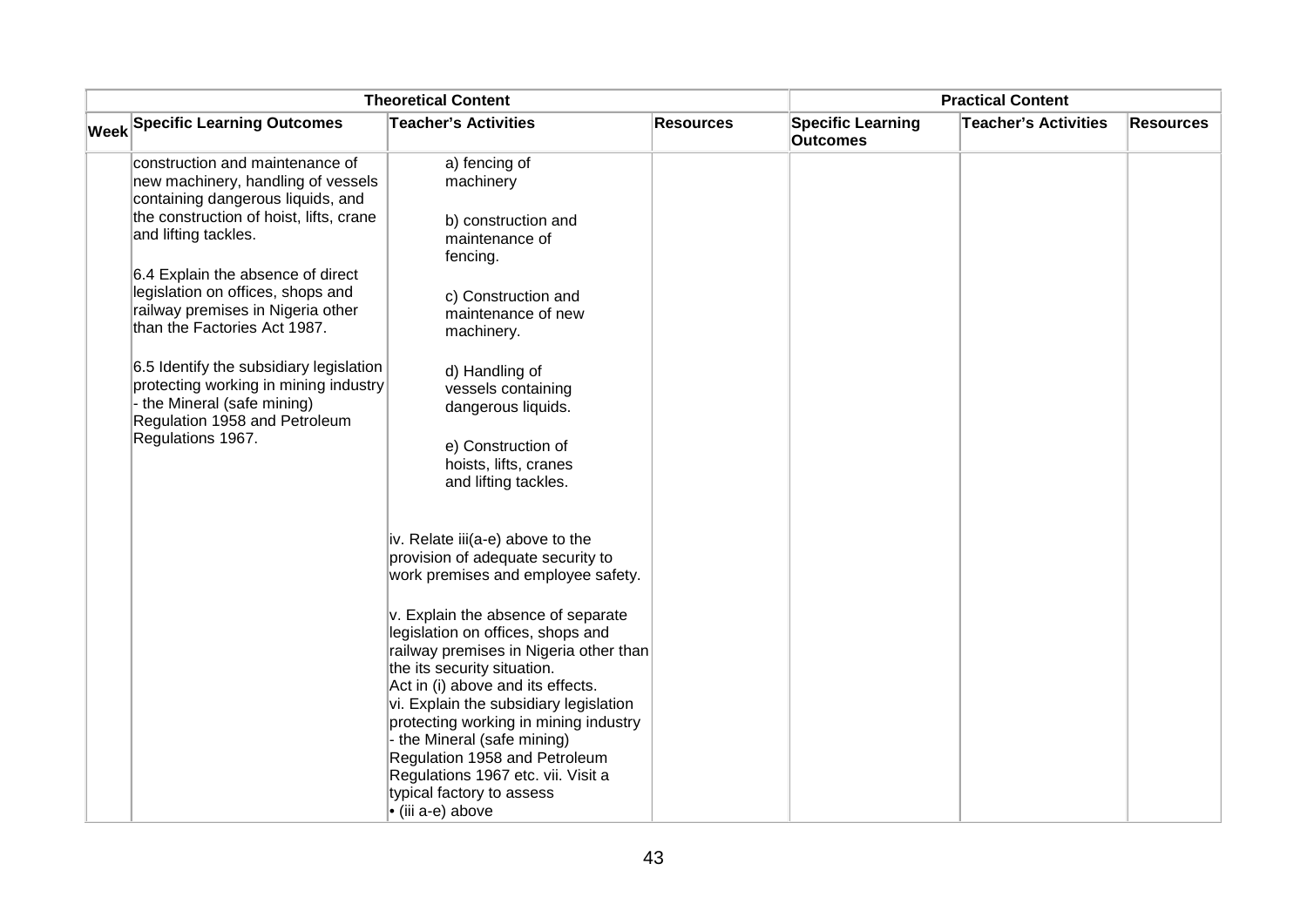| Theoretical Content | | | | Practical Content | | |
|---|---|---|---|---|---|---|
| Week | Specific Learning Outcomes | Teacher's Activities | Resources | Specific Learning Outcomes | Teacher's Activities | Resources |
| | construction and maintenance of new machinery, handling of vessels containing dangerous liquids, and the construction of hoist, lifts, crane and lifting tackles.<br><br>6.4 Explain the absence of direct legislation on offices, shops and railway premises in Nigeria other than the Factories Act 1987.<br><br>6.5 Identify the subsidiary legislation protecting working in mining industry - the Mineral (safe mining) Regulation 1958 and Petroleum Regulations 1967. | a) fencing of machinery<br><br>b) construction and maintenance of fencing.<br><br>c) Construction and maintenance of new machinery.<br><br>d) Handling of vessels containing dangerous liquids.<br><br>e) Construction of hoists, lifts, cranes and lifting tackles.<br><br>iv. Relate iii(a-e) above to the provision of adequate security to work premises and employee safety.<br><br>v. Explain the absence of separate legislation on offices, shops and railway premises in Nigeria other than the its security situation.<br>Act in (i) above and its effects.<br>vi. Explain the subsidiary legislation protecting working in mining industry - the Mineral (safe mining) Regulation 1958 and Petroleum Regulations 1967 etc. vii. Visit a typical factory to assess<br>• (iii a-e) above | | | | |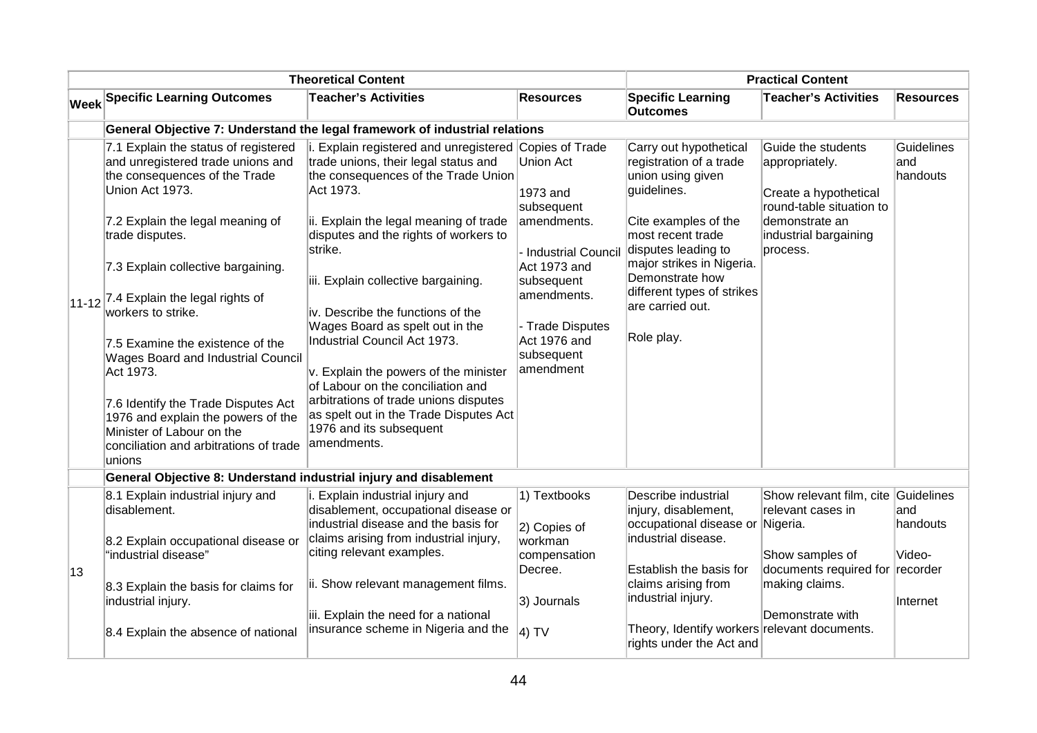| Theoretical Content | | | | Practical Content | | |
|---|---|---|---|---|---|---|
| **Week** | **Specific Learning Outcomes** | **Teacher's Activities** | **Resources** | **Specific Learning Outcomes** | **Teacher's Activities** | **Resources** |
| | **General Objective 7: Understand the legal framework of industrial relations** | | | | | |
| 11-12 | 7.1 Explain the status of registered and unregistered trade unions and the consequences of the Trade Union Act 1973.<br><br>7.2 Explain the legal meaning of trade disputes.<br><br>7.3 Explain collective bargaining.<br><br>7.4 Explain the legal rights of workers to strike.<br><br>7.5 Examine the existence of the Wages Board and Industrial Council Act 1973.<br><br>7.6 Identify the Trade Disputes Act 1976 and explain the powers of the Minister of Labour on the conciliation and arbitrations of trade unions | i. Explain registered and unregistered trade unions, their legal status and the consequences of the Trade Union Act 1973.<br><br>ii. Explain the legal meaning of trade disputes and the rights of workers to strike.<br><br>iii. Explain collective bargaining.<br><br>iv. Describe the functions of the Wages Board as spelt out in the Industrial Council Act 1973.<br><br>v. Explain the powers of the minister of Labour on the conciliation and arbitrations of trade unions disputes as spelt out in the Trade Disputes Act 1976 and its subsequent amendments. | Copies of Trade Union Act<br><br>1973 and subsequent amendments.<br><br>- Industrial Council Act 1973 and subsequent amendments.<br><br>- Trade Disputes Act 1976 and subsequent amendment | Carry out hypothetical registration of a trade union using given guidelines.<br><br>Cite examples of the most recent trade disputes leading to major strikes in Nigeria. Demonstrate how different types of strikes are carried out.<br><br>Role play. | Guide the students appropriately.<br><br>Create a hypothetical round-table situation to demonstrate an industrial bargaining process. | Guidelines and handouts |
| | **General Objective 8: Understand industrial injury and disablement** | | | | | |
| 13 | 8.1 Explain industrial injury and disablement.<br><br>8.2 Explain occupational disease or "industrial disease"<br><br>8.3 Explain the basis for claims for industrial injury.<br><br>8.4 Explain the absence of national | i. Explain industrial injury and disablement, occupational disease or industrial disease and the basis for claims arising from industrial injury, citing relevant examples.<br><br>ii. Show relevant management films.<br><br>iii. Explain the need for a national insurance scheme in Nigeria and the | 1) Textbooks<br><br>2) Copies of workman compensation Decree.<br><br>3) Journals<br><br>4) TV | Describe industrial injury, disablement, occupational disease or industrial disease.<br><br>Establish the basis for claims arising from industrial injury.<br><br>Theory, Identify workers rights under the Act and | Show relevant film, cite relevant cases in Nigeria.<br><br>Show samples of documents required for making claims.<br><br>Demonstrate with relevant documents. | Guidelines and handouts<br><br>Video-recorder<br><br>Internet |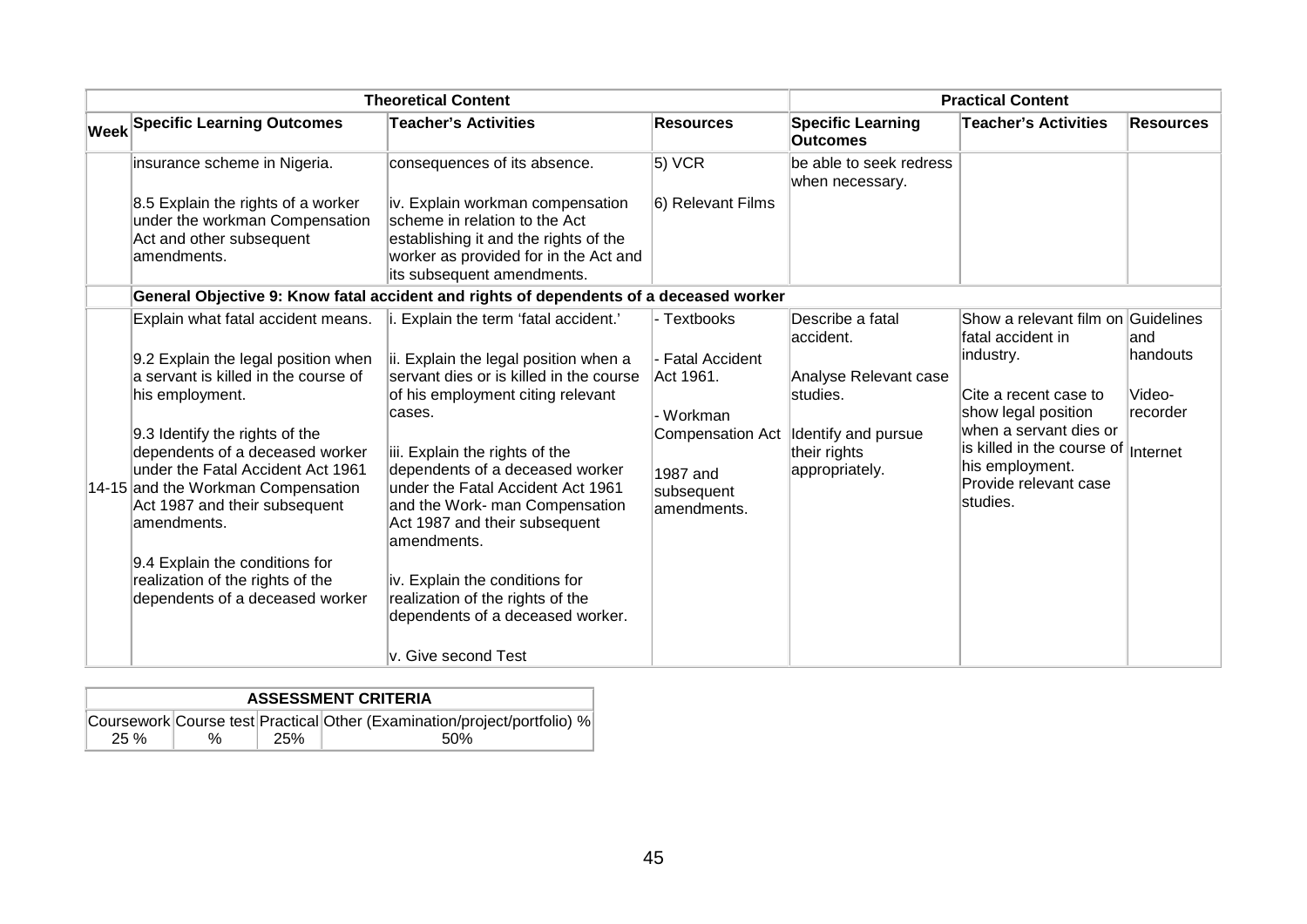| Theoretical Content | | | | Practical Content | | |
|---|---|---|---|---|---|---|
| Week | Specific Learning Outcomes | Teacher's Activities | Resources | Specific Learning Outcomes | Teacher's Activities | Resources |
| | insurance scheme in Nigeria.<br><br>8.5 Explain the rights of a worker under the workman Compensation Act and other subsequent amendments. | consequences of its absence.<br><br>iv. Explain workman compensation scheme in relation to the Act establishing it and the rights of the worker as provided for in the Act and its subsequent amendments. | 5) VCR<br><br>6) Relevant Films | be able to seek redress when necessary. | | |
| | **General Objective 9: Know fatal accident and rights of dependents of a deceased worker** | | | | | |
| 14-15 | Explain what fatal accident means.<br><br>9.2 Explain the legal position when a servant is killed in the course of his employment.<br><br>9.3 Identify the rights of the dependents of a deceased worker under the Fatal Accident Act 1961 and the Workman Compensation Act 1987 and their subsequent amendments.<br><br>9.4 Explain the conditions for realization of the rights of the dependents of a deceased worker | i. Explain the term 'fatal accident.'<br><br>ii. Explain the legal position when a servant dies or is killed in the course of his employment citing relevant cases.<br><br>iii. Explain the rights of the dependents of a deceased worker under the Fatal Accident Act 1961 and the Work- man Compensation Act 1987 and their subsequent amendments.<br><br>iv. Explain the conditions for realization of the rights of the dependents of a deceased worker.<br><br>v. Give second Test | - Textbooks<br><br>- Fatal Accident Act 1961.<br><br>- Workman Compensation Act 1987 and subsequent amendments. | Describe a fatal accident.<br><br>Analyse Relevant case studies.<br><br>Identify and pursue their rights appropriately. | Show a relevant film on fatal accident in industry.<br><br>Cite a recent case to show legal position when a servant dies or is killed in the course of his employment. Provide relevant case studies. | Guidelines and handouts<br><br>Video-recorder<br><br>Internet |

| ASSESSMENT CRITERIA | | | |
|---|---|---|---|
| Coursework | Course test | Practical | Other (Examination/project/portfolio) % |
| 25 % | % | 25% | 50% |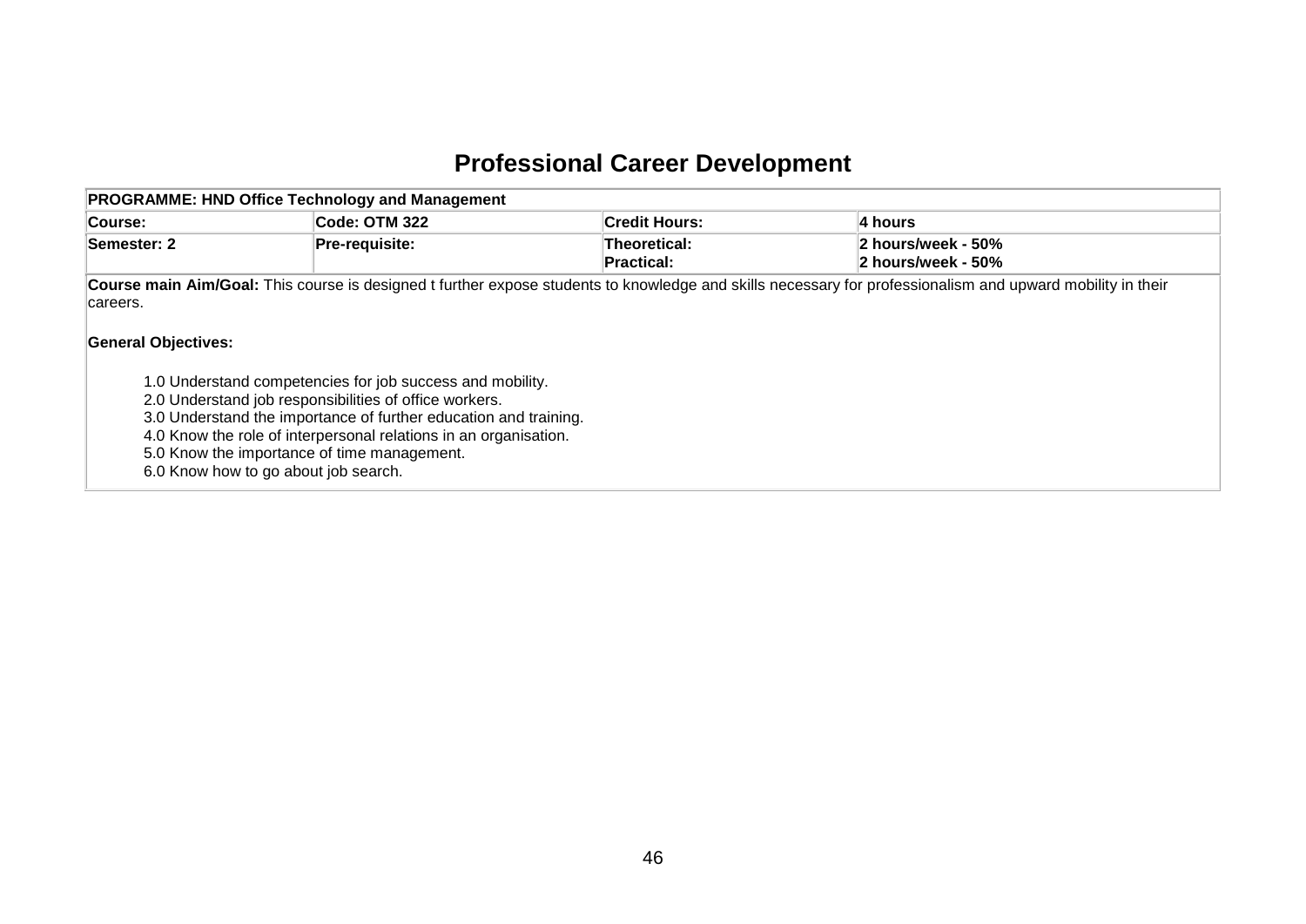# Professional Career Development

| PROGRAMME: HND Office Technology and Management | | | |
|---|---|---|---|
| **Course:** | **Code: OTM 322** | **Credit Hours:** | **4 hours** |
| **Semester: 2** | **Pre-requisite:** | **Theoretical:**<br>**Practical:** | **2 hours/week - 50%**<br>**2 hours/week - 50%** |

**Course main Aim/Goal:** This course is designed t further expose students to knowledge and skills necessary for professionalism and upward mobility in their careers.

**General Objectives:**

1.0 Understand competencies for job success and mobility.
2.0 Understand job responsibilities of office workers.
3.0 Understand the importance of further education and training.
4.0 Know the role of interpersonal relations in an organisation.
5.0 Know the importance of time management.
6.0 Know how to go about job search.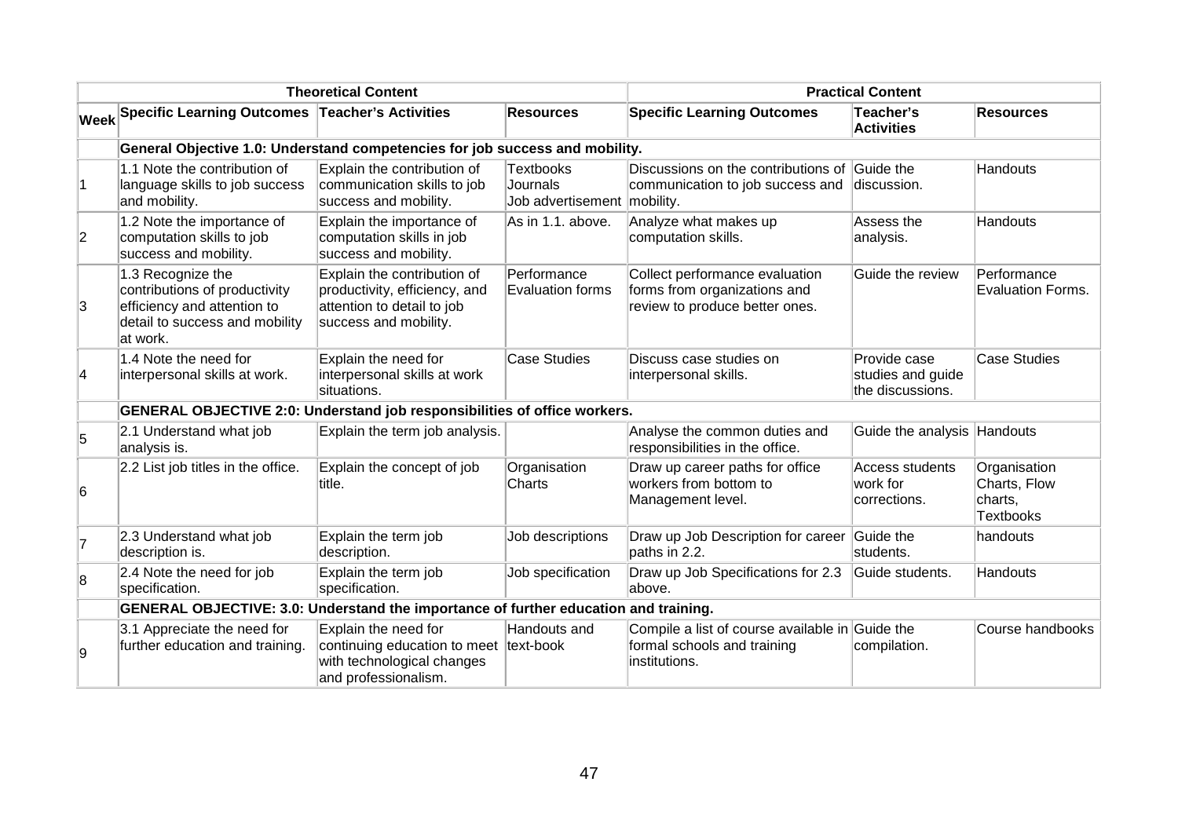| Week | Theoretical Content | | | Practical Content | | |
|---|---|---|---|---|---|---|
| | **Specific Learning Outcomes** | **Teacher's Activities** | **Resources** | **Specific Learning Outcomes** | **Teacher's Activities** | **Resources** |
| | **General Objective 1.0: Understand competencies for job success and mobility.** | | | | | |
| 1 | 1.1 Note the contribution of language skills to job success and mobility. | Explain the contribution of communication skills to job success and mobility. | Textbooks Journals Job advertisement | Discussions on the contributions of communication to job success and mobility. | Guide the discussion. | Handouts |
| 2 | 1.2 Note the importance of computation skills to job success and mobility. | Explain the importance of computation skills in job success and mobility. | As in 1.1. above. | Analyze what makes up computation skills. | Assess the analysis. | Handouts |
| 3 | 1.3 Recognize the contributions of productivity efficiency and attention to detail to success and mobility at work. | Explain the contribution of productivity, efficiency, and attention to detail to job success and mobility. | Performance Evaluation forms | Collect performance evaluation forms from organizations and review to produce better ones. | Guide the review | Performance Evaluation Forms. |
| 4 | 1.4 Note the need for interpersonal skills at work. | Explain the need for interpersonal skills at work situations. | Case Studies | Discuss case studies on interpersonal skills. | Provide case studies and guide the discussions. | Case Studies |
| | **GENERAL OBJECTIVE 2:0: Understand job responsibilities of office workers.** | | | | | |
| 5 | 2.1 Understand what job analysis is. | Explain the term job analysis. | | Analyse the common duties and responsibilities in the office. | Guide the analysis | Handouts |
| 6 | 2.2 List job titles in the office. | Explain the concept of job title. | Organisation Charts | Draw up career paths for office workers from bottom to Management level. | Access students work for corrections. | Organisation Charts, Flow charts, Textbooks |
| 7 | 2.3 Understand what job description is. | Explain the term job description. | Job descriptions | Draw up Job Description for career paths in 2.2. | Guide the students. | handouts |
| 8 | 2.4 Note the need for job specification. | Explain the term job specification. | Job specification | Draw up Job Specifications for 2.3 above. | Guide students. | Handouts |
| | **GENERAL OBJECTIVE: 3.0: Understand the importance of further education and training.** | | | | | |
| 9 | 3.1 Appreciate the need for further education and training. | Explain the need for continuing education to meet with technological changes and professionalism. | Handouts and text-book | Compile a list of course available in formal schools and training institutions. | Guide the compilation. | Course handbooks |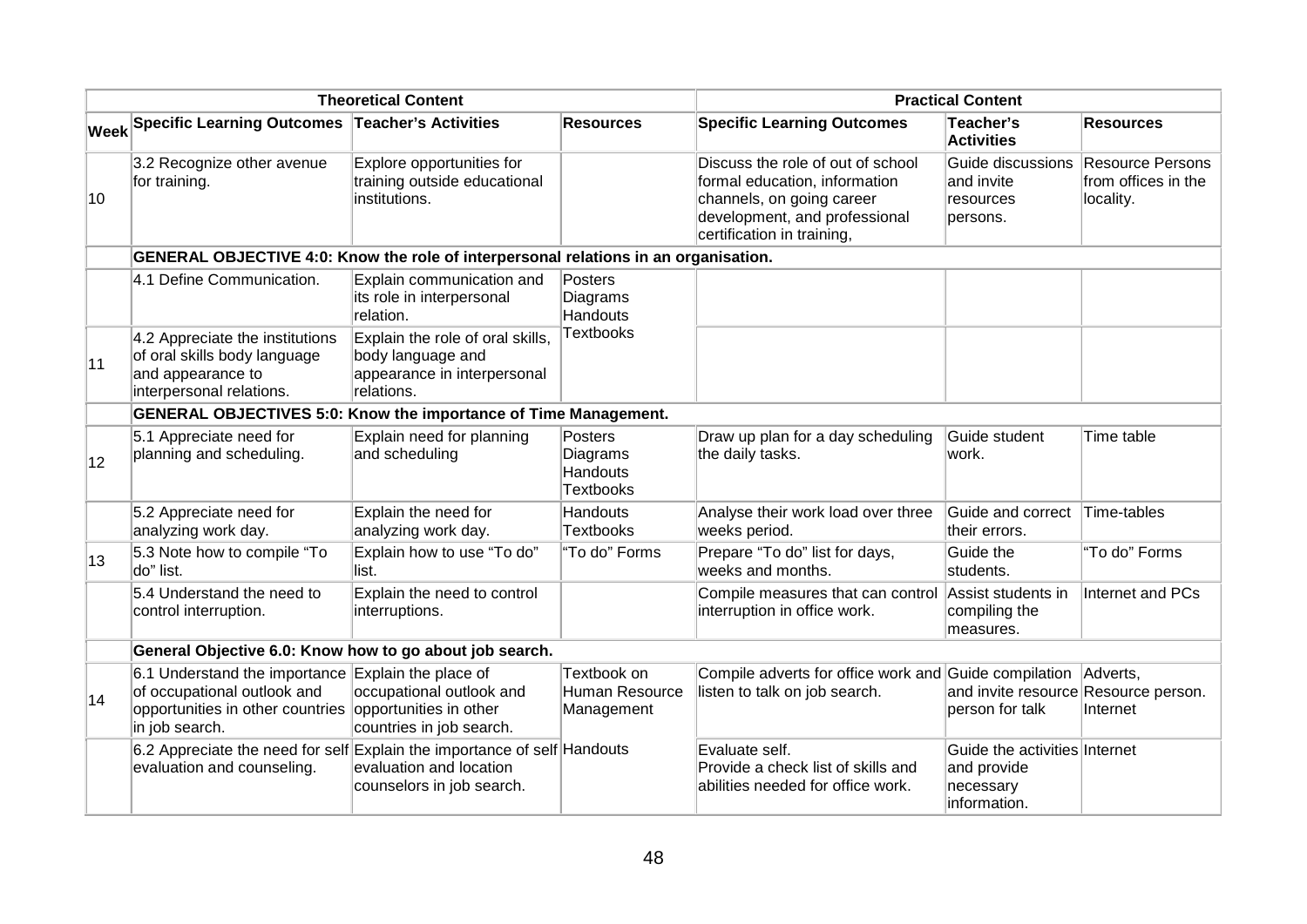| Week | Theoretical Content | | | Practical Content | | |
|---|---|---|---|---|---|---|
| | Specific Learning Outcomes | Teacher's Activities | Resources | Specific Learning Outcomes | Teacher's Activities | Resources |
| 10 | 3.2 Recognize other avenue for training. | Explore opportunities for training outside educational institutions. | | Discuss the role of out of school formal education, information channels, on going career development, and professional certification in training, | Guide discussions and invite resources persons. | Resource Persons from offices in the locality. |
| | **GENERAL OBJECTIVE 4:0: Know the role of interpersonal relations in an organisation.** | | | | | |
| | 4.1 Define Communication. | Explain communication and its role in interpersonal relation. | Posters Diagrams Handouts Textbooks | | | |
| 11 | 4.2 Appreciate the institutions of oral skills body language and appearance to interpersonal relations. | Explain the role of oral skills, body language and appearance in interpersonal relations. | | | | |
| | **GENERAL OBJECTIVES 5:0: Know the importance of Time Management.** | | | | | |
| 12 | 5.1 Appreciate need for planning and scheduling. | Explain need for planning and scheduling | Posters Diagrams Handouts Textbooks | Draw up plan for a day scheduling the daily tasks. | Guide student work. | Time table |
| | 5.2 Appreciate need for analyzing work day. | Explain the need for analyzing work day. | Handouts Textbooks | Analyse their work load over three weeks period. | Guide and correct their errors. | Time-tables |
| 13 | 5.3 Note how to compile "To do" list. | Explain how to use "To do" list. | "To do" Forms | Prepare "To do" list for days, weeks and months. | Guide the students. | "To do" Forms |
| | 5.4 Understand the need to control interruption. | Explain the need to control interruptions. | | Compile measures that can control interruption in office work. | Assist students in compiling the measures. | Internet and PCs |
| | **General Objective 6.0: Know how to go about job search.** | | | | | |
| 14 | 6.1 Understand the importance of occupational outlook and opportunities in other countries in job search. | Explain the place of occupational outlook and opportunities in other countries in job search. | Textbook on Human Resource Management | Compile adverts for office work and listen to talk on job search. | Guide compilation and invite resource person for talk | Adverts, Resource person. Internet |
| | 6.2 Appreciate the need for self evaluation and counseling. | Explain the importance of self evaluation and location counselors in job search. | Handouts | Evaluate self. Provide a check list of skills and abilities needed for office work. | Guide the activities and provide necessary information. | Internet |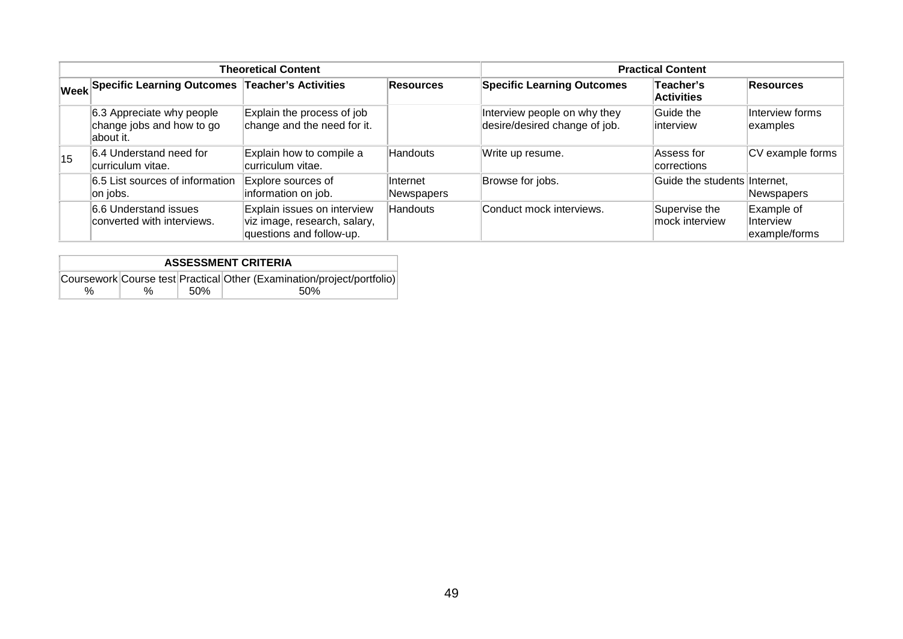| | Theoretical Content | | | Practical Content | | |
|---|---|---|---|---|---|---|
| **Week** | **Specific Learning Outcomes** | **Teacher's Activities** | **Resources** | **Specific Learning Outcomes** | **Teacher's Activities** | **Resources** |
| | 6.3 Appreciate why people change jobs and how to go about it. | Explain the process of job change and the need for it. | | Interview people on why they desire/desired change of job. | Guide the interview | Interview forms examples |
| 15 | 6.4 Understand need for curriculum vitae. | Explain how to compile a curriculum vitae. | Handouts | Write up resume. | Assess for corrections | CV example forms |
| | 6.5 List sources of information on jobs. | Explore sources of information on job. | Internet Newspapers | Browse for jobs. | Guide the students | Internet, Newspapers |
| | 6.6 Understand issues converted with interviews. | Explain issues on interview viz image, research, salary, questions and follow-up. | Handouts | Conduct mock interviews. | Supervise the mock interview | Example of Interview example/forms |

| ASSESSMENT CRITERIA | | | |
|---|---|---|---|
| Coursework | Course test | Practical | Other (Examination/project/portfolio) |
| % | % | 50% | 50% |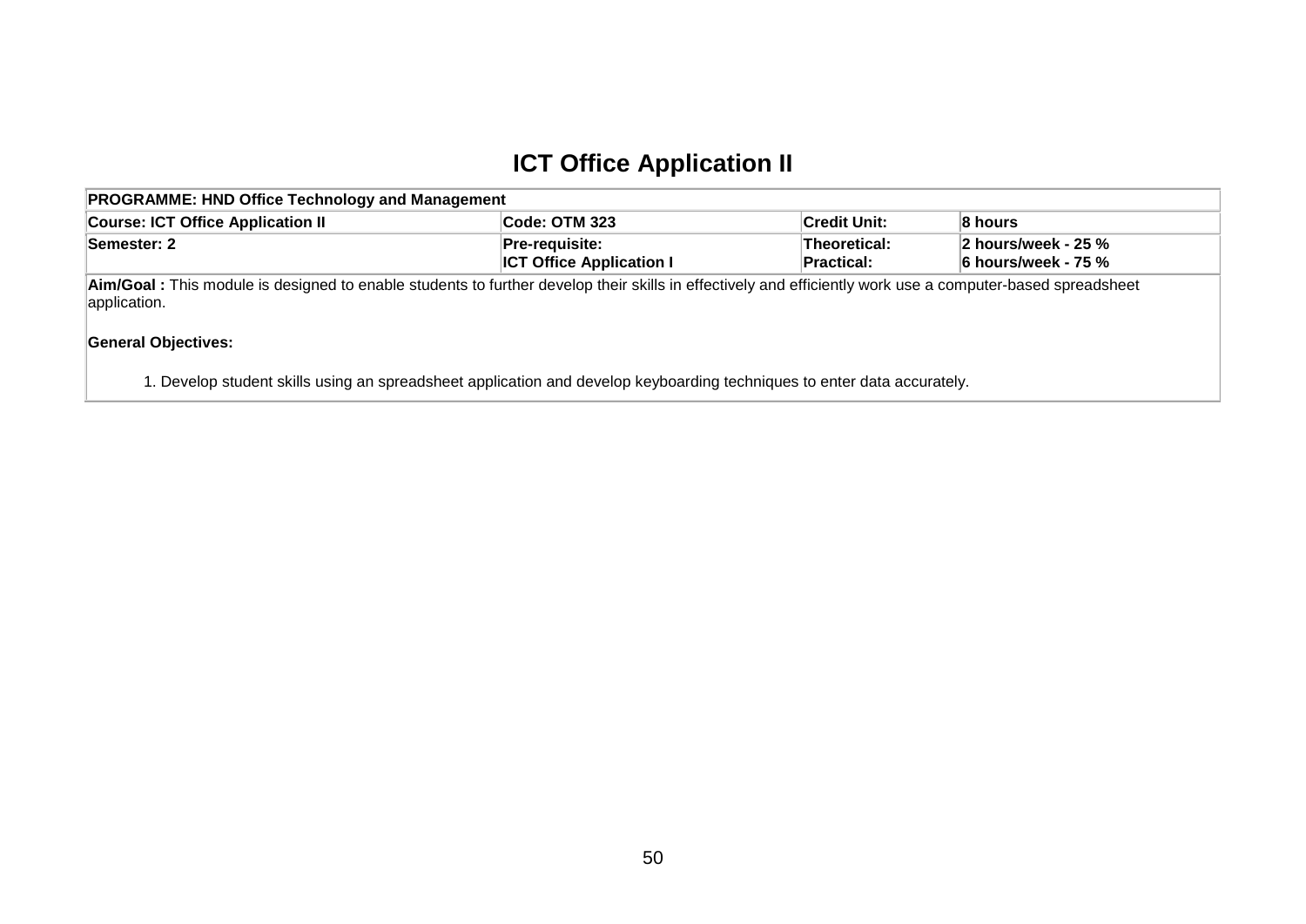# ICT Office Application II

| PROGRAMME: HND Office Technology and Management | | | |
|---|---|---|---|
| **Course: ICT Office Application II** | **Code: OTM 323** | **Credit Unit:** | **8 hours** |
| **Semester: 2** | **Pre-requisite:**<br>**ICT Office Application I** | **Theoretical:**<br>**Practical:** | **2 hours/week - 25 %**<br>**6 hours/week - 75 %** |

**Aim/Goal :** This module is designed to enable students to further develop their skills in effectively and efficiently work use a computer-based spreadsheet application.

**General Objectives:**

1. Develop student skills using an spreadsheet application and develop keyboarding techniques to enter data accurately.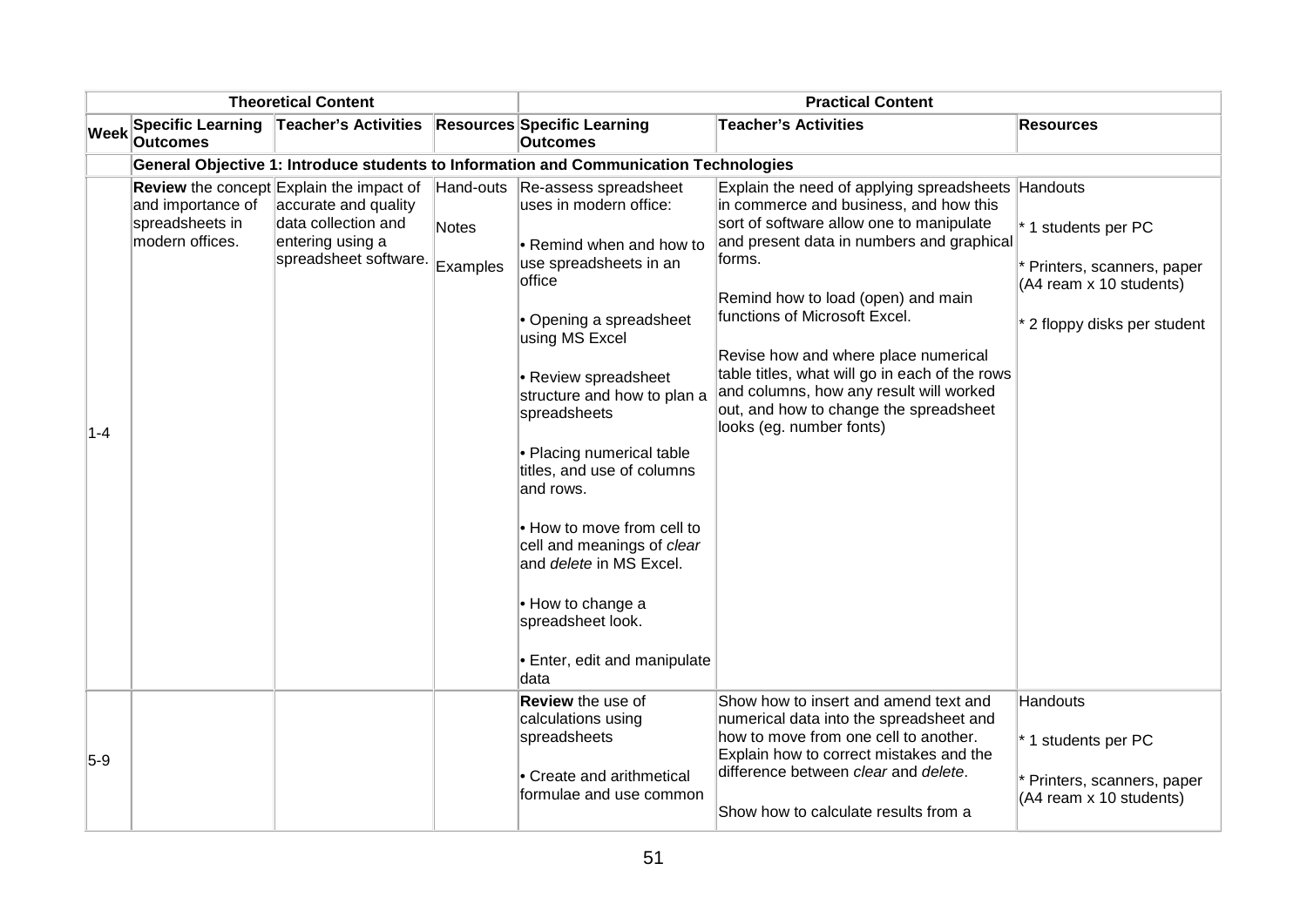| Week | Theoretical Content | | | Practical Content | | |
|---|---|---|---|---|---|---|
| | Specific Learning Outcomes | Teacher's Activities | Resources | Specific Learning Outcomes | Teacher's Activities | Resources |
| | **General Objective 1: Introduce students to Information and Communication Technologies** | | | | | |
| 1-4 | **Review** the concept and importance of spreadsheets in modern offices. | Explain the impact of accurate and quality data collection and entering using a spreadsheet software. | Hand-outs<br><br>Notes<br><br>Examples | Re-assess spreadsheet uses in modern office:<br><br>• Remind when and how to use spreadsheets in an office<br><br>• Opening a spreadsheet using MS Excel<br><br>• Review spreadsheet structure and how to plan a spreadsheets<br><br>• Placing numerical table titles, and use of columns and rows.<br><br>• How to move from cell to cell and meanings of *clear* and *delete* in MS Excel.<br><br>• How to change a spreadsheet look.<br><br>• Enter, edit and manipulate data | Explain the need of applying spreadsheets in commerce and business, and how this sort of software allow one to manipulate and present data in numbers and graphical forms.<br><br>Remind how to load (open) and main functions of Microsoft Excel.<br><br>Revise how and where place numerical table titles, what will go in each of the rows and columns, how any result will worked out, and how to change the spreadsheet looks (eg. number fonts) | Handouts<br><br>* 1 students per PC<br><br>* Printers, scanners, paper (A4 ream x 10 students)<br><br>* 2 floppy disks per student |
| 5-9 | | | | **Review** the use of calculations using spreadsheets<br><br>• Create and arithmetical formulae and use common | Show how to insert and amend text and numerical data into the spreadsheet and how to move from one cell to another. Explain how to correct mistakes and the difference between *clear* and *delete*.<br><br>Show how to calculate results from a | Handouts<br><br>* 1 students per PC<br><br>* Printers, scanners, paper (A4 ream x 10 students) |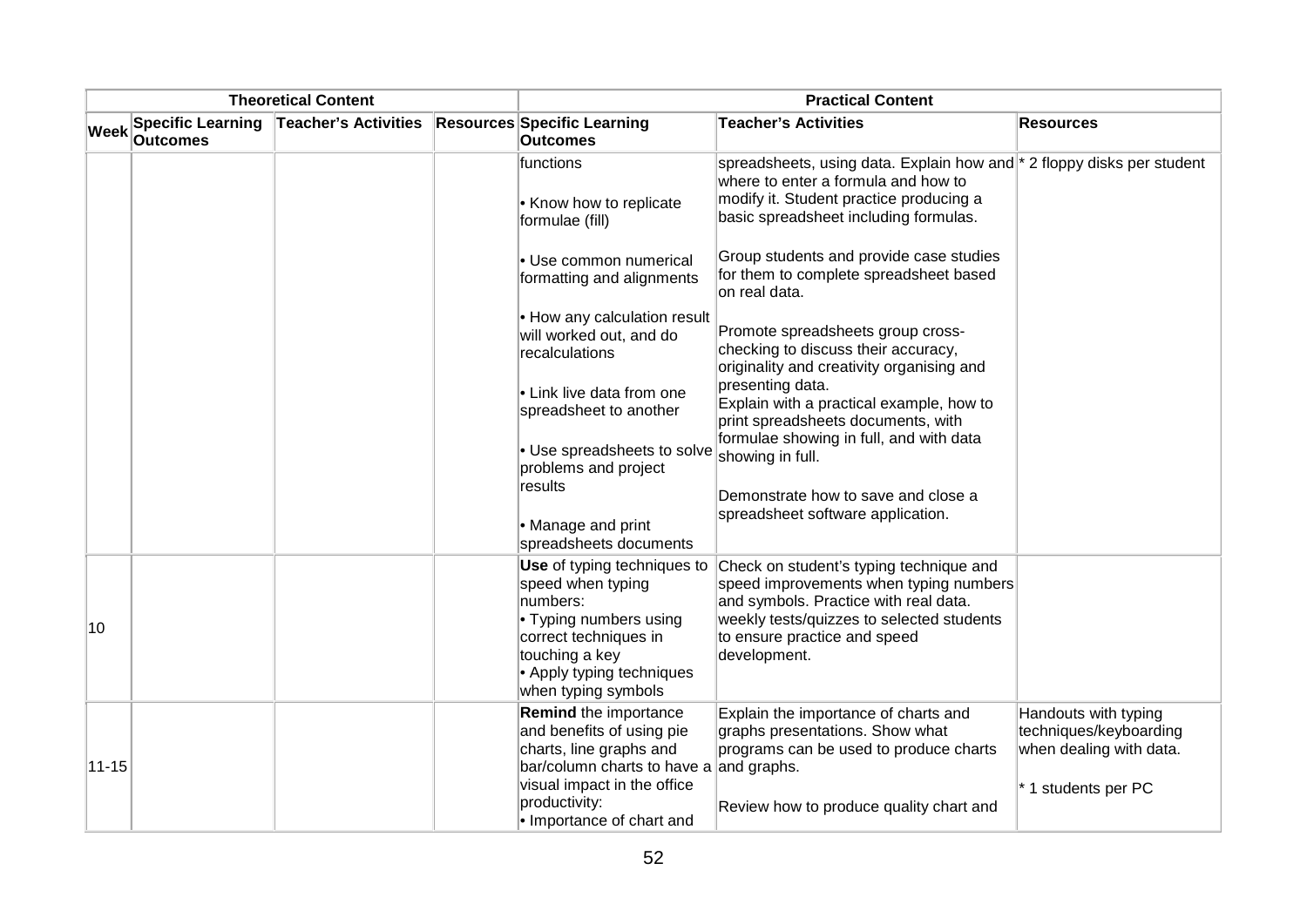| Theoretical Content | | | | Practical Content | | |
|---|---|---|---|---|---|---|
| Week | Specific Learning Outcomes | Teacher's Activities | Resources | Specific Learning Outcomes | Teacher's Activities | Resources |
| | | | | functions<br><br>• Know how to replicate formulae (fill)<br><br>• Use common numerical formatting and alignments<br><br>• How any calculation result will worked out, and do recalculations<br><br>• Link live data from one spreadsheet to another<br><br>• Use spreadsheets to solve problems and project results<br><br>• Manage and print spreadsheets documents | spreadsheets, using data. Explain how and where to enter a formula and how to modify it. Student practice producing a basic spreadsheet including formulas.<br><br>Group students and provide case studies for them to complete spreadsheet based on real data.<br><br>Promote spreadsheets group cross-checking to discuss their accuracy, originality and creativity organising and presenting data.<br>Explain with a practical example, how to print spreadsheets documents, with formulae showing in full, and with data showing in full.<br><br>Demonstrate how to save and close a spreadsheet software application. | * 2 floppy disks per student |
| 10 | | | | **Use** of typing techniques to speed when typing numbers:<br>• Typing numbers using correct techniques in touching a key<br>• Apply typing techniques when typing symbols | Check on student's typing technique and speed improvements when typing numbers and symbols. Practice with real data. weekly tests/quizzes to selected students to ensure practice and speed development. | |
| 11-15 | | | | **Remind** the importance and benefits of using pie charts, line graphs and bar/column charts to have a visual impact in the office productivity:<br>• Importance of chart and | Explain the importance of charts and graphs presentations. Show what programs can be used to produce charts and graphs.<br><br>Review how to produce quality chart and | Handouts with typing techniques/keyboarding when dealing with data.<br><br>* 1 students per PC |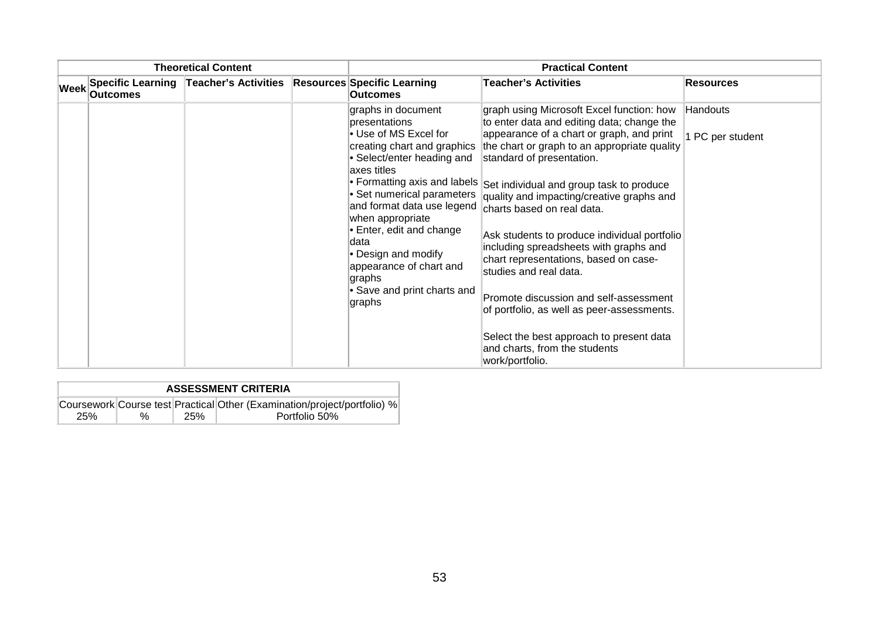| Theoretical Content | | | | Practical Content | | |
|---|---|---|---|---|---|---|
| Week | Specific Learning Outcomes | Teacher's Activities | Resources | Specific Learning Outcomes | Teacher's Activities | Resources |
| | | | | graphs in document presentations<br>• Use of MS Excel for creating chart and graphics<br>• Select/enter heading and axes titles<br>• Formatting axis and labels<br>• Set numerical parameters and format data use legend when appropriate<br>• Enter, edit and change data<br>• Design and modify appearance of chart and graphs<br>• Save and print charts and graphs | graph using Microsoft Excel function: how to enter data and editing data; change the appearance of a chart or graph, and print the chart or graph to an appropriate quality standard of presentation.<br><br>Set individual and group task to produce quality and impacting/creative graphs and charts based on real data.<br><br>Ask students to produce individual portfolio including spreadsheets with graphs and chart representations, based on case-studies and real data.<br><br>Promote discussion and self-assessment of portfolio, as well as peer-assessments.<br><br>Select the best approach to present data and charts, from the students work/portfolio. | Handouts<br><br>1 PC per student |

| ASSESSMENT CRITERIA | | | |
|---|---|---|---|
| Coursework | Course test | Practical | Other (Examination/project/portfolio) % |
| 25% | % | 25% | Portfolio 50% |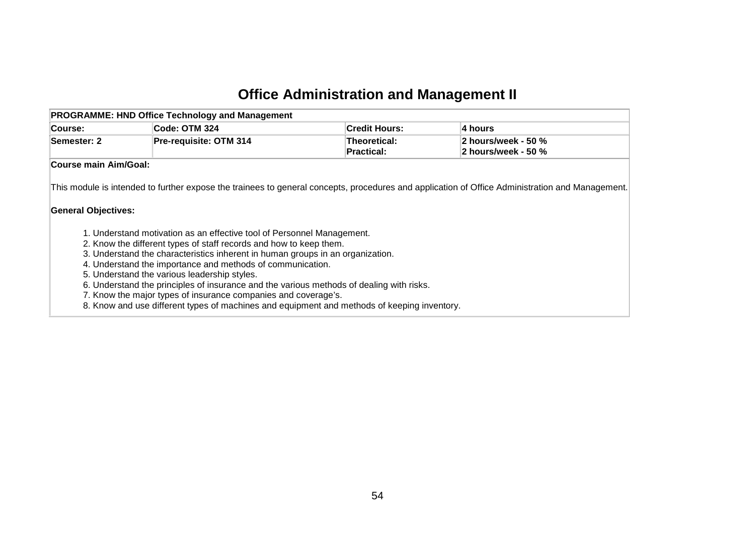# Office Administration and Management II

| PROGRAMME: HND Office Technology and Management | | | |
|---|---|---|---|
| **Course:** | **Code: OTM 324** | **Credit Hours:** | **4 hours** |
| **Semester: 2** | **Pre-requisite: OTM 314** | **Theoretical:**<br>**Practical:** | **2 hours/week - 50 %**<br>**2 hours/week - 50 %** |

**Course main Aim/Goal:**

This module is intended to further expose the trainees to general concepts, procedures and application of Office Administration and Management.

**General Objectives:**

1. Understand motivation as an effective tool of Personnel Management.
2. Know the different types of staff records and how to keep them.
3. Understand the characteristics inherent in human groups in an organization.
4. Understand the importance and methods of communication.
5. Understand the various leadership styles.
6. Understand the principles of insurance and the various methods of dealing with risks.
7. Know the major types of insurance companies and coverage's.
8. Know and use different types of machines and equipment and methods of keeping inventory.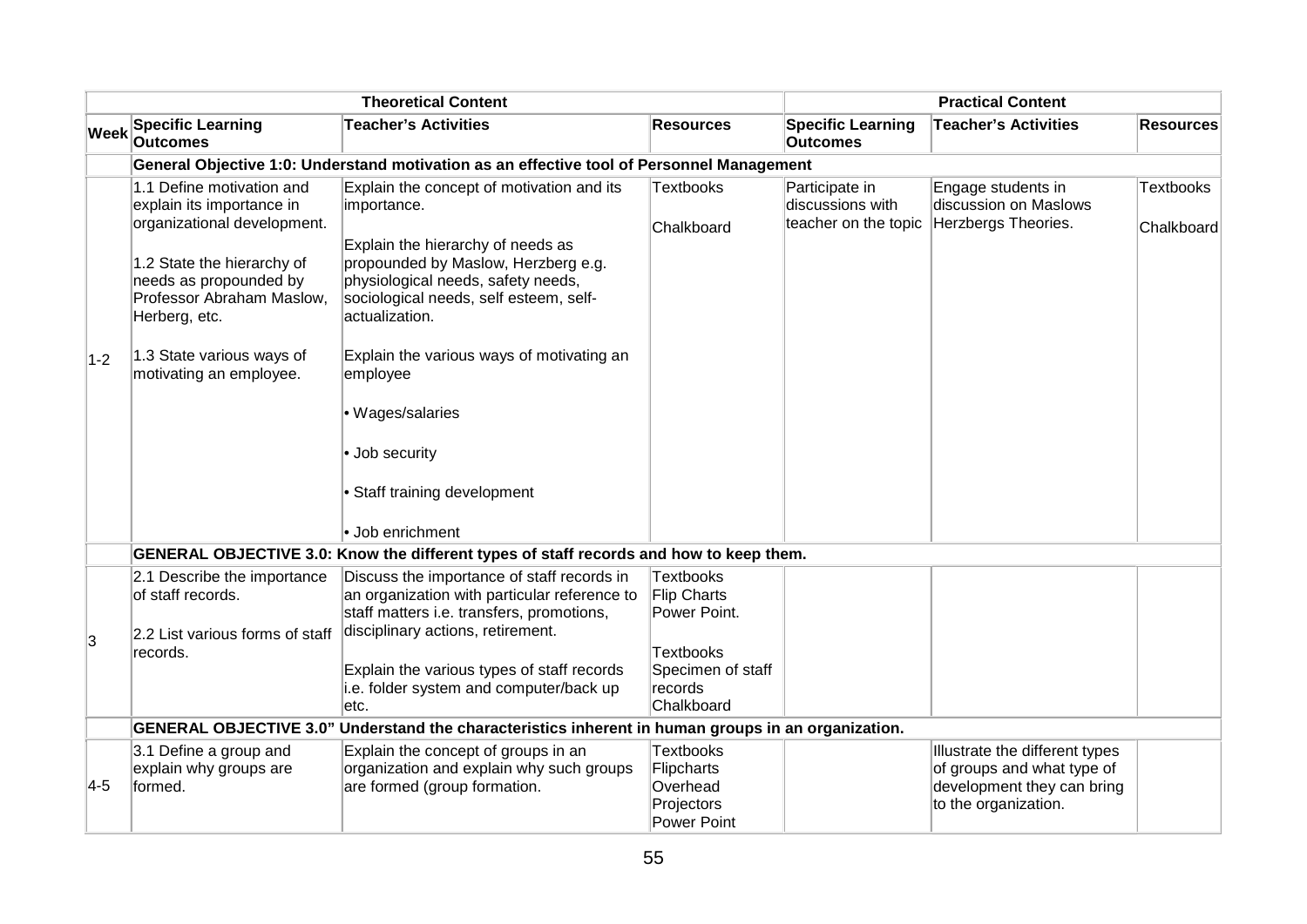| | Theoretical Content | | | Practical Content | | |
|---|---|---|---|---|---|---|
| **Week** | **Specific Learning Outcomes** | **Teacher's Activities** | **Resources** | **Specific Learning Outcomes** | **Teacher's Activities** | **Resources** |
| | **General Objective 1:0: Understand motivation as an effective tool of Personnel Management** | | | | | |
| 1-2 | 1.1 Define motivation and explain its importance in organizational development.<br><br>1.2 State the hierarchy of needs as propounded by Professor Abraham Maslow, Herberg, etc.<br><br>1.3 State various ways of motivating an employee. | Explain the concept of motivation and its importance.<br><br>Explain the hierarchy of needs as propounded by Maslow, Herzberg e.g. physiological needs, safety needs, sociological needs, self esteem, self-actualization.<br><br>Explain the various ways of motivating an employee<br><br>• Wages/salaries<br><br>• Job security<br><br>• Staff training development<br><br>• Job enrichment | Textbooks<br><br>Chalkboard | Participate in discussions with teacher on the topic | Engage students in discussion on Maslows Herzbergs Theories. | Textbooks<br><br>Chalkboard |
| | **GENERAL OBJECTIVE 3.0: Know the different types of staff records and how to keep them.** | | | | | |
| 3 | 2.1 Describe the importance of staff records.<br><br>2.2 List various forms of staff records. | Discuss the importance of staff records in an organization with particular reference to staff matters i.e. transfers, promotions, disciplinary actions, retirement.<br><br>Explain the various types of staff records i.e. folder system and computer/back up etc. | Textbooks<br>Flip Charts<br>Power Point.<br><br>Textbooks<br>Specimen of staff records<br>Chalkboard | | | |
| | **GENERAL OBJECTIVE 3.0" Understand the characteristics inherent in human groups in an organization.** | | | | | |
| 4-5 | 3.1 Define a group and explain why groups are formed. | Explain the concept of groups in an organization and explain why such groups are formed (group formation. | Textbooks<br>Flipcharts<br>Overhead<br>Projectors<br>Power Point | | Illustrate the different types of groups and what type of development they can bring to the organization. | |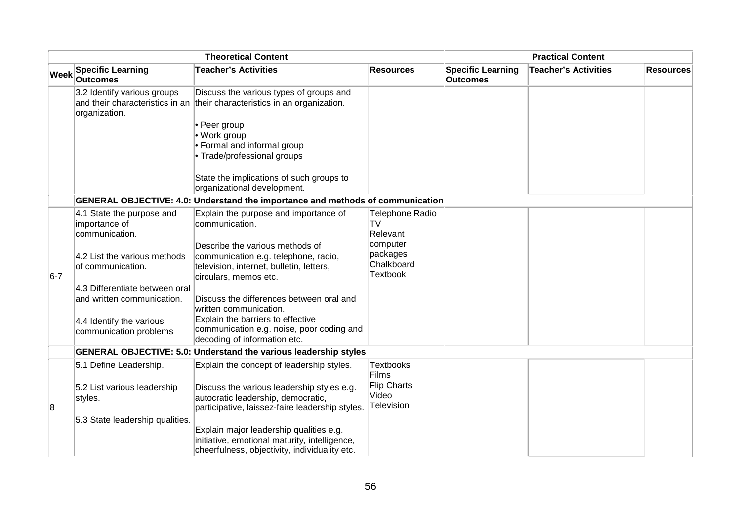| Theoretical Content | | | | Practical Content | | |
|---|---|---|---|---|---|---|
| Week | Specific Learning Outcomes | Teacher's Activities | Resources | Specific Learning Outcomes | Teacher's Activities | Resources |
| | 3.2 Identify various groups and their characteristics in an organization. | Discuss the various types of groups and their characteristics in an organization.<br><br>• Peer group<br>• Work group<br>• Formal and informal group<br>• Trade/professional groups<br><br>State the implications of such groups to organizational development. | | | | |
| | **GENERAL OBJECTIVE: 4.0: Understand the importance and methods of communication** | | | | | |
| 6-7 | 4.1 State the purpose and importance of communication.<br><br>4.2 List the various methods of communication.<br><br>4.3 Differentiate between oral and written communication.<br><br>4.4 Identify the various communication problems | Explain the purpose and importance of communication.<br><br>Describe the various methods of communication e.g. telephone, radio, television, internet, bulletin, letters, circulars, memos etc.<br><br>Discuss the differences between oral and written communication.<br>Explain the barriers to effective communication e.g. noise, poor coding and decoding of information etc. | Telephone Radio<br>TV<br>Relevant computer packages<br>Chalkboard<br>Textbook | | | |
| | **GENERAL OBJECTIVE: 5.0: Understand the various leadership styles** | | | | | |
| 8 | 5.1 Define Leadership.<br><br>5.2 List various leadership styles.<br><br>5.3 State leadership qualities. | Explain the concept of leadership styles.<br><br>Discuss the various leadership styles e.g. autocratic leadership, democratic, participative, laissez-faire leadership styles.<br><br>Explain major leadership qualities e.g. initiative, emotional maturity, intelligence, cheerfulness, objectivity, individuality etc. | Textbooks<br>Films<br>Flip Charts<br>Video<br>Television | | | |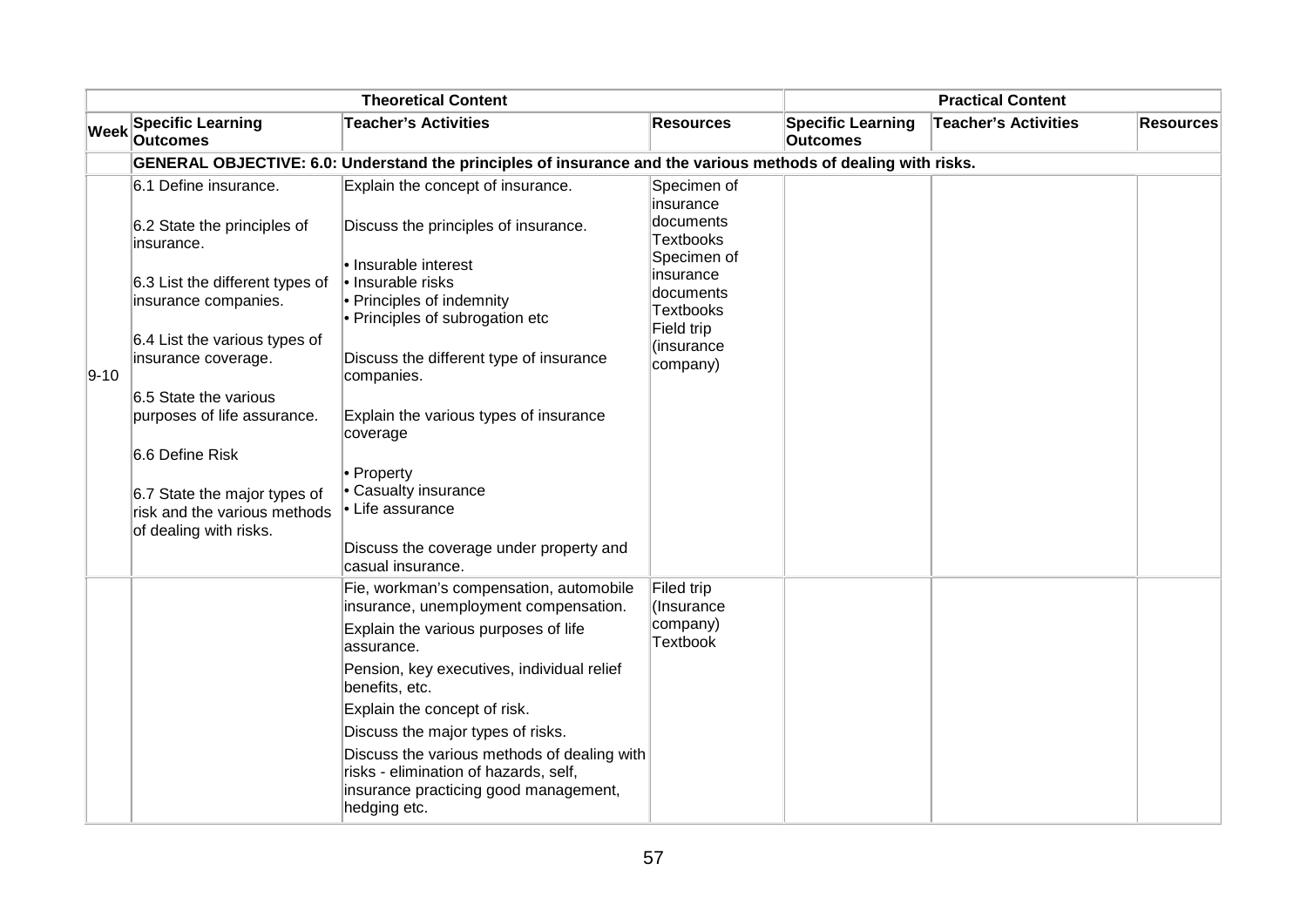| Theoretical Content | | | | Practical Content | | |
|---|---|---|---|---|---|---|
| Week | Specific Learning Outcomes | Teacher's Activities | Resources | Specific Learning Outcomes | Teacher's Activities | Resources |
| | **GENERAL OBJECTIVE: 6.0: Understand the principles of insurance and the various methods of dealing with risks.** | | | | | |
| 9-10 | 6.1 Define insurance.<br><br>6.2 State the principles of insurance.<br><br>6.3 List the different types of insurance companies.<br><br>6.4 List the various types of insurance coverage.<br><br>6.5 State the various purposes of life assurance.<br><br>6.6 Define Risk<br><br>6.7 State the major types of risk and the various methods of dealing with risks. | Explain the concept of insurance.<br><br>Discuss the principles of insurance.<br><br>• Insurable interest<br>• Insurable risks<br>• Principles of indemnity<br>• Principles of subrogation etc<br><br>Discuss the different type of insurance companies.<br><br>Explain the various types of insurance coverage<br><br>• Property<br>• Casualty insurance<br>• Life assurance<br><br>Discuss the coverage under property and casual insurance. | Specimen of insurance documents<br>Textbooks<br>Specimen of insurance documents<br>Textbooks<br>Field trip (insurance company) | | | |
| | | Fie, workman's compensation, automobile insurance, unemployment compensation.<br><br>Explain the various purposes of life assurance.<br><br>Pension, key executives, individual relief benefits, etc.<br><br>Explain the concept of risk.<br><br>Discuss the major types of risks.<br><br>Discuss the various methods of dealing with risks - elimination of hazards, self, insurance practicing good management, hedging etc. | Filed trip (Insurance company)<br>Textbook | | | |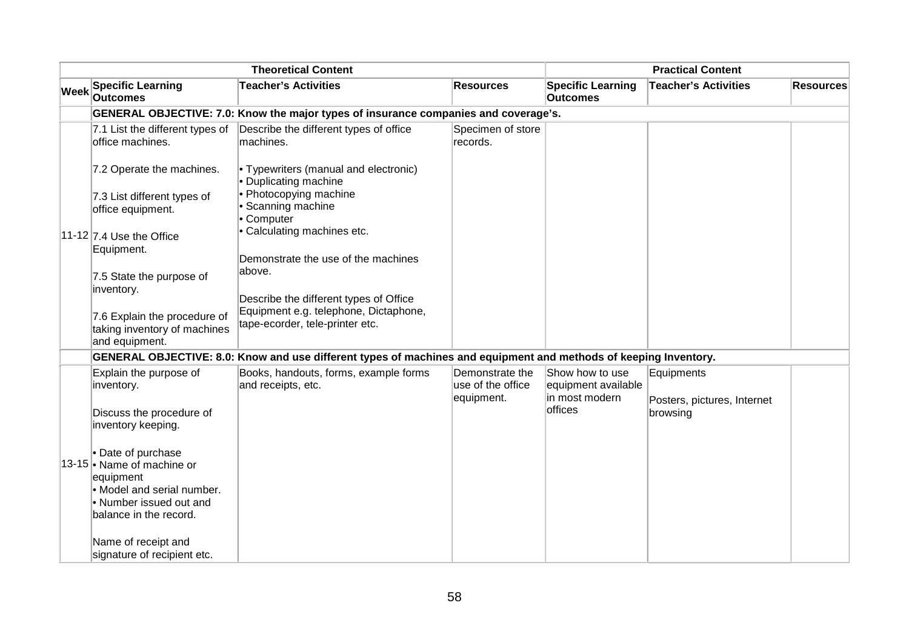| | Theoretical Content | | | Practical Content | | |
|---|---|---|---|---|---|---|
| **Week** | **Specific Learning Outcomes** | **Teacher's Activities** | **Resources** | **Specific Learning Outcomes** | **Teacher's Activities** | **Resources** |
| | **GENERAL OBJECTIVE: 7.0: Know the major types of insurance companies and coverage's.** | | | | | |
| 11-12 | 7.1 List the different types of office machines.<br><br>7.2 Operate the machines.<br><br>7.3 List different types of office equipment.<br><br>7.4 Use the Office Equipment.<br><br>7.5 State the purpose of inventory.<br><br>7.6 Explain the procedure of taking inventory of machines and equipment. | Describe the different types of office machines.<br><br>• Typewriters (manual and electronic)<br>• Duplicating machine<br>• Photocopying machine<br>• Scanning machine<br>• Computer<br>• Calculating machines etc.<br><br>Demonstrate the use of the machines above.<br><br>Describe the different types of Office Equipment e.g. telephone, Dictaphone, tape-ecorder, tele-printer etc. | Specimen of store records. | | | |
| | **GENERAL OBJECTIVE: 8.0: Know and use different types of machines and equipment and methods of keeping Inventory.** | | | | | |
| 13-15 | Explain the purpose of inventory.<br><br>Discuss the procedure of inventory keeping.<br><br>• Date of purchase<br>• Name of machine or equipment<br>• Model and serial number.<br>• Number issued out and balance in the record.<br><br>Name of receipt and signature of recipient etc. | Books, handouts, forms, example forms and receipts, etc. | Demonstrate the use of the office equipment. | Show how to use equipment available in most modern offices | Equipments<br><br>Posters, pictures, Internet browsing | |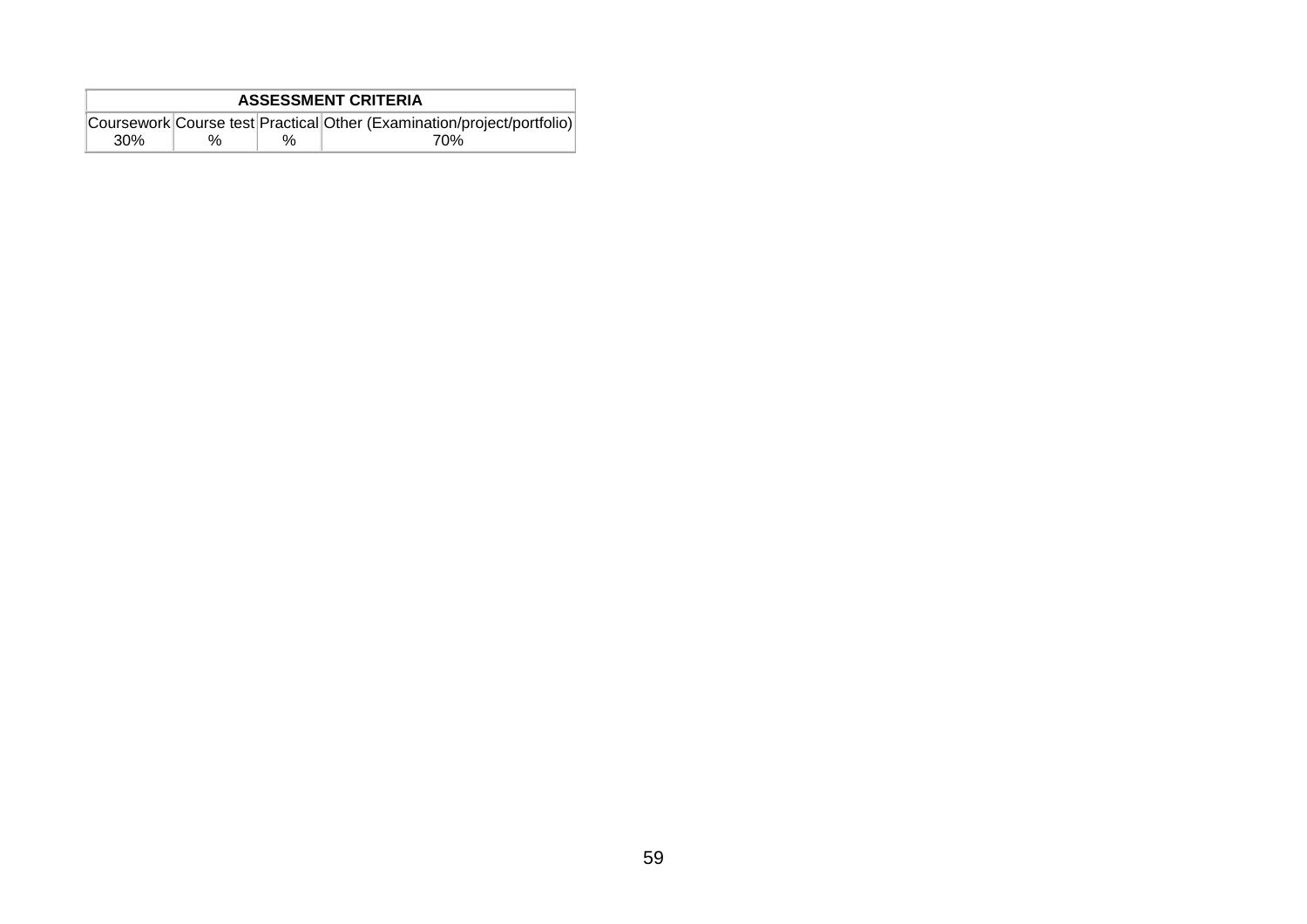| ASSESSMENT CRITERIA | | | |
|---|---|---|---|
| Coursework | Course test | Practical | Other (Examination/project/portfolio) |
| 30% | % | % | 70% |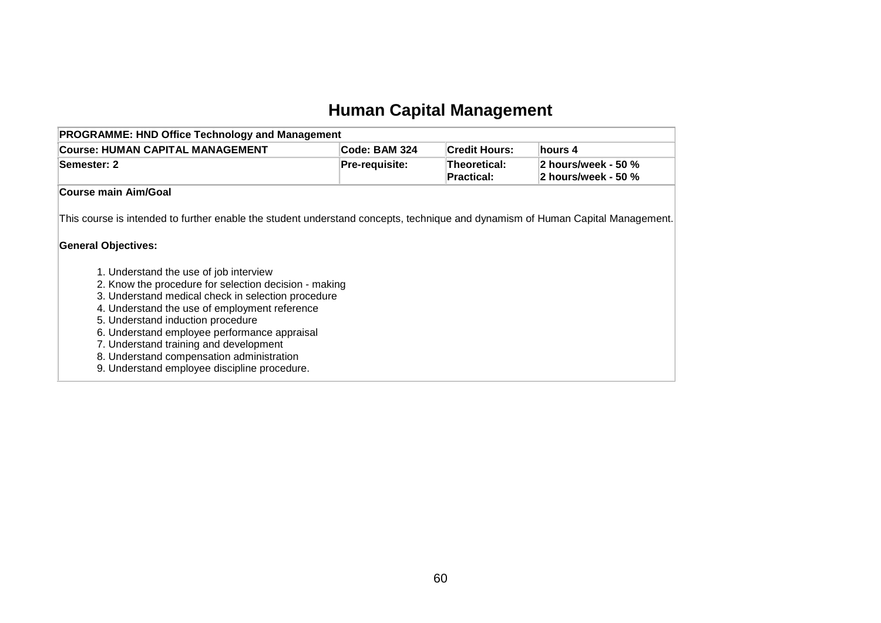# Human Capital Management

| PROGRAMME: HND Office Technology and Management | | | |
|---|---|---|---|
| **Course: HUMAN CAPITAL MANAGEMENT** | **Code: BAM 324** | **Credit Hours:** | **hours 4** |
| **Semester: 2** | **Pre-requisite:** | **Theoretical:**<br>**Practical:** | **2 hours/week - 50 %**<br>**2 hours/week - 50 %** |

**Course main Aim/Goal**

This course is intended to further enable the student understand concepts, technique and dynamism of Human Capital Management.

**General Objectives:**

1. Understand the use of job interview
2. Know the procedure for selection decision - making
3. Understand medical check in selection procedure
4. Understand the use of employment reference
5. Understand induction procedure
6. Understand employee performance appraisal
7. Understand training and development
8. Understand compensation administration
9. Understand employee discipline procedure.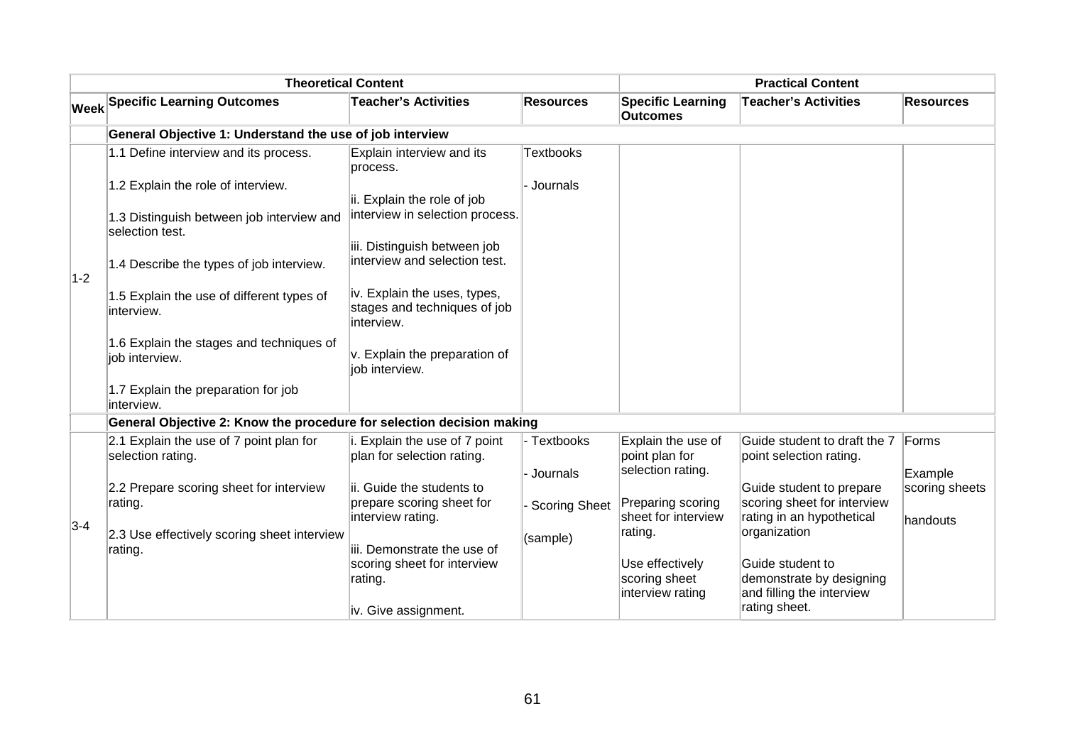| | Theoretical Content | | | Practical Content | | |
|---|---|---|---|---|---|---|
| **Week** | **Specific Learning Outcomes** | **Teacher's Activities** | **Resources** | **Specific Learning Outcomes** | **Teacher's Activities** | **Resources** |
| | **General Objective 1: Understand the use of job interview** | | | | | |
| 1-2 | 1.1 Define interview and its process.<br><br>1.2 Explain the role of interview.<br><br>1.3 Distinguish between job interview and selection test.<br><br>1.4 Describe the types of job interview.<br><br>1.5 Explain the use of different types of interview.<br><br>1.6 Explain the stages and techniques of job interview.<br><br>1.7 Explain the preparation for job interview. | Explain interview and its process.<br><br>ii. Explain the role of job interview in selection process.<br><br>iii. Distinguish between job interview and selection test.<br><br>iv. Explain the uses, types, stages and techniques of job interview.<br><br>v. Explain the preparation of job interview. | Textbooks<br><br>- Journals | | | |
| | **General Objective 2: Know the procedure for selection decision making** | | | | | |
| 3-4 | 2.1 Explain the use of 7 point plan for selection rating.<br><br>2.2 Prepare scoring sheet for interview rating.<br><br>2.3 Use effectively scoring sheet interview rating. | i. Explain the use of 7 point plan for selection rating.<br><br>ii. Guide the students to prepare scoring sheet for interview rating.<br><br>iii. Demonstrate the use of scoring sheet for interview rating.<br><br>iv. Give assignment. | - Textbooks<br><br>- Journals<br><br>- Scoring Sheet<br><br>(sample) | Explain the use of point plan for selection rating.<br><br>Preparing scoring sheet for interview rating.<br><br>Use effectively scoring sheet interview rating | Guide student to draft the 7 point selection rating.<br><br>Guide student to prepare scoring sheet for interview rating in an hypothetical organization<br><br>Guide student to demonstrate by designing and filling the interview rating sheet. | Forms<br><br>Example scoring sheets<br><br>handouts |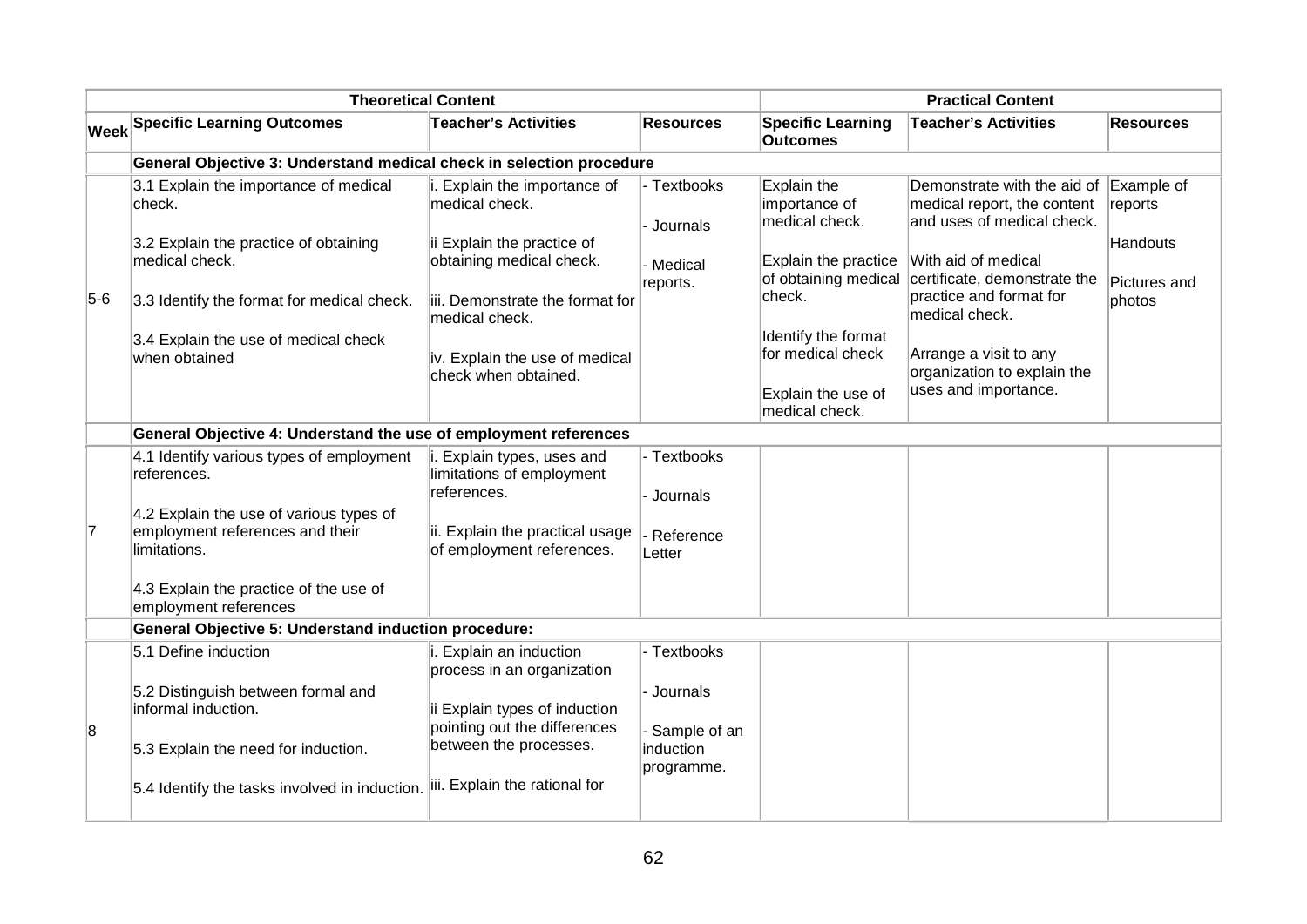| | Theoretical Content | | | Practical Content | | |
|---|---|---|---|---|---|---|
| **Week** | **Specific Learning Outcomes** | **Teacher's Activities** | **Resources** | **Specific Learning Outcomes** | **Teacher's Activities** | **Resources** |
| | **General Objective 3: Understand medical check in selection procedure** | | | | | |
| 5-6 | 3.1 Explain the importance of medical check.<br><br>3.2 Explain the practice of obtaining medical check.<br><br>3.3 Identify the format for medical check.<br><br>3.4 Explain the use of medical check when obtained | i. Explain the importance of medical check.<br><br>ii Explain the practice of obtaining medical check.<br><br>iii. Demonstrate the format for medical check.<br><br>iv. Explain the use of medical check when obtained. | - Textbooks<br><br>- Journals<br><br>- Medical reports. | Explain the importance of medical check.<br><br>Explain the practice of obtaining medical check.<br><br>Identify the format for medical check<br><br>Explain the use of medical check. | Demonstrate with the aid of medical report, the content and uses of medical check.<br><br>With aid of medical certificate, demonstrate the practice and format for medical check.<br><br>Arrange a visit to any organization to explain the uses and importance. | Example of reports<br><br>Handouts<br><br>Pictures and photos |
| | **General Objective 4: Understand the use of employment references** | | | | | |
| 7 | 4.1 Identify various types of employment references.<br><br>4.2 Explain the use of various types of employment references and their limitations.<br><br>4.3 Explain the practice of the use of employment references | i. Explain types, uses and limitations of employment references.<br><br>ii. Explain the practical usage of employment references. | - Textbooks<br><br>- Journals<br><br>- Reference Letter | | | |
| | **General Objective 5: Understand induction procedure:** | | | | | |
| 8 | 5.1 Define induction<br><br>5.2 Distinguish between formal and informal induction.<br><br>5.3 Explain the need for induction.<br><br>5.4 Identify the tasks involved in induction. | i. Explain an induction process in an organization<br><br>ii Explain types of induction pointing out the differences between the processes.<br><br>iii. Explain the rational for | - Textbooks<br><br>- Journals<br><br>- Sample of an induction programme. | | | |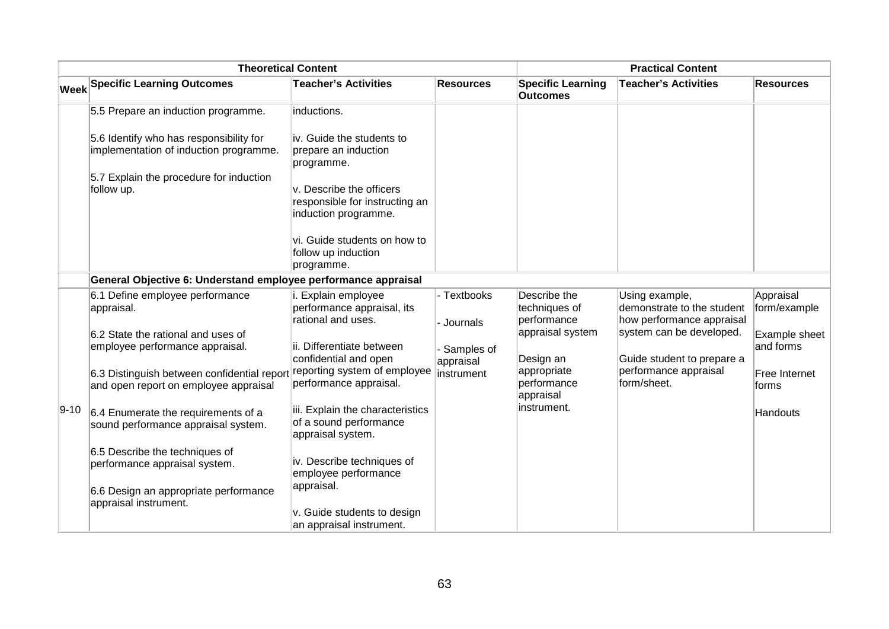| Theoretical Content | | | | Practical Content | | |
|---|---|---|---|---|---|---|
| **Week** | **Specific Learning Outcomes** | **Teacher's Activities** | **Resources** | **Specific Learning Outcomes** | **Teacher's Activities** | **Resources** |
| | 5.5 Prepare an induction programme.<br><br>5.6 Identify who has responsibility for implementation of induction programme.<br><br>5.7 Explain the procedure for induction follow up. | inductions.<br><br>iv. Guide the students to prepare an induction programme.<br><br>v. Describe the officers responsible for instructing an induction programme.<br><br>vi. Guide students on how to follow up induction programme. | | | | |
| | **General Objective 6: Understand employee performance appraisal** | | | | | |
| 9-10 | 6.1 Define employee performance appraisal.<br><br>6.2 State the rational and uses of employee performance appraisal.<br><br>6.3 Distinguish between confidential report and open report on employee appraisal<br><br>6.4 Enumerate the requirements of a sound performance appraisal system.<br><br>6.5 Describe the techniques of performance appraisal system.<br><br>6.6 Design an appropriate performance appraisal instrument. | i. Explain employee performance appraisal, its rational and uses.<br><br>ii. Differentiate between confidential and open reporting system of employee performance appraisal.<br><br>iii. Explain the characteristics of a sound performance appraisal system.<br><br>iv. Describe techniques of employee performance appraisal.<br><br>v. Guide students to design an appraisal instrument. | - Textbooks<br><br>- Journals<br><br>- Samples of appraisal instrument | Describe the techniques of performance appraisal system<br><br>Design an appropriate performance appraisal instrument. | Using example, demonstrate to the student how performance appraisal system can be developed.<br><br>Guide student to prepare a performance appraisal form/sheet. | Appraisal form/example<br><br>Example sheet and forms<br><br>Free Internet forms<br><br>Handouts |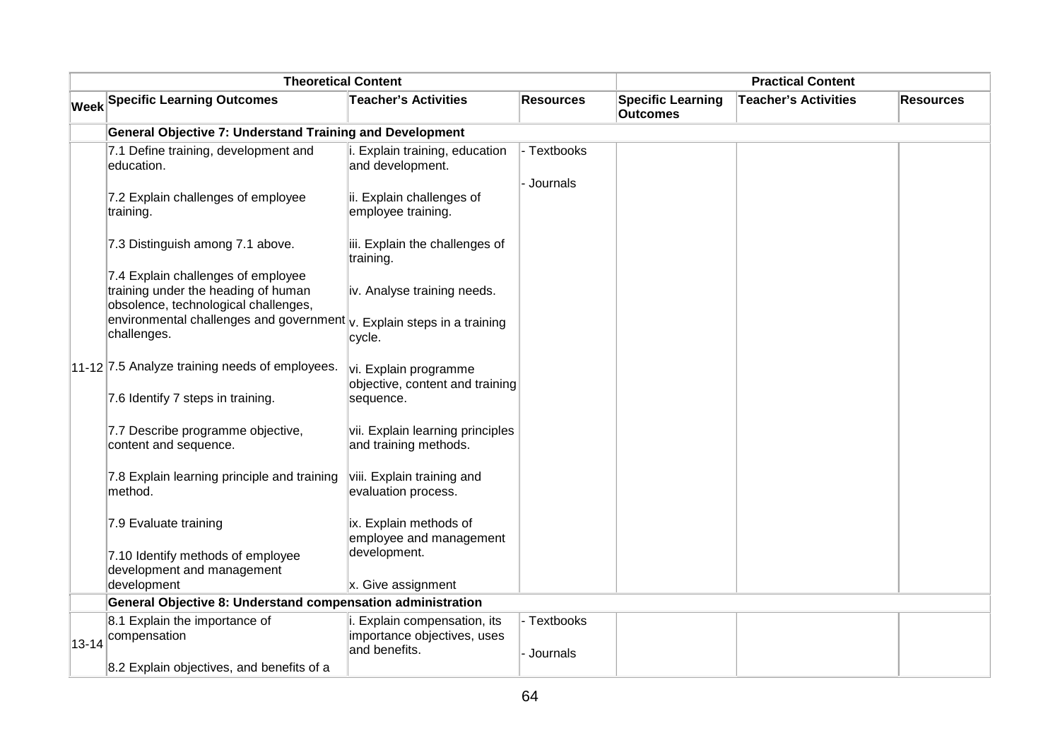| Theoretical Content | | | | Practical Content | | |
|---|---|---|---|---|---|---|
| **Week** | **Specific Learning Outcomes** | **Teacher's Activities** | **Resources** | **Specific Learning Outcomes** | **Teacher's Activities** | **Resources** |
| | **General Objective 7: Understand Training and Development** | | | | | |
| 11-12 | 7.1 Define training, development and education.<br><br>7.2 Explain challenges of employee training.<br><br>7.3 Distinguish among 7.1 above.<br><br>7.4 Explain challenges of employee training under the heading of human obsolence, technological challenges, environmental challenges and government challenges.<br><br>7.5 Analyze training needs of employees.<br><br>7.6 Identify 7 steps in training.<br><br>7.7 Describe programme objective, content and sequence.<br><br>7.8 Explain learning principle and training method.<br><br>7.9 Evaluate training<br><br>7.10 Identify methods of employee development and management development | i. Explain training, education and development.<br><br>ii. Explain challenges of employee training.<br><br>iii. Explain the challenges of training.<br><br>iv. Analyse training needs.<br><br>v. Explain steps in a training cycle.<br><br>vi. Explain programme objective, content and training sequence.<br><br>vii. Explain learning principles and training methods.<br><br>viii. Explain training and evaluation process.<br><br>ix. Explain methods of employee and management development.<br><br>x. Give assignment | - Textbooks<br><br>- Journals | | | |
| | **General Objective 8: Understand compensation administration** | | | | | |
| 13-14 | 8.1 Explain the importance of compensation<br><br>8.2 Explain objectives, and benefits of a | i. Explain compensation, its importance objectives, uses and benefits. | - Textbooks<br><br>- Journals | | | |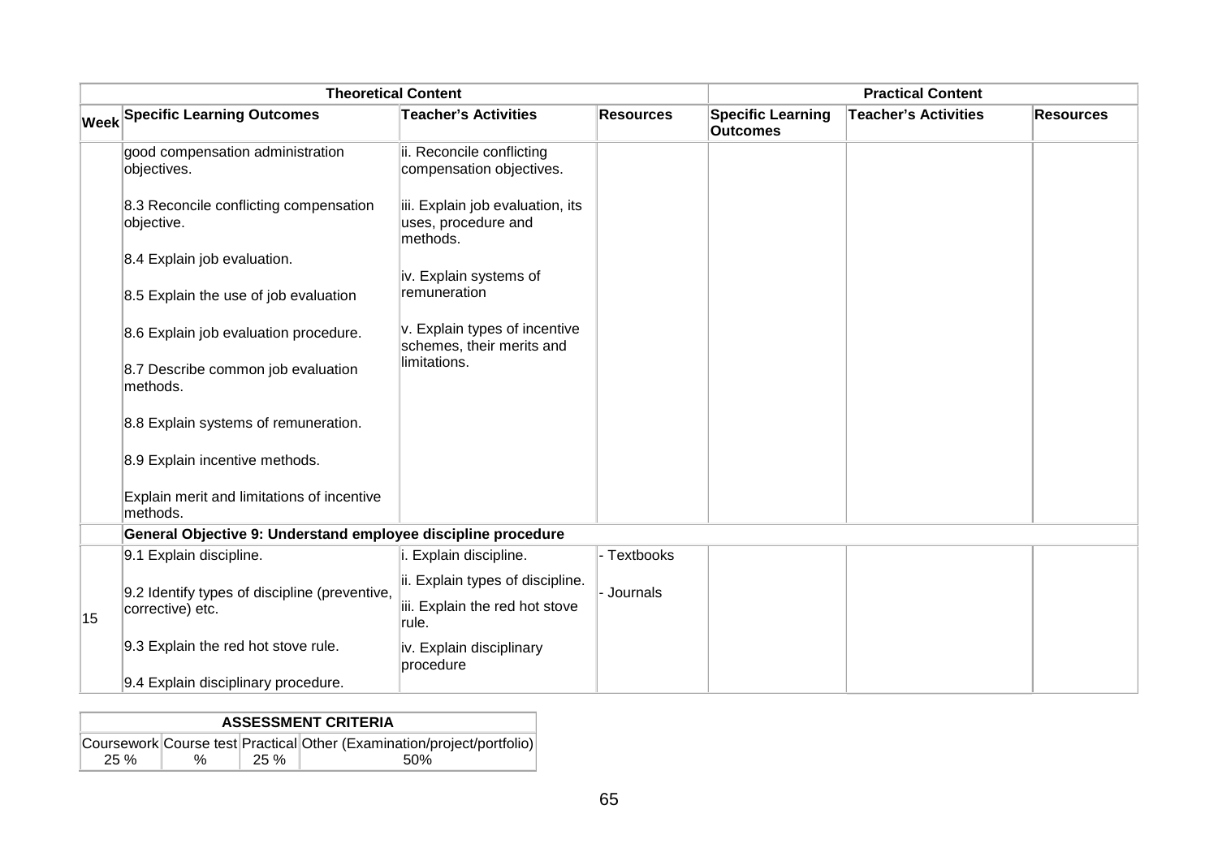| Theoretical Content | | | | Practical Content | | |
|---|---|---|---|---|---|---|
| Week | Specific Learning Outcomes | Teacher's Activities | Resources | Specific Learning Outcomes | Teacher's Activities | Resources |
| | good compensation administration objectives.<br><br>8.3 Reconcile conflicting compensation objective.<br><br>8.4 Explain job evaluation.<br><br>8.5 Explain the use of job evaluation<br><br>8.6 Explain job evaluation procedure.<br><br>8.7 Describe common job evaluation methods.<br><br>8.8 Explain systems of remuneration.<br><br>8.9 Explain incentive methods.<br><br>Explain merit and limitations of incentive methods. | ii. Reconcile conflicting compensation objectives.<br><br>iii. Explain job evaluation, its uses, procedure and methods.<br><br>iv. Explain systems of remuneration<br><br>v. Explain types of incentive schemes, their merits and limitations. | | | | |
| | **General Objective 9: Understand employee discipline procedure** | | | | | |
| 15 | 9.1 Explain discipline.<br><br>9.2 Identify types of discipline (preventive, corrective) etc.<br><br>9.3 Explain the red hot stove rule.<br><br>9.4 Explain disciplinary procedure. | i. Explain discipline.<br><br>ii. Explain types of discipline.<br><br>iii. Explain the red hot stove rule.<br><br>iv. Explain disciplinary procedure | - Textbooks<br><br>- Journals | | | |

| ASSESSMENT CRITERIA | | | |
|---|---|---|---|
| Coursework | Course test | Practical | Other (Examination/project/portfolio) |
| 25 % | % | 25 % | 50% |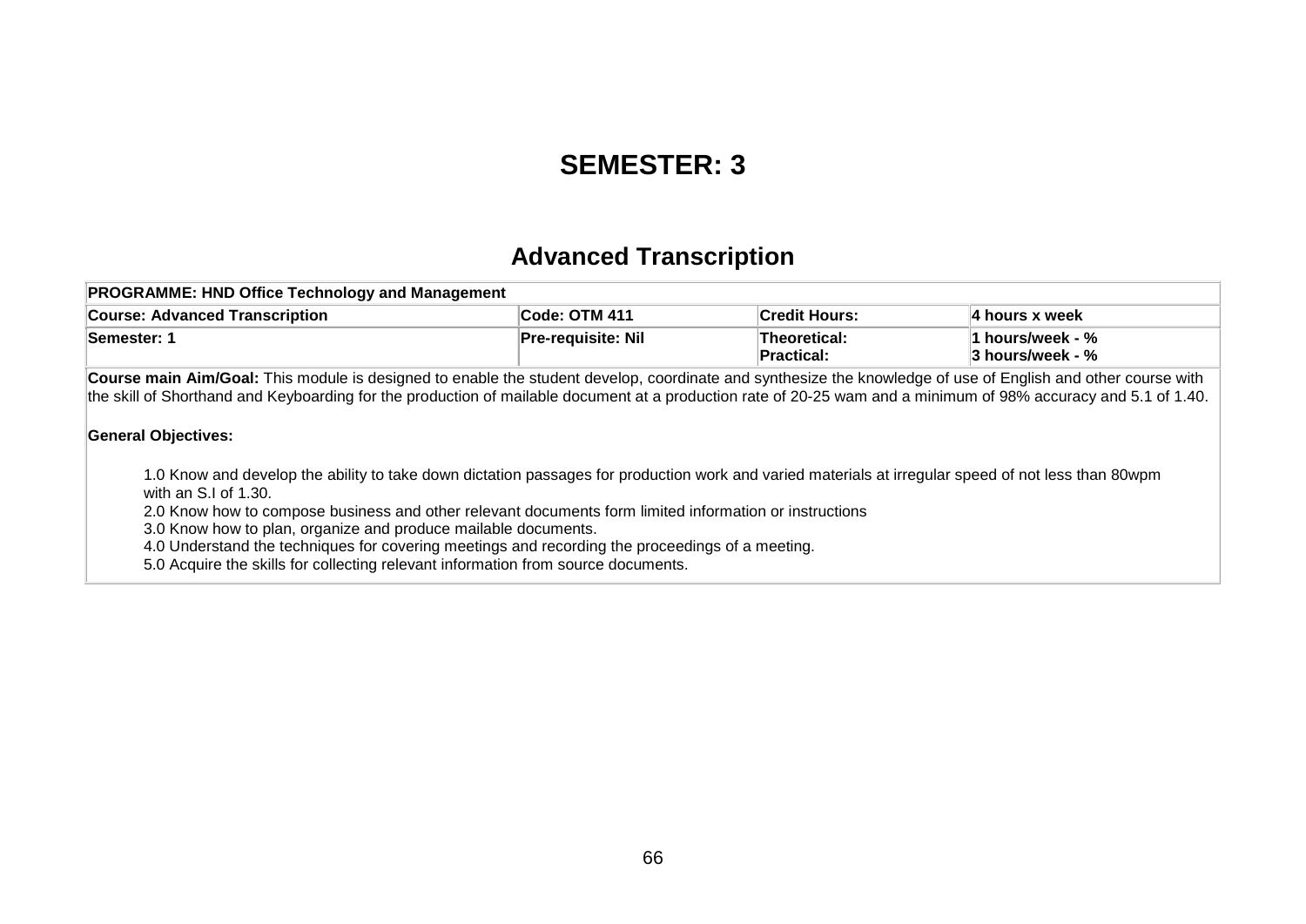# SEMESTER: 3

## Advanced Transcription

| PROGRAMME: HND Office Technology and Management | | | |
|---|---|---|---|
| **Course: Advanced Transcription** | **Code: OTM 411** | **Credit Hours:** | **4 hours x week** |
| **Semester: 1** | **Pre-requisite: Nil** | **Theoretical:**<br>**Practical:** | **1 hours/week - %**<br>**3 hours/week - %** |

**Course main Aim/Goal:** This module is designed to enable the student develop, coordinate and synthesize the knowledge of use of English and other course with the skill of Shorthand and Keyboarding for the production of mailable document at a production rate of 20-25 wam and a minimum of 98% accuracy and 5.1 of 1.40.

**General Objectives:**

1.0 Know and develop the ability to take down dictation passages for production work and varied materials at irregular speed of not less than 80wpm with an S.I of 1.30.

2.0 Know how to compose business and other relevant documents form limited information or instructions

3.0 Know how to plan, organize and produce mailable documents.

4.0 Understand the techniques for covering meetings and recording the proceedings of a meeting.

5.0 Acquire the skills for collecting relevant information from source documents.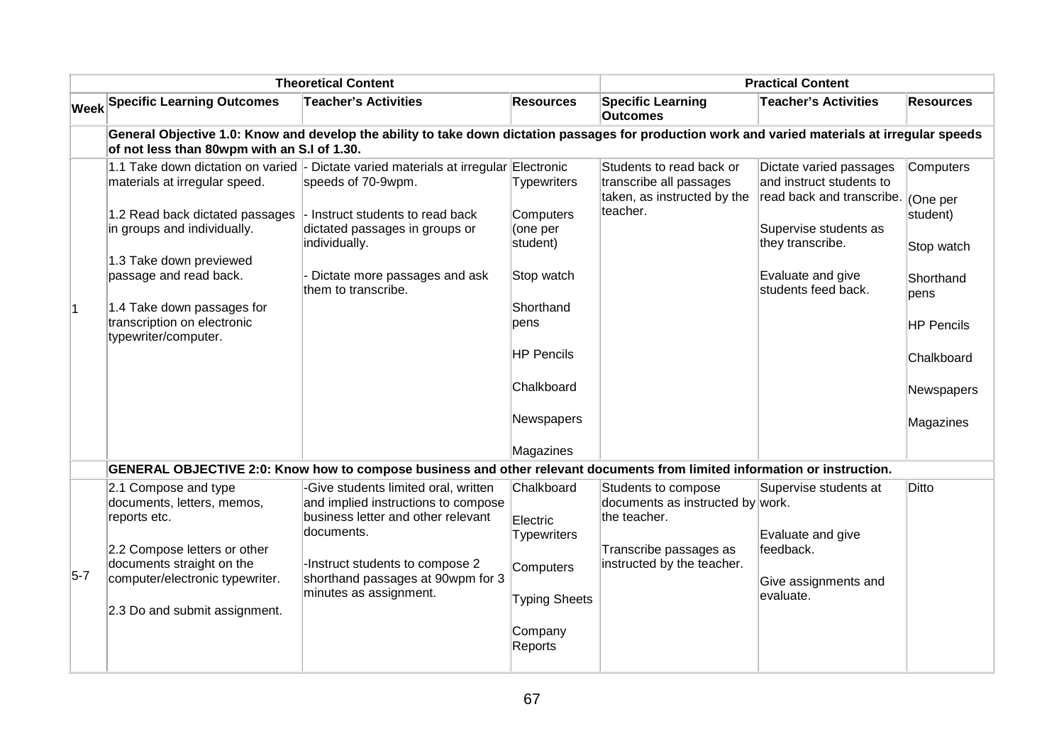| | Theoretical Content | | | Practical Content | | |
|---|---|---|---|---|---|---|
| **Week** | **Specific Learning Outcomes** | **Teacher's Activities** | **Resources** | **Specific Learning Outcomes** | **Teacher's Activities** | **Resources** |
| | **General Objective 1.0: Know and develop the ability to take down dictation passages for production work and varied materials at irregular speeds of not less than 80wpm with an S.I of 1.30.** | | | | | |
| 1 | 1.1 Take down dictation on varied materials at irregular speed.<br><br>1.2 Read back dictated passages in groups and individually.<br><br>1.3 Take down previewed passage and read back.<br><br>1.4 Take down passages for transcription on electronic typewriter/computer. | - Dictate varied materials at irregular speeds of 70-9wpm.<br><br>- Instruct students to read back dictated passages in groups or individually.<br><br>- Dictate more passages and ask them to transcribe. | Electronic Typewriters<br><br>Computers (one per student)<br><br>Stop watch<br><br>Shorthand pens<br><br>HP Pencils<br><br>Chalkboard<br><br>Newspapers<br><br>Magazines | Students to read back or transcribe all passages taken, as instructed by the teacher. | Dictate varied passages and instruct students to read back and transcribe.<br><br>Supervise students as they transcribe.<br><br>Evaluate and give students feed back. | Computers<br><br>(One per student)<br><br>Stop watch<br><br>Shorthand pens<br><br>HP Pencils<br><br>Chalkboard<br><br>Newspapers<br><br>Magazines |
| | **GENERAL OBJECTIVE 2:0: Know how to compose business and other relevant documents from limited information or instruction.** | | | | | |
| 5-7 | 2.1 Compose and type documents, letters, memos, reports etc.<br><br>2.2 Compose letters or other documents straight on the computer/electronic typewriter.<br><br>2.3 Do and submit assignment. | -Give students limited oral, written and implied instructions to compose business letter and other relevant documents.<br><br>-Instruct students to compose 2 shorthand passages at 90wpm for 3 minutes as assignment. | Chalkboard<br><br>Electric Typewriters<br><br>Computers<br><br>Typing Sheets<br><br>Company Reports | Students to compose documents as instructed by the teacher.<br><br>Transcribe passages as instructed by the teacher. | Supervise students at work.<br><br>Evaluate and give feedback.<br><br>Give assignments and evaluate. | Ditto |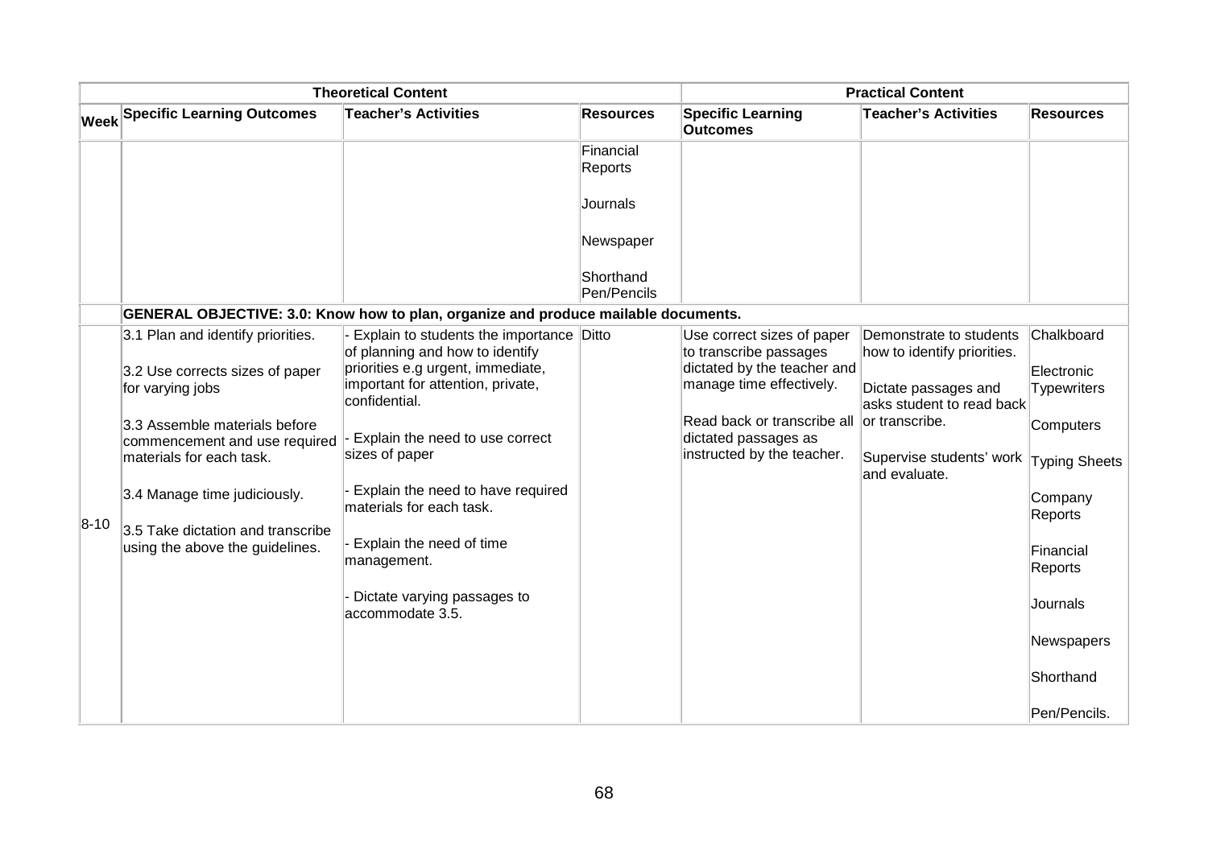| | Theoretical Content | | | Practical Content | | |
|---|---|---|---|---|---|---|
| Week | Specific Learning Outcomes | Teacher's Activities | Resources | Specific Learning Outcomes | Teacher's Activities | Resources |
| | | | Financial Reports<br><br>Journals<br><br>Newspaper<br><br>Shorthand Pen/Pencils | | | |
| | **GENERAL OBJECTIVE: 3.0: Know how to plan, organize and produce mailable documents.** | | | | | |
| 8-10 | 3.1 Plan and identify priorities.<br><br>3.2 Use corrects sizes of paper for varying jobs<br><br>3.3 Assemble materials before commencement and use required materials for each task.<br><br>3.4 Manage time judiciously.<br><br>3.5 Take dictation and transcribe using the above the guidelines. | - Explain to students the importance of planning and how to identify priorities e.g urgent, immediate, important for attention, private, confidential.<br><br>- Explain the need to use correct sizes of paper<br><br>- Explain the need to have required materials for each task.<br><br>- Explain the need of time management.<br><br>- Dictate varying passages to accommodate 3.5. | Ditto | Use correct sizes of paper to transcribe passages dictated by the teacher and manage time effectively.<br><br>Read back or transcribe all dictated passages as instructed by the teacher. | Demonstrate to students how to identify priorities.<br><br>Dictate passages and asks student to read back or transcribe.<br><br>Supervise students' work and evaluate. | Chalkboard<br><br>Electronic Typewriters<br><br>Computers<br><br>Typing Sheets<br><br>Company Reports<br><br>Financial Reports<br><br>Journals<br><br>Newspapers<br><br>Shorthand<br><br>Pen/Pencils. |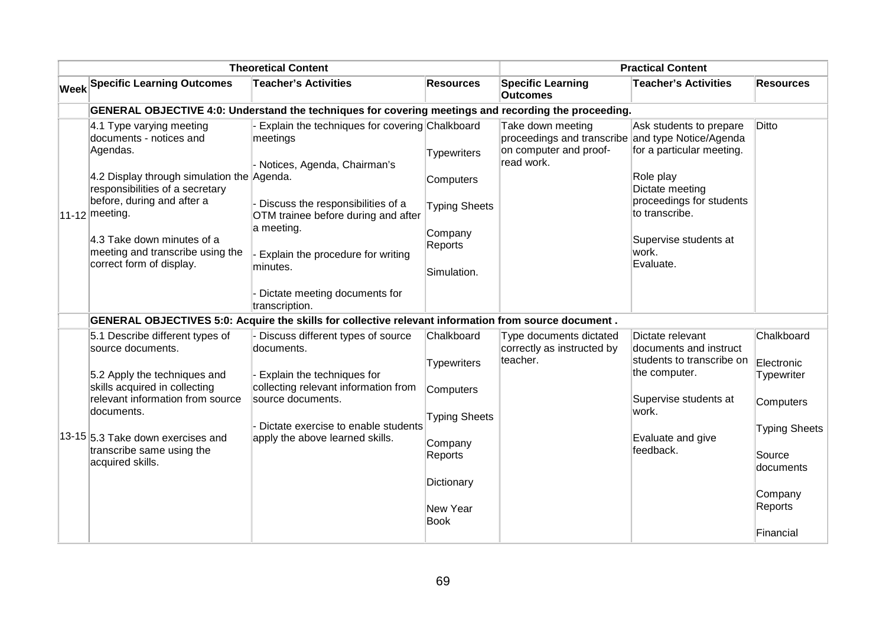| | Theoretical Content | | | Practical Content | | |
|---|---|---|---|---|---|---|
| **Week** | **Specific Learning Outcomes** | **Teacher's Activities** | **Resources** | **Specific Learning Outcomes** | **Teacher's Activities** | **Resources** |
| | **GENERAL OBJECTIVE 4:0: Understand the techniques for covering meetings and recording the proceeding.** | | | | | |
| 11-12 | 4.1 Type varying meeting documents - notices and Agendas.<br><br>4.2 Display through simulation the responsibilities of a secretary before, during and after a meeting.<br><br>4.3 Take down minutes of a meeting and transcribe using the correct form of display. | - Explain the techniques for covering meetings<br><br>- Notices, Agenda, Chairman's Agenda.<br><br>- Discuss the responsibilities of a OTM trainee before during and after a meeting.<br><br>- Explain the procedure for writing minutes.<br><br>- Dictate meeting documents for transcription. | Chalkboard<br><br>Typewriters<br><br>Computers<br><br>Typing Sheets<br><br>Company Reports<br><br>Simulation. | Take down meeting proceedings and transcribe on computer and proof-read work. | Ask students to prepare and type Notice/Agenda for a particular meeting.<br><br>Role play<br>Dictate meeting proceedings for students to transcribe.<br><br>Supervise students at work.<br>Evaluate. | Ditto |
| | **GENERAL OBJECTIVES 5:0: Acquire the skills for collective relevant information from source document .** | | | | | |
| 13-15 | 5.1 Describe different types of source documents.<br><br>5.2 Apply the techniques and skills acquired in collecting relevant information from source documents.<br><br>5.3 Take down exercises and transcribe same using the acquired skills. | - Discuss different types of source documents.<br><br>- Explain the techniques for collecting relevant information from source documents.<br><br>- Dictate exercise to enable students apply the above learned skills. | Chalkboard<br><br>Typewriters<br><br>Computers<br><br>Typing Sheets<br><br>Company Reports<br><br>Dictionary<br><br>New Year Book | Type documents dictated correctly as instructed by teacher. | Dictate relevant documents and instruct students to transcribe on the computer.<br><br>Supervise students at work.<br><br>Evaluate and give feedback. | Chalkboard<br><br>Electronic Typewriter<br><br>Computers<br><br>Typing Sheets<br><br>Source documents<br><br>Company Reports<br><br>Financial |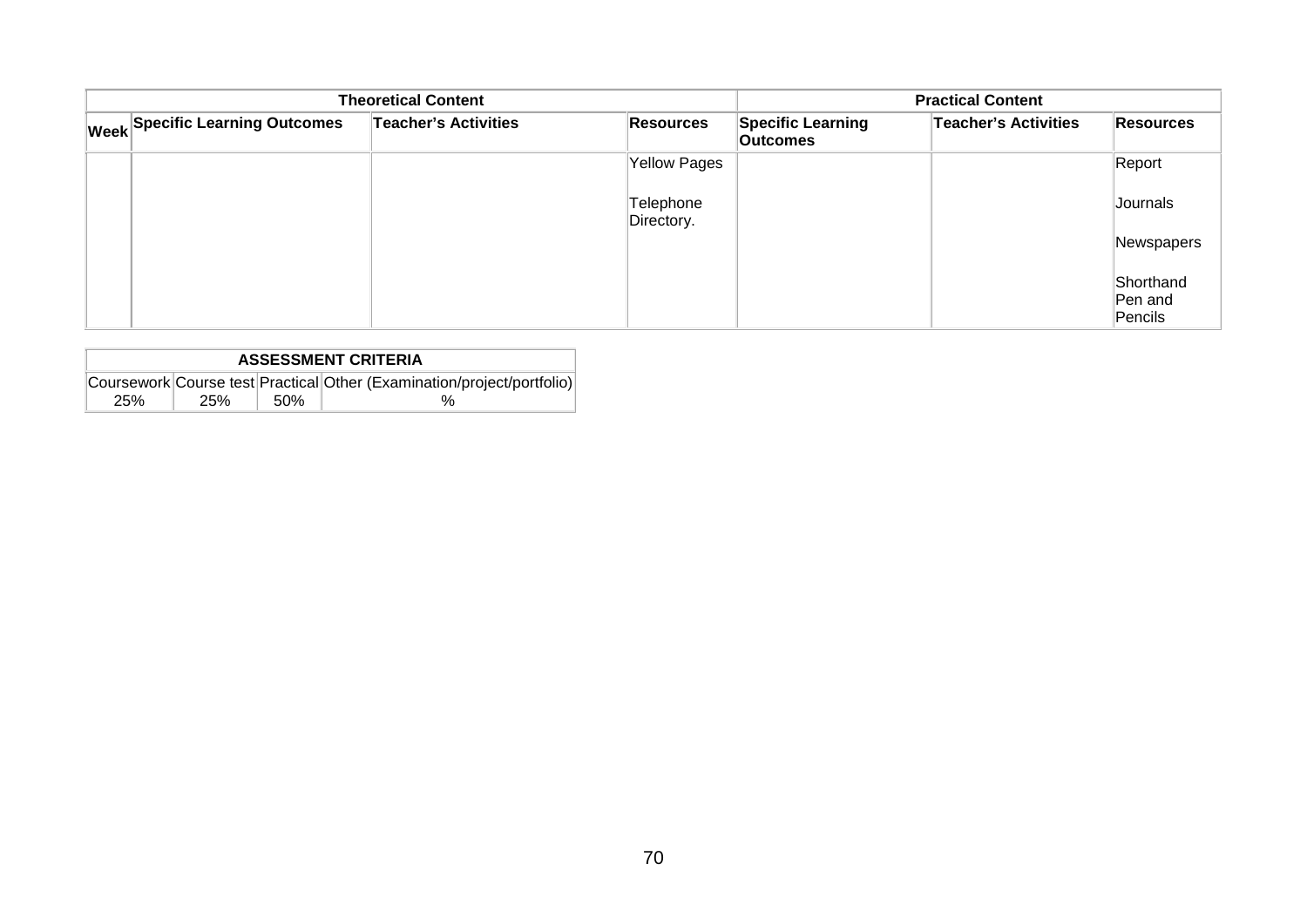| Theoretical Content | | | | Practical Content | | |
|---|---|---|---|---|---|---|
| Week | Specific Learning Outcomes | Teacher's Activities | Resources | Specific Learning Outcomes | Teacher's Activities | Resources |
| | | | Yellow Pages<br><br>Telephone Directory. | | | Report<br><br>Journals<br><br>Newspapers<br><br>Shorthand Pen and Pencils |

| ASSESSMENT CRITERIA | | | |
|---|---|---|---|
| Coursework | Course test | Practical | Other (Examination/project/portfolio) |
| 25% | 25% | 50% | % |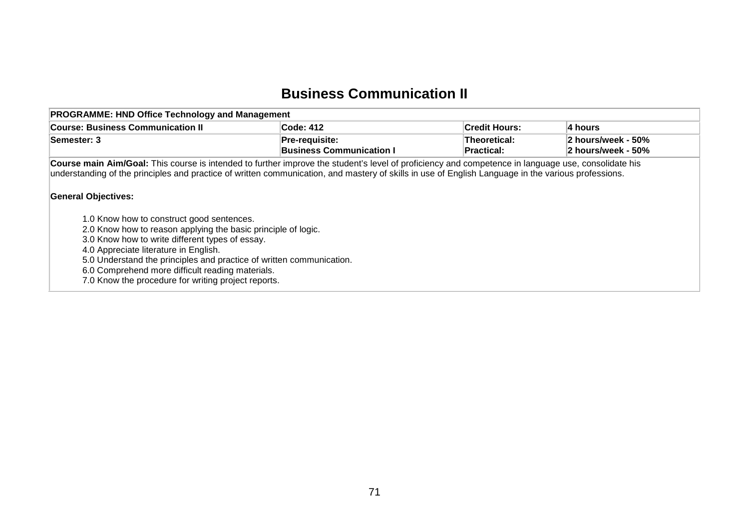# Business Communication II

| PROGRAMME: HND Office Technology and Management | | | |
|---|---|---|---|
| **Course: Business Communication II** | **Code: 412** | **Credit Hours:** | **4 hours** |
| **Semester: 3** | **Pre-requisite:**<br>**Business Communication I** | **Theoretical:**<br>**Practical:** | **2 hours/week - 50%**<br>**2 hours/week - 50%** |

**Course main Aim/Goal:** This course is intended to further improve the student's level of proficiency and competence in language use, consolidate his understanding of the principles and practice of written communication, and mastery of skills in use of English Language in the various professions.

**General Objectives:**

1.0 Know how to construct good sentences.
2.0 Know how to reason applying the basic principle of logic.
3.0 Know how to write different types of essay.
4.0 Appreciate literature in English.
5.0 Understand the principles and practice of written communication.
6.0 Comprehend more difficult reading materials.
7.0 Know the procedure for writing project reports.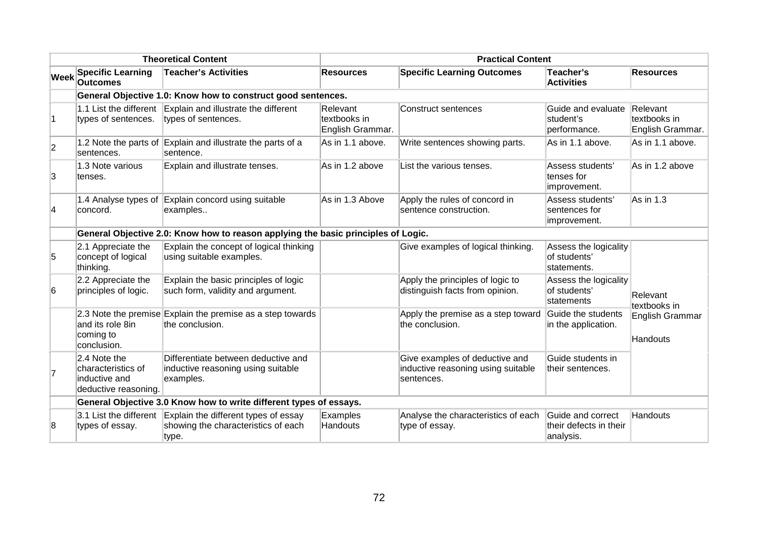| | Theoretical Content | | | Practical Content | | |
|---|---|---|---|---|---|---|
| **Week** | **Specific Learning Outcomes** | **Teacher's Activities** | **Resources** | **Specific Learning Outcomes** | **Teacher's Activities** | **Resources** |
| | **General Objective 1.0: Know how to construct good sentences.** | | | | | |
| 1 | 1.1 List the different types of sentences. | Explain and illustrate the different types of sentences. | Relevant textbooks in English Grammar. | Construct sentences | Guide and evaluate student's performance. | Relevant textbooks in English Grammar. |
| 2 | 1.2 Note the parts of sentences. | Explain and illustrate the parts of a sentence. | As in 1.1 above. | Write sentences showing parts. | As in 1.1 above. | As in 1.1 above. |
| 3 | 1.3 Note various tenses. | Explain and illustrate tenses. | As in 1.2 above | List the various tenses. | Assess students' tenses for improvement. | As in 1.2 above |
| 4 | 1.4 Analyse types of concord. | Explain concord using suitable examples.. | As in 1.3 Above | Apply the rules of concord in sentence construction. | Assess students' sentences for improvement. | As in 1.3 |
| | **General Objective 2.0: Know how to reason applying the basic principles of Logic.** | | | | | |
| 5 | 2.1 Appreciate the concept of logical thinking. | Explain the concept of logical thinking using suitable examples. | | Give examples of logical thinking. | Assess the logicality of students' statements. | Relevant textbooks in English Grammar<br><br>Handouts |
| 6 | 2.2 Appreciate the principles of logic. | Explain the basic principles of logic such form, validity and argument. | | Apply the principles of logic to distinguish facts from opinion. | Assess the logicality of students' statements | |
| | 2.3 Note the premise and its role 8in coming to conclusion. | Explain the premise as a step towards the conclusion. | | Apply the premise as a step toward the conclusion. | Guide the students in the application. | |
| 7 | 2.4 Note the characteristics of inductive and deductive reasoning. | Differentiate between deductive and inductive reasoning using suitable examples. | | Give examples of deductive and inductive reasoning using suitable sentences. | Guide students in their sentences. | |
| | **General Objective 3.0 Know how to write different types of essays.** | | | | | |
| 8 | 3.1 List the different types of essay. | Explain the different types of essay showing the characteristics of each type. | Examples Handouts | Analyse the characteristics of each type of essay. | Guide and correct their defects in their analysis. | Handouts |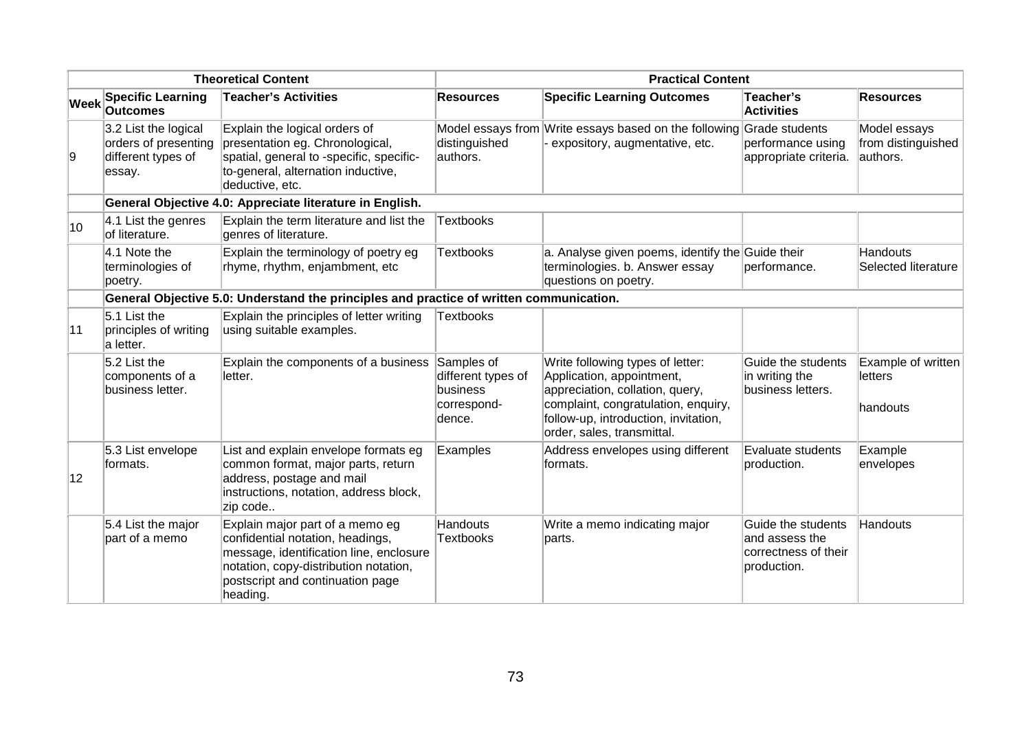| Theoretical Content | | | | Practical Content | | |
|---|---|---|---|---|---|---|
| **Week** | **Specific Learning Outcomes** | **Teacher's Activities** | **Resources** | **Specific Learning Outcomes** | **Teacher's Activities** | **Resources** |
| 9 | 3.2 List the logical orders of presenting different types of essay. | Explain the logical orders of presentation eg. Chronological, spatial, general to -specific, specific-to-general, alternation inductive, deductive, etc. | Model essays from distinguished authors. | Write essays based on the following - expository, augmentative, etc. | Grade students performance using appropriate criteria. | Model essays from distinguished authors. |
| | **General Objective 4.0: Appreciate literature in English.** | | | | | |
| 10 | 4.1 List the genres of literature. | Explain the term literature and list the genres of literature. | Textbooks | | | |
| | 4.1 Note the terminologies of poetry. | Explain the terminology of poetry eg rhyme, rhythm, enjambment, etc | Textbooks | a. Analyse given poems, identify the terminologies. b. Answer essay questions on poetry. | Guide their performance. | Handouts Selected literature |
| | **General Objective 5.0: Understand the principles and practice of written communication.** | | | | | |
| 11 | 5.1 List the principles of writing a letter. | Explain the principles of letter writing using suitable examples. | Textbooks | | | |
| | 5.2 List the components of a business letter. | Explain the components of a business letter. | Samples of different types of business correspond-dence. | Write following types of letter: Application, appointment, appreciation, collation, query, complaint, congratulation, enquiry, follow-up, introduction, invitation, order, sales, transmittal. | Guide the students in writing the business letters. | Example of written letters<br><br>handouts |
| 12 | 5.3 List envelope formats. | List and explain envelope formats eg common format, major parts, return address, postage and mail instructions, notation, address block, zip code.. | Examples | Address envelopes using different formats. | Evaluate students production. | Example envelopes |
| | 5.4 List the major part of a memo | Explain major part of a memo eg confidential notation, headings, message, identification line, enclosure notation, copy-distribution notation, postscript and continuation page heading. | Handouts Textbooks | Write a memo indicating major parts. | Guide the students and assess the correctness of their production. | Handouts |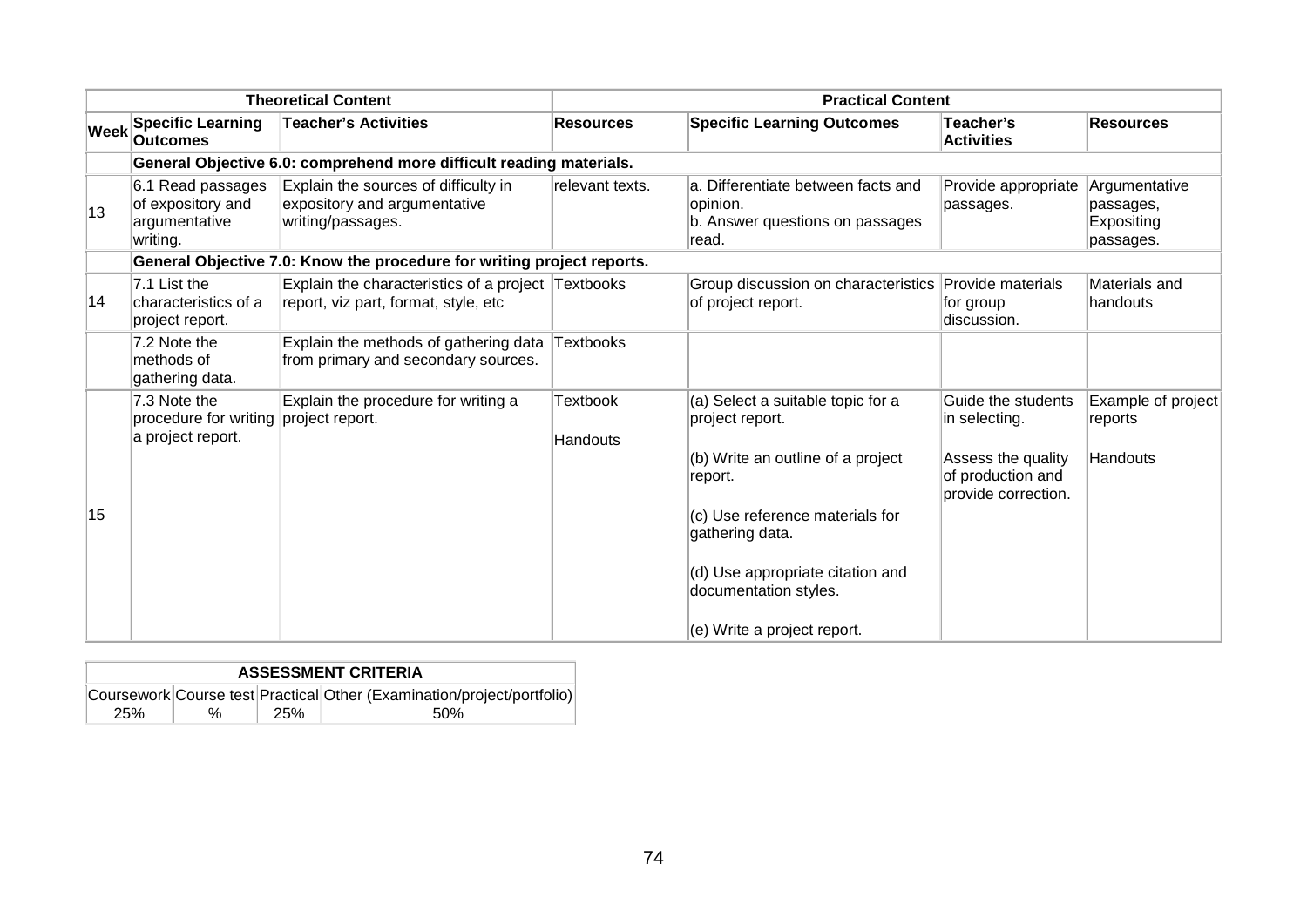| | Theoretical Content | | | Practical Content | | |
|---|---|---|---|---|---|---|
| **Week** | **Specific Learning Outcomes** | **Teacher's Activities** | **Resources** | **Specific Learning Outcomes** | **Teacher's Activities** | **Resources** |
| | **General Objective 6.0: comprehend more difficult reading materials.** | | | | | |
| 13 | 6.1 Read passages of expository and argumentative writing. | Explain the sources of difficulty in expository and argumentative writing/passages. | relevant texts. | a. Differentiate between facts and opinion.<br>b. Answer questions on passages read. | Provide appropriate passages. | Argumentative passages, Expositing passages. |
| | **General Objective 7.0: Know the procedure for writing project reports.** | | | | | |
| 14 | 7.1 List the characteristics of a project report. | Explain the characteristics of a project report, viz part, format, style, etc | Textbooks | Group discussion on characteristics of project report. | Provide materials for group discussion. | Materials and handouts |
| | 7.2 Note the methods of gathering data. | Explain the methods of gathering data from primary and secondary sources. | Textbooks | | | |
| 15 | 7.3 Note the procedure for writing a project report. | Explain the procedure for writing a project report. | Textbook<br><br>Handouts | (a) Select a suitable topic for a project report.<br><br>(b) Write an outline of a project report.<br><br>(c) Use reference materials for gathering data.<br><br>(d) Use appropriate citation and documentation styles.<br><br>(e) Write a project report. | Guide the students in selecting.<br><br>Assess the quality of production and provide correction. | Example of project reports<br><br>Handouts |

| ASSESSMENT CRITERIA | | | |
|---|---|---|---|
| Coursework | Course test | Practical | Other (Examination/project/portfolio) |
| 25% | % | 25% | 50% |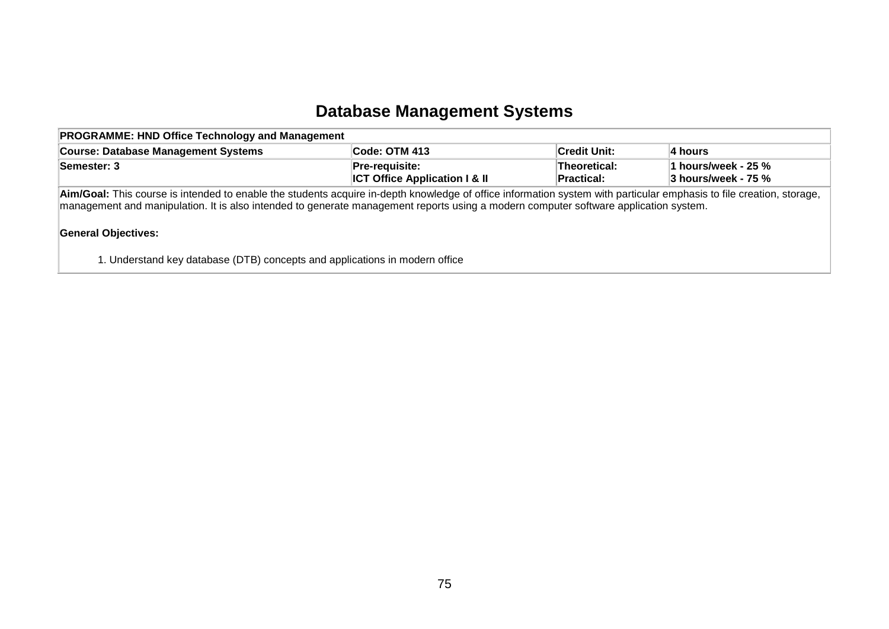# Database Management Systems

| PROGRAMME: HND Office Technology and Management | | | |
|---|---|---|---|
| **Course: Database Management Systems** | **Code: OTM 413** | **Credit Unit:** | **4 hours** |
| **Semester: 3** | **Pre-requisite:**<br>**ICT Office Application I & II** | **Theoretical:**<br>**Practical:** | **1 hours/week - 25 %**<br>**3 hours/week - 75 %** |

**Aim/Goal:** This course is intended to enable the students acquire in-depth knowledge of office information system with particular emphasis to file creation, storage, management and manipulation. It is also intended to generate management reports using a modern computer software application system.

**General Objectives:**

1. Understand key database (DTB) concepts and applications in modern office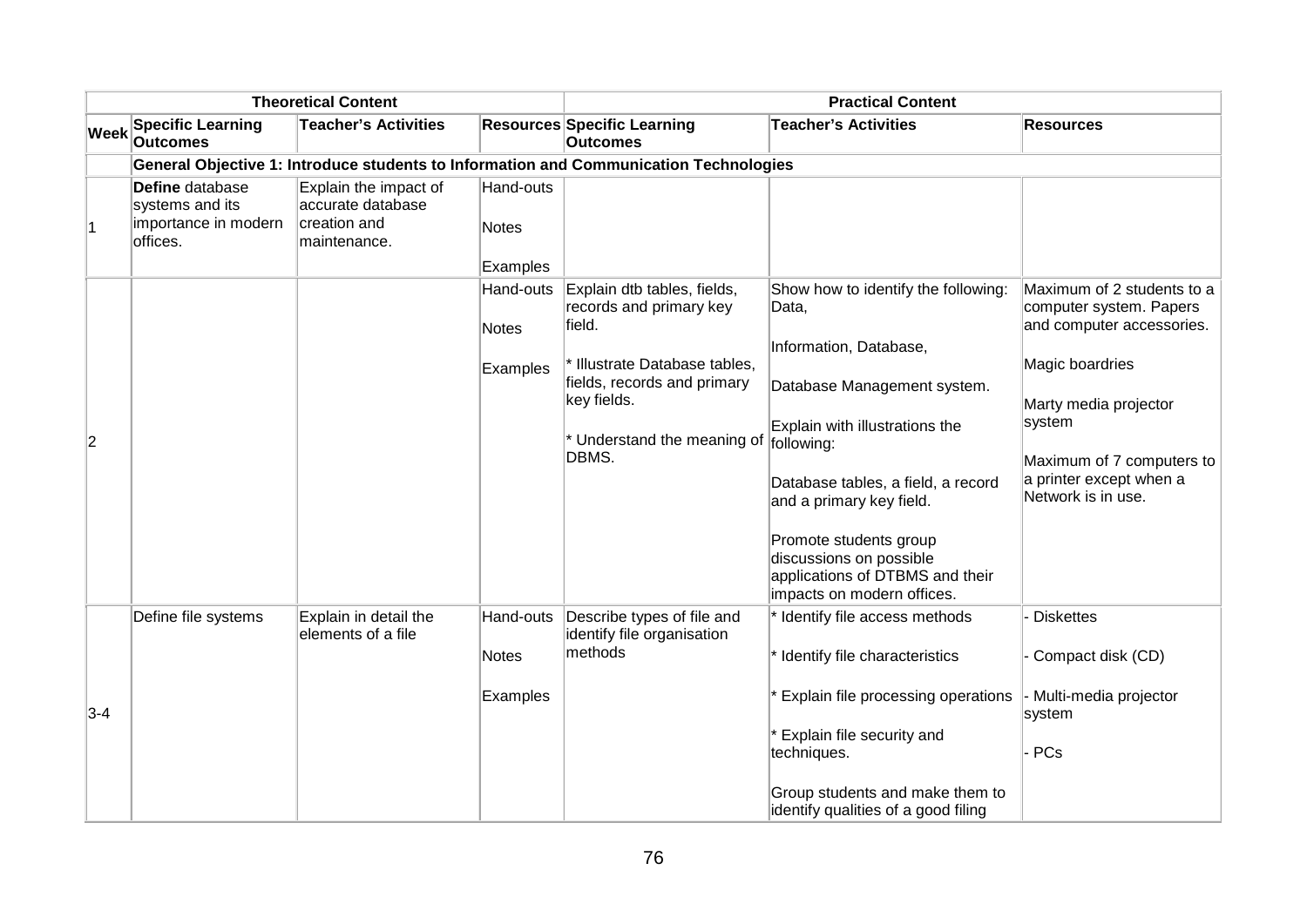| | Theoretical Content | | | Practical Content | | |
|---|---|---|---|---|---|---|
| **Week** | **Specific Learning Outcomes** | **Teacher's Activities** | **Resources** | **Specific Learning Outcomes** | **Teacher's Activities** | **Resources** |
| | **General Objective 1: Introduce students to Information and Communication Technologies** | | | | | |
| 1 | **Define** database systems and its importance in modern offices. | Explain the impact of accurate database creation and maintenance. | Hand-outs<br><br>Notes<br><br>Examples | | | |
| 2 | | | Hand-outs<br><br>Notes<br><br>Examples | Explain dtb tables, fields, records and primary key field.<br><br>* Illustrate Database tables, fields, records and primary key fields.<br><br>* Understand the meaning of DBMS. | Show how to identify the following: Data,<br><br>Information, Database,<br><br>Database Management system.<br><br>Explain with illustrations the following:<br><br>Database tables, a field, a record and a primary key field.<br><br>Promote students group discussions on possible applications of DTBMS and their impacts on modern offices. | Maximum of 2 students to a computer system. Papers and computer accessories.<br><br>Magic boardries<br><br>Marty media projector system<br><br>Maximum of 7 computers to a printer except when a Network is in use. |
| 3-4 | Define file systems | Explain in detail the elements of a file | Hand-outs<br><br>Notes<br><br>Examples | Describe types of file and identify file organisation methods | * Identify file access methods<br><br>* Identify file characteristics<br><br>* Explain file processing operations<br><br>* Explain file security and techniques.<br><br>Group students and make them to identify qualities of a good filing | - Diskettes<br><br>- Compact disk (CD)<br><br>- Multi-media projector system<br><br>- PCs |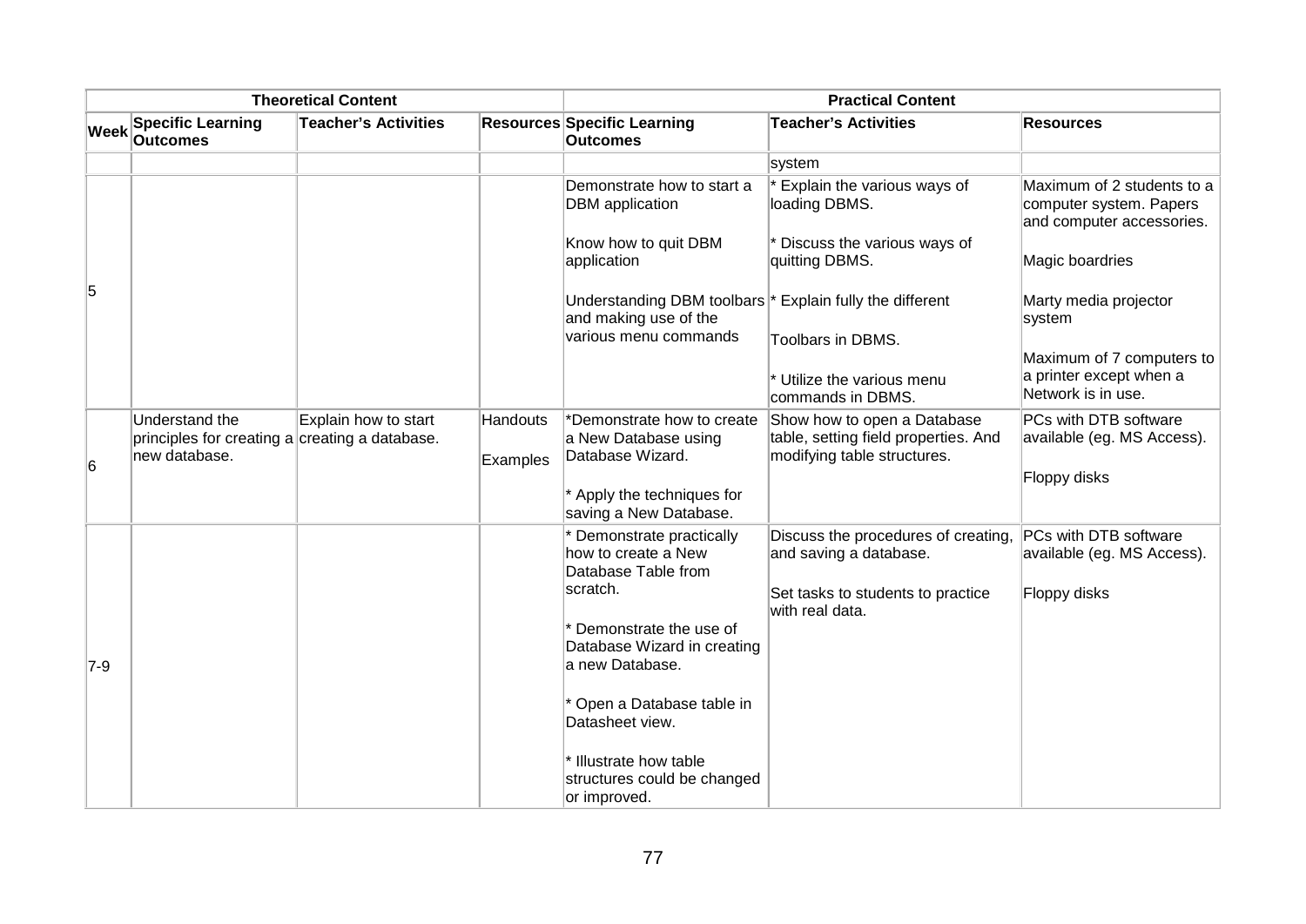| | Theoretical Content | | | Practical Content | | |
|---|---|---|---|---|---|---|
| **Week** | **Specific Learning Outcomes** | **Teacher's Activities** | **Resources** | **Specific Learning Outcomes** | **Teacher's Activities** | **Resources** |
| | | | | | system | |
| 5 | | | | Demonstrate how to start a DBM application<br><br>Know how to quit DBM application<br><br>Understanding DBM toolbars and making use of the various menu commands | * Explain the various ways of loading DBMS.<br><br>* Discuss the various ways of quitting DBMS.<br><br>* Explain fully the different<br><br>Toolbars in DBMS.<br><br>* Utilize the various menu commands in DBMS. | Maximum of 2 students to a computer system. Papers and computer accessories.<br><br>Magic boardries<br><br>Marty media projector system<br><br>Maximum of 7 computers to a printer except when a Network is in use. |
| 6 | Understand the principles for creating a new database. | Explain how to start creating a database. | Handouts<br><br>Examples | *Demonstrate how to create a New Database using Database Wizard.<br><br>* Apply the techniques for saving a New Database. | Show how to open a Database table, setting field properties. And modifying table structures. | PCs with DTB software available (eg. MS Access).<br><br>Floppy disks |
| 7-9 | | | | * Demonstrate practically how to create a New Database Table from scratch.<br><br>* Demonstrate the use of Database Wizard in creating a new Database.<br><br>* Open a Database table in Datasheet view.<br><br>* Illustrate how table structures could be changed or improved. | Discuss the procedures of creating, and saving a database.<br><br>Set tasks to students to practice with real data. | PCs with DTB software available (eg. MS Access).<br><br>Floppy disks |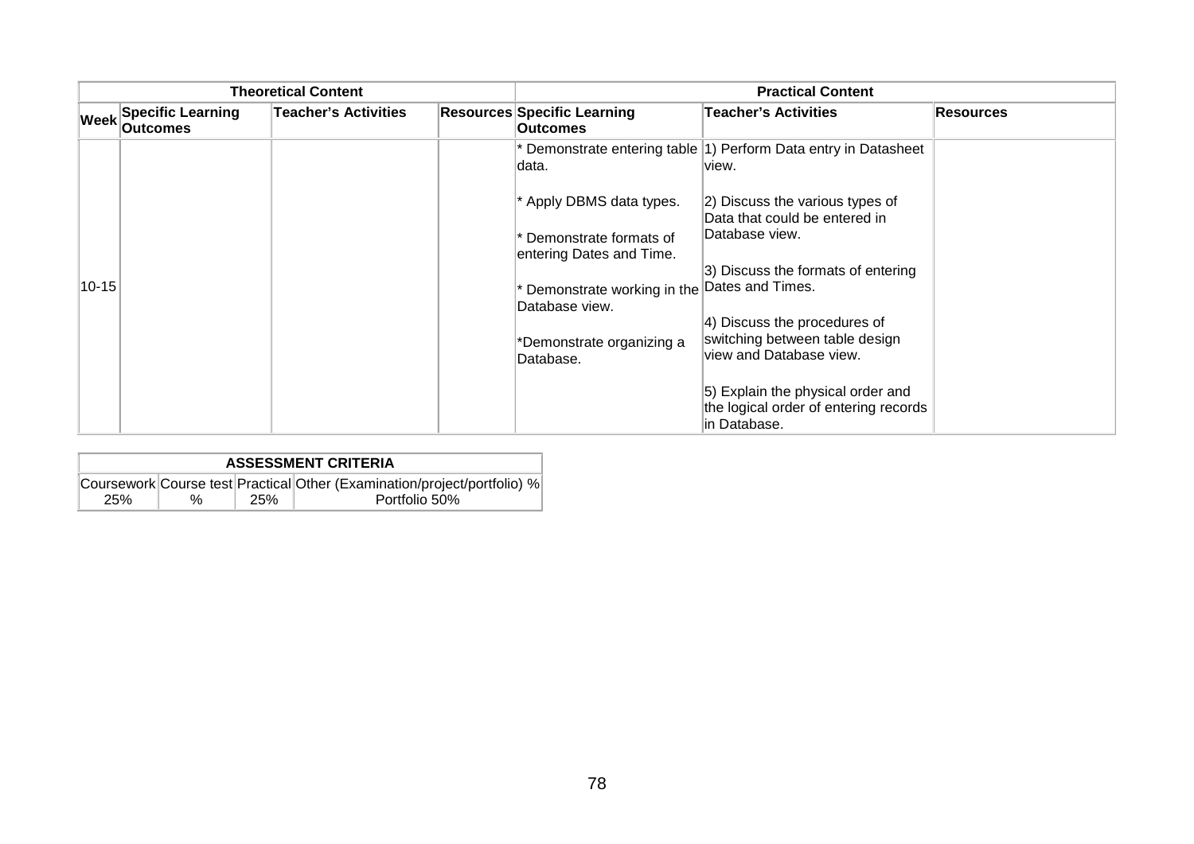| Theoretical Content | | | | Practical Content | | |
|---|---|---|---|---|---|---|
| **Week** | **Specific Learning Outcomes** | **Teacher's Activities** | **Resources** | **Specific Learning Outcomes** | **Teacher's Activities** | **Resources** |
| 10-15 | | | | * Demonstrate entering table data.<br><br>* Apply DBMS data types.<br><br>* Demonstrate formats of entering Dates and Time.<br><br>* Demonstrate working in the Database view.<br><br>*Demonstrate organizing a Database. | 1) Perform Data entry in Datasheet view.<br><br>2) Discuss the various types of Data that could be entered in Database view.<br><br>3) Discuss the formats of entering Dates and Times.<br><br>4) Discuss the procedures of switching between table design view and Database view.<br><br>5) Explain the physical order and the logical order of entering records in Database. | |

| ASSESSMENT CRITERIA | | | |
|---|---|---|---|
| Coursework | Course test | Practical | Other (Examination/project/portfolio) % |
| 25% | % | 25% | Portfolio 50% |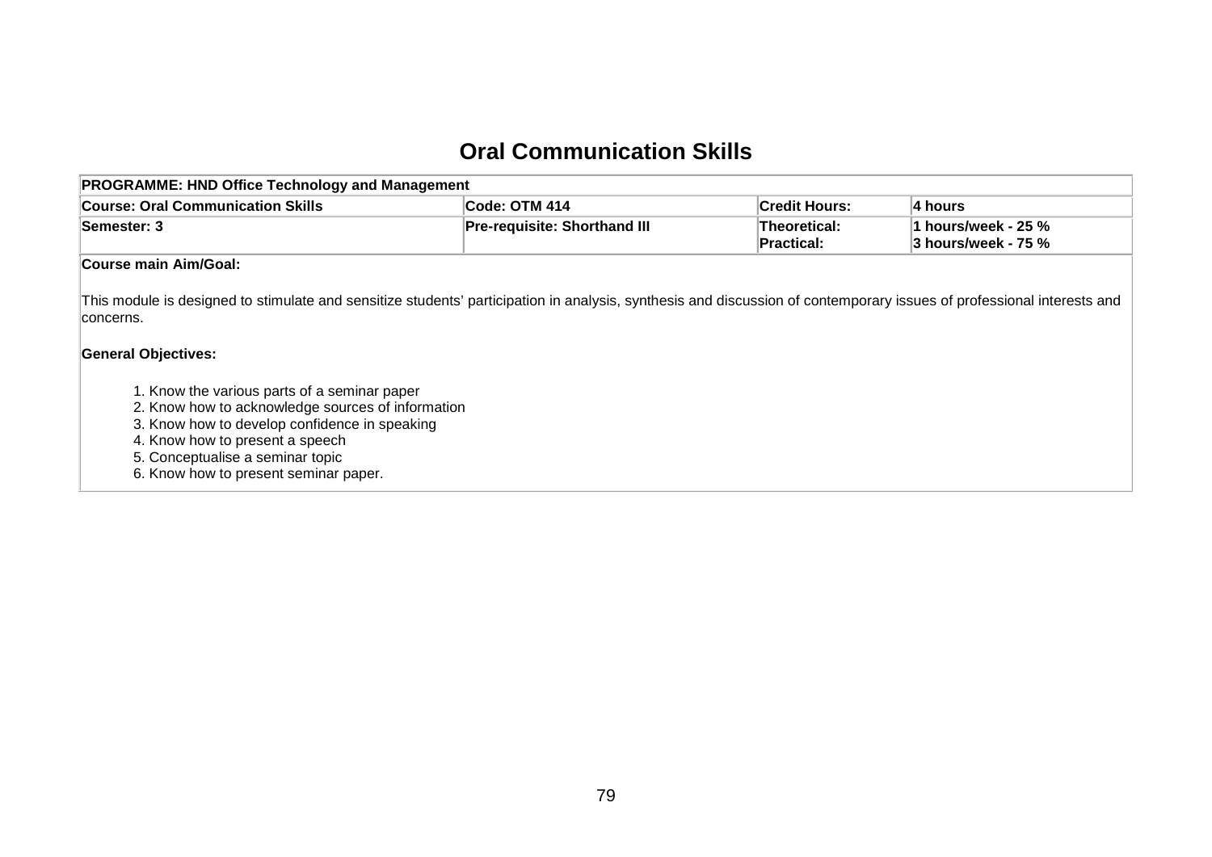# Oral Communication Skills

| PROGRAMME: HND Office Technology and Management | | | |
|---|---|---|---|
| **Course: Oral Communication Skills** | **Code: OTM 414** | **Credit Hours:** | **4 hours** |
| **Semester: 3** | **Pre-requisite: Shorthand III** | **Theoretical:**<br>**Practical:** | **1 hours/week - 25 %**<br>**3 hours/week - 75 %** |

**Course main Aim/Goal:**

This module is designed to stimulate and sensitize students' participation in analysis, synthesis and discussion of contemporary issues of professional interests and concerns.

**General Objectives:**

1. Know the various parts of a seminar paper
2. Know how to acknowledge sources of information
3. Know how to develop confidence in speaking
4. Know how to present a speech
5. Conceptualise a seminar topic
6. Know how to present seminar paper.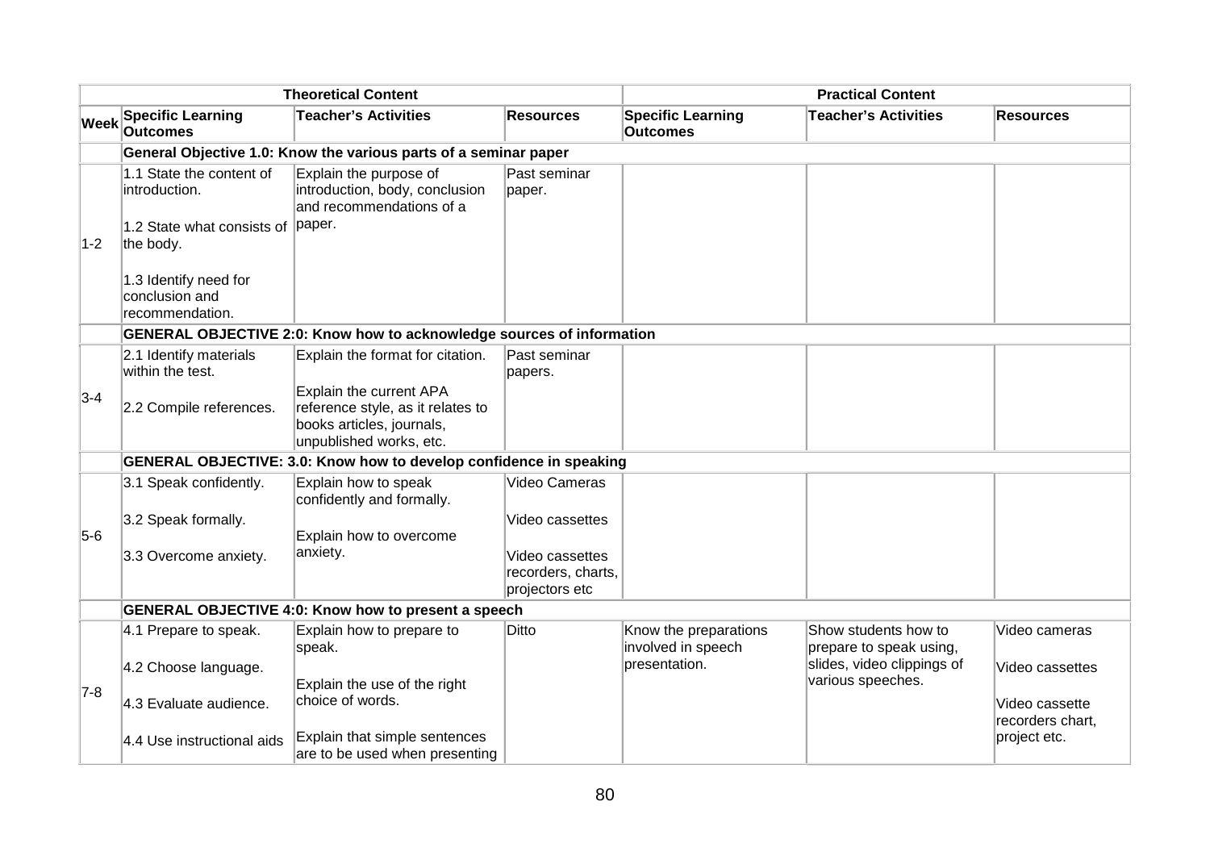| | Theoretical Content | | | Practical Content | | |
|---|---|---|---|---|---|---|
| **Week** | **Specific Learning Outcomes** | **Teacher's Activities** | **Resources** | **Specific Learning Outcomes** | **Teacher's Activities** | **Resources** |
| | **General Objective 1.0: Know the various parts of a seminar paper** | | | | | |
| 1-2 | 1.1 State the content of introduction.<br><br>1.2 State what consists of the body.<br><br>1.3 Identify need for conclusion and recommendation. | Explain the purpose of introduction, body, conclusion and recommendations of a paper. | Past seminar paper. | | | |
| | **GENERAL OBJECTIVE 2:0: Know how to acknowledge sources of information** | | | | | |
| 3-4 | 2.1 Identify materials within the test.<br><br>2.2 Compile references. | Explain the format for citation.<br><br>Explain the current APA reference style, as it relates to books articles, journals, unpublished works, etc. | Past seminar papers. | | | |
| | **GENERAL OBJECTIVE: 3.0: Know how to develop confidence in speaking** | | | | | |
| 5-6 | 3.1 Speak confidently.<br><br>3.2 Speak formally.<br><br>3.3 Overcome anxiety. | Explain how to speak confidently and formally.<br><br>Explain how to overcome anxiety. | Video Cameras<br><br>Video cassettes<br><br>Video cassettes recorders, charts, projectors etc | | | |
| | **GENERAL OBJECTIVE 4:0: Know how to present a speech** | | | | | |
| 7-8 | 4.1 Prepare to speak.<br><br>4.2 Choose language.<br><br>4.3 Evaluate audience.<br><br>4.4 Use instructional aids | Explain how to prepare to speak.<br><br>Explain the use of the right choice of words.<br><br>Explain that simple sentences are to be used when presenting | Ditto | Know the preparations involved in speech presentation. | Show students how to prepare to speak using, slides, video clippings of various speeches. | Video cameras<br><br>Video cassettes<br><br>Video cassette recorders chart, project etc. |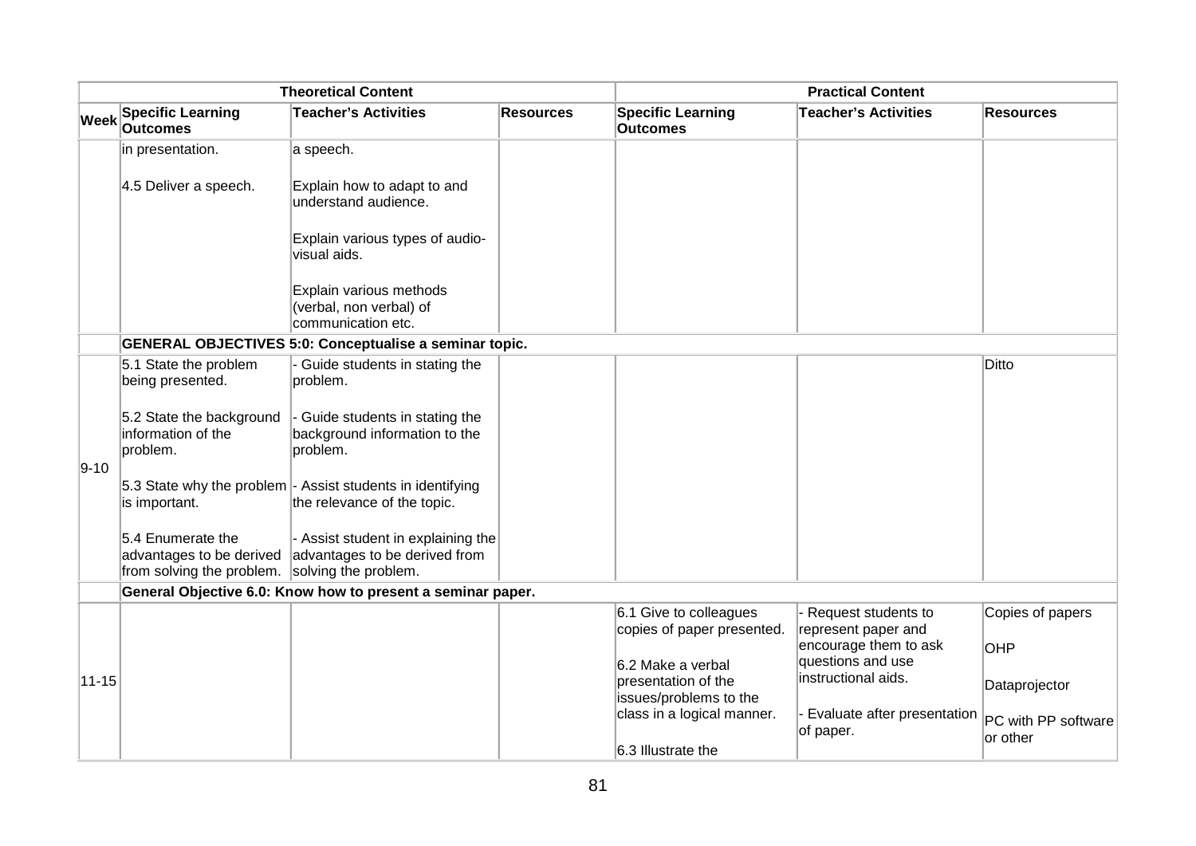| Theoretical Content | | | | Practical Content | | |
|---|---|---|---|---|---|---|
| **Week** | **Specific Learning Outcomes** | **Teacher's Activities** | **Resources** | **Specific Learning Outcomes** | **Teacher's Activities** | **Resources** |
| | in presentation.<br><br>4.5 Deliver a speech. | a speech.<br><br>Explain how to adapt to and understand audience.<br><br>Explain various types of audio-visual aids.<br><br>Explain various methods (verbal, non verbal) of communication etc. | | | | |
| | **GENERAL OBJECTIVES 5:0: Conceptualise a seminar topic.** | | | | | |
| 9-10 | 5.1 State the problem being presented.<br><br>5.2 State the background information of the problem.<br><br>5.3 State why the problem is important.<br><br>5.4 Enumerate the advantages to be derived from solving the problem. | - Guide students in stating the problem.<br><br>- Guide students in stating the background information to the problem.<br><br>- Assist students in identifying the relevance of the topic.<br><br>- Assist student in explaining the advantages to be derived from solving the problem. | | | | Ditto |
| | **General Objective 6.0: Know how to present a seminar paper.** | | | | | |
| 11-15 | | | | 6.1 Give to colleagues copies of paper presented.<br><br>6.2 Make a verbal presentation of the issues/problems to the class in a logical manner.<br><br>6.3 Illustrate the | - Request students to represent paper and encourage them to ask questions and use instructional aids.<br><br>- Evaluate after presentation of paper. | Copies of papers<br><br>OHP<br><br>Dataprojector<br><br>PC with PP software or other |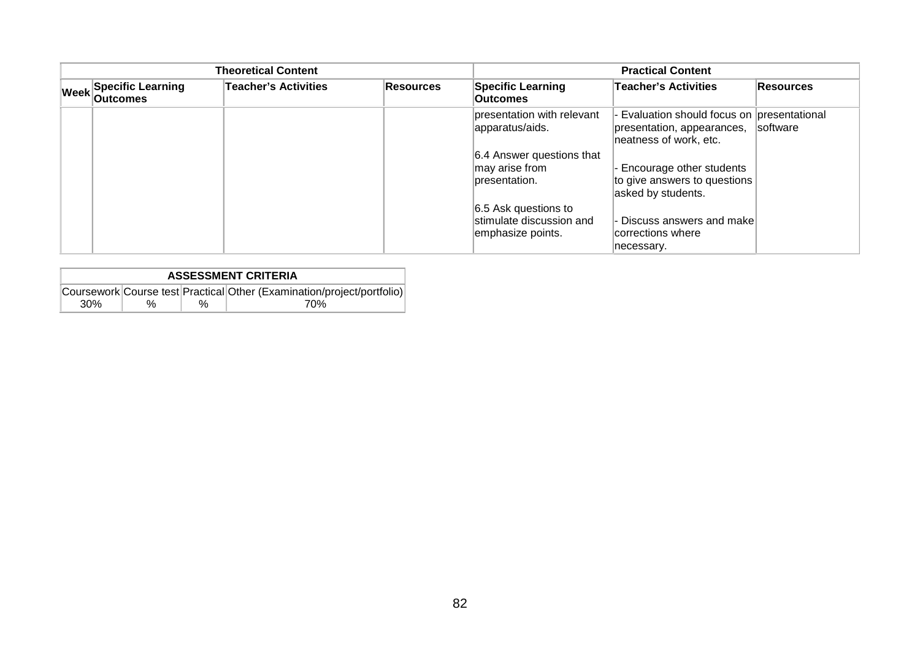| Theoretical Content | | | | Practical Content | | |
|---|---|---|---|---|---|---|
| Week | Specific Learning Outcomes | Teacher's Activities | Resources | Specific Learning Outcomes | Teacher's Activities | Resources |
| | | | | presentation with relevant apparatus/aids.<br><br>6.4 Answer questions that may arise from presentation.<br><br>6.5 Ask questions to stimulate discussion and emphasize points. | - Evaluation should focus on presentation, appearances, neatness of work, etc.<br><br>- Encourage other students to give answers to questions asked by students.<br><br>- Discuss answers and make corrections where necessary. | presentational software |

| ASSESSMENT CRITERIA | | | |
|---|---|---|---|
| Coursework | Course test | Practical | Other (Examination/project/portfolio) |
| 30% | % | % | 70% |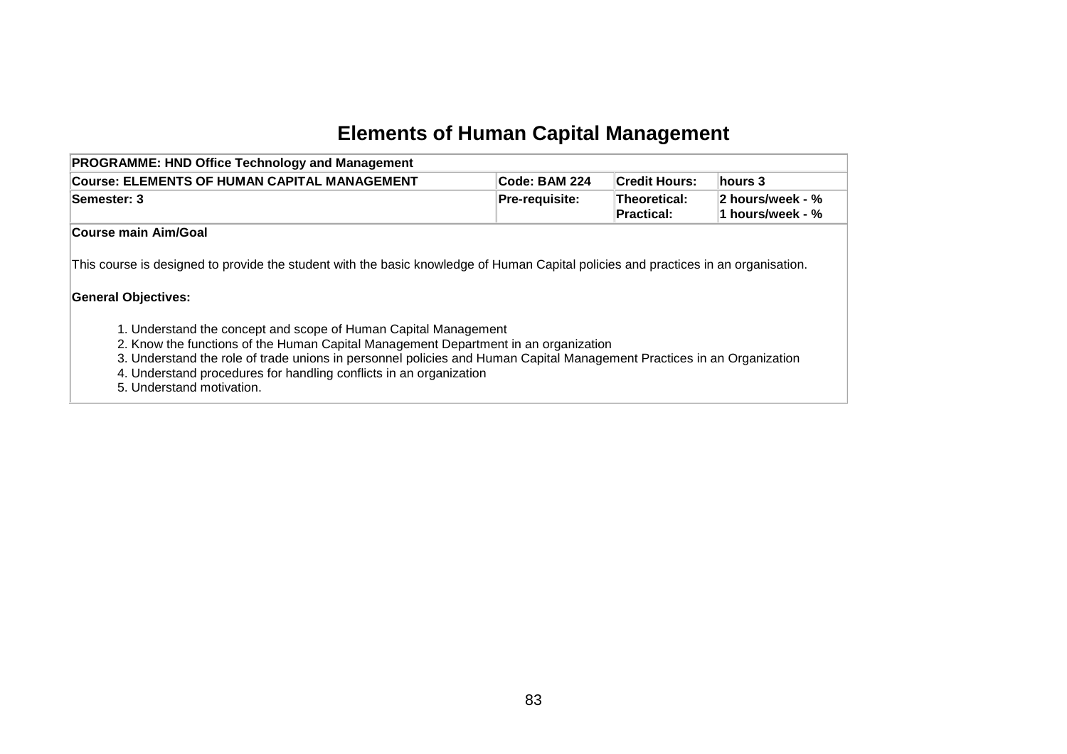# Elements of Human Capital Management

| PROGRAMME: HND Office Technology and Management | | | |
|---|---|---|---|
| Course: ELEMENTS OF HUMAN CAPITAL MANAGEMENT | Code: BAM 224 | Credit Hours: | hours 3 |
| Semester: 3 | Pre-requisite: | Theoretical: Practical: | 2 hours/week - % 1 hours/week - % |

**Course main Aim/Goal**

This course is designed to provide the student with the basic knowledge of Human Capital policies and practices in an organisation.

**General Objectives:**

1. Understand the concept and scope of Human Capital Management
2. Know the functions of the Human Capital Management Department in an organization
3. Understand the role of trade unions in personnel policies and Human Capital Management Practices in an Organization
4. Understand procedures for handling conflicts in an organization
5. Understand motivation.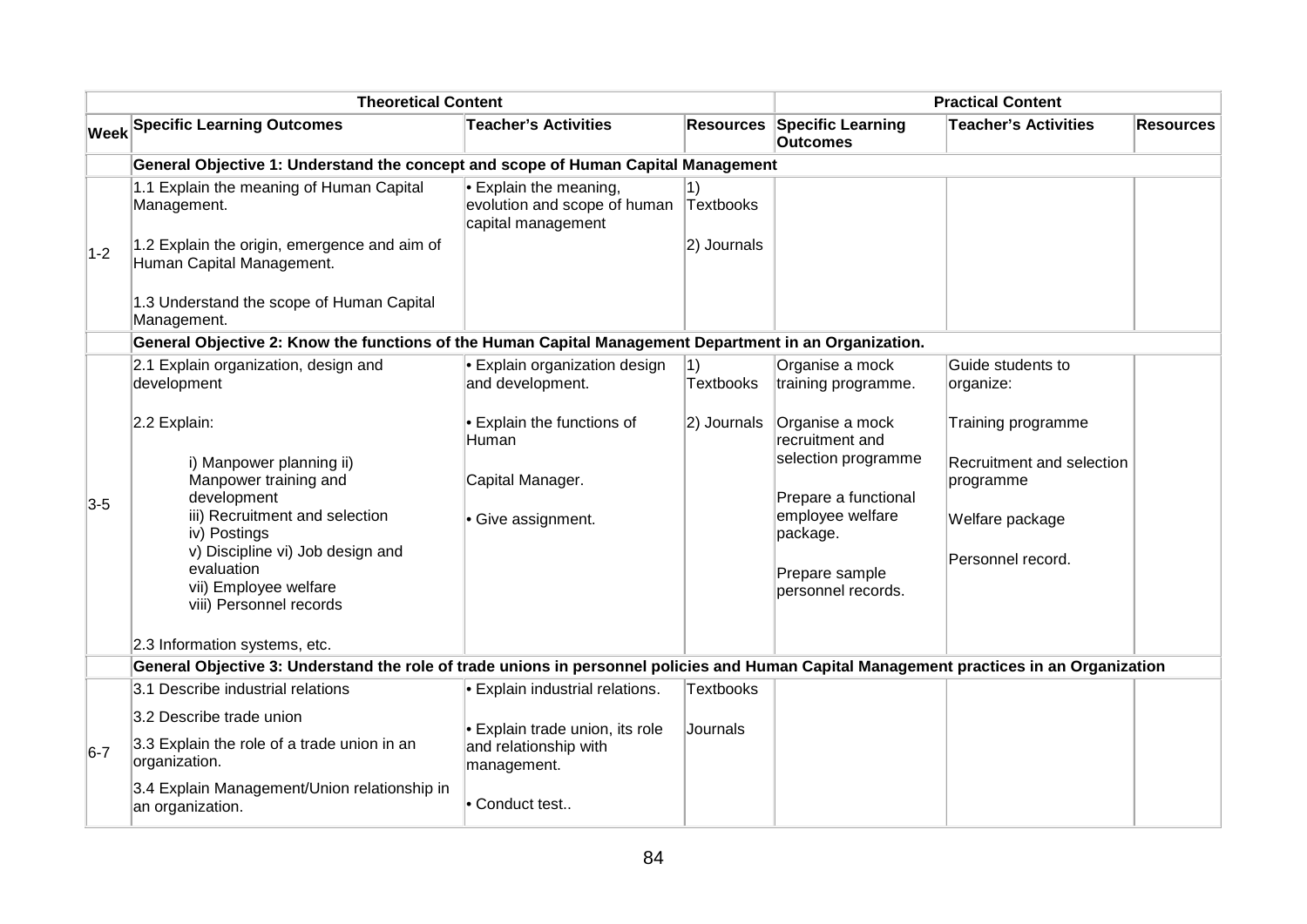| Theoretical Content | | | | Practical Content | | |
|---|---|---|---|---|---|---|
| Week | Specific Learning Outcomes | Teacher's Activities | Resources | Specific Learning Outcomes | Teacher's Activities | Resources |
| | **General Objective 1: Understand the concept and scope of Human Capital Management** | | | | | |
| 1-2 | 1.1 Explain the meaning of Human Capital Management.<br><br>1.2 Explain the origin, emergence and aim of Human Capital Management.<br><br>1.3 Understand the scope of Human Capital Management. | • Explain the meaning, evolution and scope of human capital management | 1) Textbooks<br><br>2) Journals | | | |
| | **General Objective 2: Know the functions of the Human Capital Management Department in an Organization.** | | | | | |
| 3-5 | 2.1 Explain organization, design and development<br><br>2.2 Explain:<br><br>i) Manpower planning ii) Manpower training and development<br>iii) Recruitment and selection<br>iv) Postings<br>v) Discipline vi) Job design and evaluation<br>vii) Employee welfare<br>viii) Personnel records<br><br>2.3 Information systems, etc. | • Explain organization design and development.<br><br>• Explain the functions of Human Capital Manager.<br><br>• Give assignment. | 1) Textbooks<br><br>2) Journals | Organise a mock training programme.<br><br>Organise a mock recruitment and selection programme<br><br>Prepare a functional employee welfare package.<br><br>Prepare sample personnel records. | Guide students to organize:<br><br>Training programme<br><br>Recruitment and selection programme<br><br>Welfare package<br><br>Personnel record. | |
| | **General Objective 3: Understand the role of trade unions in personnel policies and Human Capital Management practices in an Organization** | | | | | |
| 6-7 | 3.1 Describe industrial relations<br><br>3.2 Describe trade union<br><br>3.3 Explain the role of a trade union in an organization.<br><br>3.4 Explain Management/Union relationship in an organization. | • Explain industrial relations.<br><br>• Explain trade union, its role and relationship with management.<br><br>• Conduct test.. | Textbooks<br><br>Journals | | | |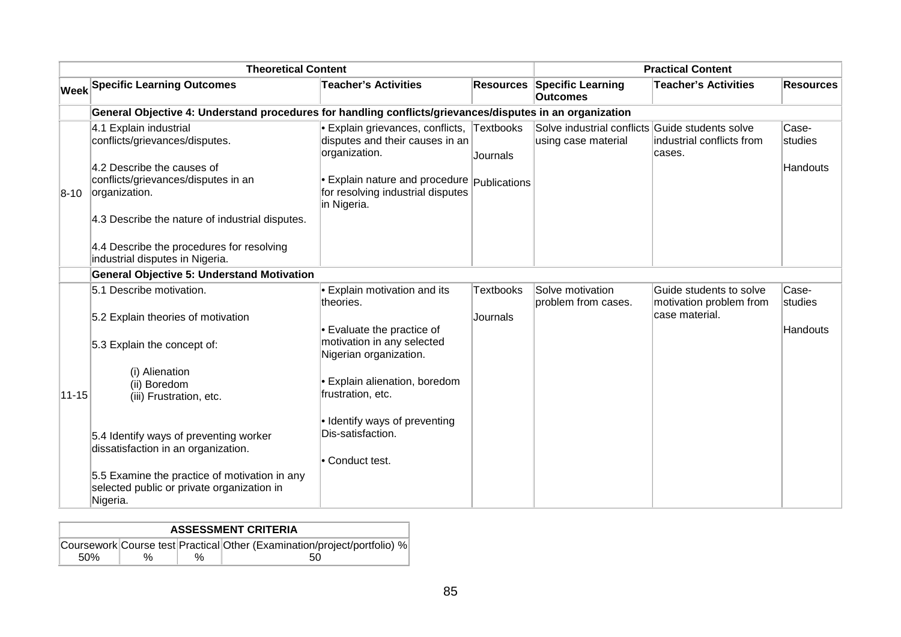| Theoretical Content | | | | Practical Content | | |
|---|---|---|---|---|---|---|
| Week | Specific Learning Outcomes | Teacher's Activities | Resources | Specific Learning Outcomes | Teacher's Activities | Resources |
| | **General Objective 4: Understand procedures for handling conflicts/grievances/disputes in an organization** | | | | | |
| 8-10 | 4.1 Explain industrial conflicts/grievances/disputes.<br><br>4.2 Describe the causes of conflicts/grievances/disputes in an organization.<br><br>4.3 Describe the nature of industrial disputes.<br><br>4.4 Describe the procedures for resolving industrial disputes in Nigeria. | • Explain grievances, conflicts, disputes and their causes in an organization.<br><br>• Explain nature and procedure for resolving industrial disputes in Nigeria. | Textbooks<br><br>Journals<br><br>Publications | Solve industrial conflicts using case material | Guide students solve industrial conflicts from cases. | Case-studies<br><br>Handouts |
| | **General Objective 5: Understand Motivation** | | | | | |
| 11-15 | 5.1 Describe motivation.<br><br>5.2 Explain theories of motivation<br><br>5.3 Explain the concept of:<br><br>(i) Alienation<br>(ii) Boredom<br>(iii) Frustration, etc.<br><br>5.4 Identify ways of preventing worker dissatisfaction in an organization.<br><br>5.5 Examine the practice of motivation in any selected public or private organization in Nigeria. | • Explain motivation and its theories.<br><br>• Evaluate the practice of motivation in any selected Nigerian organization.<br><br>• Explain alienation, boredom frustration, etc.<br><br>• Identify ways of preventing Dis-satisfaction.<br><br>• Conduct test. | Textbooks<br><br>Journals | Solve motivation problem from cases. | Guide students to solve motivation problem from case material. | Case-studies<br><br>Handouts |

| ASSESSMENT CRITERIA | | | |
|---|---|---|---|
| Coursework | Course test | Practical | Other (Examination/project/portfolio) % |
| 50% | % | % | 50 |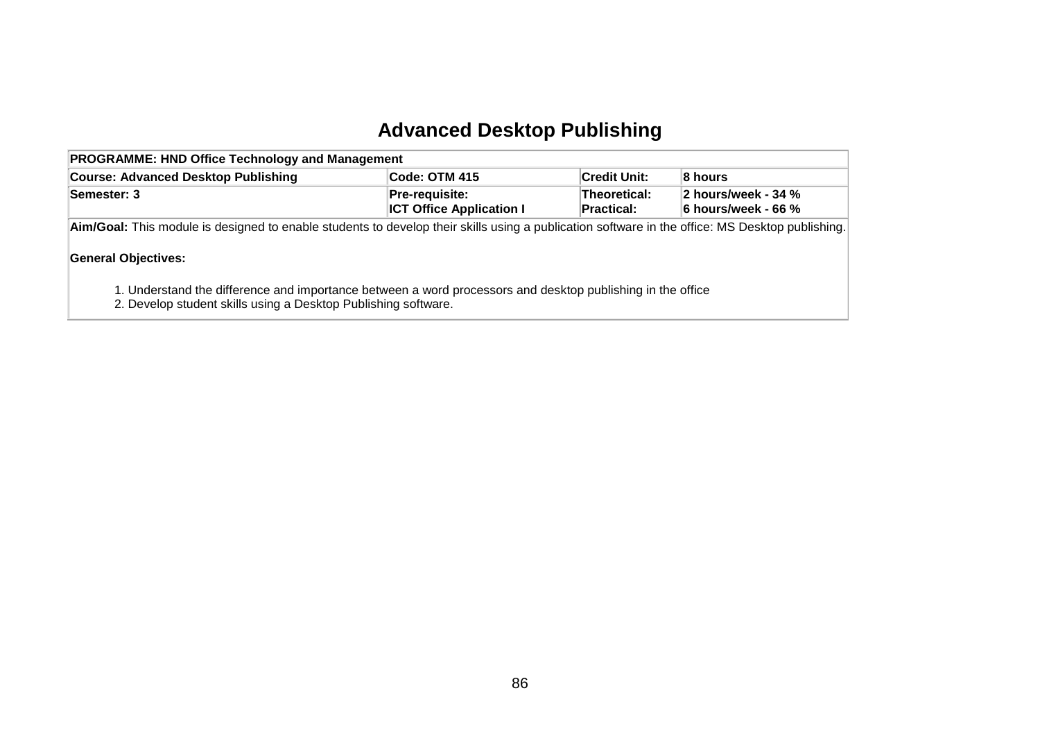# Advanced Desktop Publishing

| PROGRAMME: HND Office Technology and Management | | | |
|---|---|---|---|
| **Course: Advanced Desktop Publishing** | **Code: OTM 415** | **Credit Unit:** | **8 hours** |
| **Semester: 3** | **Pre-requisite:**<br>**ICT Office Application I** | **Theoretical:**<br>**Practical:** | **2 hours/week - 34 %**<br>**6 hours/week - 66 %** |
| **Aim/Goal:** This module is designed to enable students to develop their skills using a publication software in the office: MS Desktop publishing.<br><br>**General Objectives:**<br><br>1. Understand the difference and importance between a word processors and desktop publishing in the office<br>2. Develop student skills using a Desktop Publishing software. | | | |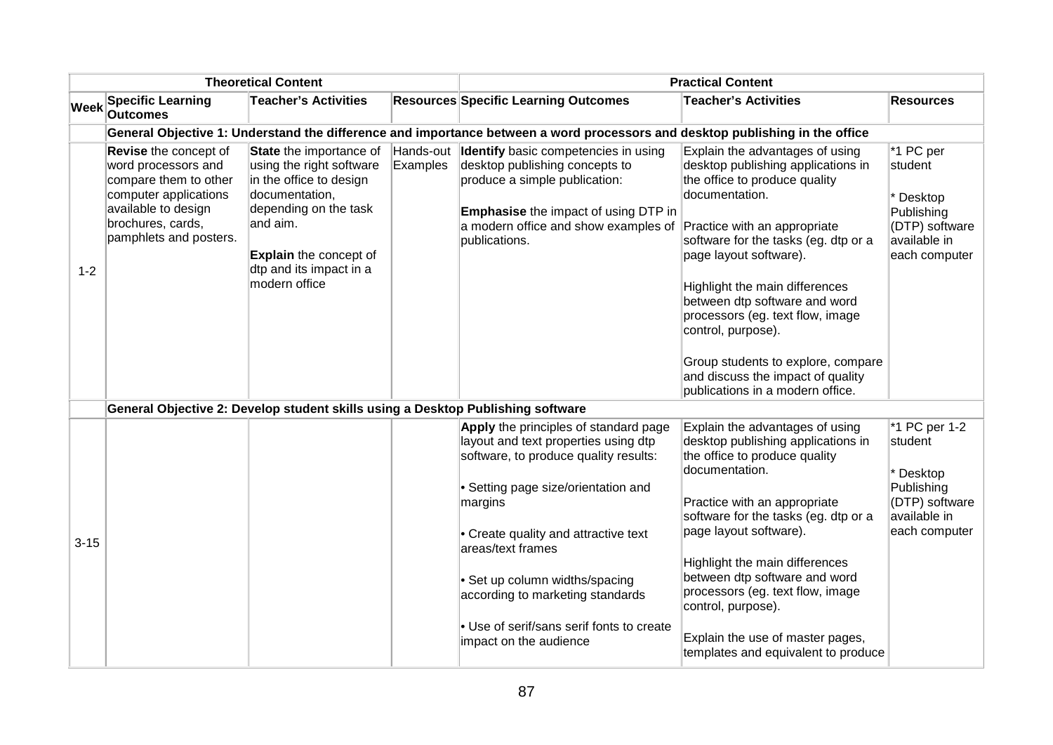| | Theoretical Content | | | Practical Content | | |
|---|---|---|---|---|---|---|
| **Week** | **Specific Learning Outcomes** | **Teacher's Activities** | **Resources** | **Specific Learning Outcomes** | **Teacher's Activities** | **Resources** |
| | **General Objective 1: Understand the difference and importance between a word processors and desktop publishing in the office** | | | | | |
| 1-2 | **Revise** the concept of word processors and compare them to other computer applications available to design brochures, cards, pamphlets and posters. | **State** the importance of using the right software in the office to design documentation, depending on the task and aim.<br><br>**Explain** the concept of dtp and its impact in a modern office | Hands-out Examples | **Identify** basic competencies in using desktop publishing concepts to produce a simple publication:<br><br>**Emphasise** the impact of using DTP in a modern office and show examples of publications. | Explain the advantages of using desktop publishing applications in the office to produce quality documentation.<br><br>Practice with an appropriate software for the tasks (eg. dtp or a page layout software).<br><br>Highlight the main differences between dtp software and word processors (eg. text flow, image control, purpose).<br><br>Group students to explore, compare and discuss the impact of quality publications in a modern office. | *1 PC per student<br><br>* Desktop Publishing (DTP) software available in each computer |
| | **General Objective 2: Develop student skills using a Desktop Publishing software** | | | | | |
| 3-15 | | | | **Apply** the principles of standard page layout and text properties using dtp software, to produce quality results:<br><br>• Setting page size/orientation and margins<br><br>• Create quality and attractive text areas/text frames<br><br>• Set up column widths/spacing according to marketing standards<br><br>• Use of serif/sans serif fonts to create impact on the audience | Explain the advantages of using desktop publishing applications in the office to produce quality documentation.<br><br>Practice with an appropriate software for the tasks (eg. dtp or a page layout software).<br><br>Highlight the main differences between dtp software and word processors (eg. text flow, image control, purpose).<br><br>Explain the use of master pages, templates and equivalent to produce | *1 PC per 1-2 student<br><br>* Desktop Publishing (DTP) software available in each computer |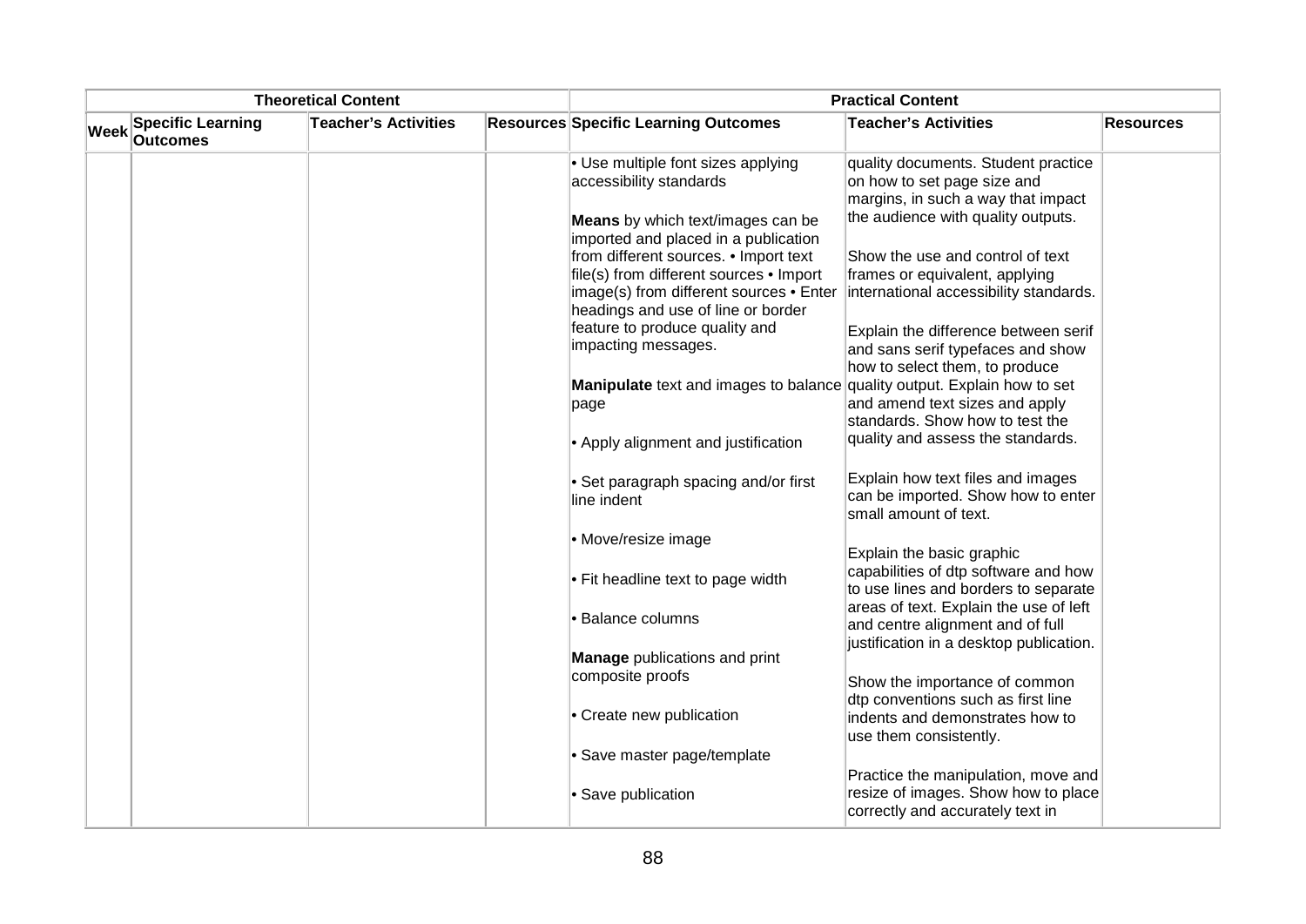| Theoretical Content | | | | Practical Content | | |
|---|---|---|---|---|---|---|
| Week | Specific Learning Outcomes | Teacher's Activities | Resources | Specific Learning Outcomes | Teacher's Activities | Resources |
| | | | | • Use multiple font sizes applying accessibility standards<br><br>**Means** by which text/images can be imported and placed in a publication from different sources. • Import text file(s) from different sources • Import image(s) from different sources • Enter headings and use of line or border feature to produce quality and impacting messages.<br><br>**Manipulate** text and images to balance page<br><br>• Apply alignment and justification<br><br>• Set paragraph spacing and/or first line indent<br><br>• Move/resize image<br><br>• Fit headline text to page width<br><br>• Balance columns<br><br>**Manage** publications and print composite proofs<br><br>• Create new publication<br><br>• Save master page/template<br><br>• Save publication | quality documents. Student practice on how to set page size and margins, in such a way that impact the audience with quality outputs.<br><br>Show the use and control of text frames or equivalent, applying international accessibility standards.<br><br>Explain the difference between serif and sans serif typefaces and show how to select them, to produce quality output. Explain how to set and amend text sizes and apply standards. Show how to test the quality and assess the standards.<br><br>Explain how text files and images can be imported. Show how to enter small amount of text.<br><br>Explain the basic graphic capabilities of dtp software and how to use lines and borders to separate areas of text. Explain the use of left and centre alignment and of full justification in a desktop publication.<br><br>Show the importance of common dtp conventions such as first line indents and demonstrates how to use them consistently.<br><br>Practice the manipulation, move and resize of images. Show how to place correctly and accurately text in | |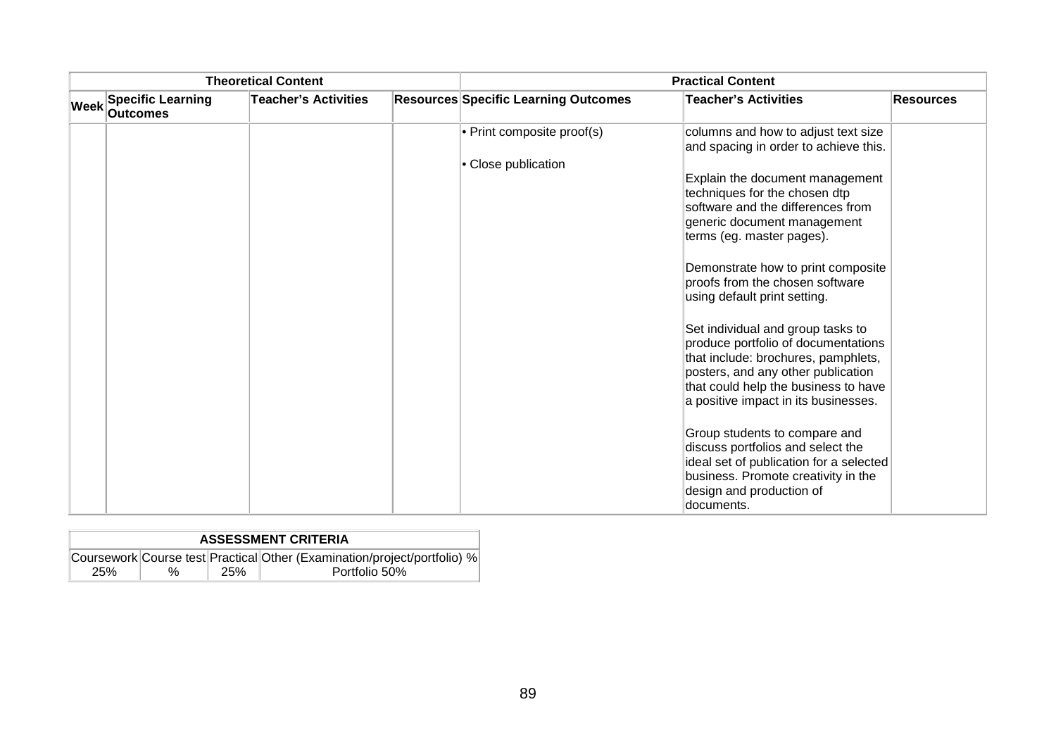| Theoretical Content | | | | Practical Content | | |
|---|---|---|---|---|---|---|
| Week | Specific Learning Outcomes | Teacher's Activities | Resources | Specific Learning Outcomes | Teacher's Activities | Resources |
| | | | | • Print composite proof(s)<br><br>• Close publication | columns and how to adjust text size and spacing in order to achieve this.<br><br>Explain the document management techniques for the chosen dtp software and the differences from generic document management terms (eg. master pages).<br><br>Demonstrate how to print composite proofs from the chosen software using default print setting.<br><br>Set individual and group tasks to produce portfolio of documentations that include: brochures, pamphlets, posters, and any other publication that could help the business to have a positive impact in its businesses.<br><br>Group students to compare and discuss portfolios and select the ideal set of publication for a selected business. Promote creativity in the design and production of documents. | |

| ASSESSMENT CRITERIA | | | |
|---|---|---|---|
| Coursework | Course test | Practical | Other (Examination/project/portfolio) % |
| 25% | % | 25% | Portfolio 50% |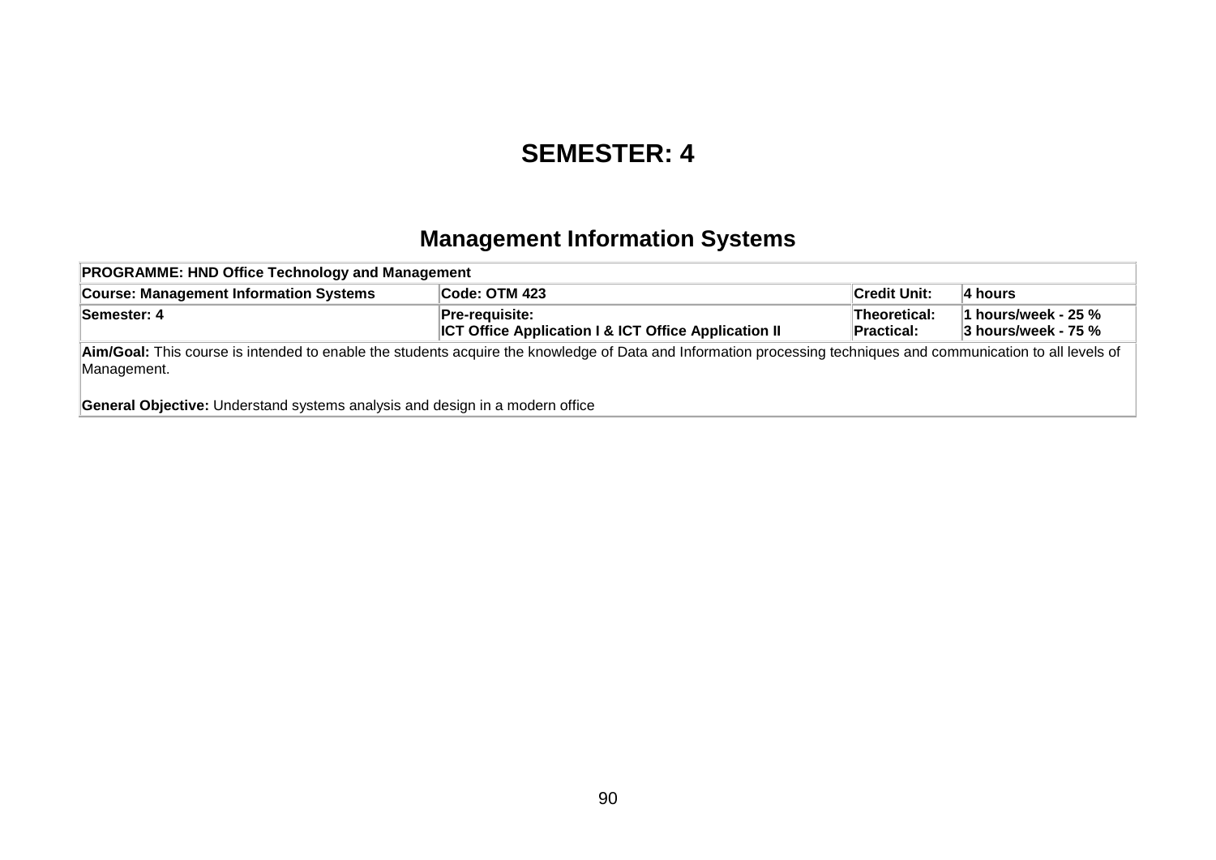# SEMESTER: 4

## Management Information Systems

| PROGRAMME: HND Office Technology and Management | | | |
|---|---|---|---|
| **Course: Management Information Systems** | **Code: OTM 423** | **Credit Unit:** | **4 hours** |
| **Semester: 4** | **Pre-requisite:** **ICT Office Application I & ICT Office Application II** | **Theoretical:** **Practical:** | **1 hours/week - 25 %** **3 hours/week - 75 %** |
| **Aim/Goal:** This course is intended to enable the students acquire the knowledge of Data and Information processing techniques and communication to all levels of Management. **General Objective:** Understand systems analysis and design in a modern office | | | |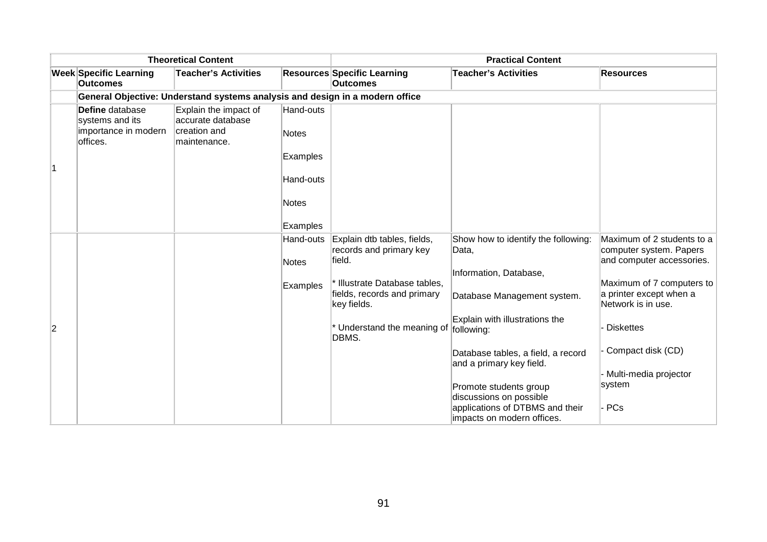| Theoretical Content | | | | Practical Content | | |
|---|---|---|---|---|---|---|
| **Week** | **Specific Learning Outcomes** | **Teacher's Activities** | **Resources** | **Specific Learning Outcomes** | **Teacher's Activities** | **Resources** |
| | **General Objective: Understand systems analysis and design in a modern office** | | | | | |
| 1 | **Define** database systems and its importance in modern offices. | Explain the impact of accurate database creation and maintenance. | Hand-outs<br><br>Notes<br><br>Examples<br><br>Hand-outs<br><br>Notes<br><br>Examples | | | |
| 2 | | | Hand-outs<br><br>Notes<br><br>Examples | Explain dtb tables, fields, records and primary key field.<br><br>* Illustrate Database tables, fields, records and primary key fields.<br><br>* Understand the meaning of DBMS. | Show how to identify the following: Data,<br><br>Information, Database,<br><br>Database Management system.<br><br>Explain with illustrations the following:<br><br>Database tables, a field, a record and a primary key field.<br><br>Promote students group discussions on possible applications of DTBMS and their impacts on modern offices. | Maximum of 2 students to a computer system. Papers and computer accessories.<br><br>Maximum of 7 computers to a printer except when a Network is in use.<br><br>- Diskettes<br><br>- Compact disk (CD)<br><br>- Multi-media projector system<br><br>- PCs |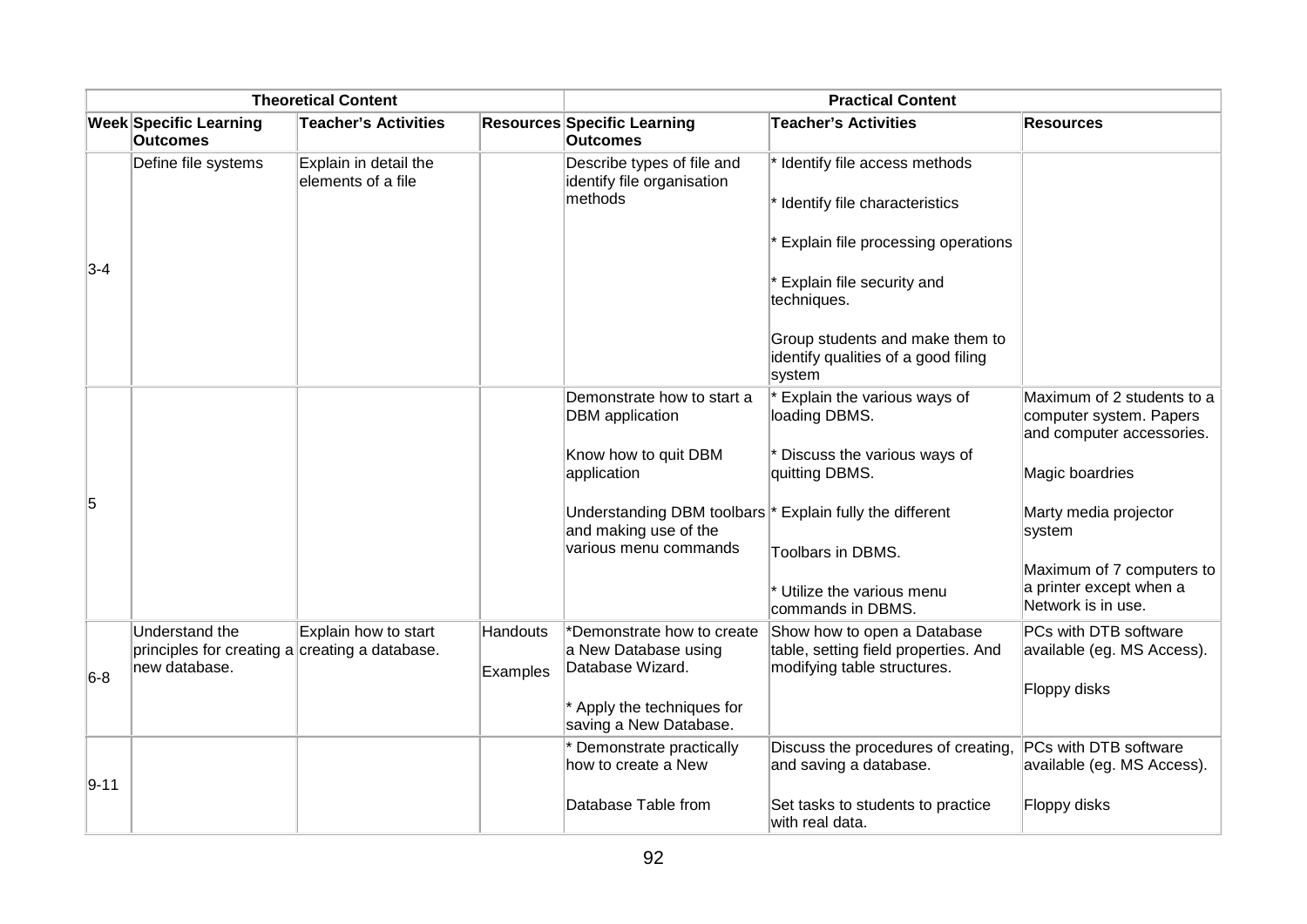| Theoretical Content | | | | Practical Content | | |
|---|---|---|---|---|---|---|
| **Week** | **Specific Learning Outcomes** | **Teacher's Activities** | **Resources** | **Specific Learning Outcomes** | **Teacher's Activities** | **Resources** |
| 3-4 | Define file systems | Explain in detail the elements of a file | | Describe types of file and identify file organisation methods | * Identify file access methods<br><br>* Identify file characteristics<br><br>* Explain file processing operations<br><br>* Explain file security and techniques.<br><br>Group students and make them to identify qualities of a good filing system | |
| 5 | | | | Demonstrate how to start a DBM application<br><br>Know how to quit DBM application<br><br>Understanding DBM toolbars and making use of the various menu commands | * Explain the various ways of loading DBMS.<br><br>* Discuss the various ways of quitting DBMS.<br><br>* Explain fully the different<br><br>Toolbars in DBMS.<br><br>* Utilize the various menu commands in DBMS. | Maximum of 2 students to a computer system. Papers and computer accessories.<br><br>Magic boardries<br><br>Marty media projector system<br><br>Maximum of 7 computers to a printer except when a Network is in use. |
| 6-8 | Understand the principles for creating a new database. | Explain how to start creating a database. | Handouts<br><br>Examples | *Demonstrate how to create a New Database using Database Wizard.<br><br>* Apply the techniques for saving a New Database. | Show how to open a Database table, setting field properties. And modifying table structures. | PCs with DTB software available (eg. MS Access).<br><br>Floppy disks |
| 9-11 | | | | * Demonstrate practically how to create a New<br><br>Database Table from | Discuss the procedures of creating, and saving a database.<br><br>Set tasks to students to practice with real data. | PCs with DTB software available (eg. MS Access).<br><br>Floppy disks |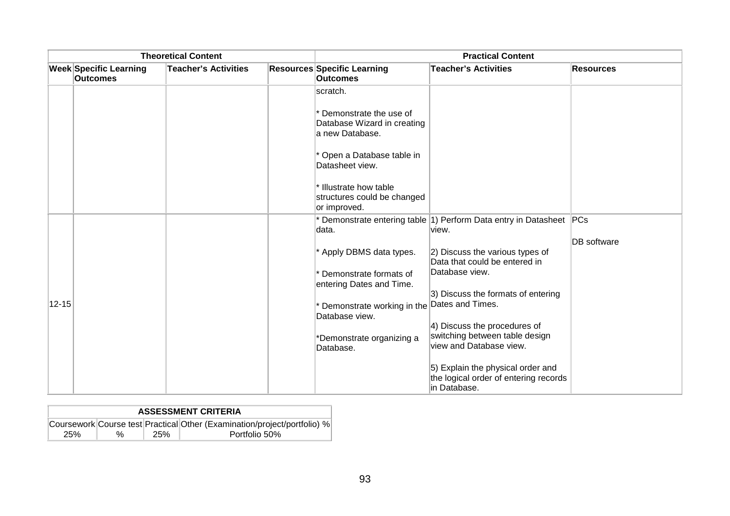| Theoretical Content | | | | Practical Content | | |
|---|---|---|---|---|---|---|
| Week | Specific Learning Outcomes | Teacher's Activities | Resources | Specific Learning Outcomes | Teacher's Activities | Resources |
| | | | | scratch.<br><br>* Demonstrate the use of Database Wizard in creating a new Database.<br><br>* Open a Database table in Datasheet view.<br><br>* Illustrate how table structures could be changed or improved. | | |
| 12-15 | | | | * Demonstrate entering table data.<br><br>* Apply DBMS data types.<br><br>* Demonstrate formats of entering Dates and Time.<br><br>* Demonstrate working in the Database view.<br><br>*Demonstrate organizing a Database. | 1) Perform Data entry in Datasheet view.<br><br>2) Discuss the various types of Data that could be entered in Database view.<br><br>3) Discuss the formats of entering Dates and Times.<br><br>4) Discuss the procedures of switching between table design view and Database view.<br><br>5) Explain the physical order and the logical order of entering records in Database. | PCs<br><br>DB software |

| ASSESSMENT CRITERIA | | | |
|---|---|---|---|
| Coursework | Course test | Practical | Other (Examination/project/portfolio) % |
| 25% | % | 25% | Portfolio 50% |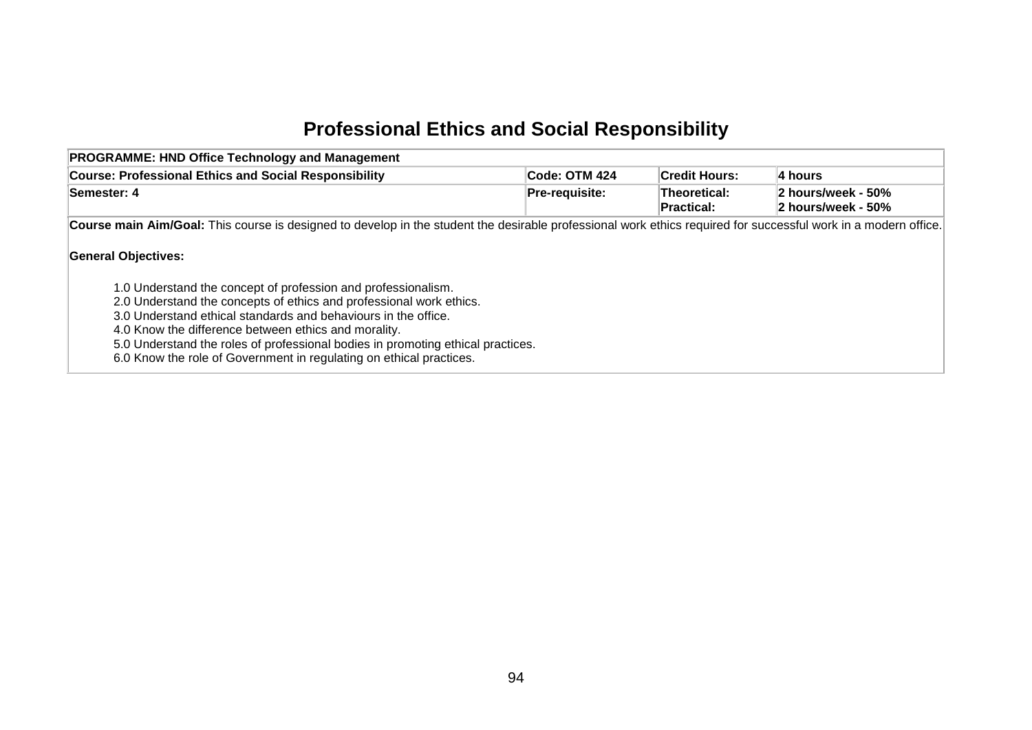# Professional Ethics and Social Responsibility

| **PROGRAMME: HND Office Technology and Management** | | | |
|---|---|---|---|
| **Course: Professional Ethics and Social Responsibility** | **Code: OTM 424** | **Credit Hours:** | **4 hours** |
| **Semester: 4** | **Pre-requisite:** | **Theoretical:**<br>**Practical:** | **2 hours/week - 50%**<br>**2 hours/week - 50%** |

**Course main Aim/Goal:** This course is designed to develop in the student the desirable professional work ethics required for successful work in a modern office.

**General Objectives:**

1.0 Understand the concept of profession and professionalism.
2.0 Understand the concepts of ethics and professional work ethics.
3.0 Understand ethical standards and behaviours in the office.
4.0 Know the difference between ethics and morality.
5.0 Understand the roles of professional bodies in promoting ethical practices.
6.0 Know the role of Government in regulating on ethical practices.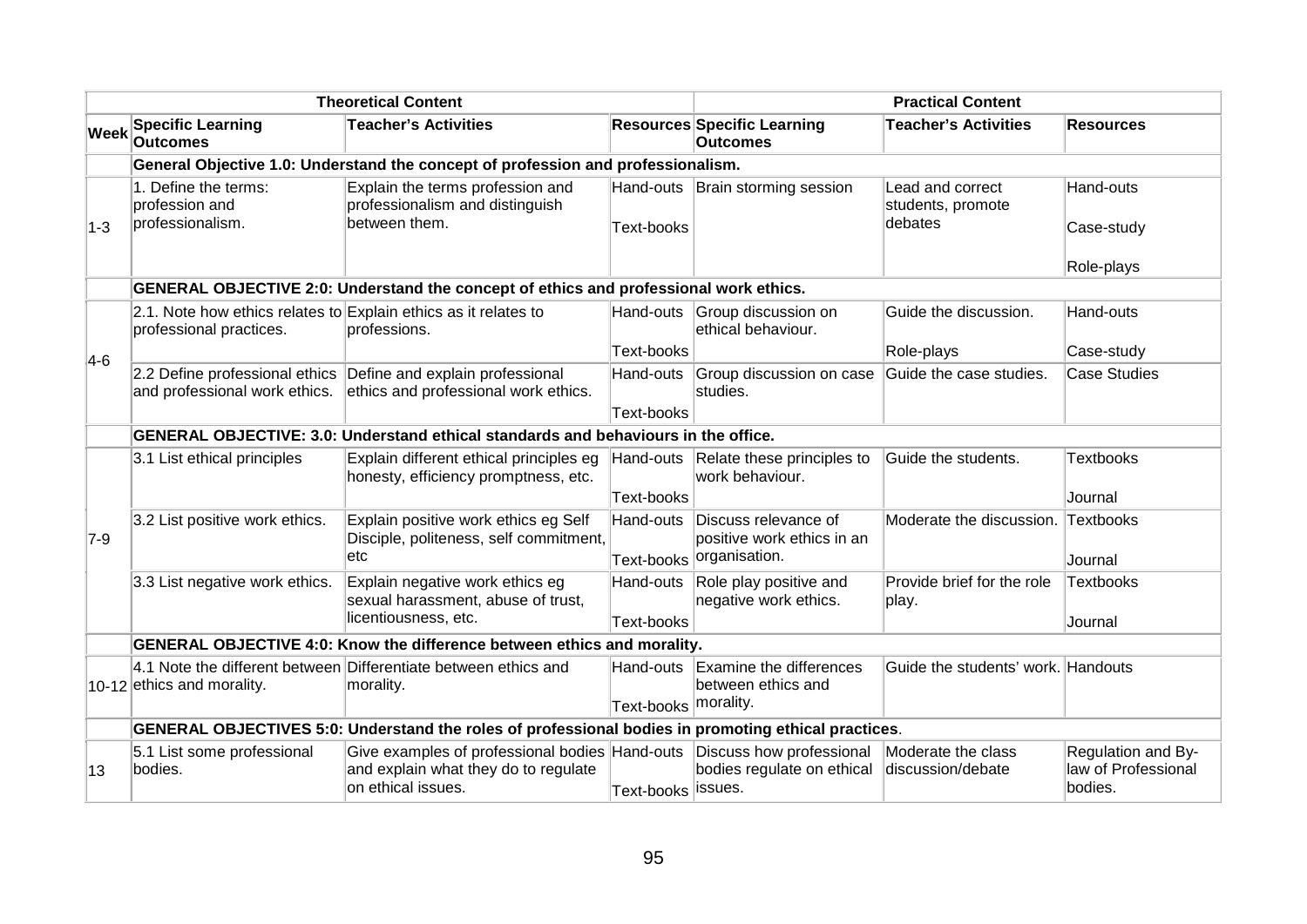| | Theoretical Content | | | Practical Content | | |
|---|---|---|---|---|---|---|
| **Week** | **Specific Learning Outcomes** | **Teacher's Activities** | **Resources** | **Specific Learning Outcomes** | **Teacher's Activities** | **Resources** |
| | **General Objective 1.0: Understand the concept of profession and professionalism.** | | | | | |
| 1-3 | 1. Define the terms: profession and professionalism. | Explain the terms profession and professionalism and distinguish between them. | Hand-outs<br>Text-books | Brain storming session | Lead and correct students, promote debates | Hand-outs<br>Case-study<br>Role-plays |
| | **GENERAL OBJECTIVE 2:0: Understand the concept of ethics and professional work ethics.** | | | | | |
| 4-6 | 2.1. Note how ethics relates to professional practices. | Explain ethics as it relates to professions. | Hand-outs<br>Text-books | Group discussion on ethical behaviour. | Guide the discussion.<br>Role-plays | Hand-outs<br>Case-study |
| | 2.2 Define professional ethics and professional work ethics. | Define and explain professional ethics and professional work ethics. | Hand-outs<br>Text-books | Group discussion on case studies. | Guide the case studies. | Case Studies |
| | **GENERAL OBJECTIVE: 3.0: Understand ethical standards and behaviours in the office.** | | | | | |
| 7-9 | 3.1 List ethical principles | Explain different ethical principles eg honesty, efficiency promptness, etc. | Hand-outs<br>Text-books | Relate these principles to work behaviour. | Guide the students. | Textbooks<br>Journal |
| | 3.2 List positive work ethics. | Explain positive work ethics eg Self Disciple, politeness, self commitment, etc | Hand-outs<br>Text-books | Discuss relevance of positive work ethics in an organisation. | Moderate the discussion. | Textbooks<br>Journal |
| | 3.3 List negative work ethics. | Explain negative work ethics eg sexual harassment, abuse of trust, licentiousness, etc. | Hand-outs<br>Text-books | Role play positive and negative work ethics. | Provide brief for the role play. | Textbooks<br>Journal |
| | **GENERAL OBJECTIVE 4:0: Know the difference between ethics and morality.** | | | | | |
| 10-12 | 4.1 Note the different between ethics and morality. | Differentiate between ethics and morality. | Hand-outs<br>Text-books | Examine the differences between ethics and morality. | Guide the students' work. | Handouts |
| | **GENERAL OBJECTIVES 5:0: Understand the roles of professional bodies in promoting ethical practices.** | | | | | |
| 13 | 5.1 List some professional bodies. | Give examples of professional bodies and explain what they do to regulate on ethical issues. | Hand-outs<br>Text-books | Discuss how professional bodies regulate on ethical issues. | Moderate the class discussion/debate | Regulation and By-law of Professional bodies. |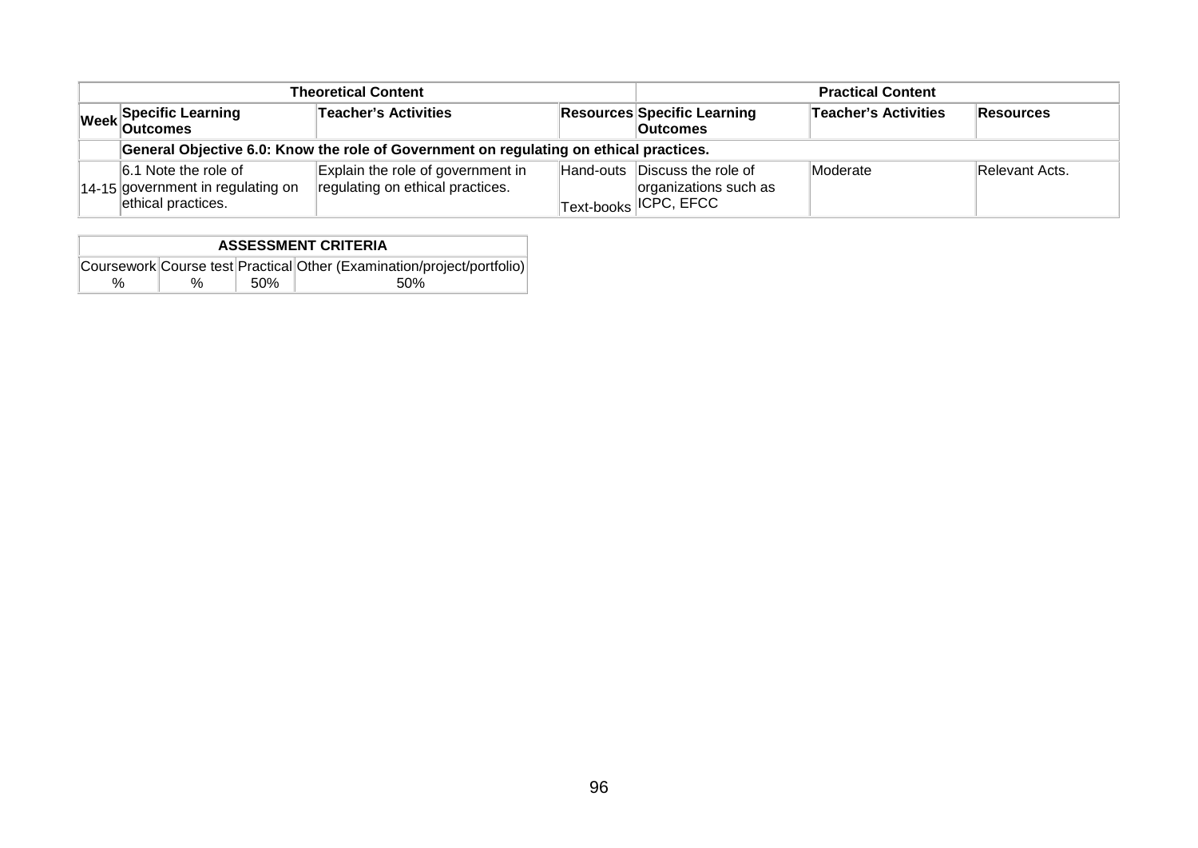| Theoretical Content | | | | Practical Content | | |
|---|---|---|---|---|---|---|
| Week | Specific Learning Outcomes | Teacher's Activities | Resources | Specific Learning Outcomes | Teacher's Activities | Resources |
| | **General Objective 6.0: Know the role of Government on regulating on ethical practices.** | | | | | |
| 14-15 | 6.1 Note the role of government in regulating on ethical practices. | Explain the role of government in regulating on ethical practices. | Hand-outs<br>Text-books | Discuss the role of organizations such as ICPC, EFCC | Moderate | Relevant Acts. |

| ASSESSMENT CRITERIA | | | |
|---|---|---|---|
| Coursework | Course test | Practical | Other (Examination/project/portfolio) |
| % | % | 50% | 50% |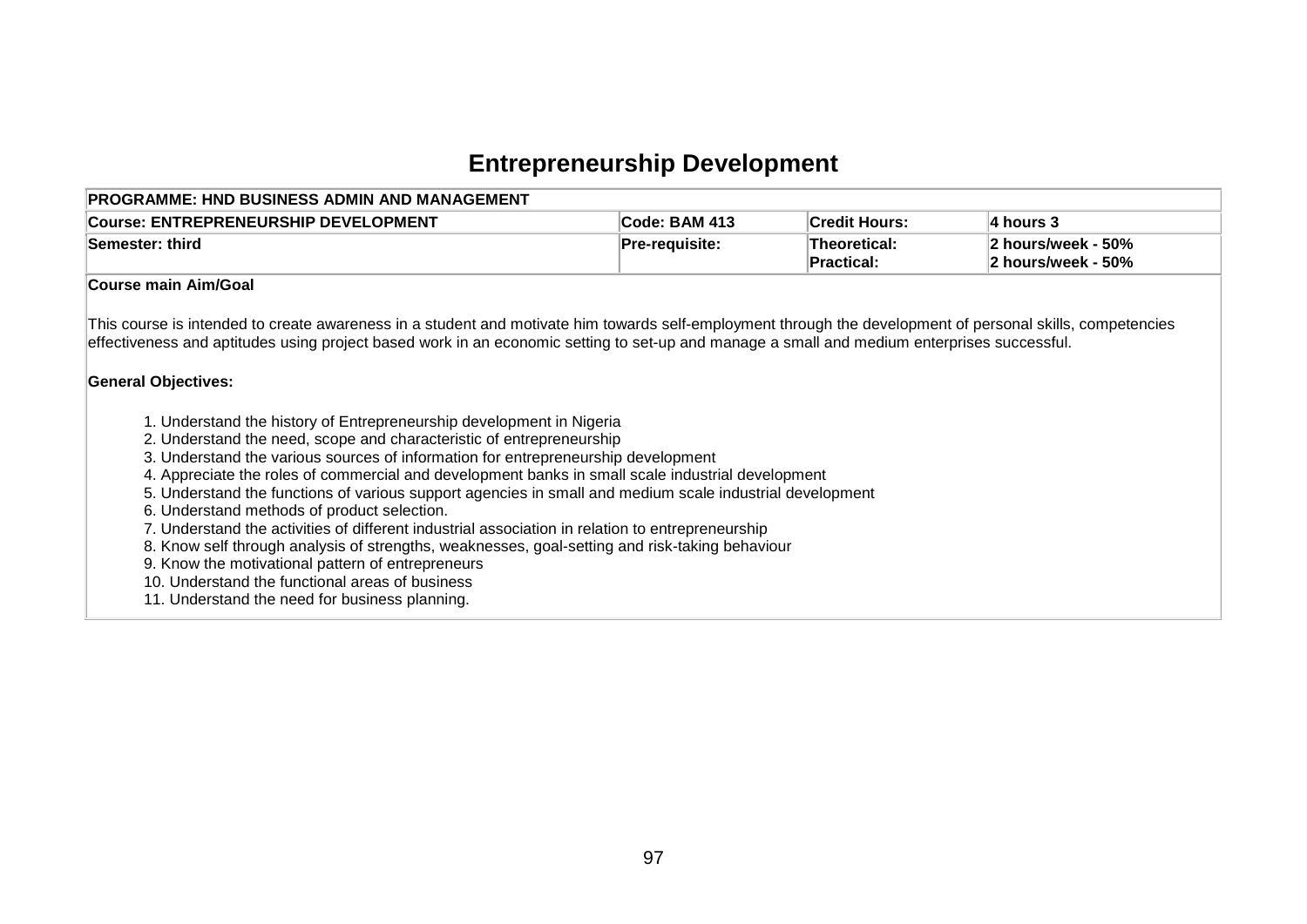# Entrepreneurship Development

| PROGRAMME: HND BUSINESS ADMIN AND MANAGEMENT | | | |
|---|---|---|---|
| **Course: ENTREPRENEURSHIP DEVELOPMENT** | **Code: BAM 413** | **Credit Hours:** | **4 hours 3** |
| **Semester: third** | **Pre-requisite:** | **Theoretical:**<br>**Practical:** | **2 hours/week - 50%**<br>**2 hours/week - 50%** |

**Course main Aim/Goal**

This course is intended to create awareness in a student and motivate him towards self-employment through the development of personal skills, competencies effectiveness and aptitudes using project based work in an economic setting to set-up and manage a small and medium enterprises successful.

**General Objectives:**

1. Understand the history of Entrepreneurship development in Nigeria
2. Understand the need, scope and characteristic of entrepreneurship
3. Understand the various sources of information for entrepreneurship development
4. Appreciate the roles of commercial and development banks in small scale industrial development
5. Understand the functions of various support agencies in small and medium scale industrial development
6. Understand methods of product selection.
7. Understand the activities of different industrial association in relation to entrepreneurship
8. Know self through analysis of strengths, weaknesses, goal-setting and risk-taking behaviour
9. Know the motivational pattern of entrepreneurs
10. Understand the functional areas of business
11. Understand the need for business planning.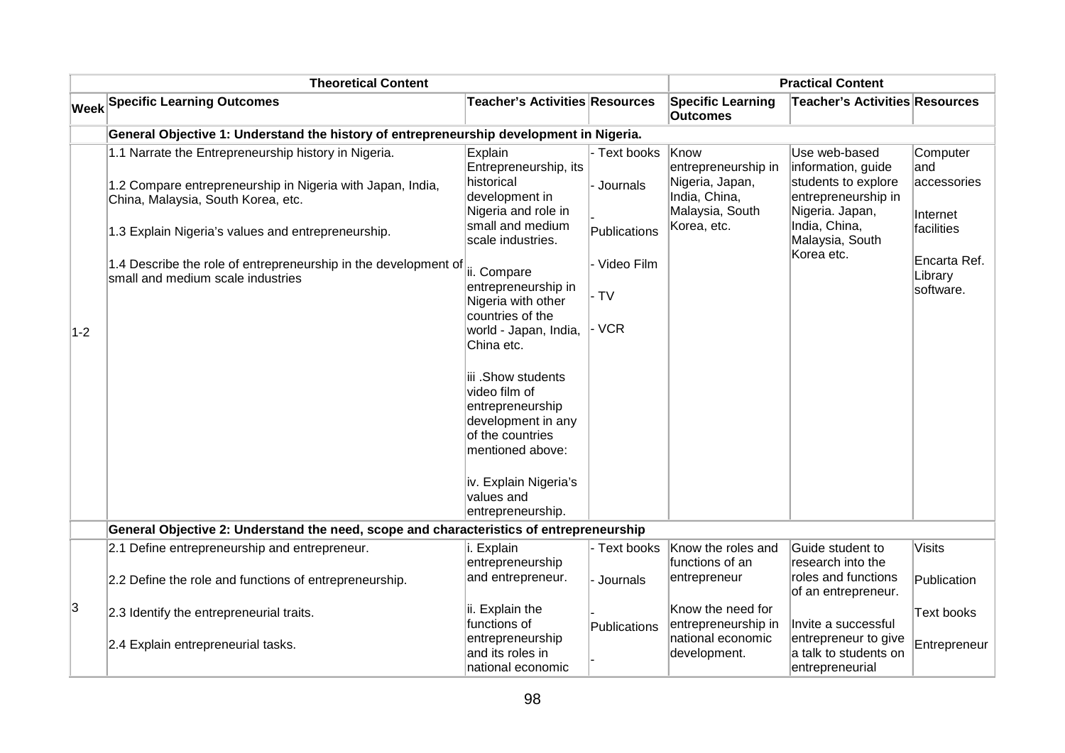| | Theoretical Content | | | Practical Content | | |
|---|---|---|---|---|---|---|
| **Week** | **Specific Learning Outcomes** | **Teacher's Activities** | **Resources** | **Specific Learning Outcomes** | **Teacher's Activities** | **Resources** |
| | **General Objective 1: Understand the history of entrepreneurship development in Nigeria.** | | | | | |
| 1-2 | 1.1 Narrate the Entrepreneurship history in Nigeria.<br><br>1.2 Compare entrepreneurship in Nigeria with Japan, India, China, Malaysia, South Korea, etc.<br><br>1.3 Explain Nigeria's values and entrepreneurship.<br><br>1.4 Describe the role of entrepreneurship in the development of small and medium scale industries | Explain Entrepreneurship, its historical development in Nigeria and role in small and medium scale industries.<br><br>ii. Compare entrepreneurship in Nigeria with other countries of the world - Japan, India, China etc.<br><br>iii .Show students video film of entrepreneurship development in any of the countries mentioned above:<br><br>iv. Explain Nigeria's values and entrepreneurship. | - Text books<br><br>- Journals<br><br>- Publications<br><br>- Video Film<br><br>- TV<br><br>- VCR | Know entrepreneurship in Nigeria, Japan, India, China, Malaysia, South Korea, etc. | Use web-based information, guide students to explore entrepreneurship in Nigeria. Japan, India, China, Malaysia, South Korea etc. | Computer and accessories<br><br>Internet facilities<br><br>Encarta Ref. Library software. |
| | **General Objective 2: Understand the need, scope and characteristics of entrepreneurship** | | | | | |
| 3 | 2.1 Define entrepreneurship and entrepreneur.<br><br>2.2 Define the role and functions of entrepreneurship.<br><br>2.3 Identify the entrepreneurial traits.<br><br>2.4 Explain entrepreneurial tasks. | i. Explain entrepreneurship and entrepreneur.<br><br>ii. Explain the functions of entrepreneurship and its roles in national economic | - Text books<br><br>- Journals<br><br>- Publications<br><br>- | Know the roles and functions of an entrepreneur<br><br>Know the need for entrepreneurship in national economic development. | Guide student to research into the roles and functions of an entrepreneur.<br><br>Invite a successful entrepreneur to give a talk to students on entrepreneurial | Visits<br><br>Publication<br><br>Text books<br><br>Entrepreneur |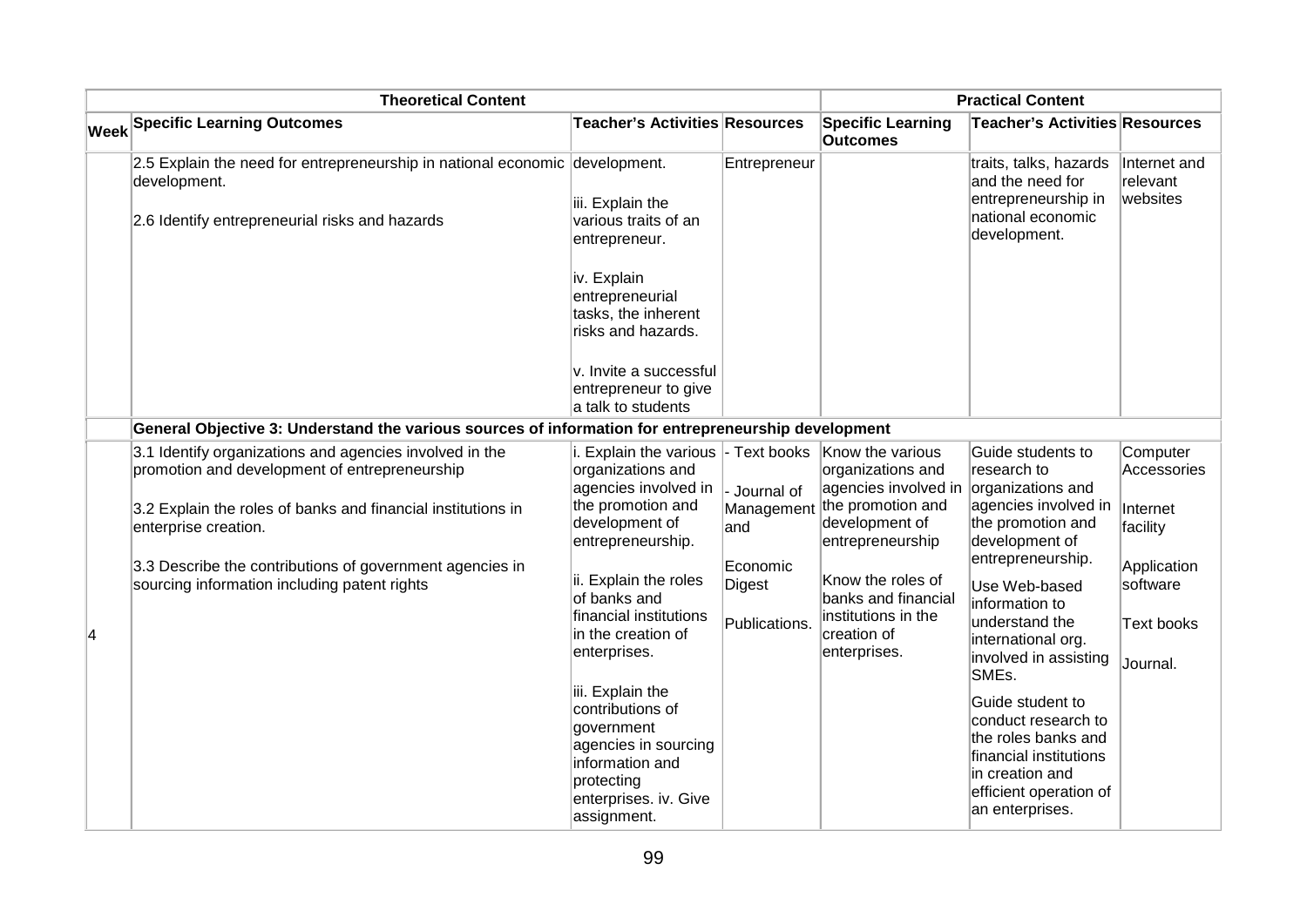| Theoretical Content | | | | Practical Content | | |
|---|---|---|---|---|---|---|
| Week | Specific Learning Outcomes | Teacher's Activities | Resources | Specific Learning Outcomes | Teacher's Activities | Resources |
| | 2.5 Explain the need for entrepreneurship in national economic development.<br><br>2.6 Identify entrepreneurial risks and hazards | development.<br><br>iii. Explain the various traits of an entrepreneur.<br><br>iv. Explain entrepreneurial tasks, the inherent risks and hazards.<br><br>v. Invite a successful entrepreneur to give a talk to students | Entrepreneur | | traits, talks, hazards and the need for entrepreneurship in national economic development. | Internet and relevant websites |
| | **General Objective 3: Understand the various sources of information for entrepreneurship development** | | | | | |
| 4 | 3.1 Identify organizations and agencies involved in the promotion and development of entrepreneurship<br><br>3.2 Explain the roles of banks and financial institutions in enterprise creation.<br><br>3.3 Describe the contributions of government agencies in sourcing information including patent rights | i. Explain the various organizations and agencies involved in the promotion and development of entrepreneurship.<br><br>ii. Explain the roles of banks and financial institutions in the creation of enterprises.<br><br>iii. Explain the contributions of government agencies in sourcing information and protecting enterprises. iv. Give assignment. | - Text books<br><br>- Journal of Management and Economic Digest<br><br>Publications. | Know the various organizations and agencies involved in the promotion and development of entrepreneurship<br><br>Know the roles of banks and financial institutions in the creation of enterprises. | Guide students to research to organizations and agencies involved in the promotion and development of entrepreneurship.<br><br>Use Web-based information to understand the international org. involved in assisting SMEs.<br><br>Guide student to conduct research to the roles banks and financial institutions in creation and efficient operation of an enterprises. | Computer Accessories<br><br>Internet facility<br><br>Application software<br><br>Text books<br><br>Journal. |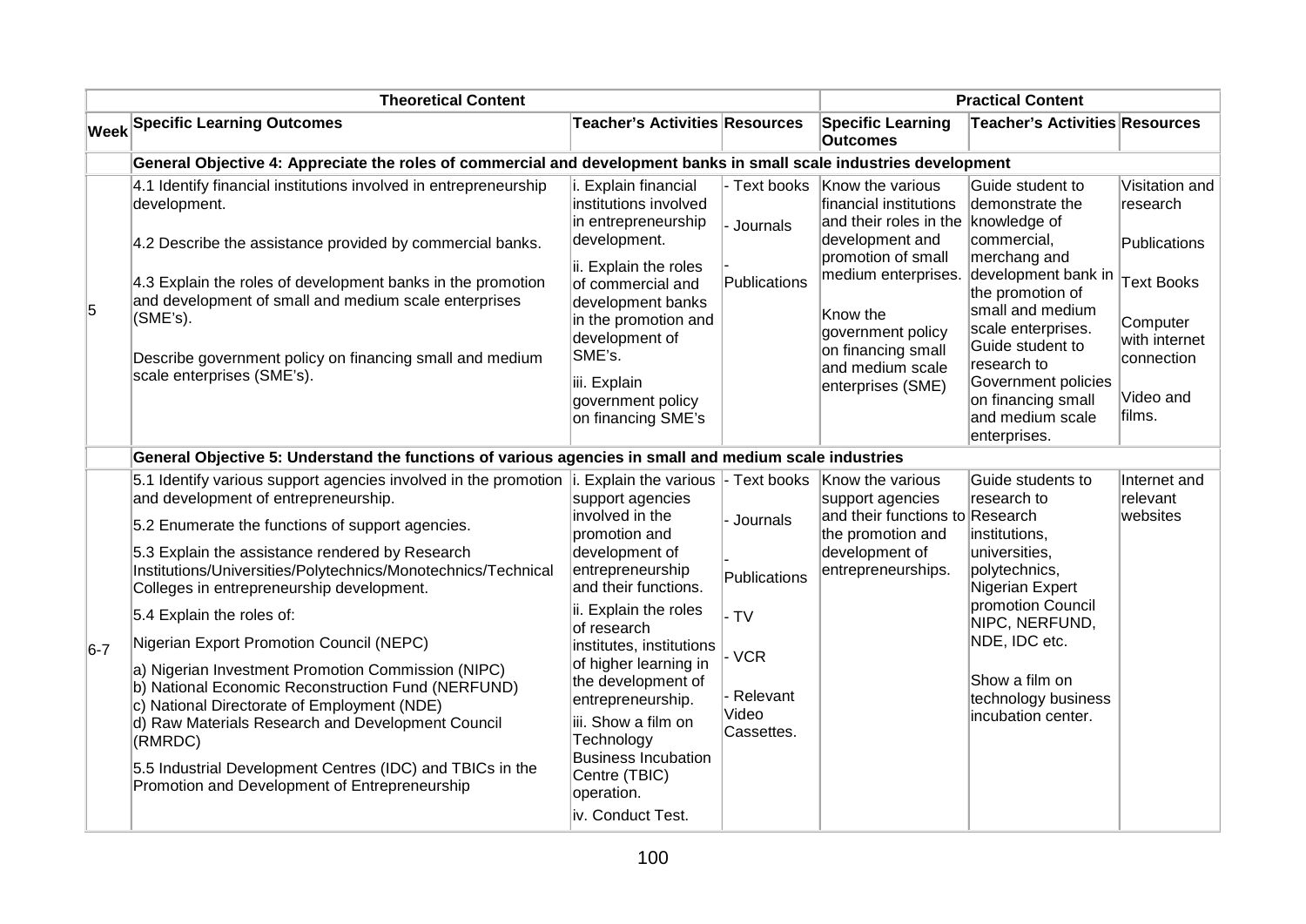| | Theoretical Content | | | Practical Content | | |
|---|---|---|---|---|---|---|
| **Week** | **Specific Learning Outcomes** | **Teacher's Activities** | **Resources** | **Specific Learning Outcomes** | **Teacher's Activities** | **Resources** |
| | **General Objective 4: Appreciate the roles of commercial and development banks in small scale industries development** | | | | | |
| 5 | 4.1 Identify financial institutions involved in entrepreneurship development.<br><br>4.2 Describe the assistance provided by commercial banks.<br><br>4.3 Explain the roles of development banks in the promotion and development of small and medium scale enterprises (SME's).<br><br>Describe government policy on financing small and medium scale enterprises (SME's). | i. Explain financial institutions involved in entrepreneurship development.<br>ii. Explain the roles of commercial and development banks in the promotion and development of SME's.<br>iii. Explain government policy on financing SME's | - Text books<br>- Journals<br>- Publications | Know the various financial institutions and their roles in the development and promotion of small medium enterprises.<br><br>Know the government policy on financing small and medium scale enterprises (SME) | Guide student to demonstrate the knowledge of commercial, merchang and development bank in the promotion of small and medium scale enterprises. Guide student to research to Government policies on financing small and medium scale enterprises. | Visitation and research<br><br>Publications<br><br>Text Books<br><br>Computer with internet connection<br><br>Video and films. |
| | **General Objective 5: Understand the functions of various agencies in small and medium scale industries** | | | | | |
| 6-7 | 5.1 Identify various support agencies involved in the promotion and development of entrepreneurship.<br>5.2 Enumerate the functions of support agencies.<br>5.3 Explain the assistance rendered by Research Institutions/Universities/Polytechnics/Monotechnics/Technical Colleges in entrepreneurship development.<br>5.4 Explain the roles of:<br>Nigerian Export Promotion Council (NEPC)<br>a) Nigerian Investment Promotion Commission (NIPC)<br>b) National Economic Reconstruction Fund (NERFUND)<br>c) National Directorate of Employment (NDE)<br>d) Raw Materials Research and Development Council (RMRDC)<br>5.5 Industrial Development Centres (IDC) and TBICs in the Promotion and Development of Entrepreneurship | i. Explain the various support agencies involved in the promotion and development of entrepreneurship and their functions.<br>ii. Explain the roles of research institutes, institutions of higher learning in the development of entrepreneurship.<br>iii. Show a film on Technology Business Incubation Centre (TBIC) operation.<br>iv. Conduct Test. | - Text books<br>- Journals<br>- Publications<br>- TV<br>- VCR<br>- Relevant Video Cassettes. | Know the various support agencies and their functions to the promotion and development of entrepreneurships. | Guide students to research to Research institutions, universities, polytechnics, Nigerian Expert promotion Council NIPC, NERFUND, NDE, IDC etc.<br><br>Show a film on technology business incubation center. | Internet and relevant websites |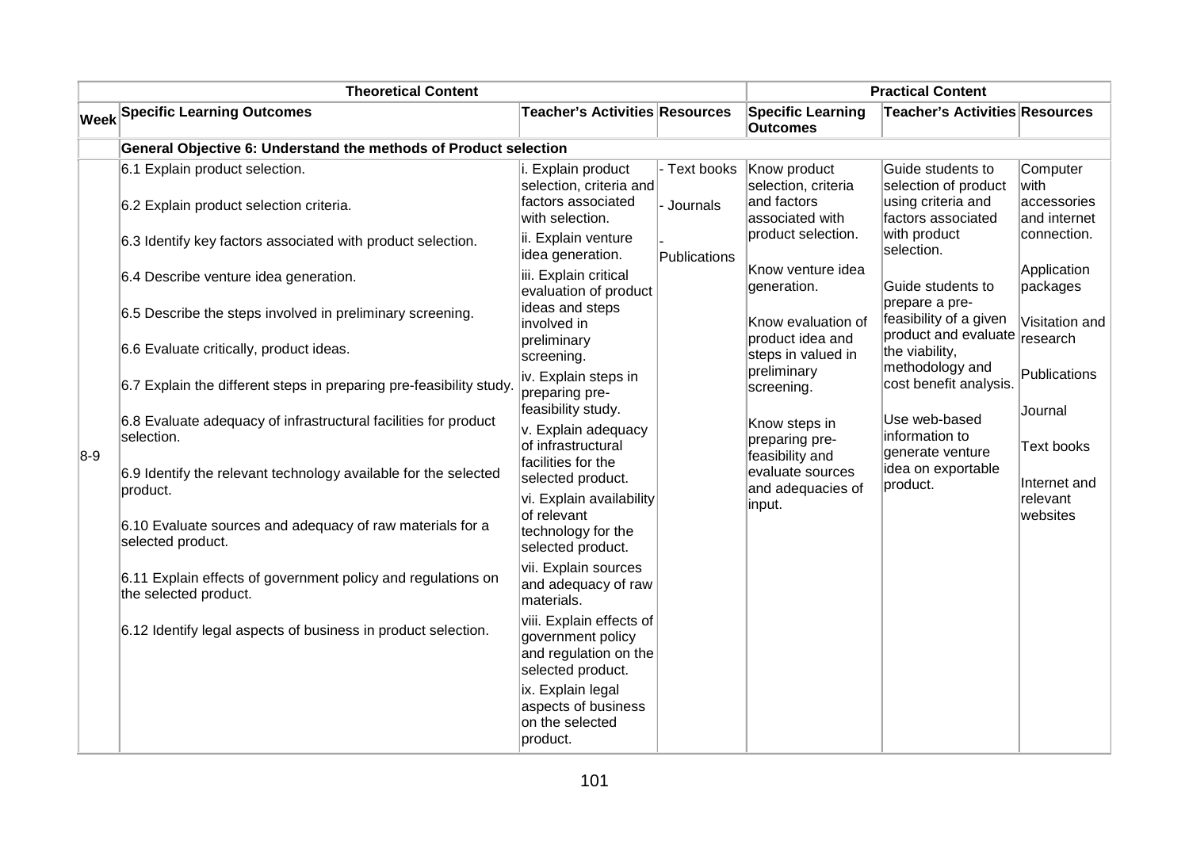| Theoretical Content | | | | Practical Content | | |
|---|---|---|---|---|---|---|
| Week | Specific Learning Outcomes | Teacher's Activities | Resources | Specific Learning Outcomes | Teacher's Activities | Resources |
| | **General Objective 6: Understand the methods of Product selection** | | | | | |
| 8-9 | 6.1 Explain product selection.<br><br>6.2 Explain product selection criteria.<br><br>6.3 Identify key factors associated with product selection.<br><br>6.4 Describe venture idea generation.<br><br>6.5 Describe the steps involved in preliminary screening.<br><br>6.6 Evaluate critically, product ideas.<br><br>6.7 Explain the different steps in preparing pre-feasibility study.<br><br>6.8 Evaluate adequacy of infrastructural facilities for product selection.<br><br>6.9 Identify the relevant technology available for the selected product.<br><br>6.10 Evaluate sources and adequacy of raw materials for a selected product.<br><br>6.11 Explain effects of government policy and regulations on the selected product.<br><br>6.12 Identify legal aspects of business in product selection. | i. Explain product selection, criteria and factors associated with selection.<br>ii. Explain venture idea generation.<br>iii. Explain critical evaluation of product ideas and steps involved in preliminary screening.<br>iv. Explain steps in preparing pre-feasibility study.<br>v. Explain adequacy of infrastructural facilities for the selected product.<br>vi. Explain availability of relevant technology for the selected product.<br>vii. Explain sources and adequacy of raw materials.<br>viii. Explain effects of government policy and regulation on the selected product.<br>ix. Explain legal aspects of business on the selected product. | - Text books<br><br>- Journals<br><br>- Publications | Know product selection, criteria and factors associated with product selection.<br><br>Know venture idea generation.<br><br>Know evaluation of product idea and steps in valued in preliminary screening.<br><br>Know steps in preparing pre-feasibility and evaluate sources and adequacies of input. | Guide students to selection of product using criteria and factors associated with product selection.<br><br>Guide students to prepare a pre-feasibility of a given product and evaluate the viability, methodology and cost benefit analysis.<br><br>Use web-based information to generate venture idea on exportable product. | Computer with accessories and internet connection.<br><br>Application packages<br><br>Visitation and research<br><br>Publications<br><br>Journal<br><br>Text books<br><br>Internet and relevant websites |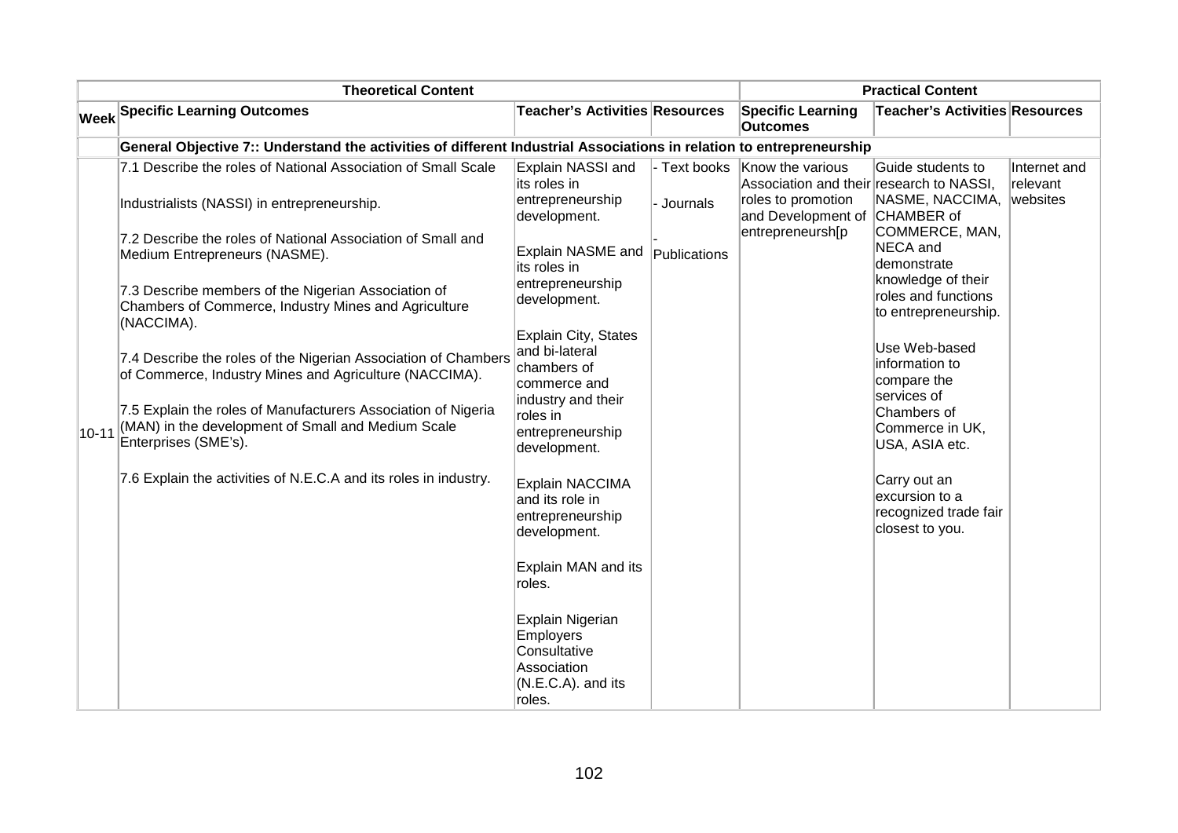| Theoretical Content | | | | Practical Content | | |
|---|---|---|---|---|---|---|
| **Week** | **Specific Learning Outcomes** | **Teacher's Activities** | **Resources** | **Specific Learning Outcomes** | **Teacher's Activities** | **Resources** |
| | **General Objective 7:: Understand the activities of different Industrial Associations in relation to entrepreneurship** | | | | | |
| 10-11 | 7.1 Describe the roles of National Association of Small Scale Industrialists (NASSI) in entrepreneurship.<br><br>7.2 Describe the roles of National Association of Small and Medium Entrepreneurs (NASME).<br><br>7.3 Describe members of the Nigerian Association of Chambers of Commerce, Industry Mines and Agriculture (NACCIMA).<br><br>7.4 Describe the roles of the Nigerian Association of Chambers of Commerce, Industry Mines and Agriculture (NACCIMA).<br><br>7.5 Explain the roles of Manufacturers Association of Nigeria (MAN) in the development of Small and Medium Scale Enterprises (SME's).<br><br>7.6 Explain the activities of N.E.C.A and its roles in industry. | Explain NASSI and its roles in entrepreneurship development.<br><br>Explain NASME and its roles in entrepreneurship development.<br><br>Explain City, States and bi-lateral chambers of commerce and industry and their roles in entrepreneurship development.<br><br>Explain NACCIMA and its role in entrepreneurship development.<br><br>Explain MAN and its roles.<br><br>Explain Nigerian Employers Consultative Association (N.E.C.A). and its roles. | - Text books<br><br>- Journals<br><br>- Publications | Know the various Association and their roles to promotion and Development of entrepreneursh[p | Guide students to research to NASSI, NASME, NACCIMA, CHAMBER of COMMERCE, MAN, NECA and demonstrate knowledge of their roles and functions to entrepreneurship.<br><br>Use Web-based information to compare the services of Chambers of Commerce in UK, USA, ASIA etc.<br><br>Carry out an excursion to a recognized trade fair closest to you. | Internet and relevant websites |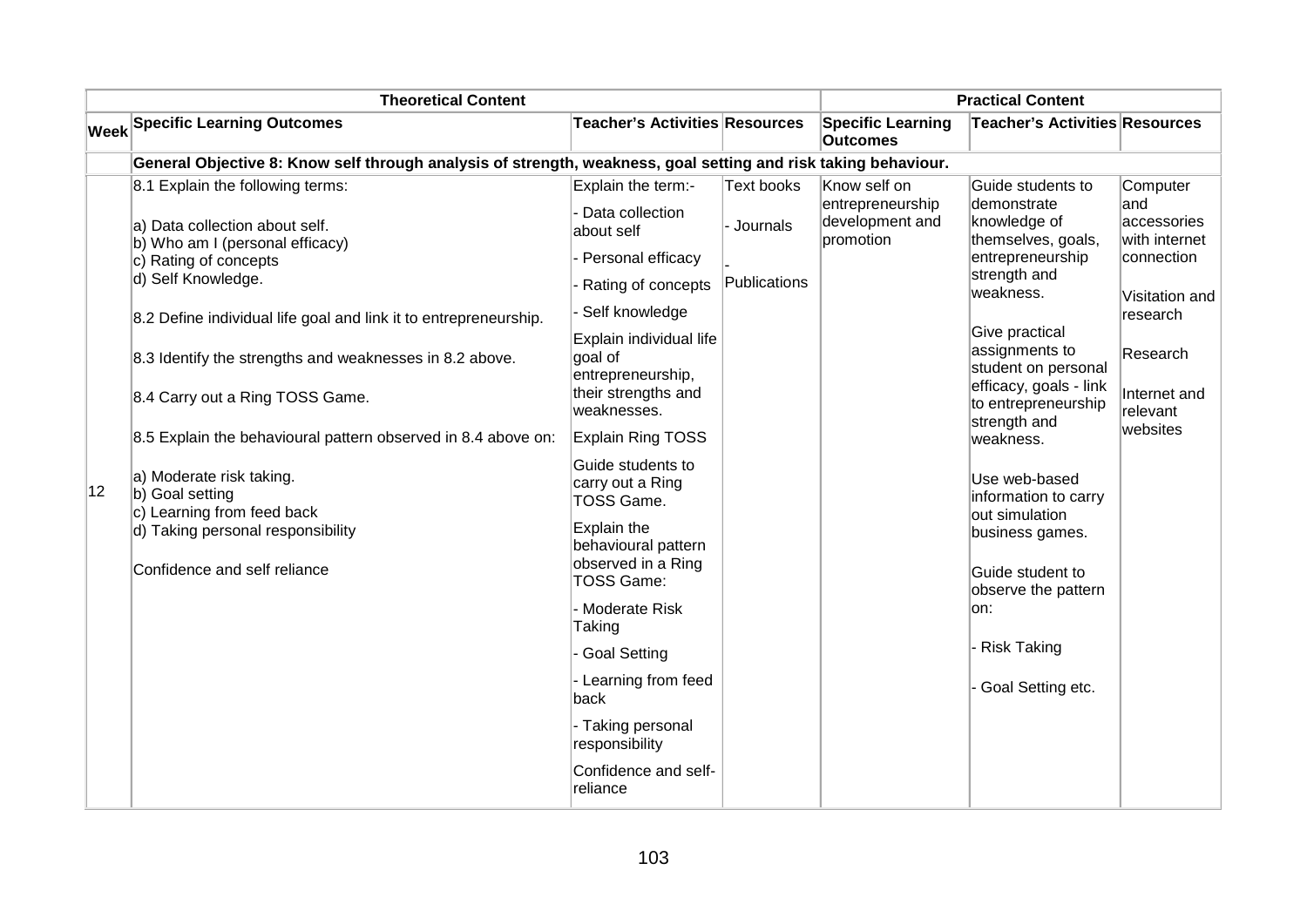| Theoretical Content | | | | Practical Content | | |
|---|---|---|---|---|---|---|
| Week | Specific Learning Outcomes | Teacher's Activities | Resources | Specific Learning Outcomes | Teacher's Activities | Resources |
| | **General Objective 8: Know self through analysis of strength, weakness, goal setting and risk taking behaviour.** | | | | | |
| 12 | 8.1 Explain the following terms:<br><br>a) Data collection about self.<br>b) Who am I (personal efficacy)<br>c) Rating of concepts<br>d) Self Knowledge.<br><br>8.2 Define individual life goal and link it to entrepreneurship.<br><br>8.3 Identify the strengths and weaknesses in 8.2 above.<br><br>8.4 Carry out a Ring TOSS Game.<br><br>8.5 Explain the behavioural pattern observed in 8.4 above on:<br><br>a) Moderate risk taking.<br>b) Goal setting<br>c) Learning from feed back<br>d) Taking personal responsibility<br><br>Confidence and self reliance | Explain the term:-<br><br>- Data collection about self<br><br>- Personal efficacy<br><br>- Rating of concepts<br><br>- Self knowledge<br><br>Explain individual life goal of entrepreneurship, their strengths and weaknesses.<br><br>Explain Ring TOSS<br><br>Guide students to carry out a Ring TOSS Game.<br><br>Explain the behavioural pattern observed in a Ring TOSS Game:<br><br>- Moderate Risk Taking<br><br>- Goal Setting<br><br>- Learning from feed back<br><br>- Taking personal responsibility<br><br>Confidence and self-reliance | Text books<br><br>- Journals<br><br>- Publications | Know self on entrepreneurship development and promotion | Guide students to demonstrate knowledge of themselves, goals, entrepreneurship strength and weakness.<br><br>Give practical assignments to student on personal efficacy, goals - link to entrepreneurship strength and weakness.<br><br>Use web-based information to carry out simulation business games.<br><br>Guide student to observe the pattern on:<br><br>- Risk Taking<br><br>- Goal Setting etc. | Computer and accessories with internet connection<br><br>Visitation and research<br><br>Research<br><br>Internet and relevant websites |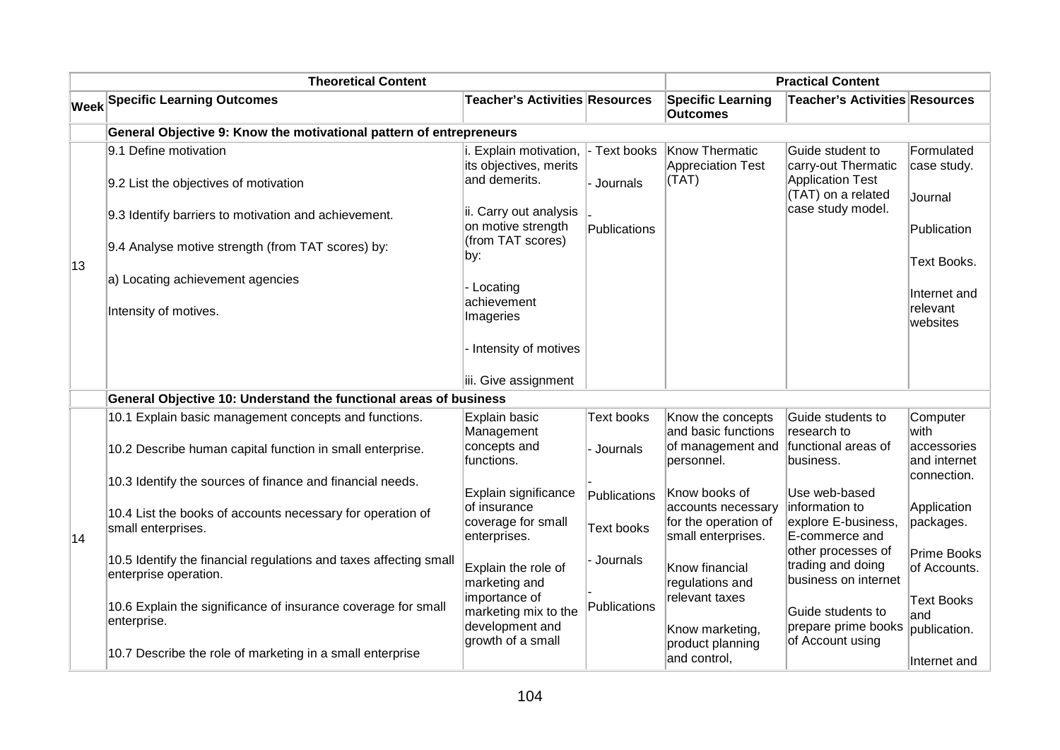| Theoretical Content | | | | Practical Content | | |
|---|---|---|---|---|---|---|
| Week | Specific Learning Outcomes | Teacher's Activities | Resources | Specific Learning Outcomes | Teacher's Activities | Resources |
| | **General Objective 9: Know the motivational pattern of entrepreneurs** | | | | | |
| 13 | 9.1 Define motivation<br><br>9.2 List the objectives of motivation<br><br>9.3 Identify barriers to motivation and achievement.<br><br>9.4 Analyse motive strength (from TAT scores) by:<br><br>a) Locating achievement agencies<br><br>Intensity of motives. | i. Explain motivation, its objectives, merits and demerits.<br><br>ii. Carry out analysis on motive strength (from TAT scores) by:<br><br>- Locating achievement Imageries<br><br>- Intensity of motives<br><br>iii. Give assignment | - Text books<br><br>- Journals<br><br>- Publications | Know Thermatic Appreciation Test (TAT) | Guide student to carry-out Thermatic Application Test (TAT) on a related case study model. | Formulated case study.<br><br>Journal<br><br>Publication<br><br>Text Books.<br><br>Internet and relevant websites |
| | **General Objective 10: Understand the functional areas of business** | | | | | |
| 14 | 10.1 Explain basic management concepts and functions.<br><br>10.2 Describe human capital function in small enterprise.<br><br>10.3 Identify the sources of finance and financial needs.<br><br>10.4 List the books of accounts necessary for operation of small enterprises.<br><br>10.5 Identify the financial regulations and taxes affecting small enterprise operation.<br><br>10.6 Explain the significance of insurance coverage for small enterprise.<br><br>10.7 Describe the role of marketing in a small enterprise | Explain basic Management concepts and functions.<br><br>Explain significance of insurance coverage for small enterprises.<br><br>Explain the role of marketing and importance of marketing mix to the development and growth of a small | Text books<br><br>- Journals<br><br>- Publications<br><br>Text books<br><br>- Journals<br><br>- Publications | Know the concepts and basic functions of management and personnel.<br><br>Know books of accounts necessary for the operation of small enterprises.<br><br>Know financial regulations and relevant taxes<br><br>Know marketing, product planning and control, | Guide students to research to functional areas of business.<br><br>Use web-based information to explore E-business, E-commerce and other processes of trading and doing business on internet<br><br>Guide students to prepare prime books of Account using | Computer with accessories and internet connection.<br><br>Application packages.<br><br>Prime Books of Accounts.<br><br>Text Books and publication.<br><br>Internet and |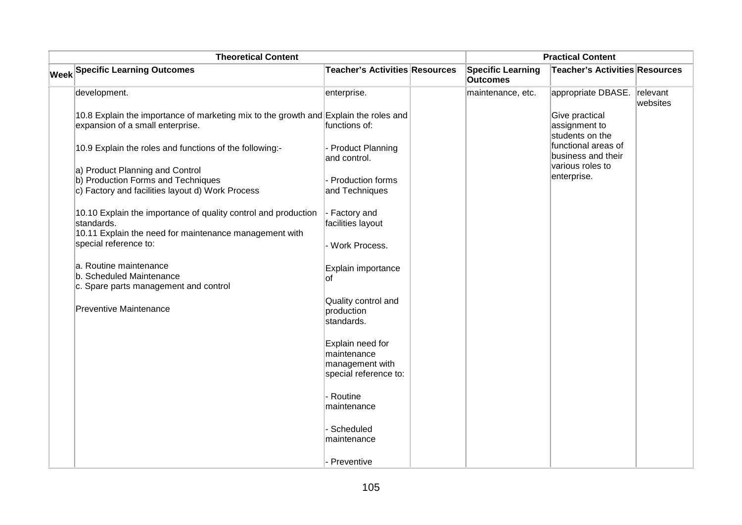| Theoretical Content | | | | Practical Content | | |
|---|---|---|---|---|---|---|
| **Week** | **Specific Learning Outcomes** | **Teacher's Activities** | **Resources** | **Specific Learning Outcomes** | **Teacher's Activities** | **Resources** |
| | development.<br><br>10.8 Explain the importance of marketing mix to the growth and expansion of a small enterprise.<br><br>10.9 Explain the roles and functions of the following:-<br><br>a) Product Planning and Control<br>b) Production Forms and Techniques<br>c) Factory and facilities layout d) Work Process<br><br>10.10 Explain the importance of quality control and production standards.<br>10.11 Explain the need for maintenance management with special reference to:<br><br>a. Routine maintenance<br>b. Scheduled Maintenance<br>c. Spare parts management and control<br><br>Preventive Maintenance | enterprise.<br><br>Explain the roles and functions of:<br><br>- Product Planning and control.<br><br>- Production forms and Techniques<br><br>- Factory and facilities layout<br><br>- Work Process.<br><br>Explain importance of<br><br>Quality control and production standards.<br><br>Explain need for maintenance management with special reference to:<br><br>- Routine maintenance<br><br>- Scheduled maintenance<br><br>- Preventive | | maintenance, etc. | appropriate DBASE.<br><br>Give practical assignment to students on the functional areas of business and their various roles to enterprise. | relevant websites |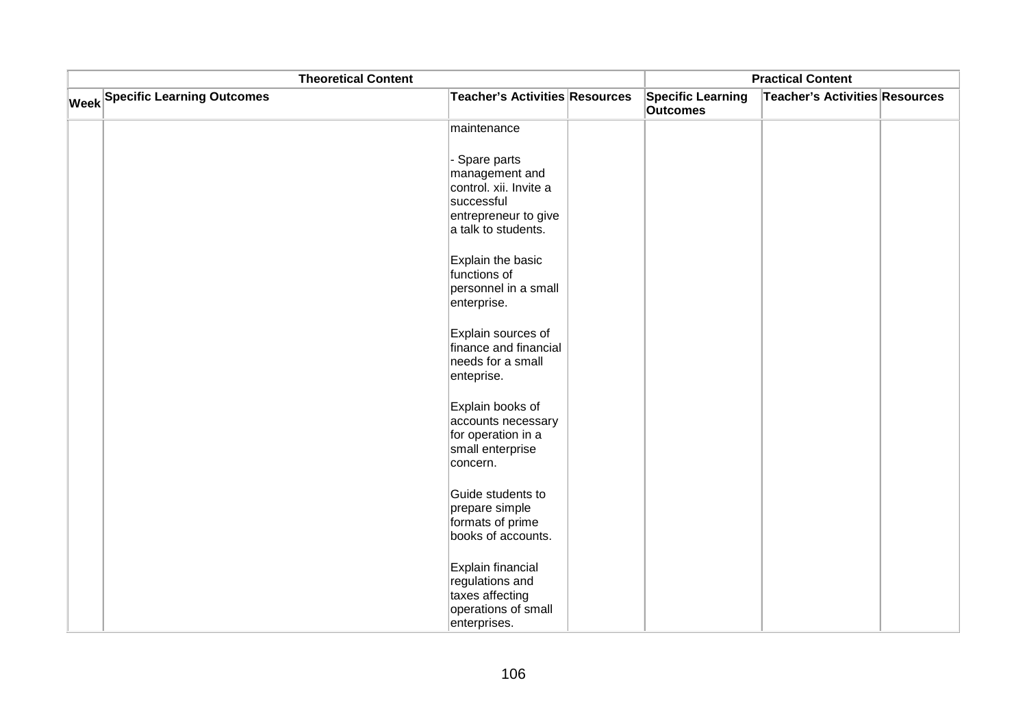| Theoretical Content | | | | Practical Content | | |
|---|---|---|---|---|---|---|
| Week | Specific Learning Outcomes | Teacher's Activities | Resources | Specific Learning Outcomes | Teacher's Activities | Resources |
| | | maintenance<br><br>- Spare parts management and control. xii. Invite a successful entrepreneur to give a talk to students.<br><br>Explain the basic functions of personnel in a small enterprise.<br><br>Explain sources of finance and financial needs for a small enteprise.<br><br>Explain books of accounts necessary for operation in a small enterprise concern.<br><br>Guide students to prepare simple formats of prime books of accounts.<br><br>Explain financial regulations and taxes affecting operations of small enterprises. | | | | |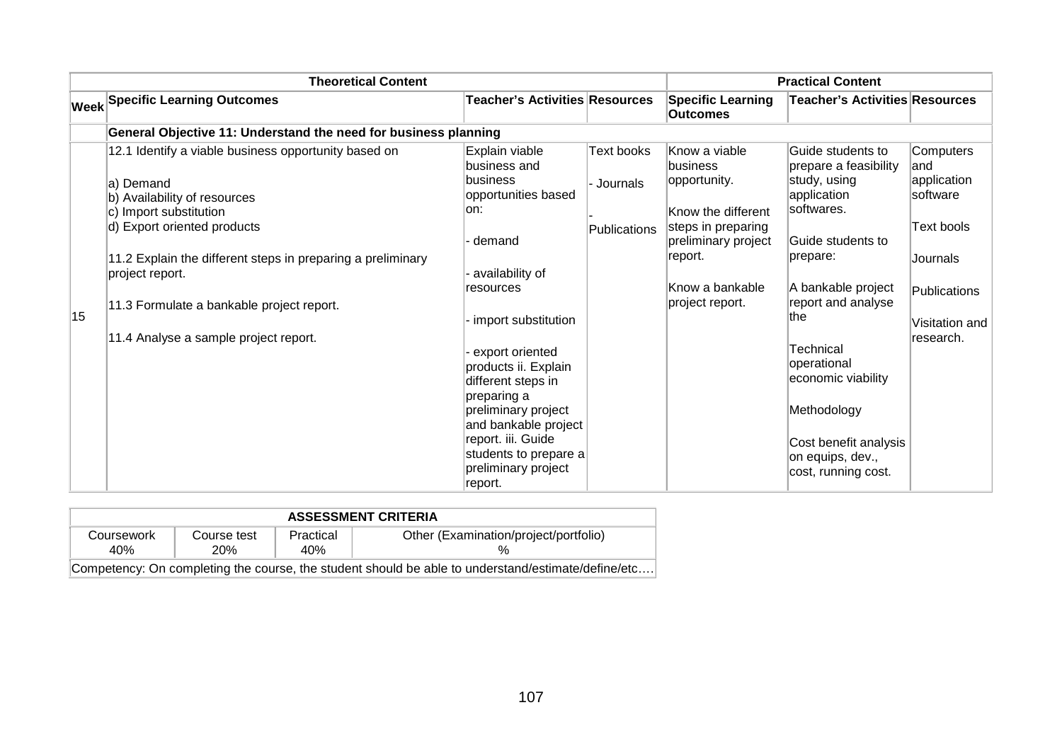| | Theoretical Content | | | Practical Content | | |
|---|---|---|---|---|---|---|
| Week | Specific Learning Outcomes | Teacher's Activities | Resources | Specific Learning Outcomes | Teacher's Activities | Resources |
| | **General Objective 11: Understand the need for business planning** | | | | | |
| 15 | 12.1 Identify a viable business opportunity based on<br><br>a) Demand<br>b) Availability of resources<br>c) Import substitution<br>d) Export oriented products<br><br>11.2 Explain the different steps in preparing a preliminary project report.<br><br>11.3 Formulate a bankable project report.<br><br>11.4 Analyse a sample project report. | Explain viable business and business opportunities based on:<br><br>- demand<br><br>- availability of resources<br><br>- import substitution<br><br>- export oriented products ii. Explain different steps in preparing a preliminary project and bankable project report. iii. Guide students to prepare a preliminary project report. | Text books<br><br>- Journals<br><br>- Publications | Know a viable business opportunity.<br><br>Know the different steps in preparing preliminary project report.<br><br>Know a bankable project report. | Guide students to prepare a feasibility study, using application softwares.<br><br>Guide students to prepare:<br><br>A bankable project report and analyse the<br><br>Technical operational economic viability<br><br>Methodology<br><br>Cost benefit analysis on equips, dev., cost, running cost. | Computers and application software<br><br>Text bools<br><br>Journals<br><br>Publications<br><br>Visitation and research. |

| ASSESSMENT CRITERIA | | | |
|---|---|---|---|
| Coursework 40% | Course test 20% | Practical 40% | Other (Examination/project/portfolio) % |
| Competency: On completing the course, the student should be able to understand/estimate/define/etc…. | | | |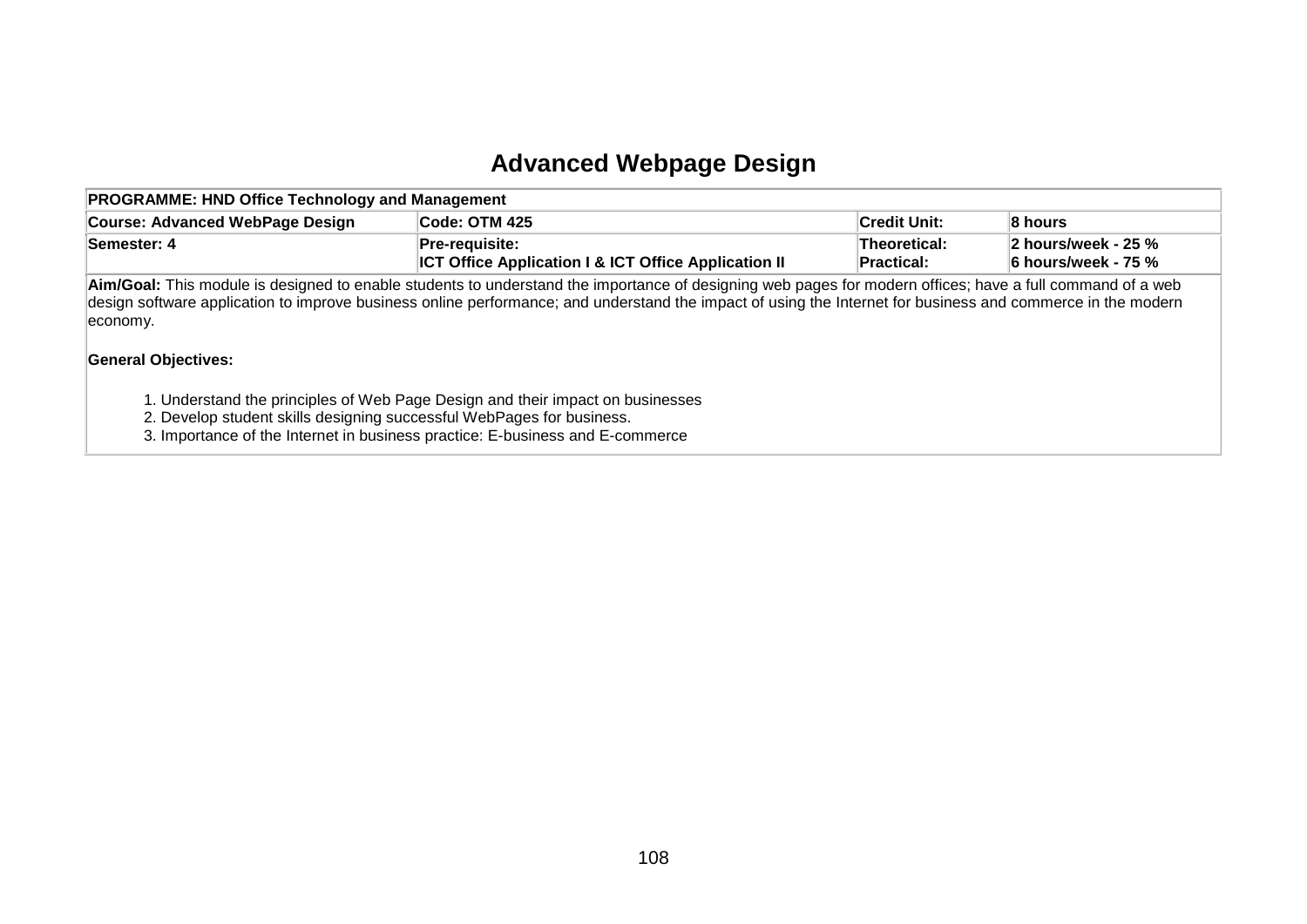# Advanced Webpage Design

| PROGRAMME: HND Office Technology and Management | | | |
|---|---|---|---|
| **Course: Advanced WebPage Design** | **Code: OTM 425** | **Credit Unit:** | **8 hours** |
| **Semester: 4** | **Pre-requisite:**<br>**ICT Office Application I & ICT Office Application II** | **Theoretical:**<br>**Practical:** | **2 hours/week - 25 %**<br>**6 hours/week - 75 %** |

**Aim/Goal:** This module is designed to enable students to understand the importance of designing web pages for modern offices; have a full command of a web design software application to improve business online performance; and understand the impact of using the Internet for business and commerce in the modern economy.

**General Objectives:**

1. Understand the principles of Web Page Design and their impact on businesses
2. Develop student skills designing successful WebPages for business.
3. Importance of the Internet in business practice: E-business and E-commerce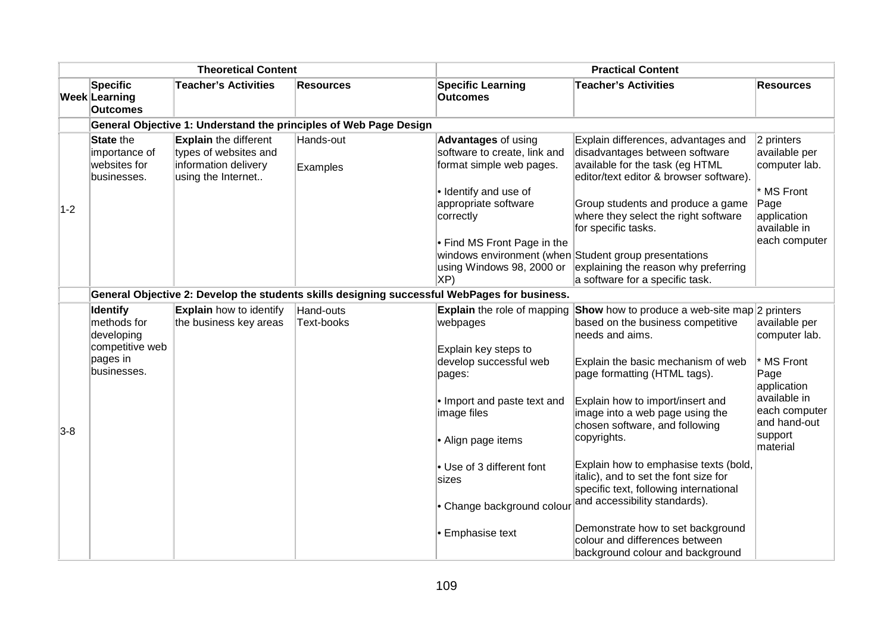| Theoretical Content | | | | Practical Content | | |
|---|---|---|---|---|---|---|
| Week | Specific Learning Outcomes | Teacher's Activities | Resources | Specific Learning Outcomes | Teacher's Activities | Resources |
| | **General Objective 1: Understand the principles of Web Page Design** | | | | | |
| 1-2 | **State** the importance of websites for businesses. | **Explain** the different types of websites and information delivery using the Internet.. | Hands-out<br><br>Examples | **Advantages** of using software to create, link and format simple web pages.<br><br>• Identify and use of appropriate software correctly<br><br>• Find MS Front Page in the windows environment (when using Windows 98, 2000 or XP) | Explain differences, advantages and disadvantages between software available for the task (eg HTML editor/text editor & browser software).<br><br>Group students and produce a game where they select the right software for specific tasks.<br><br>Student group presentations explaining the reason why preferring a software for a specific task. | 2 printers available per computer lab.<br><br>* MS Front Page application available in each computer |
| | **General Objective 2: Develop the students skills designing successful WebPages for business.** | | | | | |
| 3-8 | **Identify** methods for developing competitive web pages in businesses. | **Explain** how to identify the business key areas | Hand-outs<br>Text-books | **Explain** the role of mapping webpages<br><br>Explain key steps to develop successful web pages:<br><br>• Import and paste text and image files<br><br>• Align page items<br><br>• Use of 3 different font sizes<br><br>• Change background colour<br><br>• Emphasise text | **Show** how to produce a web-site map based on the business competitive needs and aims.<br><br>Explain the basic mechanism of web page formatting (HTML tags).<br><br>Explain how to import/insert and image into a web page using the chosen software, and following copyrights.<br><br>Explain how to emphasise texts (bold, italic), and to set the font size for specific text, following international and accessibility standards).<br><br>Demonstrate how to set background colour and differences between background colour and background | 2 printers available per computer lab.<br><br>* MS Front Page application available in each computer and hand-out support material |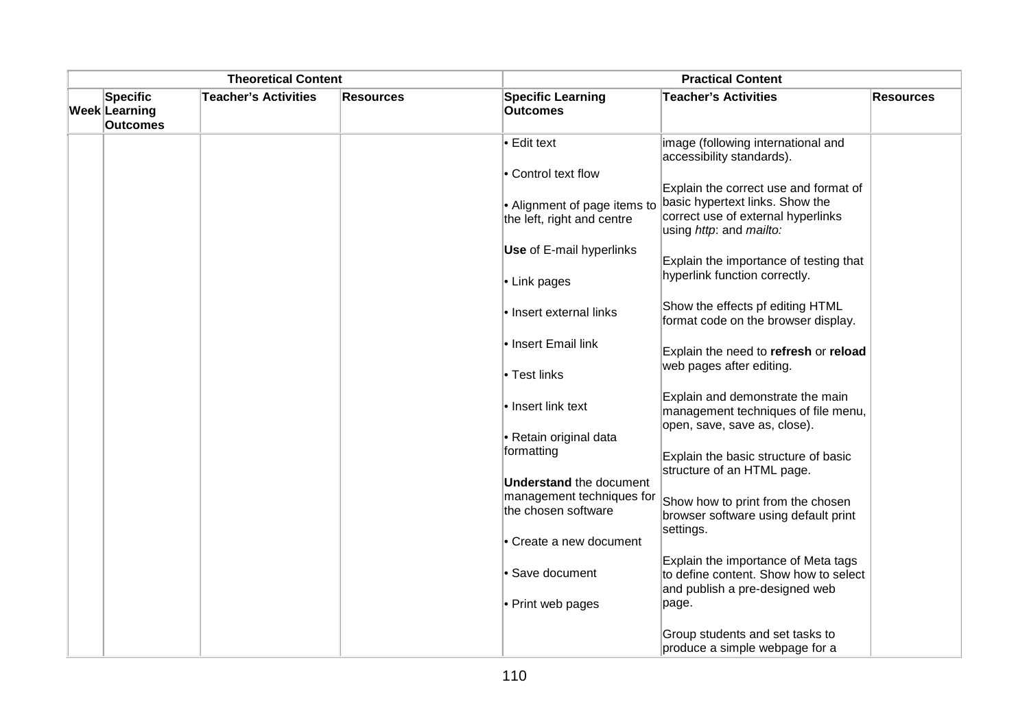| | Theoretical Content | | | Practical Content | | |
|---|---|---|---|---|---|---|
| **Week** | **Specific Learning Outcomes** | **Teacher's Activities** | **Resources** | **Specific Learning Outcomes** | **Teacher's Activities** | **Resources** |
| | | | | • Edit text<br><br>• Control text flow<br><br>• Alignment of page items to the left, right and centre<br><br>**Use** of E-mail hyperlinks<br><br>• Link pages<br><br>• Insert external links<br><br>• Insert Email link<br><br>• Test links<br><br>• Insert link text<br><br>• Retain original data formatting<br><br>**Understand** the document management techniques for the chosen software<br><br>• Create a new document<br><br>• Save document<br><br>• Print web pages | image (following international and accessibility standards).<br><br>Explain the correct use and format of basic hypertext links. Show the correct use of external hyperlinks using *http*: and *mailto:*<br><br>Explain the importance of testing that hyperlink function correctly.<br><br>Show the effects pf editing HTML format code on the browser display.<br><br>Explain the need to **refresh** or **reload** web pages after editing.<br><br>Explain and demonstrate the main management techniques of file menu, open, save, save as, close).<br><br>Explain the basic structure of basic structure of an HTML page.<br><br>Show how to print from the chosen browser software using default print settings.<br><br>Explain the importance of Meta tags to define content. Show how to select and publish a pre-designed web page.<br><br>Group students and set tasks to produce a simple webpage for a | |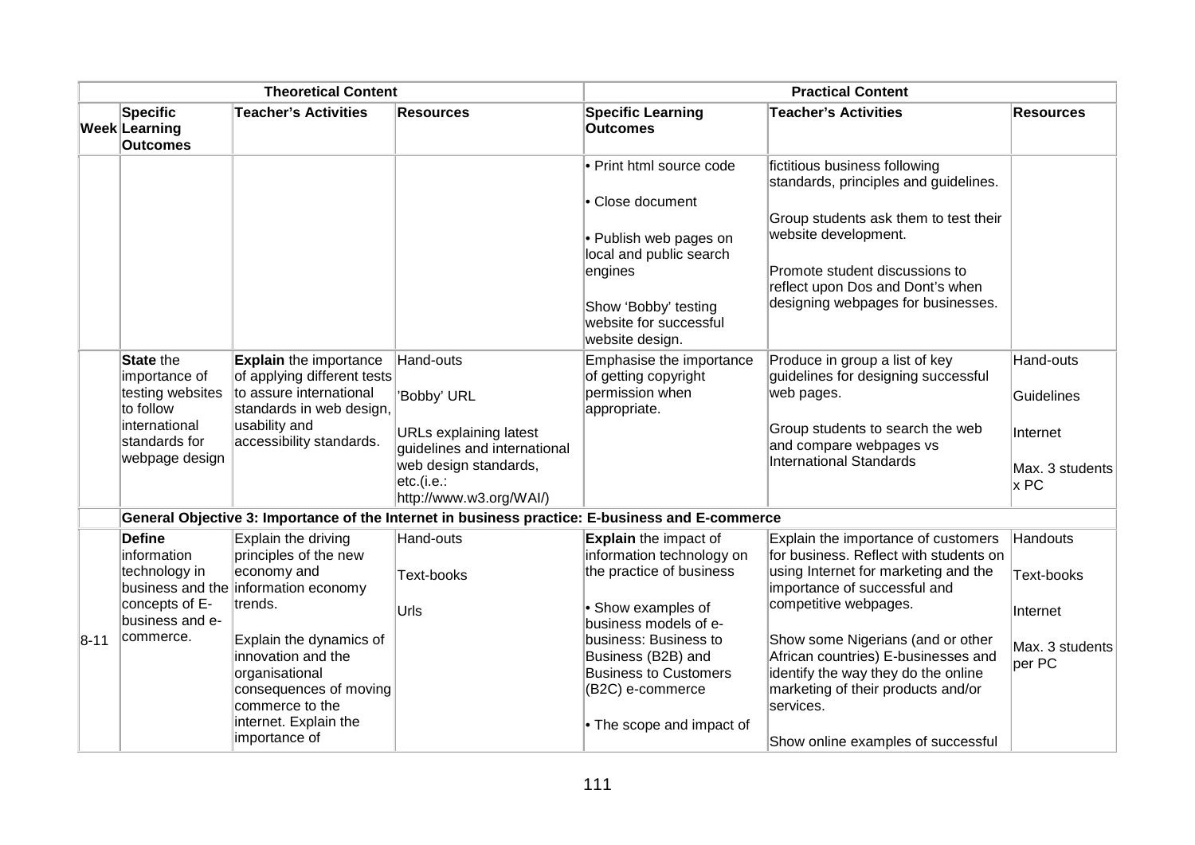| Theoretical Content | | | | Practical Content | | |
|---|---|---|---|---|---|---|
| Week | Specific Learning Outcomes | Teacher's Activities | Resources | Specific Learning Outcomes | Teacher's Activities | Resources |
| | | | | • Print html source code<br><br>• Close document<br><br>• Publish web pages on local and public search engines<br><br>Show 'Bobby' testing website for successful website design. | fictitious business following standards, principles and guidelines.<br><br>Group students ask them to test their website development.<br><br>Promote student discussions to reflect upon Dos and Dont's when designing webpages for businesses. | |
| | **State** the importance of testing websites to follow international standards for webpage design | **Explain** the importance of applying different tests to assure international standards in web design, usability and accessibility standards. | Hand-outs<br><br>'Bobby' URL<br><br>URLs explaining latest guidelines and international web design standards, etc.(i.e.: http://www.w3.org/WAI/) | Emphasise the importance of getting copyright permission when appropriate. | Produce in group a list of key guidelines for designing successful web pages.<br><br>Group students to search the web and compare webpages vs International Standards | Hand-outs<br><br>Guidelines<br><br>Internet<br><br>Max. 3 students x PC |
| | **General Objective 3: Importance of the Internet in business practice: E-business and E-commerce** | | | | | |
| 8-11 | **Define** information technology in business and the concepts of E-business and e-commerce. | Explain the driving principles of the new economy and information economy trends.<br><br>Explain the dynamics of innovation and the organisational consequences of moving commerce to the internet. Explain the importance of | Hand-outs<br><br>Text-books<br><br>Urls | **Explain** the impact of information technology on the practice of business<br><br>• Show examples of business models of e-business: Business to Business (B2B) and Business to Customers (B2C) e-commerce<br><br>• The scope and impact of | Explain the importance of customers for business. Reflect with students on using Internet for marketing and the importance of successful and competitive webpages.<br><br>Show some Nigerians (and or other African countries) E-businesses and identify the way they do the online marketing of their products and/or services.<br><br>Show online examples of successful | Handouts<br><br>Text-books<br><br>Internet<br><br>Max. 3 students per PC |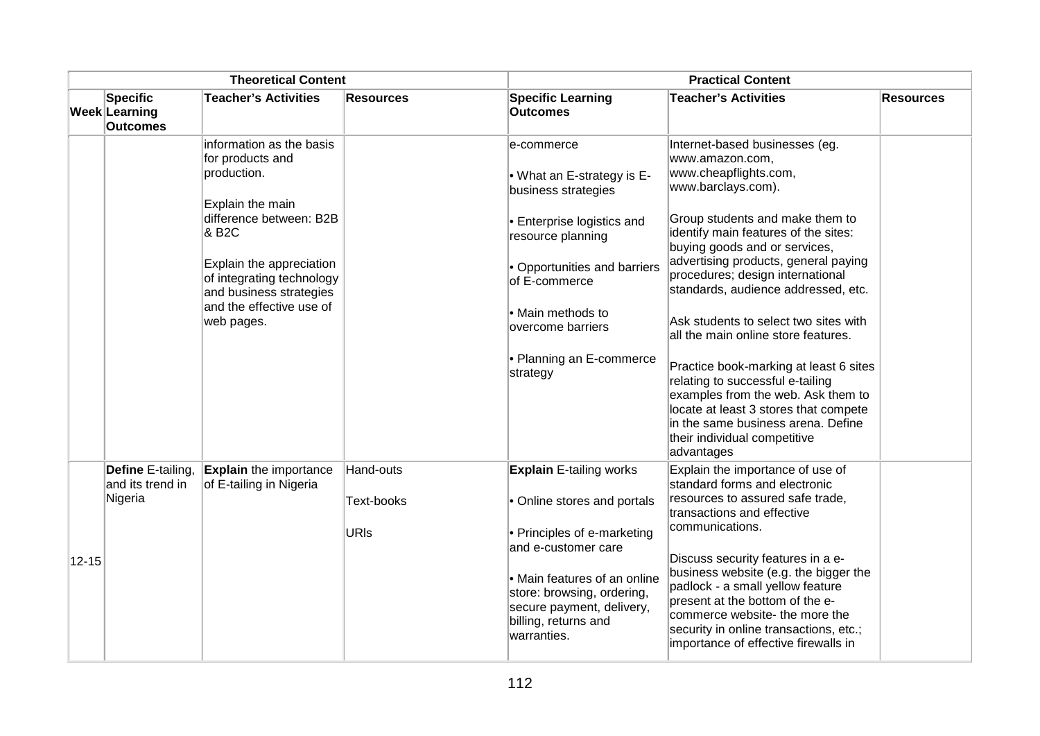| Theoretical Content | | | | Practical Content | | |
|---|---|---|---|---|---|---|
| Week | Specific Learning Outcomes | Teacher's Activities | Resources | Specific Learning Outcomes | Teacher's Activities | Resources |
| | | information as the basis for products and production.<br><br>Explain the main difference between: B2B & B2C<br><br>Explain the appreciation of integrating technology and business strategies and the effective use of web pages. | | e-commerce<br><br>• What an E-strategy is E-business strategies<br><br>• Enterprise logistics and resource planning<br><br>• Opportunities and barriers of E-commerce<br><br>• Main methods to overcome barriers<br><br>• Planning an E-commerce strategy | Internet-based businesses (eg. www.amazon.com, www.cheapflights.com, www.barclays.com).<br><br>Group students and make them to identify main features of the sites: buying goods and or services, advertising products, general paying procedures; design international standards, audience addressed, etc.<br><br>Ask students to select two sites with all the main online store features.<br><br>Practice book-marking at least 6 sites relating to successful e-tailing examples from the web. Ask them to locate at least 3 stores that compete in the same business arena. Define their individual competitive advantages | |
| 12-15 | **Define** E-tailing, and its trend in Nigeria | **Explain** the importance of E-tailing in Nigeria | Hand-outs<br><br>Text-books<br><br>URls | **Explain** E-tailing works<br><br>• Online stores and portals<br><br>• Principles of e-marketing and e-customer care<br><br>• Main features of an online store: browsing, ordering, secure payment, delivery, billing, returns and warranties. | Explain the importance of use of standard forms and electronic resources to assured safe trade, transactions and effective communications.<br><br>Discuss security features in a e-business website (e.g. the bigger the padlock - a small yellow feature present at the bottom of the e-commerce website- the more the security in online transactions, etc.; importance of effective firewalls in | |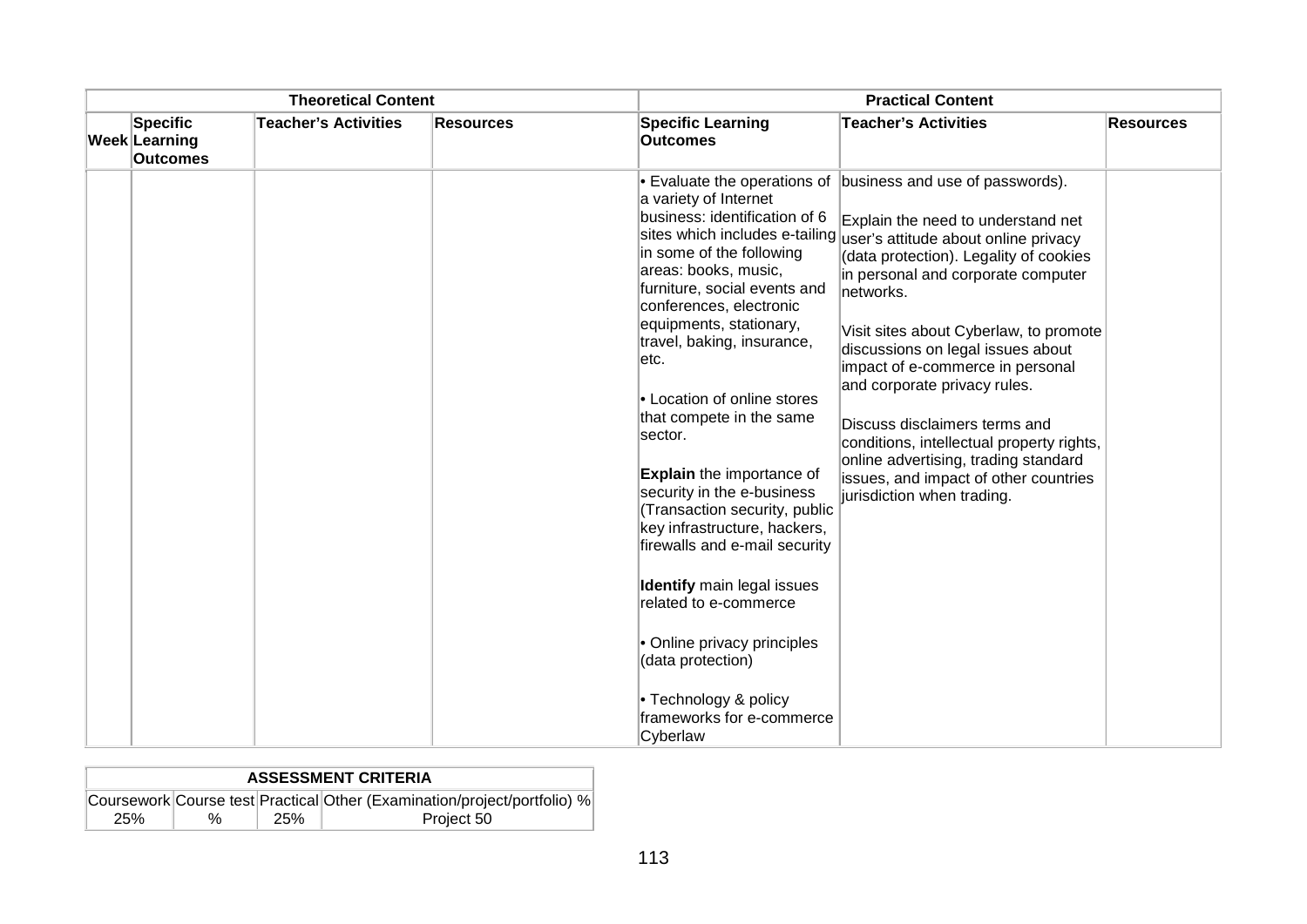| Theoretical Content | | | | Practical Content | | |
|---|---|---|---|---|---|---|
| Week | Specific Learning Outcomes | Teacher's Activities | Resources | Specific Learning Outcomes | Teacher's Activities | Resources |
| | | | | • Evaluate the operations of a variety of Internet business: identification of 6 sites which includes e-tailing in some of the following areas: books, music, furniture, social events and conferences, electronic equipments, stationary, travel, baking, insurance, etc.<br><br>• Location of online stores that compete in the same sector.<br><br>**Explain** the importance of security in the e-business (Transaction security, public key infrastructure, hackers, firewalls and e-mail security<br><br>**Identify** main legal issues related to e-commerce<br><br>• Online privacy principles (data protection)<br><br>• Technology & policy frameworks for e-commerce Cyberlaw | business and use of passwords).<br><br>Explain the need to understand net user's attitude about online privacy (data protection). Legality of cookies in personal and corporate computer networks.<br><br>Visit sites about Cyberlaw, to promote discussions on legal issues about impact of e-commerce in personal and corporate privacy rules.<br><br>Discuss disclaimers terms and conditions, intellectual property rights, online advertising, trading standard issues, and impact of other countries jurisdiction when trading. | |

| ASSESSMENT CRITERIA | | | |
|---|---|---|---|
| Coursework | Course test | Practical | Other (Examination/project/portfolio) % |
| 25% | % | 25% | Project 50 |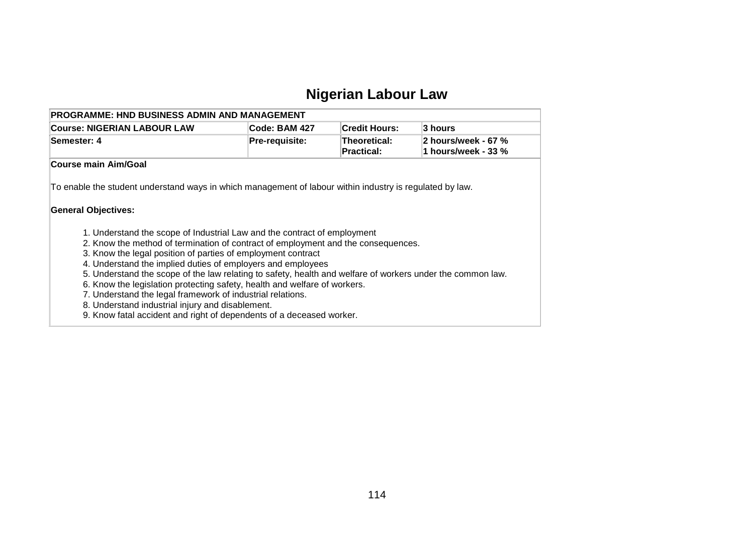# Nigerian Labour Law

| PROGRAMME: HND BUSINESS ADMIN AND MANAGEMENT | | | |
|---|---|---|---|
| Course: NIGERIAN LABOUR LAW | Code: BAM 427 | Credit Hours: | 3 hours |
| Semester: 4 | Pre-requisite: | Theoretical:<br>Practical: | 2 hours/week - 67 %<br>1 hours/week - 33 % |

**Course main Aim/Goal**

To enable the student understand ways in which management of labour within industry is regulated by law.

**General Objectives:**

1. Understand the scope of Industrial Law and the contract of employment
2. Know the method of termination of contract of employment and the consequences.
3. Know the legal position of parties of employment contract
4. Understand the implied duties of employers and employees
5. Understand the scope of the law relating to safety, health and welfare of workers under the common law.
6. Know the legislation protecting safety, health and welfare of workers.
7. Understand the legal framework of industrial relations.
8. Understand industrial injury and disablement.
9. Know fatal accident and right of dependents of a deceased worker.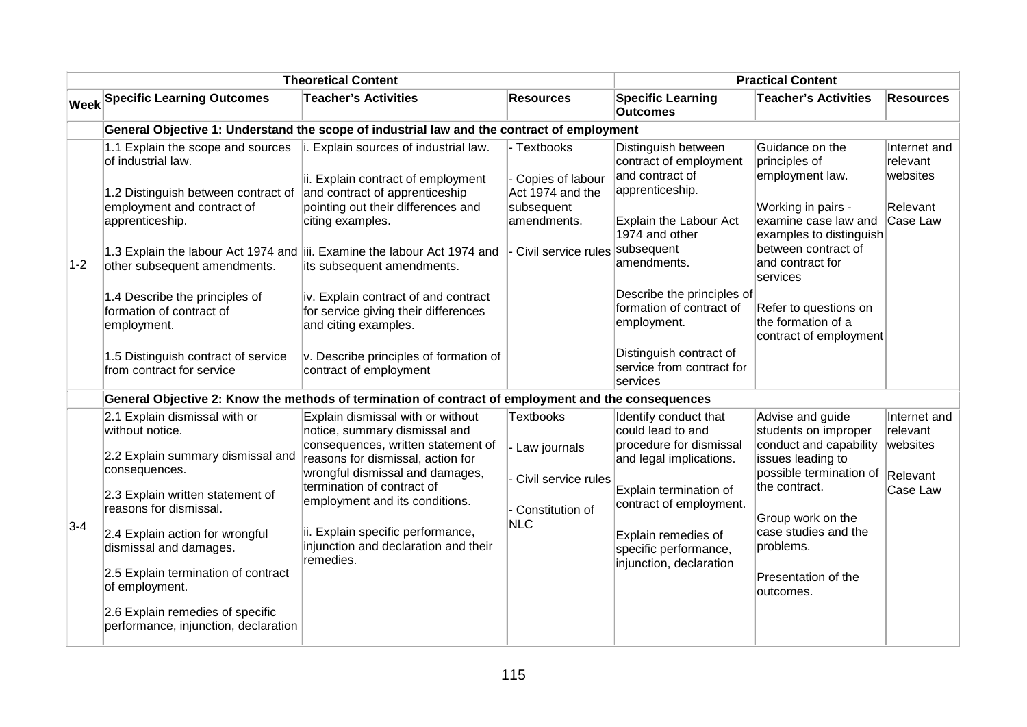| | Theoretical Content | | | Practical Content | | |
|---|---|---|---|---|---|---|
| **Week** | **Specific Learning Outcomes** | **Teacher's Activities** | **Resources** | **Specific Learning Outcomes** | **Teacher's Activities** | **Resources** |
| | **General Objective 1: Understand the scope of industrial law and the contract of employment** | | | | | |
| 1-2 | 1.1 Explain the scope and sources of industrial law.<br><br>1.2 Distinguish between contract of employment and contract of apprenticeship.<br><br>1.3 Explain the labour Act 1974 and other subsequent amendments.<br><br>1.4 Describe the principles of formation of contract of employment.<br><br>1.5 Distinguish contract of service from contract for service | i. Explain sources of industrial law.<br><br>ii. Explain contract of employment and contract of apprenticeship pointing out their differences and citing examples.<br><br>iii. Examine the labour Act 1974 and its subsequent amendments.<br><br>iv. Explain contract of and contract for service giving their differences and citing examples.<br><br>v. Describe principles of formation of contract of employment | - Textbooks<br><br>- Copies of labour Act 1974 and the subsequent amendments.<br><br>- Civil service rules | Distinguish between contract of employment and contract of apprenticeship.<br><br>Explain the Labour Act 1974 and other subsequent amendments.<br><br>Describe the principles of formation of contract of employment.<br><br>Distinguish contract of service from contract for services | Guidance on the principles of employment law.<br><br>Working in pairs - examine case law and examples to distinguish between contract of and contract for services<br><br>Refer to questions on the formation of a contract of employment | Internet and relevant websites<br><br>Relevant Case Law |
| | **General Objective 2: Know the methods of termination of contract of employment and the consequences** | | | | | |
| 3-4 | 2.1 Explain dismissal with or without notice.<br><br>2.2 Explain summary dismissal and consequences.<br><br>2.3 Explain written statement of reasons for dismissal.<br><br>2.4 Explain action for wrongful dismissal and damages.<br><br>2.5 Explain termination of contract of employment.<br><br>2.6 Explain remedies of specific performance, injunction, declaration | Explain dismissal with or without notice, summary dismissal and consequences, written statement of reasons for dismissal, action for wrongful dismissal and damages, termination of contract of employment and its conditions.<br><br>ii. Explain specific performance, injunction and declaration and their remedies. | Textbooks<br><br>- Law journals<br><br>- Civil service rules<br><br>- Constitution of NLC | Identify conduct that could lead to and procedure for dismissal and legal implications.<br><br>Explain termination of contract of employment.<br><br>Explain remedies of specific performance, injunction, declaration | Advise and guide students on improper conduct and capability issues leading to possible termination of the contract.<br><br>Group work on the case studies and the problems.<br><br>Presentation of the outcomes. | Internet and relevant websites<br><br>Relevant Case Law |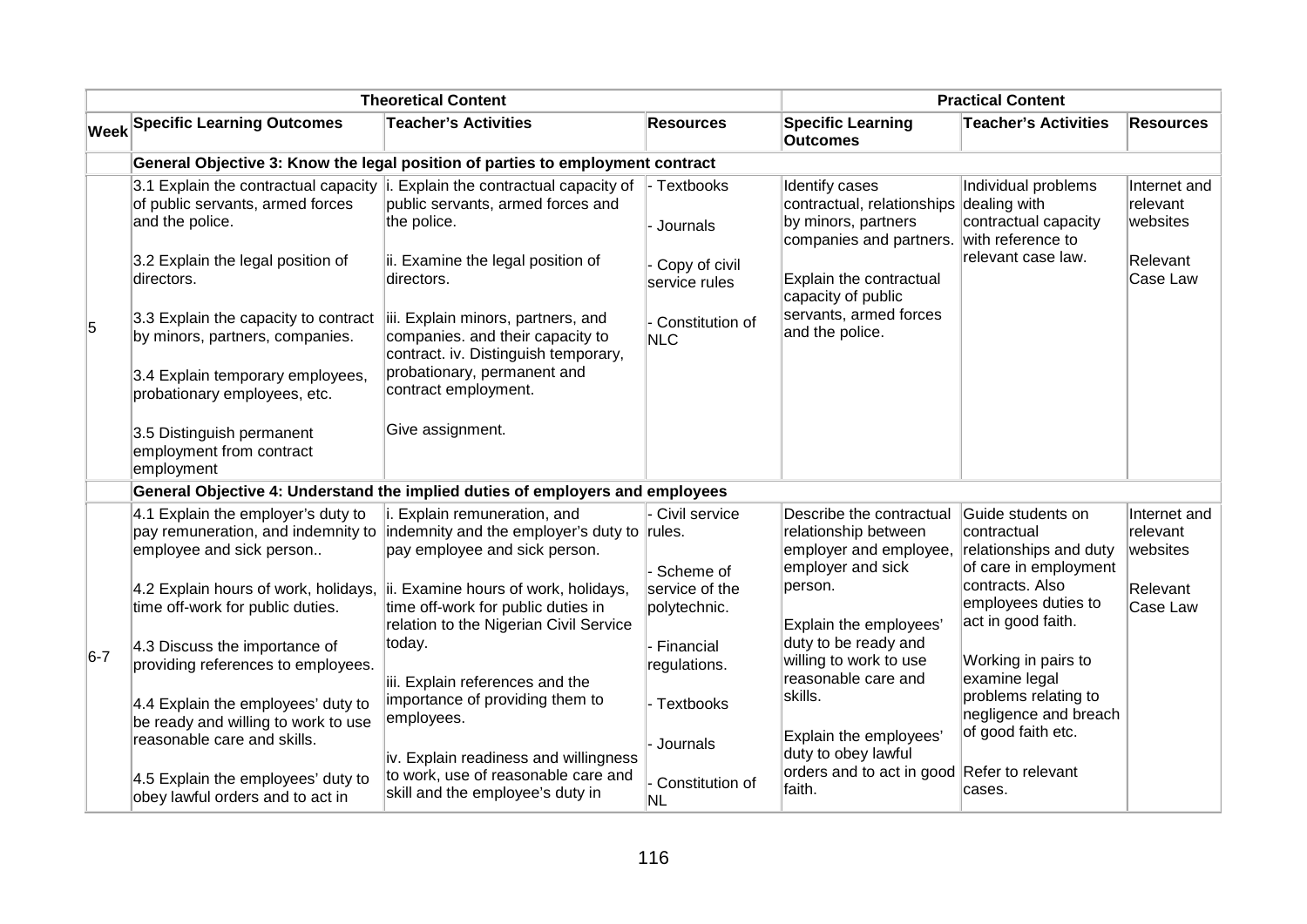| | Theoretical Content | | | Practical Content | | |
|---|---|---|---|---|---|---|
| **Week** | **Specific Learning Outcomes** | **Teacher's Activities** | **Resources** | **Specific Learning Outcomes** | **Teacher's Activities** | **Resources** |
| | **General Objective 3: Know the legal position of parties to employment contract** | | | | | |
| 5 | 3.1 Explain the contractual capacity of public servants, armed forces and the police.<br><br>3.2 Explain the legal position of directors.<br><br>3.3 Explain the capacity to contract by minors, partners, companies.<br><br>3.4 Explain temporary employees, probationary employees, etc.<br><br>3.5 Distinguish permanent employment from contract employment | i. Explain the contractual capacity of public servants, armed forces and the police.<br><br>ii. Examine the legal position of directors.<br><br>iii. Explain minors, partners, and companies. and their capacity to contract. iv. Distinguish temporary, probationary, permanent and contract employment.<br><br>Give assignment. | - Textbooks<br><br>- Journals<br><br>- Copy of civil service rules<br><br>- Constitution of NLC | Identify cases contractual, relationships by minors, partners companies and partners.<br><br>Explain the contractual capacity of public servants, armed forces and the police. | Individual problems dealing with contractual capacity with reference to relevant case law. | Internet and relevant websites<br><br>Relevant Case Law |
| | **General Objective 4: Understand the implied duties of employers and employees** | | | | | |
| 6-7 | 4.1 Explain the employer's duty to pay remuneration, and indemnity to employee and sick person..<br><br>4.2 Explain hours of work, holidays, time off-work for public duties.<br><br>4.3 Discuss the importance of providing references to employees.<br><br>4.4 Explain the employees' duty to be ready and willing to work to use reasonable care and skills.<br><br>4.5 Explain the employees' duty to obey lawful orders and to act in | i. Explain remuneration, and indemnity and the employer's duty to pay employee and sick person.<br><br>ii. Examine hours of work, holidays, time off-work for public duties in relation to the Nigerian Civil Service today.<br><br>iii. Explain references and the importance of providing them to employees.<br><br>iv. Explain readiness and willingness to work, use of reasonable care and skill and the employee's duty in | - Civil service rules.<br><br>- Scheme of service of the polytechnic.<br><br>- Financial regulations.<br><br>- Textbooks<br><br>- Journals<br><br>- Constitution of NL | Describe the contractual relationship between employer and employee, employer and sick person.<br><br>Explain the employees' duty to be ready and willing to work to use reasonable care and skills.<br><br>Explain the employees' duty to obey lawful orders and to act in good faith. | Guide students on contractual relationships and duty of care in employment contracts. Also employees duties to act in good faith.<br><br>Working in pairs to examine legal problems relating to negligence and breach of good faith etc.<br><br>Refer to relevant cases. | Internet and relevant websites<br><br>Relevant Case Law |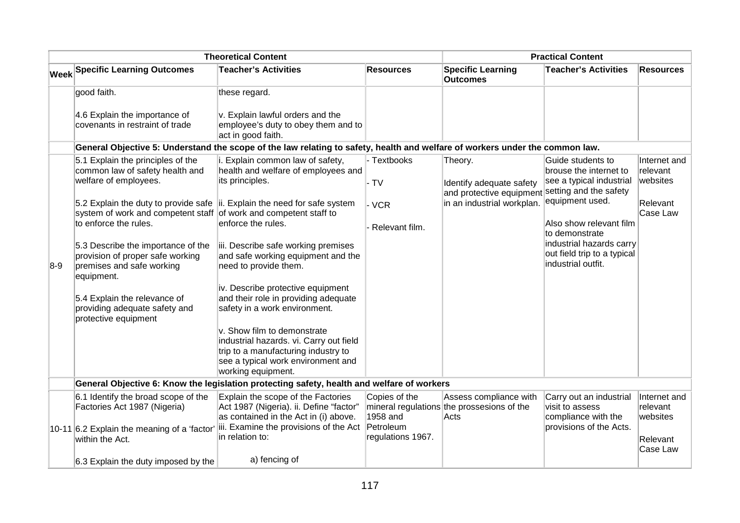| | Theoretical Content | | | Practical Content | | |
|---|---|---|---|---|---|---|
| Week | Specific Learning Outcomes | Teacher's Activities | Resources | Specific Learning Outcomes | Teacher's Activities | Resources |
| | good faith.<br><br>4.6 Explain the importance of covenants in restraint of trade | these regard.<br><br>v. Explain lawful orders and the employee's duty to obey them and to act in good faith. | | | | |
| | **General Objective 5: Understand the scope of the law relating to safety, health and welfare of workers under the common law.** | | | | | |
| 8-9 | 5.1 Explain the principles of the common law of safety health and welfare of employees.<br><br>5.2 Explain the duty to provide safe system of work and competent staff to enforce the rules.<br><br>5.3 Describe the importance of the provision of proper safe working premises and safe working equipment.<br><br>5.4 Explain the relevance of providing adequate safety and protective equipment | i. Explain common law of safety, health and welfare of employees and its principles.<br><br>ii. Explain the need for safe system of work and competent staff to enforce the rules.<br><br>iii. Describe safe working premises and safe working equipment and the need to provide them.<br><br>iv. Describe protective equipment and their role in providing adequate safety in a work environment.<br><br>v. Show film to demonstrate industrial hazards. vi. Carry out field trip to a manufacturing industry to see a typical work environment and working equipment. | - Textbooks<br><br>- TV<br><br>- VCR<br><br>- Relevant film. | Theory.<br><br>Identify adequate safety and protective equipment in an industrial workplan. | Guide students to brouse the internet to see a typical industrial setting and the safety equipment used.<br><br>Also show relevant film to demonstrate industrial hazards carry out field trip to a typical industrial outfit. | Internet and relevant websites<br><br>Relevant Case Law |
| | **General Objective 6: Know the legislation protecting safety, health and welfare of workers** | | | | | |
| 10-11 | 6.1 Identify the broad scope of the Factories Act 1987 (Nigeria)<br><br>6.2 Explain the meaning of a 'factor' within the Act.<br><br>6.3 Explain the duty imposed by the | Explain the scope of the Factories Act 1987 (Nigeria). ii. Define "factor" as contained in the Act in (i) above. iii. Examine the provisions of the Act in relation to:<br><br>a) fencing of | Copies of the mineral regulations 1958 and Petroleum regulations 1967. | Assess compliance with the prossesions of the Acts | Carry out an industrial visit to assess compliance with the provisions of the Acts. | Internet and relevant websites<br><br>Relevant Case Law |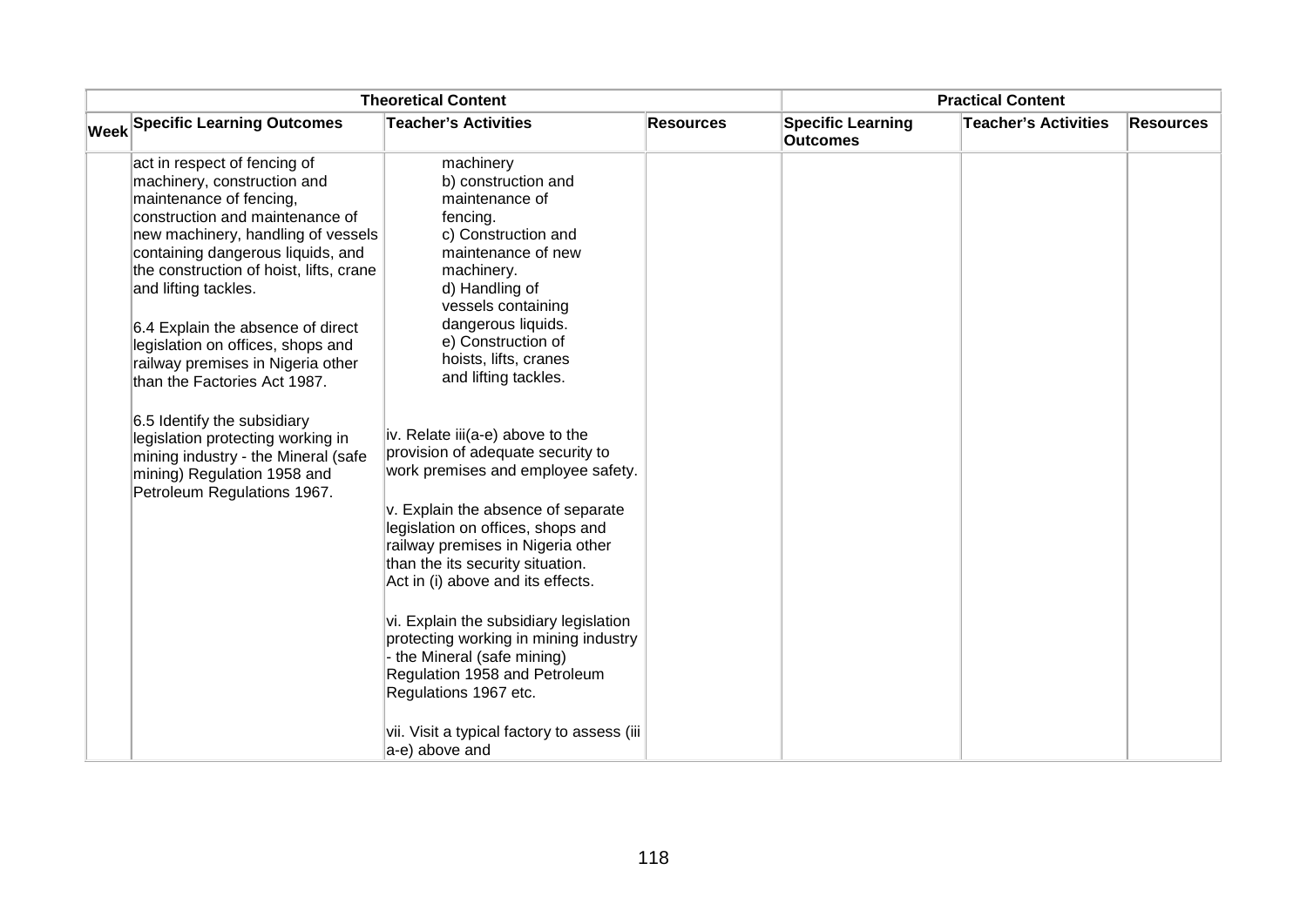| Theoretical Content | | | | Practical Content | | |
|---|---|---|---|---|---|---|
| Week | Specific Learning Outcomes | Teacher's Activities | Resources | Specific Learning Outcomes | Teacher's Activities | Resources |
| | act in respect of fencing of machinery, construction and maintenance of fencing, construction and maintenance of new machinery, handling of vessels containing dangerous liquids, and the construction of hoist, lifts, crane and lifting tackles.<br><br>6.4 Explain the absence of direct legislation on offices, shops and railway premises in Nigeria other than the Factories Act 1987.<br><br>6.5 Identify the subsidiary legislation protecting working in mining industry - the Mineral (safe mining) Regulation 1958 and Petroleum Regulations 1967. | machinery<br>b) construction and maintenance of fencing.<br>c) Construction and maintenance of new machinery.<br>d) Handling of vessels containing dangerous liquids.<br>e) Construction of hoists, lifts, cranes and lifting tackles.<br><br>iv. Relate iii(a-e) above to the provision of adequate security to work premises and employee safety.<br><br>v. Explain the absence of separate legislation on offices, shops and railway premises in Nigeria other than the its security situation. Act in (i) above and its effects.<br><br>vi. Explain the subsidiary legislation protecting working in mining industry - the Mineral (safe mining) Regulation 1958 and Petroleum Regulations 1967 etc.<br><br>vii. Visit a typical factory to assess (iii a-e) above and | | | | |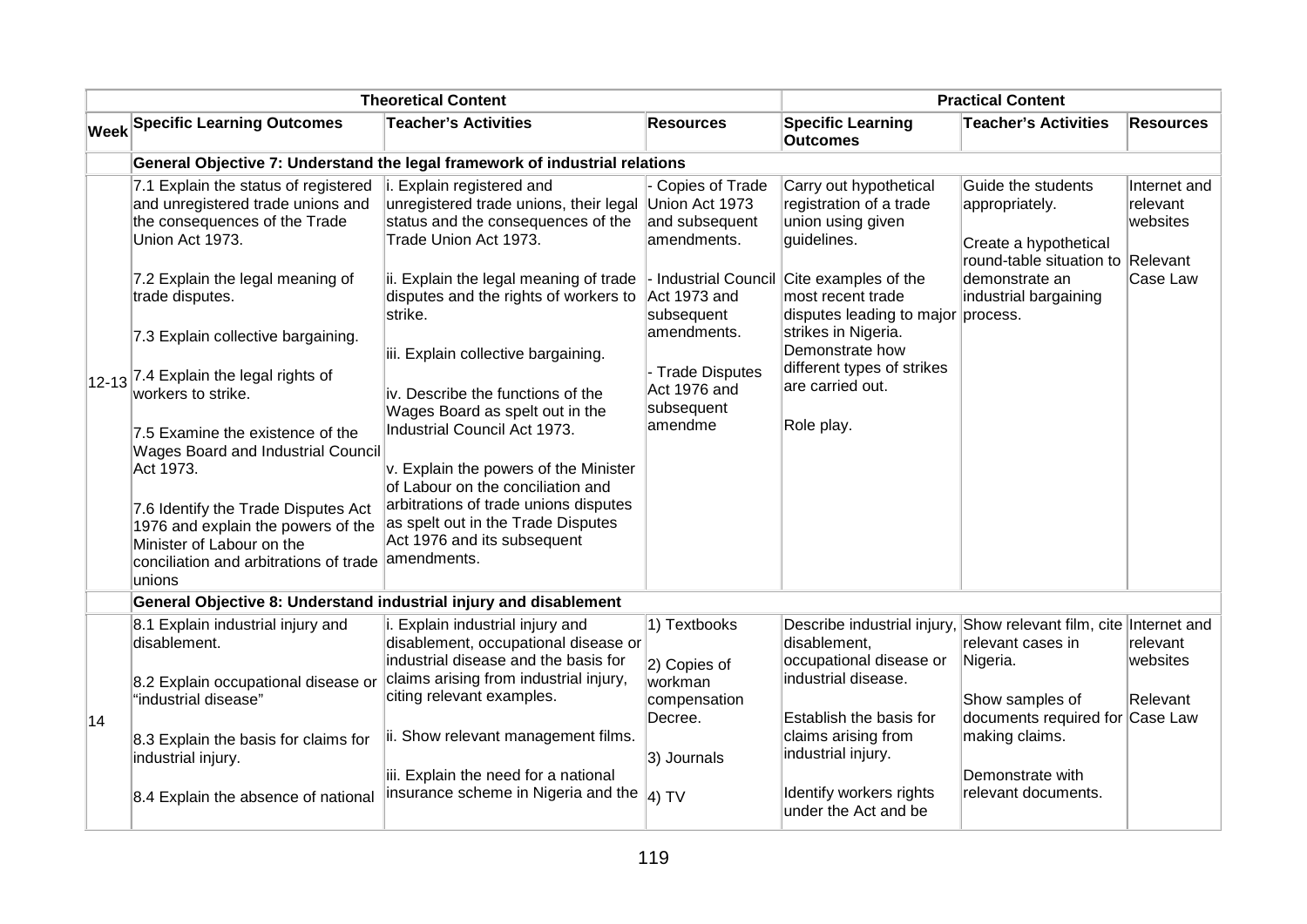| | Theoretical Content | | | Practical Content | | |
|---|---|---|---|---|---|---|
| **Week** | **Specific Learning Outcomes** | **Teacher's Activities** | **Resources** | **Specific Learning Outcomes** | **Teacher's Activities** | **Resources** |
| | **General Objective 7: Understand the legal framework of industrial relations** | | | | | |
| 12-13 | 7.1 Explain the status of registered and unregistered trade unions and the consequences of the Trade Union Act 1973.<br><br>7.2 Explain the legal meaning of trade disputes.<br><br>7.3 Explain collective bargaining.<br><br>7.4 Explain the legal rights of workers to strike.<br><br>7.5 Examine the existence of the Wages Board and Industrial Council Act 1973.<br><br>7.6 Identify the Trade Disputes Act 1976 and explain the powers of the Minister of Labour on the conciliation and arbitrations of trade unions | i. Explain registered and unregistered trade unions, their legal status and the consequences of the Trade Union Act 1973.<br><br>ii. Explain the legal meaning of trade disputes and the rights of workers to strike.<br><br>iii. Explain collective bargaining.<br><br>iv. Describe the functions of the Wages Board as spelt out in the Industrial Council Act 1973.<br><br>v. Explain the powers of the Minister of Labour on the conciliation and arbitrations of trade unions disputes as spelt out in the Trade Disputes Act 1976 and its subsequent amendments. | - Copies of Trade Union Act 1973 and subsequent amendments.<br><br>- Industrial Council Act 1973 and subsequent amendments.<br><br>- Trade Disputes Act 1976 and subsequent amendme | Carry out hypothetical registration of a trade union using given guidelines.<br><br>Cite examples of the most recent trade disputes leading to major strikes in Nigeria. Demonstrate how different types of strikes are carried out.<br><br>Role play. | Guide the students appropriately.<br><br>Create a hypothetical round-table situation to demonstrate an industrial bargaining process. | Internet and relevant websites<br><br>Relevant Case Law |
| | **General Objective 8: Understand industrial injury and disablement** | | | | | |
| 14 | 8.1 Explain industrial injury and disablement.<br><br>8.2 Explain occupational disease or "industrial disease"<br><br>8.3 Explain the basis for claims for industrial injury.<br><br>8.4 Explain the absence of national | i. Explain industrial injury and disablement, occupational disease or industrial disease and the basis for claims arising from industrial injury, citing relevant examples.<br><br>ii. Show relevant management films.<br><br>iii. Explain the need for a national insurance scheme in Nigeria and the | 1) Textbooks<br><br>2) Copies of workman compensation Decree.<br><br>3) Journals<br><br>4) TV | Describe industrial injury, disablement, occupational disease or industrial disease.<br><br>Establish the basis for claims arising from industrial injury.<br><br>Identify workers rights under the Act and be | Show relevant film, cite relevant cases in Nigeria.<br><br>Show samples of documents required for making claims.<br><br>Demonstrate with relevant documents. | Internet and relevant websites<br><br>Relevant Case Law |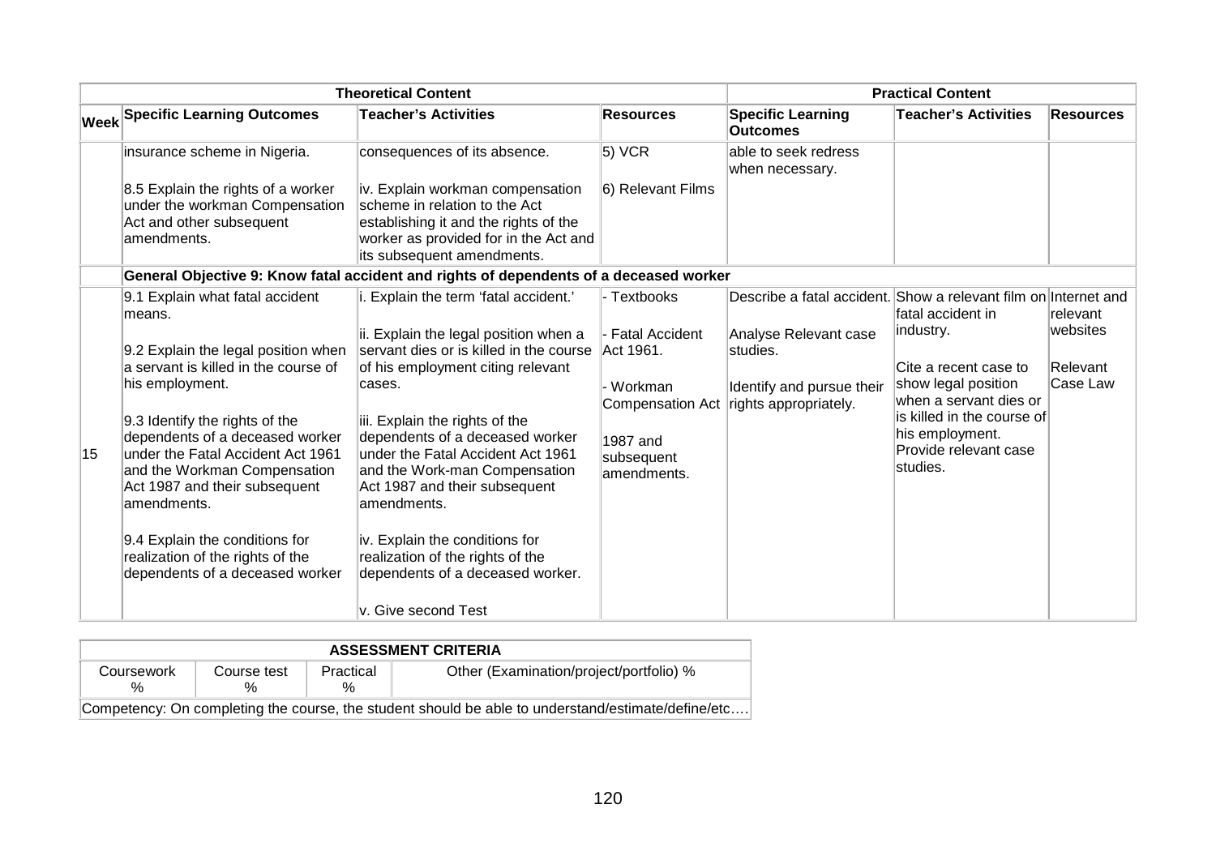| Theoretical Content | | | | Practical Content | | |
|---|---|---|---|---|---|---|
| Week | Specific Learning Outcomes | Teacher's Activities | Resources | Specific Learning Outcomes | Teacher's Activities | Resources |
| | insurance scheme in Nigeria.<br><br>8.5 Explain the rights of a worker under the workman Compensation Act and other subsequent amendments. | consequences of its absence.<br><br>iv. Explain workman compensation scheme in relation to the Act establishing it and the rights of the worker as provided for in the Act and its subsequent amendments. | 5) VCR<br><br>6) Relevant Films | able to seek redress when necessary. | | |
| | **General Objective 9: Know fatal accident and rights of dependents of a deceased worker** | | | | | |
| 15 | 9.1 Explain what fatal accident means.<br><br>9.2 Explain the legal position when a servant is killed in the course of his employment.<br><br>9.3 Identify the rights of the dependents of a deceased worker under the Fatal Accident Act 1961 and the Workman Compensation Act 1987 and their subsequent amendments.<br><br>9.4 Explain the conditions for realization of the rights of the dependents of a deceased worker | i. Explain the term 'fatal accident.'<br><br>ii. Explain the legal position when a servant dies or is killed in the course of his employment citing relevant cases.<br><br>iii. Explain the rights of the dependents of a deceased worker under the Fatal Accident Act 1961 and the Work-man Compensation Act 1987 and their subsequent amendments.<br><br>iv. Explain the conditions for realization of the rights of the dependents of a deceased worker.<br><br>v. Give second Test | - Textbooks<br><br>- Fatal Accident Act 1961.<br><br>- Workman Compensation Act<br><br>1987 and subsequent amendments. | Describe a fatal accident.<br><br>Analyse Relevant case studies.<br><br>Identify and pursue their rights appropriately. | Show a relevant film on fatal accident in industry.<br><br>Cite a recent case to show legal position when a servant dies or is killed in the course of his employment. Provide relevant case studies. | Internet and relevant websites<br><br>Relevant Case Law |

| ASSESSMENT CRITERIA | | | |
|---|---|---|---|
| Coursework % | Course test % | Practical % | Other (Examination/project/portfolio) % |
| Competency: On completing the course, the student should be able to understand/estimate/define/etc…. | | | |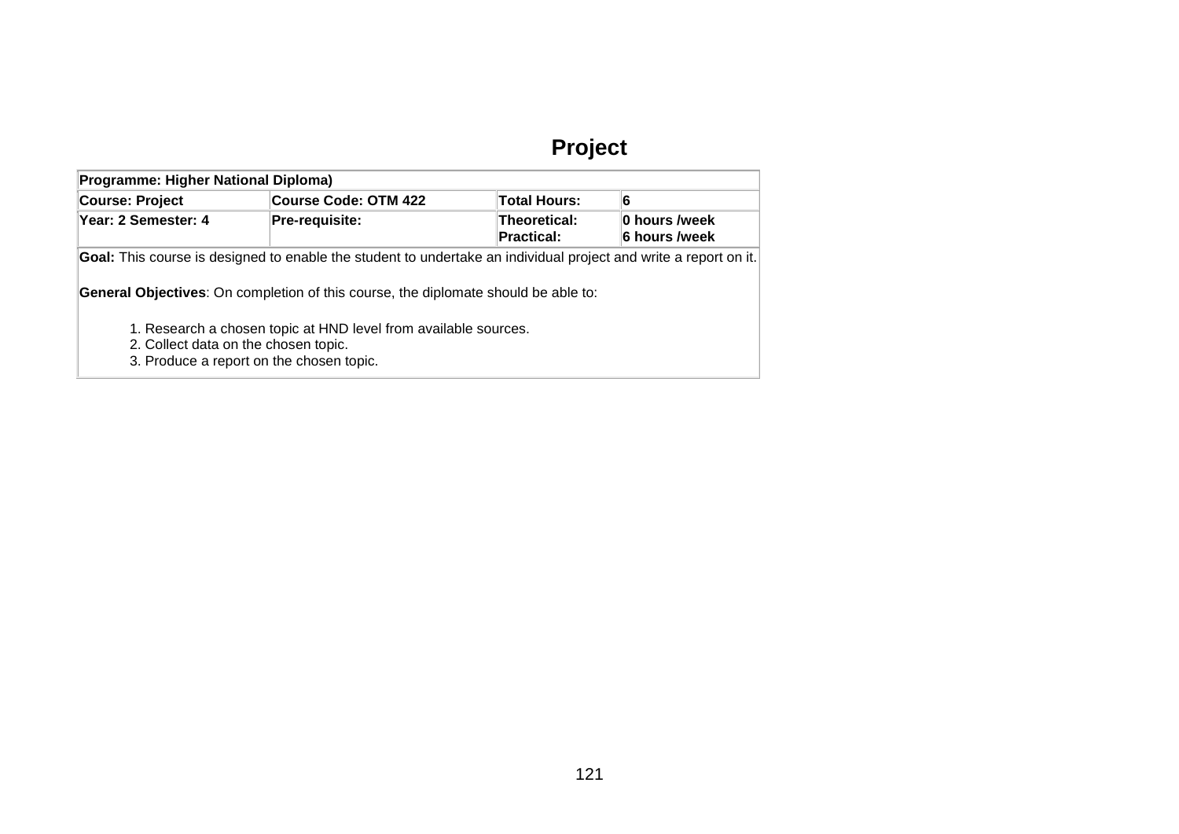# Project

| Programme: Higher National Diploma) | | | |
|---|---|---|---|
| **Course: Project** | **Course Code: OTM 422** | **Total Hours:** | **6** |
| **Year: 2 Semester: 4** | **Pre-requisite:** | **Theoretical:**<br>**Practical:** | **0 hours /week**<br>**6 hours /week** |

**Goal:** This course is designed to enable the student to undertake an individual project and write a report on it.

**General Objectives**: On completion of this course, the diplomate should be able to:

1. Research a chosen topic at HND level from available sources.
2. Collect data on the chosen topic.
3. Produce a report on the chosen topic.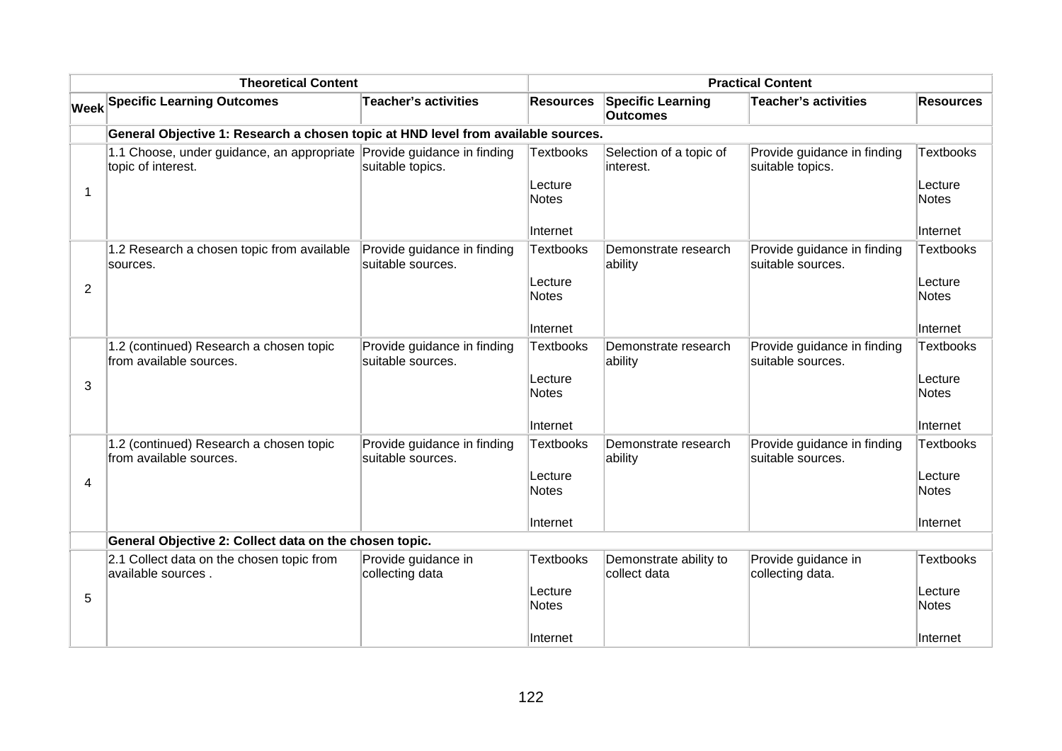| | Theoretical Content | | | Practical Content | | |
|---|---|---|---|---|---|---|
| **Week** | **Specific Learning Outcomes** | **Teacher's activities** | **Resources** | **Specific Learning Outcomes** | **Teacher's activities** | **Resources** |
| | **General Objective 1: Research a chosen topic at HND level from available sources.** | | | | | |
| 1 | 1.1 Choose, under guidance, an appropriate topic of interest. | Provide guidance in finding suitable topics. | Textbooks<br><br>Lecture Notes<br><br>Internet | Selection of a topic of interest. | Provide guidance in finding suitable topics. | Textbooks<br><br>Lecture Notes<br><br>Internet |
| 2 | 1.2 Research a chosen topic from available sources. | Provide guidance in finding suitable sources. | Textbooks<br><br>Lecture Notes<br><br>Internet | Demonstrate research ability | Provide guidance in finding suitable sources. | Textbooks<br><br>Lecture Notes<br><br>Internet |
| 3 | 1.2 (continued) Research a chosen topic from available sources. | Provide guidance in finding suitable sources. | Textbooks<br><br>Lecture Notes<br><br>Internet | Demonstrate research ability | Provide guidance in finding suitable sources. | Textbooks<br><br>Lecture Notes<br><br>Internet |
| 4 | 1.2 (continued) Research a chosen topic from available sources. | Provide guidance in finding suitable sources. | Textbooks<br><br>Lecture Notes<br><br>Internet | Demonstrate research ability | Provide guidance in finding suitable sources. | Textbooks<br><br>Lecture Notes<br><br>Internet |
| | **General Objective 2: Collect data on the chosen topic.** | | | | | |
| 5 | 2.1 Collect data on the chosen topic from available sources . | Provide guidance in collecting data | Textbooks<br><br>Lecture Notes<br><br>Internet | Demonstrate ability to collect data | Provide guidance in collecting data. | Textbooks<br><br>Lecture Notes<br><br>Internet |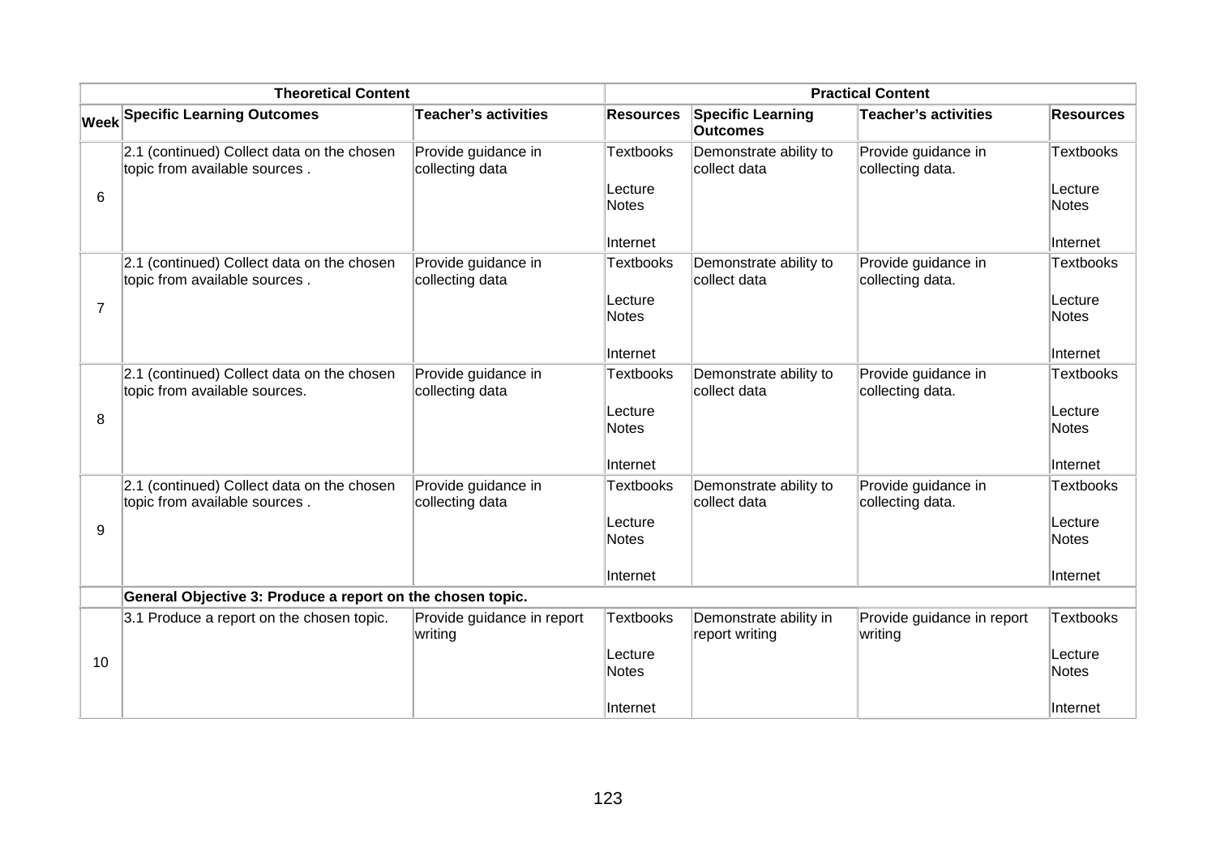| Theoretical Content | | | | Practical Content | | |
|---|---|---|---|---|---|---|
| **Week** | **Specific Learning Outcomes** | **Teacher's activities** | **Resources** | **Specific Learning Outcomes** | **Teacher's activities** | **Resources** |
| 6 | 2.1 (continued) Collect data on the chosen topic from available sources . | Provide guidance in collecting data | Textbooks<br><br>Lecture Notes<br><br>Internet | Demonstrate ability to collect data | Provide guidance in collecting data. | Textbooks<br><br>Lecture Notes<br><br>Internet |
| 7 | 2.1 (continued) Collect data on the chosen topic from available sources . | Provide guidance in collecting data | Textbooks<br><br>Lecture Notes<br><br>Internet | Demonstrate ability to collect data | Provide guidance in collecting data. | Textbooks<br><br>Lecture Notes<br><br>Internet |
| 8 | 2.1 (continued) Collect data on the chosen topic from available sources. | Provide guidance in collecting data | Textbooks<br><br>Lecture Notes<br><br>Internet | Demonstrate ability to collect data | Provide guidance in collecting data. | Textbooks<br><br>Lecture Notes<br><br>Internet |
| 9 | 2.1 (continued) Collect data on the chosen topic from available sources . | Provide guidance in collecting data | Textbooks<br><br>Lecture Notes<br><br>Internet | Demonstrate ability to collect data | Provide guidance in collecting data. | Textbooks<br><br>Lecture Notes<br><br>Internet |
| | **General Objective 3: Produce a report on the chosen topic.** | | | | | |
| 10 | 3.1 Produce a report on the chosen topic. | Provide guidance in report writing | Textbooks<br><br>Lecture Notes<br><br>Internet | Demonstrate ability in report writing | Provide guidance in report writing | Textbooks<br><br>Lecture Notes<br><br>Internet |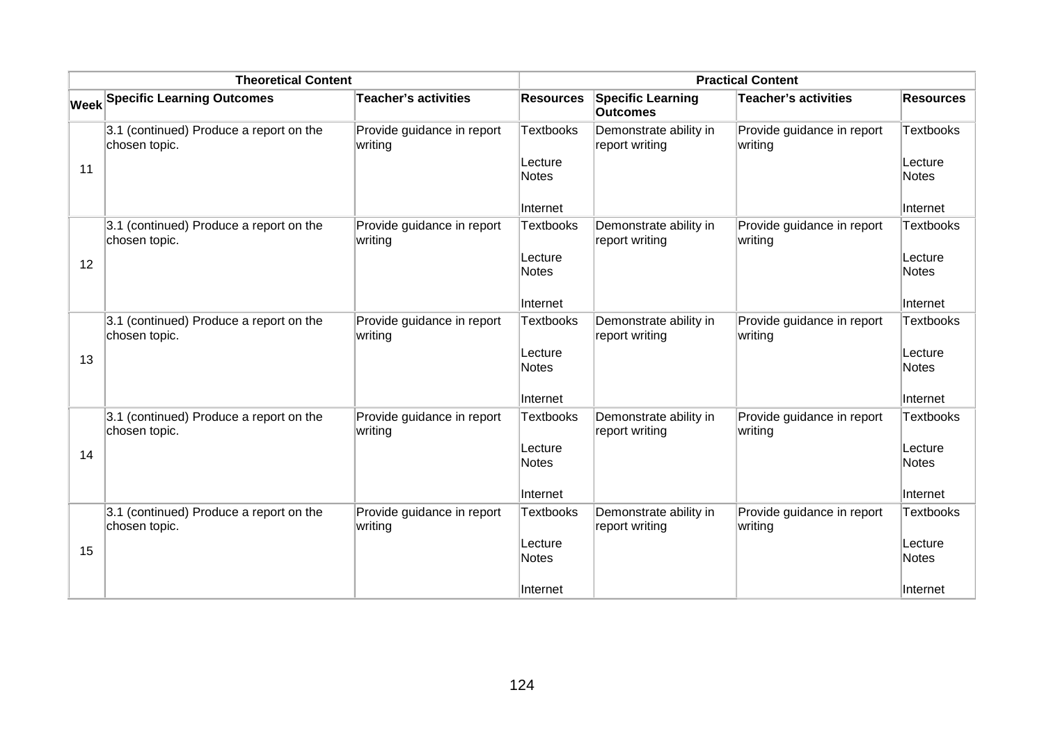| Theoretical Content | | | | Practical Content | | |
|---|---|---|---|---|---|---|
| **Week** | **Specific Learning Outcomes** | **Teacher's activities** | **Resources** | **Specific Learning Outcomes** | **Teacher's activities** | **Resources** |
| 11 | 3.1 (continued) Produce a report on the chosen topic. | Provide guidance in report writing | Textbooks<br><br>Lecture Notes<br><br>Internet | Demonstrate ability in report writing | Provide guidance in report writing | Textbooks<br><br>Lecture Notes<br><br>Internet |
| 12 | 3.1 (continued) Produce a report on the chosen topic. | Provide guidance in report writing | Textbooks<br><br>Lecture Notes<br><br>Internet | Demonstrate ability in report writing | Provide guidance in report writing | Textbooks<br><br>Lecture Notes<br><br>Internet |
| 13 | 3.1 (continued) Produce a report on the chosen topic. | Provide guidance in report writing | Textbooks<br><br>Lecture Notes<br><br>Internet | Demonstrate ability in report writing | Provide guidance in report writing | Textbooks<br><br>Lecture Notes<br><br>Internet |
| 14 | 3.1 (continued) Produce a report on the chosen topic. | Provide guidance in report writing | Textbooks<br><br>Lecture Notes<br><br>Internet | Demonstrate ability in report writing | Provide guidance in report writing | Textbooks<br><br>Lecture Notes<br><br>Internet |
| 15 | 3.1 (continued) Produce a report on the chosen topic. | Provide guidance in report writing | Textbooks<br><br>Lecture Notes<br><br>Internet | Demonstrate ability in report writing | Provide guidance in report writing | Textbooks<br><br>Lecture Notes<br><br>Internet |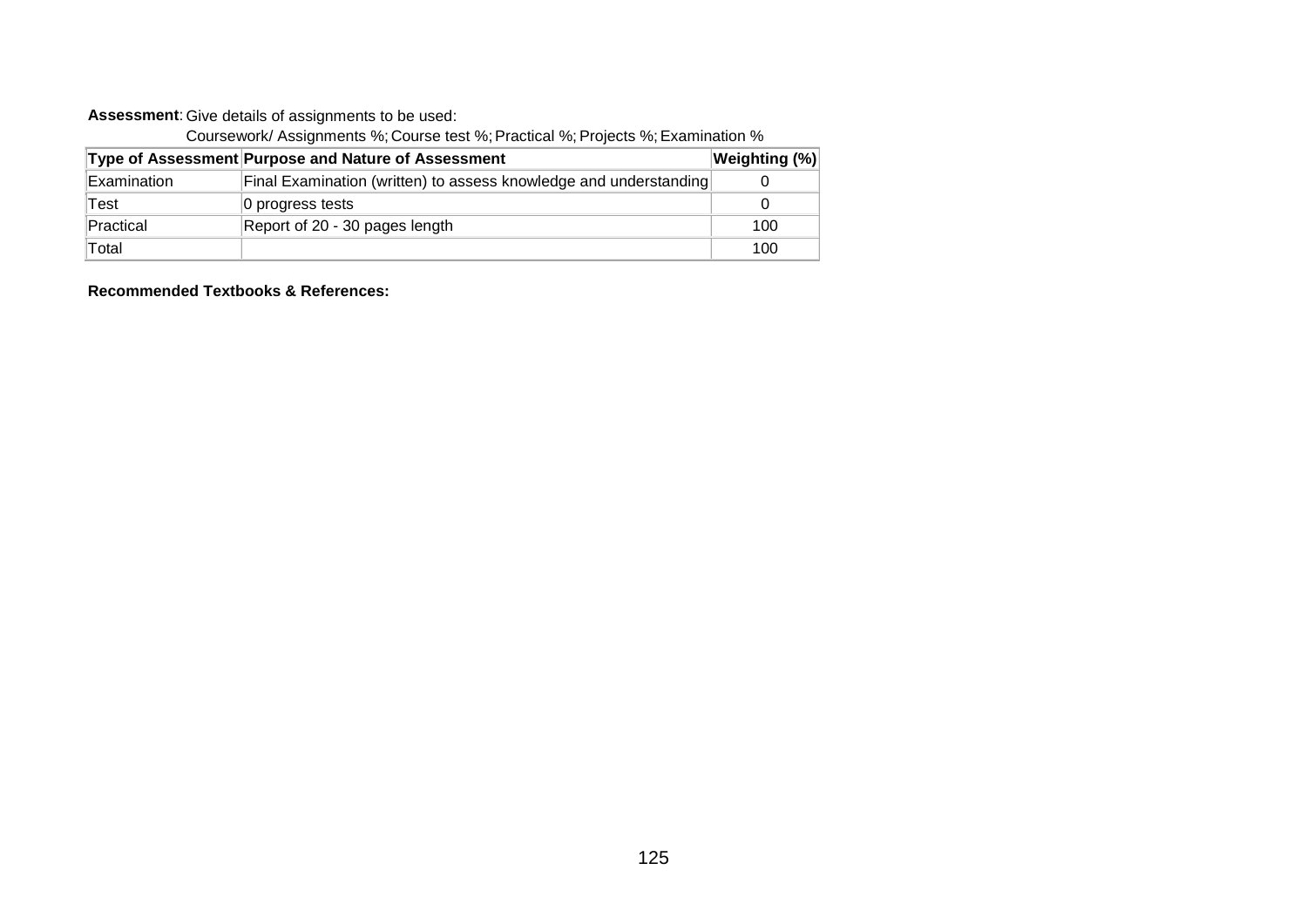**Assessment**: Give details of assignments to be used:

Coursework/ Assignments %; Course test %; Practical %; Projects %; Examination %

| Type of Assessment | Purpose and Nature of Assessment | Weighting (%) |
|---|---|---|
| Examination | Final Examination (written) to assess knowledge and understanding | 0 |
| Test | 0 progress tests | 0 |
| Practical | Report of 20 - 30 pages length | 100 |
| Total | | 100 |

**Recommended Textbooks & References:**